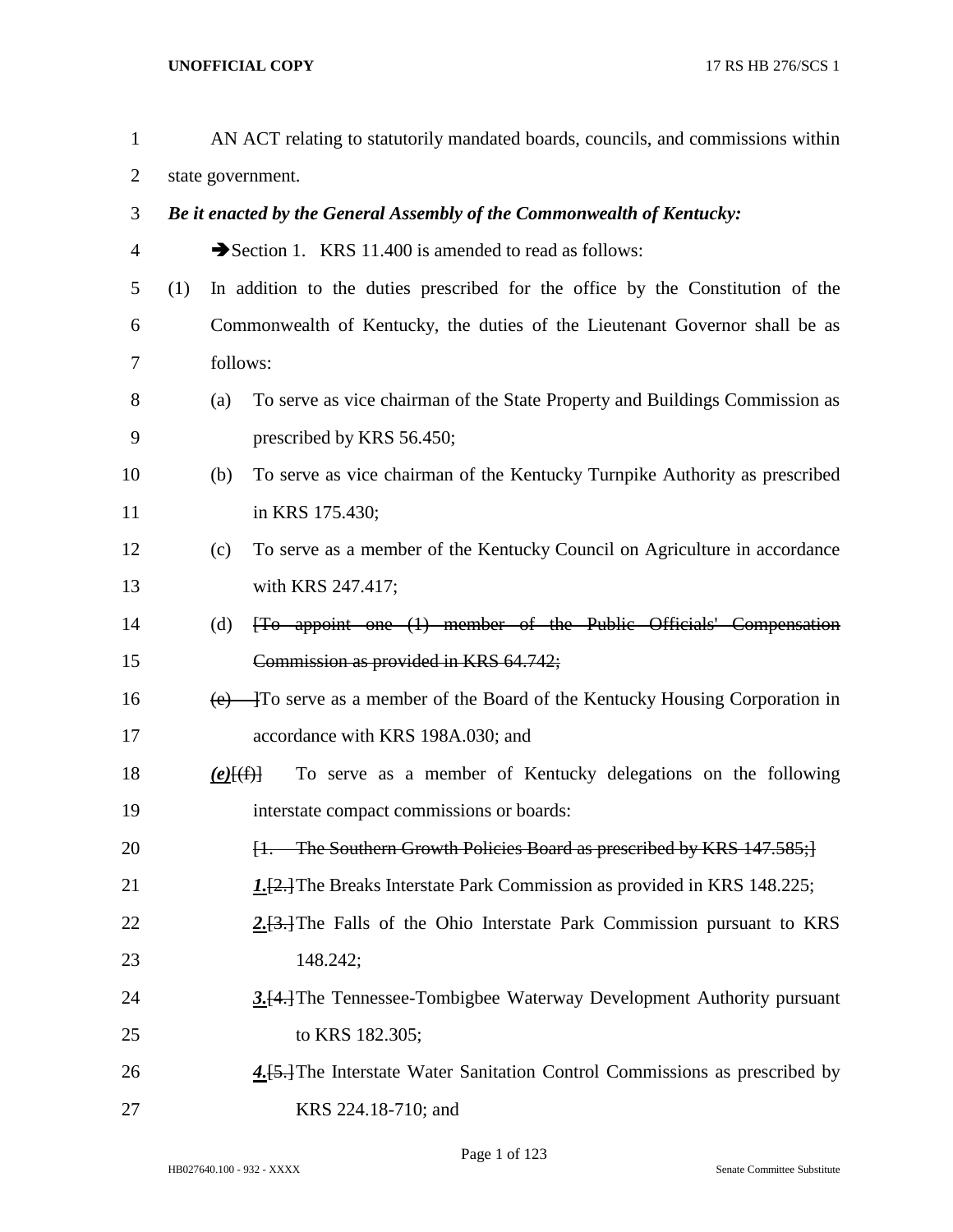AN ACT relating to statutorily mandated boards, councils, and commissions within state government.

***Be it enacted by the General Assembly of the Commonwealth of Kentucky:***

➔Section 1. KRS 11.400 is amended to read as follows:

(1) In addition to the duties prescribed for the office by the Constitution of the Commonwealth of Kentucky, the duties of the Lieutenant Governor shall be as follows:

(a) To serve as vice chairman of the State Property and Buildings Commission as prescribed by KRS 56.450;

(b) To serve as vice chairman of the Kentucky Turnpike Authority as prescribed in KRS 175.430;

(c) To serve as a member of the Kentucky Council on Agriculture in accordance with KRS 247.417;

(d) ~~[To appoint one (1) member of the Public Officials' Compensation Commission as provided in KRS 64.742;~~

~~(e) ]~~To serve as a member of the Board of the Kentucky Housing Corporation in accordance with KRS 198A.030; and

***(e)***~~[(f)]~~ To serve as a member of Kentucky delegations on the following interstate compact commissions or boards:

~~[1. The Southern Growth Policies Board as prescribed by KRS 147.585;]~~

***1.***~~[2.]~~The Breaks Interstate Park Commission as provided in KRS 148.225;

***2.***~~[3.]~~The Falls of the Ohio Interstate Park Commission pursuant to KRS 148.242;

***3.***~~[4.]~~The Tennessee-Tombigbee Waterway Development Authority pursuant to KRS 182.305;

***4.***~~[5.]~~The Interstate Water Sanitation Control Commissions as prescribed by KRS 224.18-710; and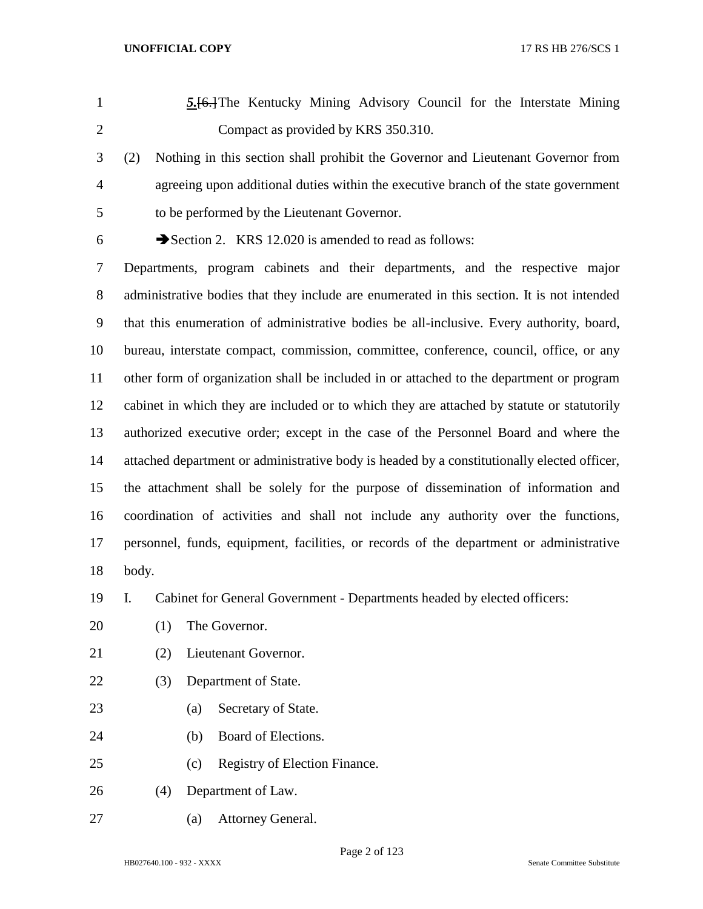***5.***[6.] The Kentucky Mining Advisory Council for the Interstate Mining Compact as provided by KRS 350.310.

(2) Nothing in this section shall prohibit the Governor and Lieutenant Governor from agreeing upon additional duties within the executive branch of the state government to be performed by the Lieutenant Governor.

➔Section 2. KRS 12.020 is amended to read as follows:

Departments, program cabinets and their departments, and the respective major administrative bodies that they include are enumerated in this section. It is not intended that this enumeration of administrative bodies be all-inclusive. Every authority, board, bureau, interstate compact, commission, committee, conference, council, office, or any other form of organization shall be included in or attached to the department or program cabinet in which they are included or to which they are attached by statute or statutorily authorized executive order; except in the case of the Personnel Board and where the attached department or administrative body is headed by a constitutionally elected officer, the attachment shall be solely for the purpose of dissemination of information and coordination of activities and shall not include any authority over the functions, personnel, funds, equipment, facilities, or records of the department or administrative body.

I. Cabinet for General Government - Departments headed by elected officers:

(1) The Governor.

(2) Lieutenant Governor.

(3) Department of State.

(a) Secretary of State.

(b) Board of Elections.

(c) Registry of Election Finance.

(4) Department of Law.

(a) Attorney General.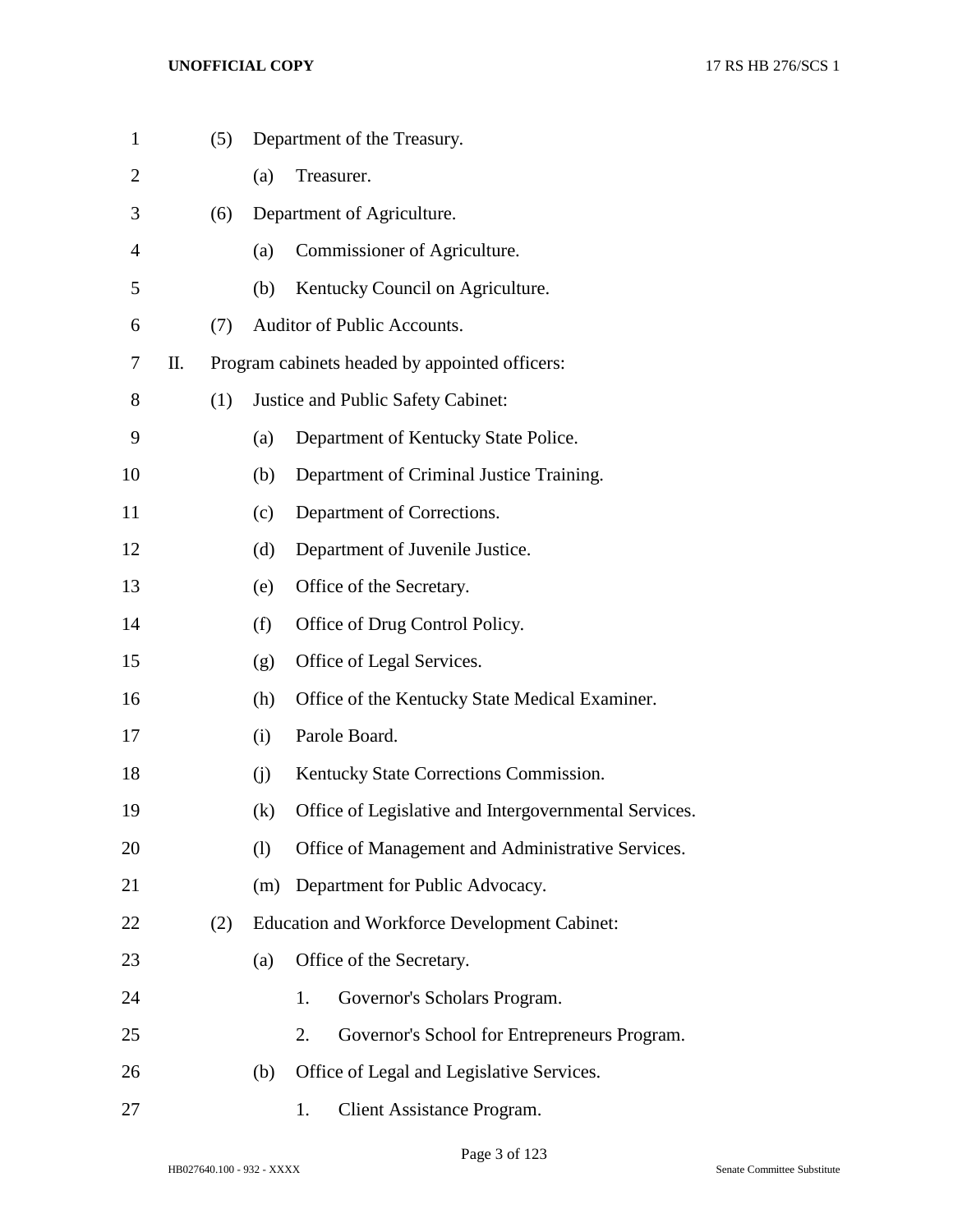(5) Department of the Treasury.

(a) Treasurer.

(6) Department of Agriculture.

(a) Commissioner of Agriculture.

(b) Kentucky Council on Agriculture.

(7) Auditor of Public Accounts.

II. Program cabinets headed by appointed officers:

(1) Justice and Public Safety Cabinet:

(a) Department of Kentucky State Police.

(b) Department of Criminal Justice Training.

(c) Department of Corrections.

(d) Department of Juvenile Justice.

(e) Office of the Secretary.

(f) Office of Drug Control Policy.

(g) Office of Legal Services.

(h) Office of the Kentucky State Medical Examiner.

(i) Parole Board.

(j) Kentucky State Corrections Commission.

(k) Office of Legislative and Intergovernmental Services.

(l) Office of Management and Administrative Services.

(m) Department for Public Advocacy.

(2) Education and Workforce Development Cabinet:

(a) Office of the Secretary.

1. Governor's Scholars Program.

2. Governor's School for Entrepreneurs Program.

(b) Office of Legal and Legislative Services.

1. Client Assistance Program.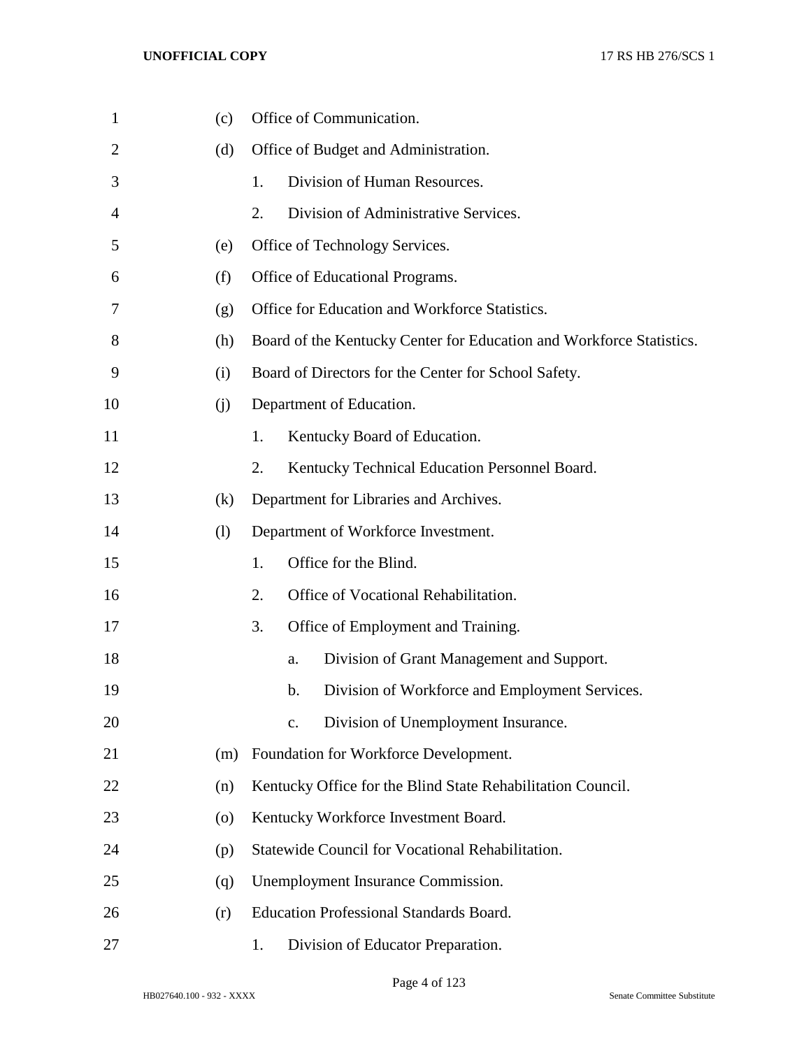(c) Office of Communication.

(d) Office of Budget and Administration.

1. Division of Human Resources.

2. Division of Administrative Services.

(e) Office of Technology Services.

(f) Office of Educational Programs.

(g) Office for Education and Workforce Statistics.

(h) Board of the Kentucky Center for Education and Workforce Statistics.

(i) Board of Directors for the Center for School Safety.

(j) Department of Education.

1. Kentucky Board of Education.

2. Kentucky Technical Education Personnel Board.

(k) Department for Libraries and Archives.

(l) Department of Workforce Investment.

1. Office for the Blind.

2. Office of Vocational Rehabilitation.

3. Office of Employment and Training.

a. Division of Grant Management and Support.

b. Division of Workforce and Employment Services.

c. Division of Unemployment Insurance.

(m) Foundation for Workforce Development.

(n) Kentucky Office for the Blind State Rehabilitation Council.

(o) Kentucky Workforce Investment Board.

(p) Statewide Council for Vocational Rehabilitation.

(q) Unemployment Insurance Commission.

(r) Education Professional Standards Board.

1. Division of Educator Preparation.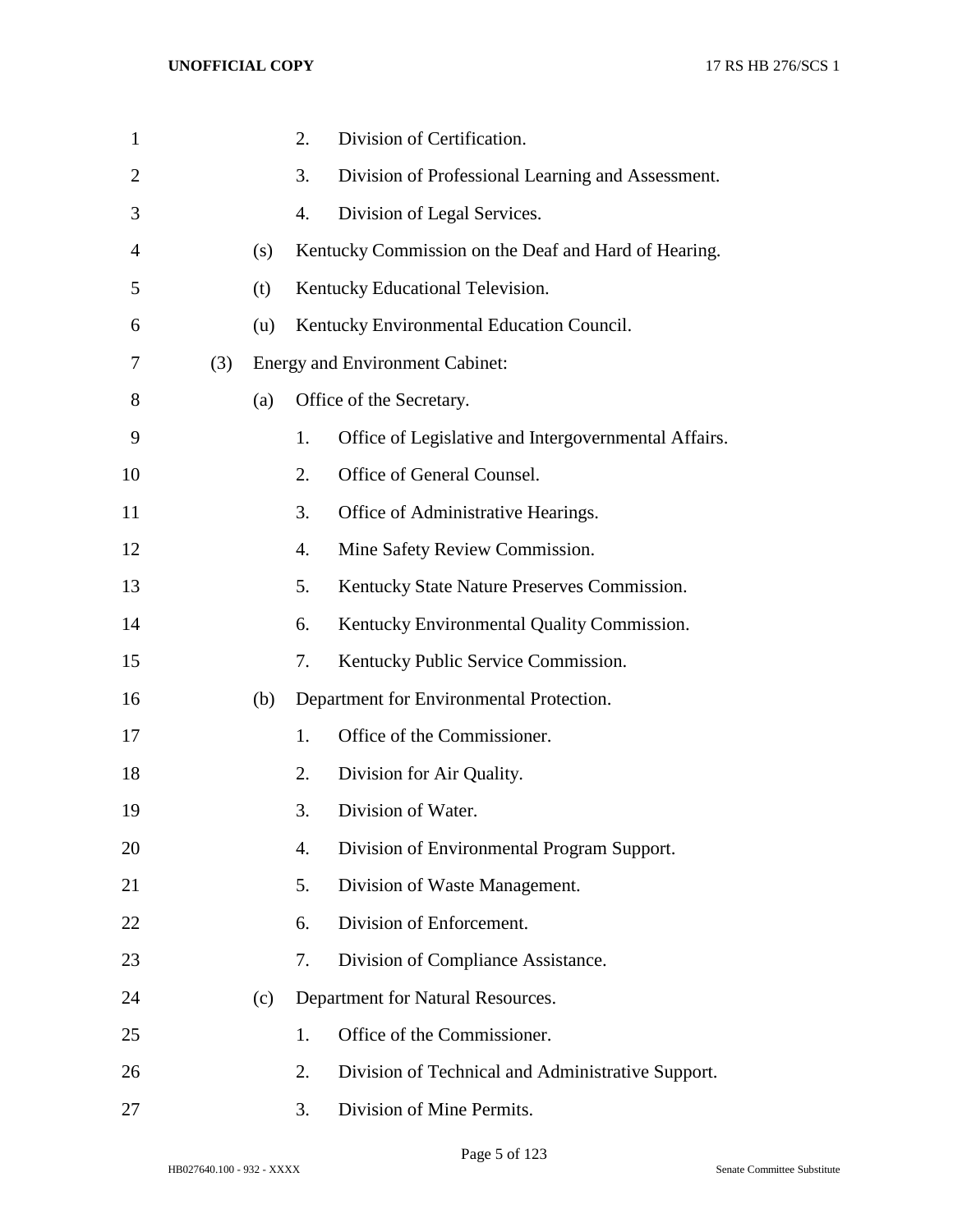2. Division of Certification.
3. Division of Professional Learning and Assessment.
4. Division of Legal Services.

(s) Kentucky Commission on the Deaf and Hard of Hearing.

(t) Kentucky Educational Television.

(u) Kentucky Environmental Education Council.

(3) Energy and Environment Cabinet:

(a) Office of the Secretary.

1. Office of Legislative and Intergovernmental Affairs.
2. Office of General Counsel.
3. Office of Administrative Hearings.
4. Mine Safety Review Commission.
5. Kentucky State Nature Preserves Commission.
6. Kentucky Environmental Quality Commission.
7. Kentucky Public Service Commission.

(b) Department for Environmental Protection.

1. Office of the Commissioner.
2. Division for Air Quality.
3. Division of Water.
4. Division of Environmental Program Support.
5. Division of Waste Management.
6. Division of Enforcement.
7. Division of Compliance Assistance.

(c) Department for Natural Resources.

1. Office of the Commissioner.
2. Division of Technical and Administrative Support.
3. Division of Mine Permits.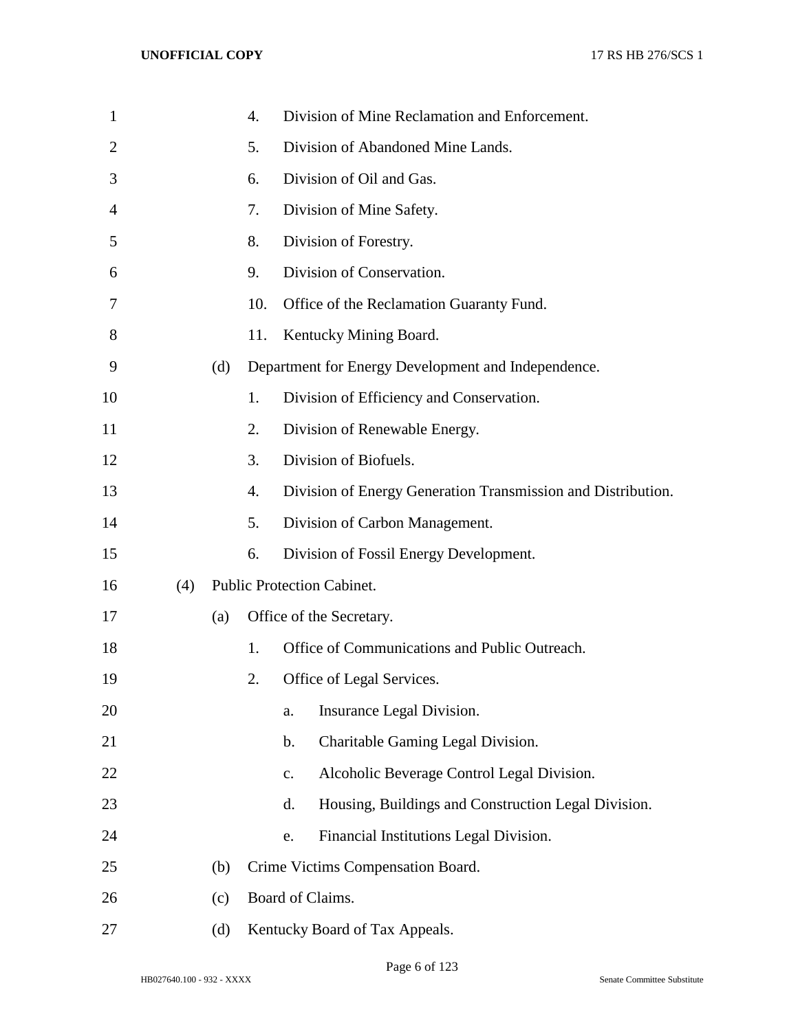4. Division of Mine Reclamation and Enforcement.
5. Division of Abandoned Mine Lands.
6. Division of Oil and Gas.
7. Division of Mine Safety.
8. Division of Forestry.
9. Division of Conservation.
10. Office of the Reclamation Guaranty Fund.
11. Kentucky Mining Board.

(d) Department for Energy Development and Independence.

1. Division of Efficiency and Conservation.
2. Division of Renewable Energy.
3. Division of Biofuels.
4. Division of Energy Generation Transmission and Distribution.
5. Division of Carbon Management.
6. Division of Fossil Energy Development.

(4) Public Protection Cabinet.

(a) Office of the Secretary.

1. Office of Communications and Public Outreach.
2. Office of Legal Services.
   a. Insurance Legal Division.
   b. Charitable Gaming Legal Division.
   c. Alcoholic Beverage Control Legal Division.
   d. Housing, Buildings and Construction Legal Division.
   e. Financial Institutions Legal Division.

(b) Crime Victims Compensation Board.

(c) Board of Claims.

(d) Kentucky Board of Tax Appeals.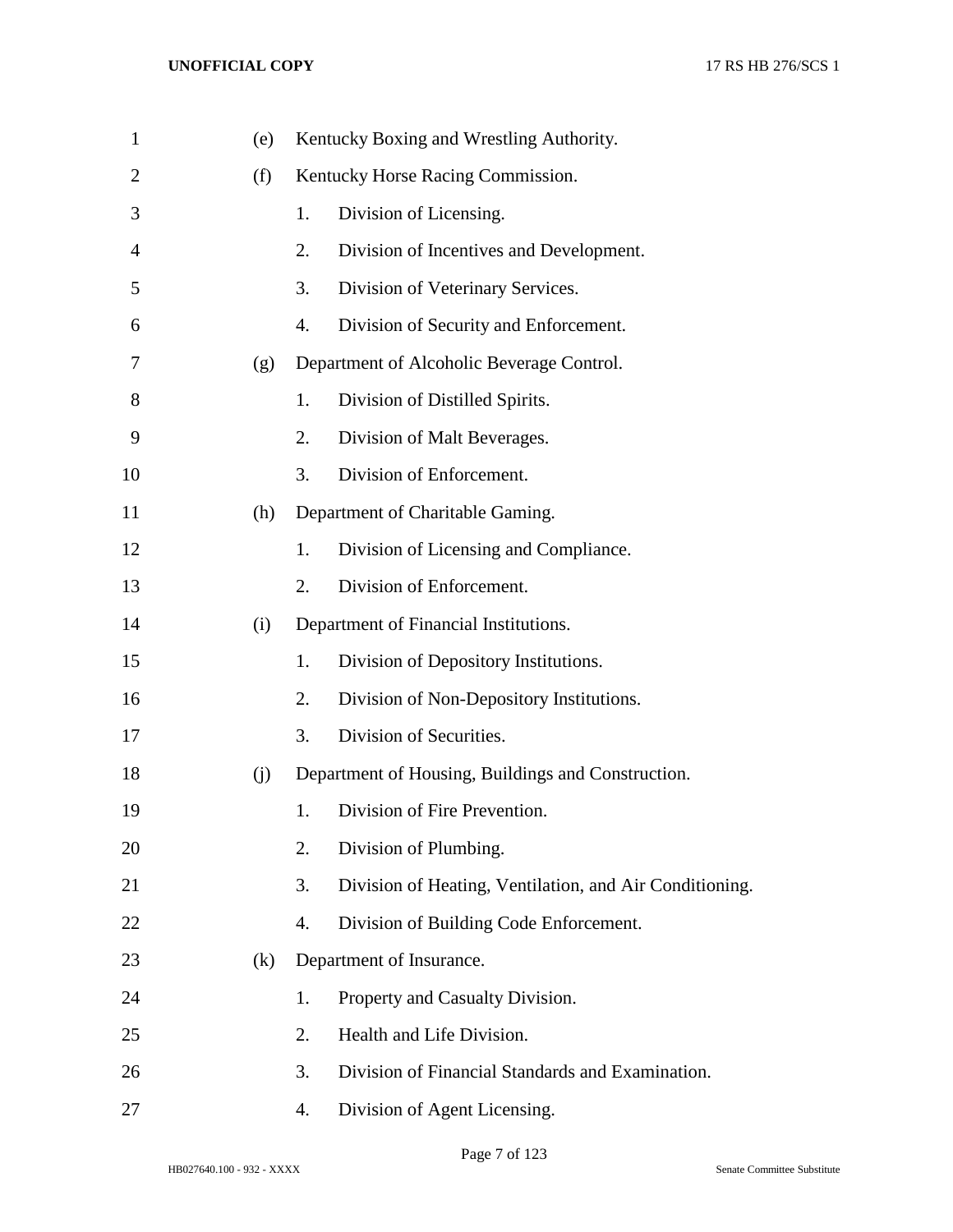(e) Kentucky Boxing and Wrestling Authority.

(f) Kentucky Horse Racing Commission.

1. Division of Licensing.
2. Division of Incentives and Development.
3. Division of Veterinary Services.
4. Division of Security and Enforcement.

(g) Department of Alcoholic Beverage Control.

1. Division of Distilled Spirits.
2. Division of Malt Beverages.
3. Division of Enforcement.

(h) Department of Charitable Gaming.

1. Division of Licensing and Compliance.
2. Division of Enforcement.

(i) Department of Financial Institutions.

1. Division of Depository Institutions.
2. Division of Non-Depository Institutions.
3. Division of Securities.

(j) Department of Housing, Buildings and Construction.

1. Division of Fire Prevention.
2. Division of Plumbing.
3. Division of Heating, Ventilation, and Air Conditioning.
4. Division of Building Code Enforcement.

(k) Department of Insurance.

1. Property and Casualty Division.
2. Health and Life Division.
3. Division of Financial Standards and Examination.
4. Division of Agent Licensing.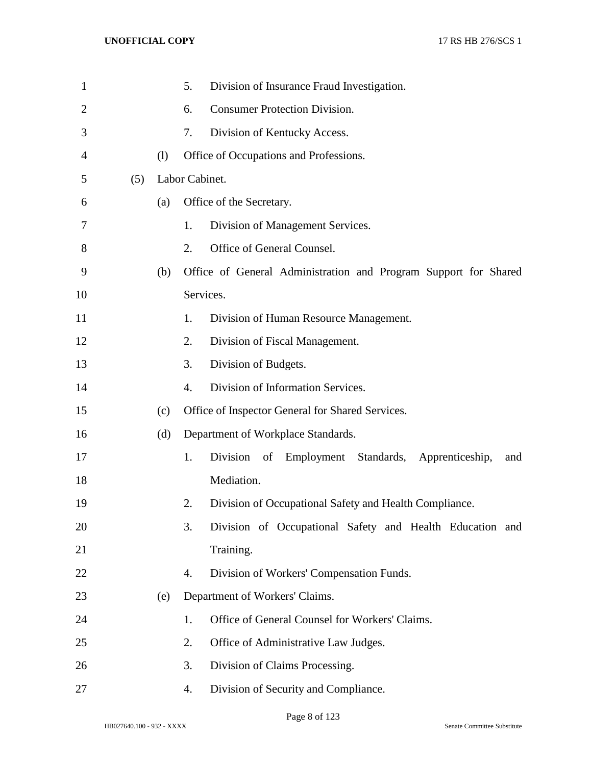5. Division of Insurance Fraud Investigation.
6. Consumer Protection Division.
7. Division of Kentucky Access.

(l) Office of Occupations and Professions.

(5) Labor Cabinet.

(a) Office of the Secretary.

1. Division of Management Services.
2. Office of General Counsel.

(b) Office of General Administration and Program Support for Shared Services.

1. Division of Human Resource Management.
2. Division of Fiscal Management.
3. Division of Budgets.
4. Division of Information Services.

(c) Office of Inspector General for Shared Services.

(d) Department of Workplace Standards.

1. Division of Employment Standards, Apprenticeship, and Mediation.
2. Division of Occupational Safety and Health Compliance.
3. Division of Occupational Safety and Health Education and Training.
4. Division of Workers' Compensation Funds.

(e) Department of Workers' Claims.

1. Office of General Counsel for Workers' Claims.
2. Office of Administrative Law Judges.
3. Division of Claims Processing.
4. Division of Security and Compliance.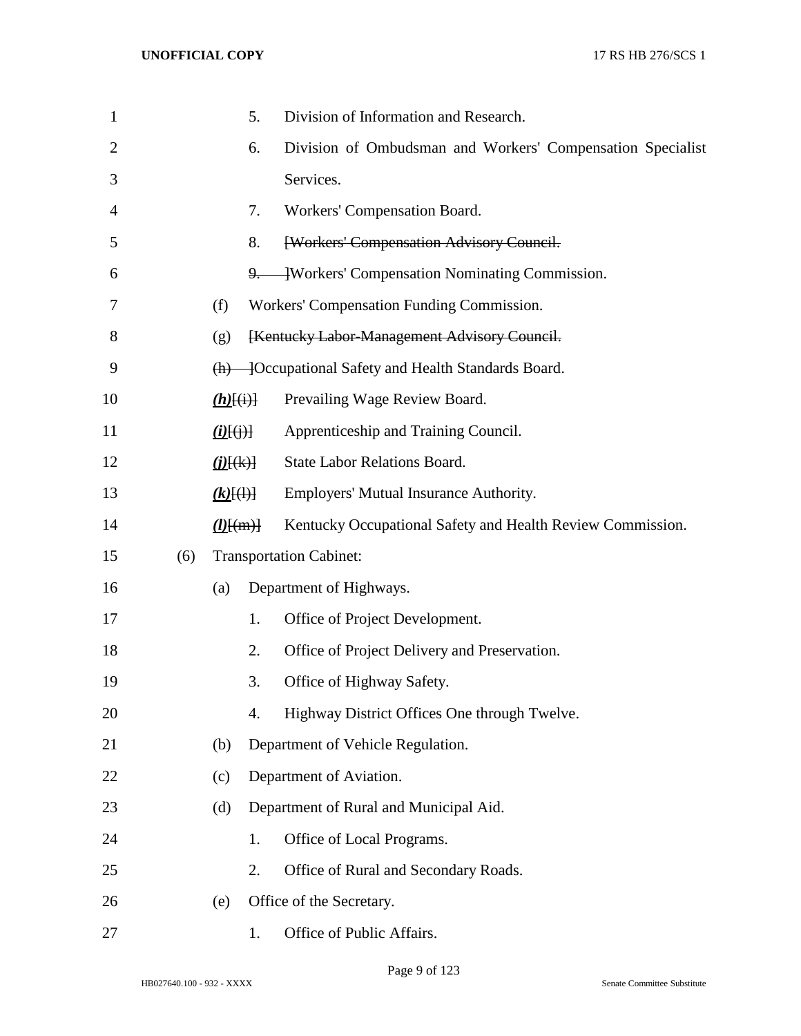5. Division of Information and Research.

6. Division of Ombudsman and Workers' Compensation Specialist Services.

7. Workers' Compensation Board.

8. ~~[Workers' Compensation Advisory Council.~~

~~9.~~ ~~]~~Workers' Compensation Nominating Commission.

(f) Workers' Compensation Funding Commission.

(g) ~~[Kentucky Labor-Management Advisory Council.~~

~~(h)~~ ~~]~~Occupational Safety and Health Standards Board.

***(h)***~~[(i)]~~ Prevailing Wage Review Board.

***(i)***~~[(j)]~~ Apprenticeship and Training Council.

***(j)***~~[(k)]~~ State Labor Relations Board.

***(k)***~~[(l)]~~ Employers' Mutual Insurance Authority.

***(l)***~~[(m)]~~ Kentucky Occupational Safety and Health Review Commission.

(6) Transportation Cabinet:

(a) Department of Highways.

1. Office of Project Development.

2. Office of Project Delivery and Preservation.

3. Office of Highway Safety.

4. Highway District Offices One through Twelve.

(b) Department of Vehicle Regulation.

(c) Department of Aviation.

(d) Department of Rural and Municipal Aid.

1. Office of Local Programs.

2. Office of Rural and Secondary Roads.

(e) Office of the Secretary.

1. Office of Public Affairs.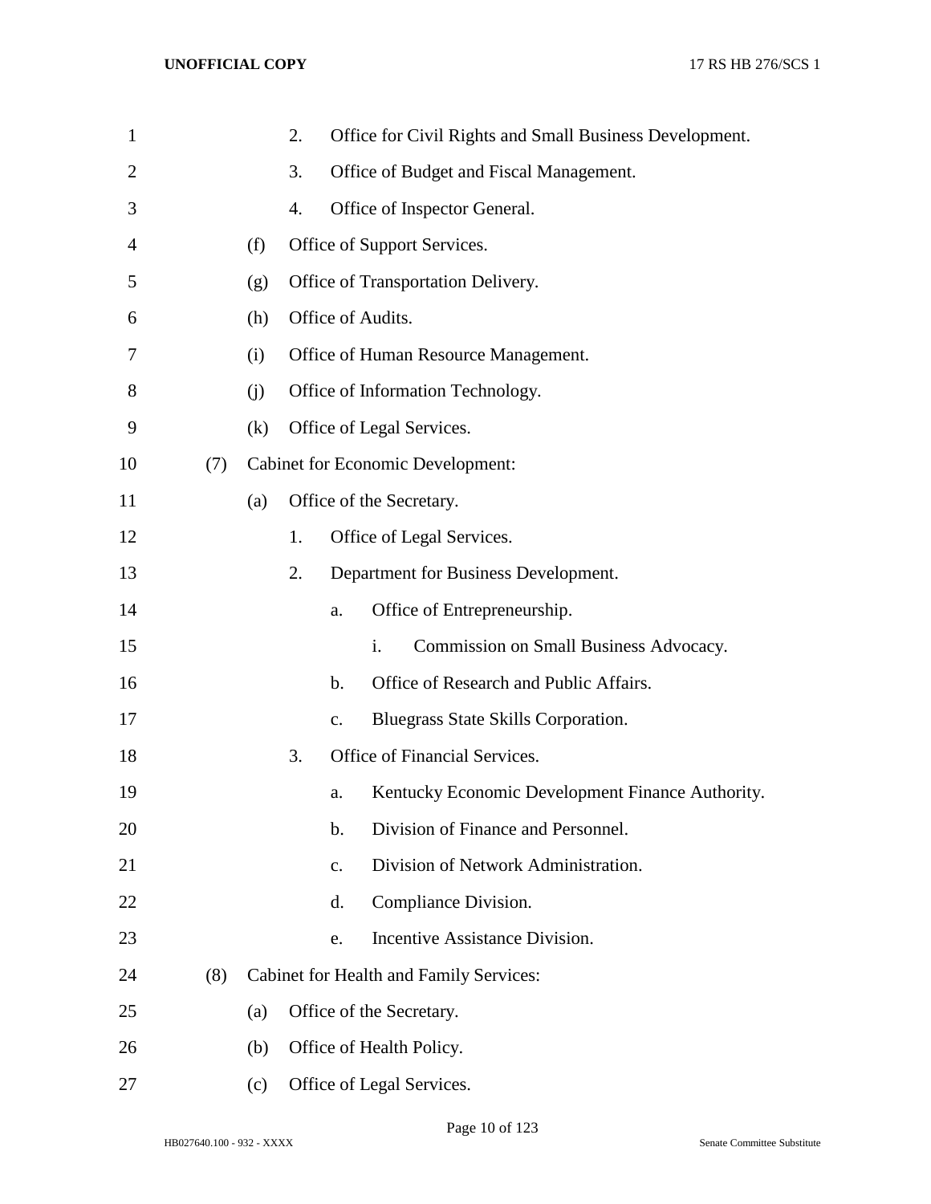2. Office for Civil Rights and Small Business Development.
3. Office of Budget and Fiscal Management.
4. Office of Inspector General.

(f) Office of Support Services.

(g) Office of Transportation Delivery.

(h) Office of Audits.

(i) Office of Human Resource Management.

(j) Office of Information Technology.

(k) Office of Legal Services.

(7) Cabinet for Economic Development:

(a) Office of the Secretary.

1. Office of Legal Services.
2. Department for Business Development.
   a. Office of Entrepreneurship.
      i. Commission on Small Business Advocacy.
   b. Office of Research and Public Affairs.
   c. Bluegrass State Skills Corporation.
3. Office of Financial Services.
   a. Kentucky Economic Development Finance Authority.
   b. Division of Finance and Personnel.
   c. Division of Network Administration.
   d. Compliance Division.
   e. Incentive Assistance Division.

(8) Cabinet for Health and Family Services:

(a) Office of the Secretary.

(b) Office of Health Policy.

(c) Office of Legal Services.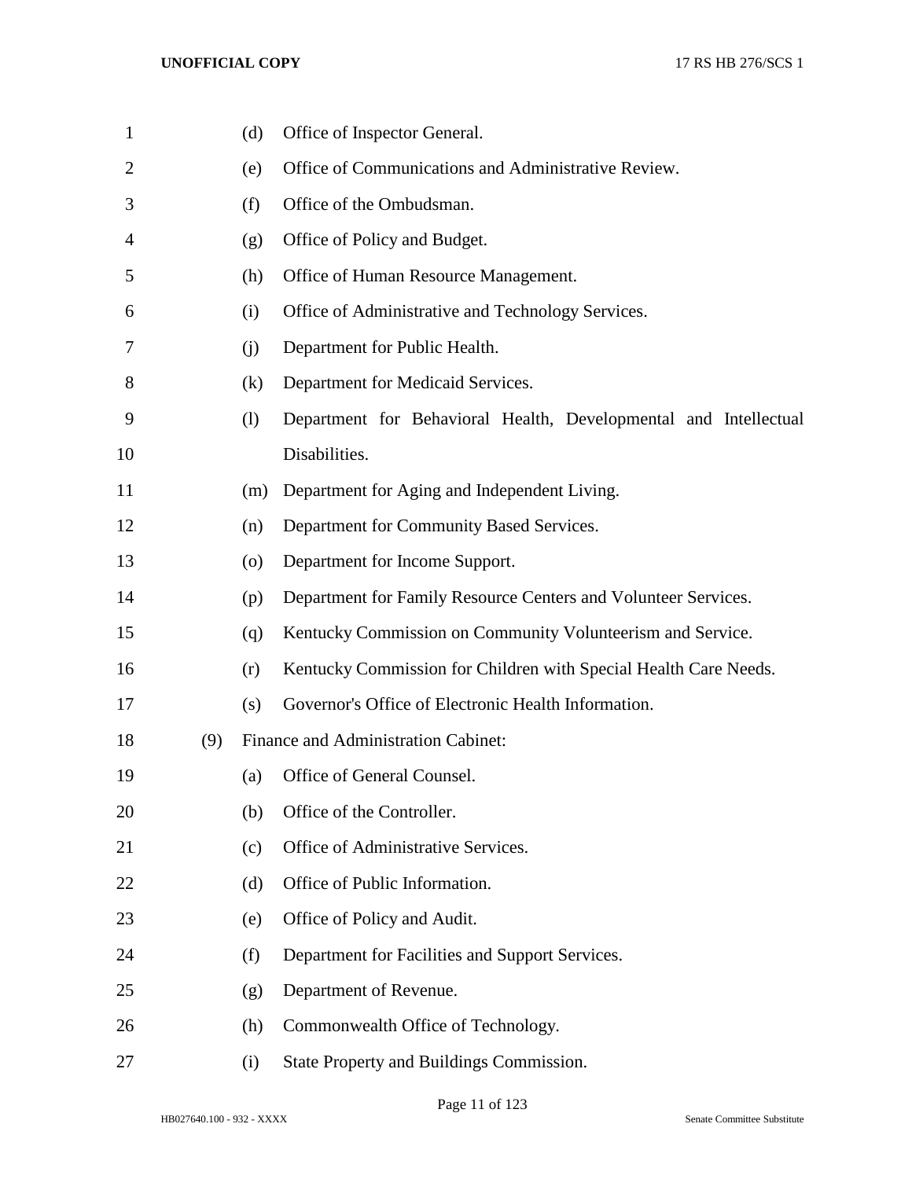(d) Office of Inspector General.

(e) Office of Communications and Administrative Review.

(f) Office of the Ombudsman.

(g) Office of Policy and Budget.

(h) Office of Human Resource Management.

(i) Office of Administrative and Technology Services.

(j) Department for Public Health.

(k) Department for Medicaid Services.

(l) Department for Behavioral Health, Developmental and Intellectual Disabilities.

(m) Department for Aging and Independent Living.

(n) Department for Community Based Services.

(o) Department for Income Support.

(p) Department for Family Resource Centers and Volunteer Services.

(q) Kentucky Commission on Community Volunteerism and Service.

(r) Kentucky Commission for Children with Special Health Care Needs.

(s) Governor's Office of Electronic Health Information.

(9) Finance and Administration Cabinet:

(a) Office of General Counsel.

(b) Office of the Controller.

(c) Office of Administrative Services.

(d) Office of Public Information.

(e) Office of Policy and Audit.

(f) Department for Facilities and Support Services.

(g) Department of Revenue.

(h) Commonwealth Office of Technology.

(i) State Property and Buildings Commission.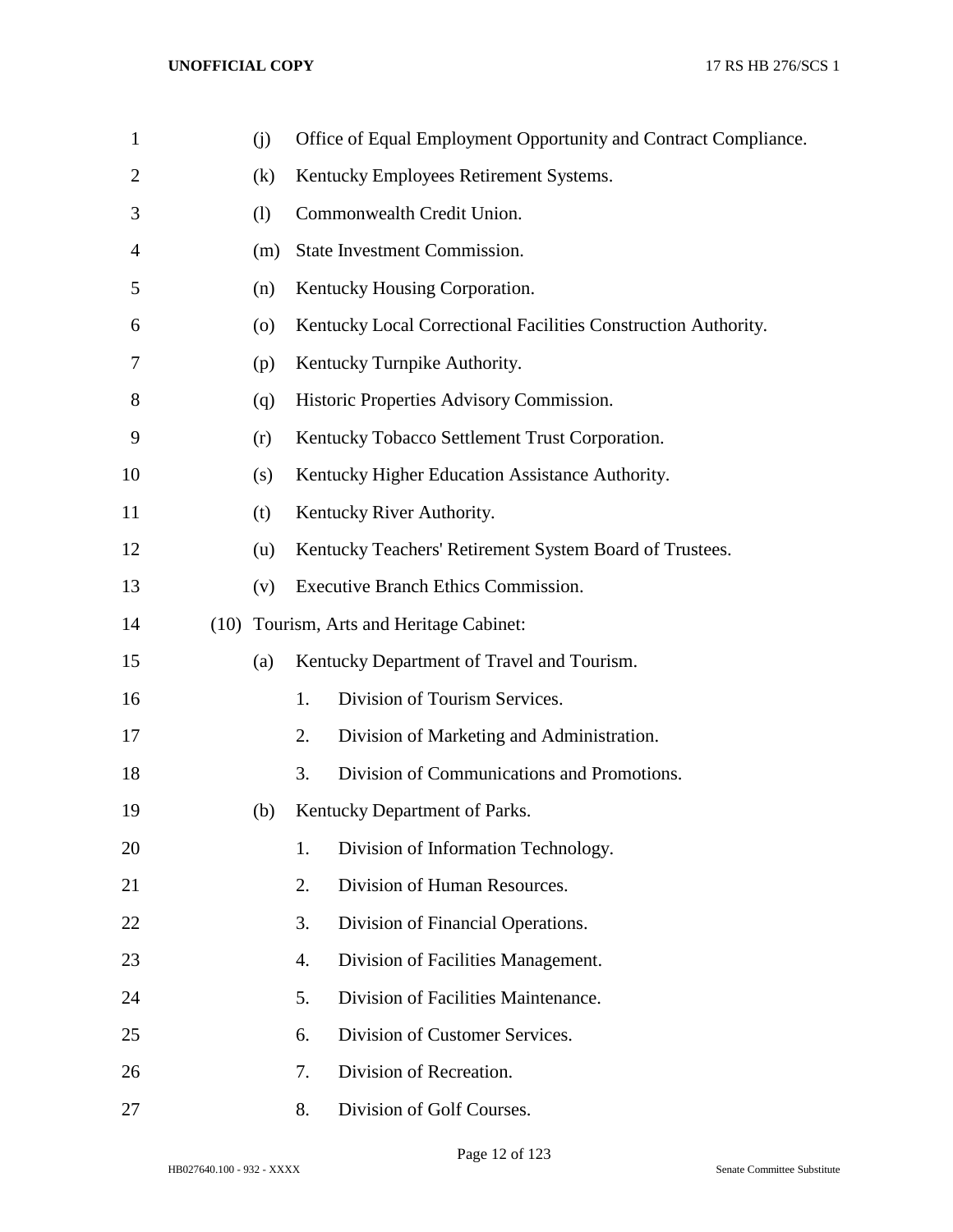(j) Office of Equal Employment Opportunity and Contract Compliance.

(k) Kentucky Employees Retirement Systems.

(l) Commonwealth Credit Union.

(m) State Investment Commission.

(n) Kentucky Housing Corporation.

(o) Kentucky Local Correctional Facilities Construction Authority.

(p) Kentucky Turnpike Authority.

(q) Historic Properties Advisory Commission.

(r) Kentucky Tobacco Settlement Trust Corporation.

(s) Kentucky Higher Education Assistance Authority.

(t) Kentucky River Authority.

(u) Kentucky Teachers' Retirement System Board of Trustees.

(v) Executive Branch Ethics Commission.

(10) Tourism, Arts and Heritage Cabinet:

(a) Kentucky Department of Travel and Tourism.

1. Division of Tourism Services.
2. Division of Marketing and Administration.
3. Division of Communications and Promotions.

(b) Kentucky Department of Parks.

1. Division of Information Technology.
2. Division of Human Resources.
3. Division of Financial Operations.
4. Division of Facilities Management.
5. Division of Facilities Maintenance.
6. Division of Customer Services.
7. Division of Recreation.
8. Division of Golf Courses.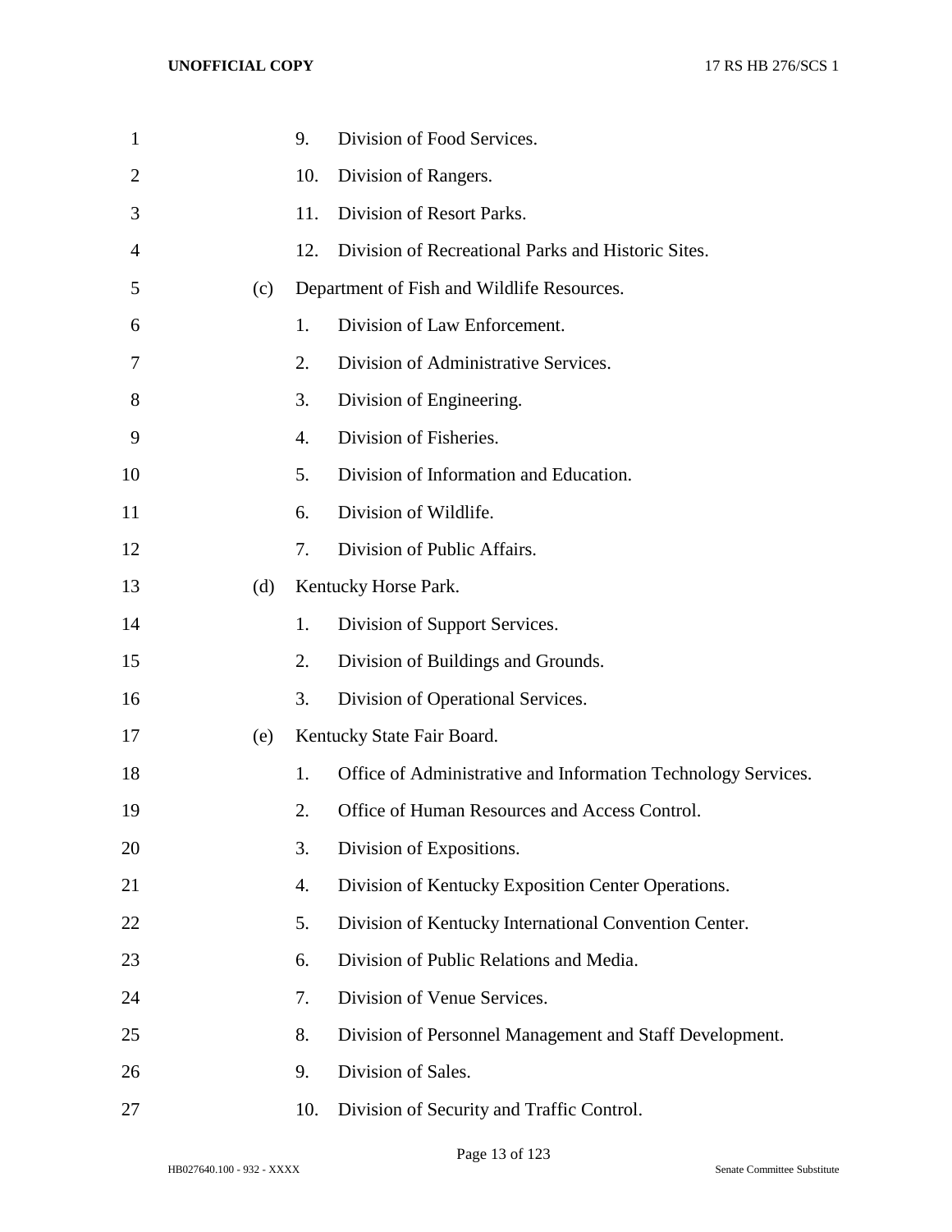9. Division of Food Services.
10. Division of Rangers.
11. Division of Resort Parks.
12. Division of Recreational Parks and Historic Sites.

(c) Department of Fish and Wildlife Resources.

1. Division of Law Enforcement.
2. Division of Administrative Services.
3. Division of Engineering.
4. Division of Fisheries.
5. Division of Information and Education.
6. Division of Wildlife.
7. Division of Public Affairs.

(d) Kentucky Horse Park.

1. Division of Support Services.
2. Division of Buildings and Grounds.
3. Division of Operational Services.

(e) Kentucky State Fair Board.

1. Office of Administrative and Information Technology Services.
2. Office of Human Resources and Access Control.
3. Division of Expositions.
4. Division of Kentucky Exposition Center Operations.
5. Division of Kentucky International Convention Center.
6. Division of Public Relations and Media.
7. Division of Venue Services.
8. Division of Personnel Management and Staff Development.
9. Division of Sales.
10. Division of Security and Traffic Control.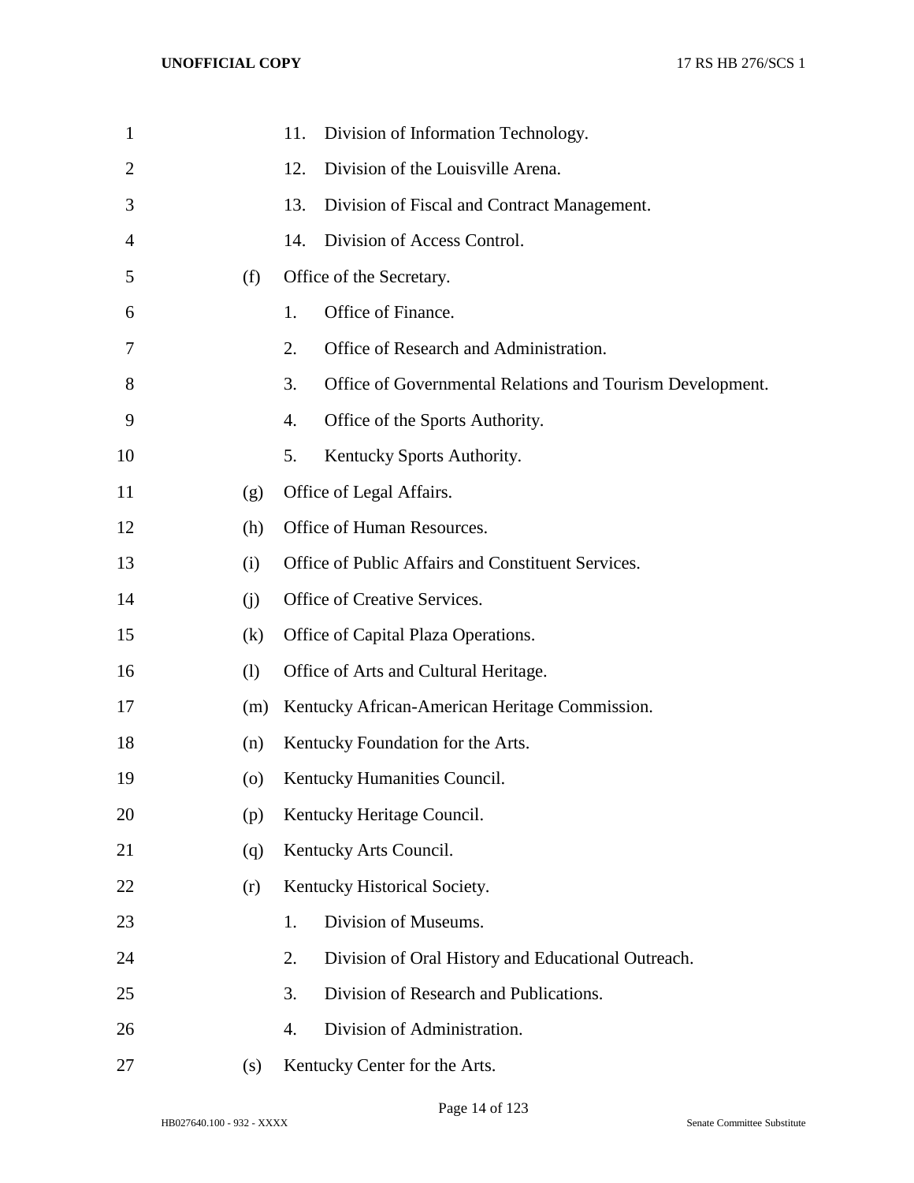11. Division of Information Technology.
12. Division of the Louisville Arena.
13. Division of Fiscal and Contract Management.
14. Division of Access Control.

(f) Office of the Secretary.

1. Office of Finance.
2. Office of Research and Administration.
3. Office of Governmental Relations and Tourism Development.
4. Office of the Sports Authority.
5. Kentucky Sports Authority.

(g) Office of Legal Affairs.

(h) Office of Human Resources.

(i) Office of Public Affairs and Constituent Services.

(j) Office of Creative Services.

(k) Office of Capital Plaza Operations.

(l) Office of Arts and Cultural Heritage.

(m) Kentucky African-American Heritage Commission.

(n) Kentucky Foundation for the Arts.

(o) Kentucky Humanities Council.

(p) Kentucky Heritage Council.

(q) Kentucky Arts Council.

(r) Kentucky Historical Society.

1. Division of Museums.
2. Division of Oral History and Educational Outreach.
3. Division of Research and Publications.
4. Division of Administration.

(s) Kentucky Center for the Arts.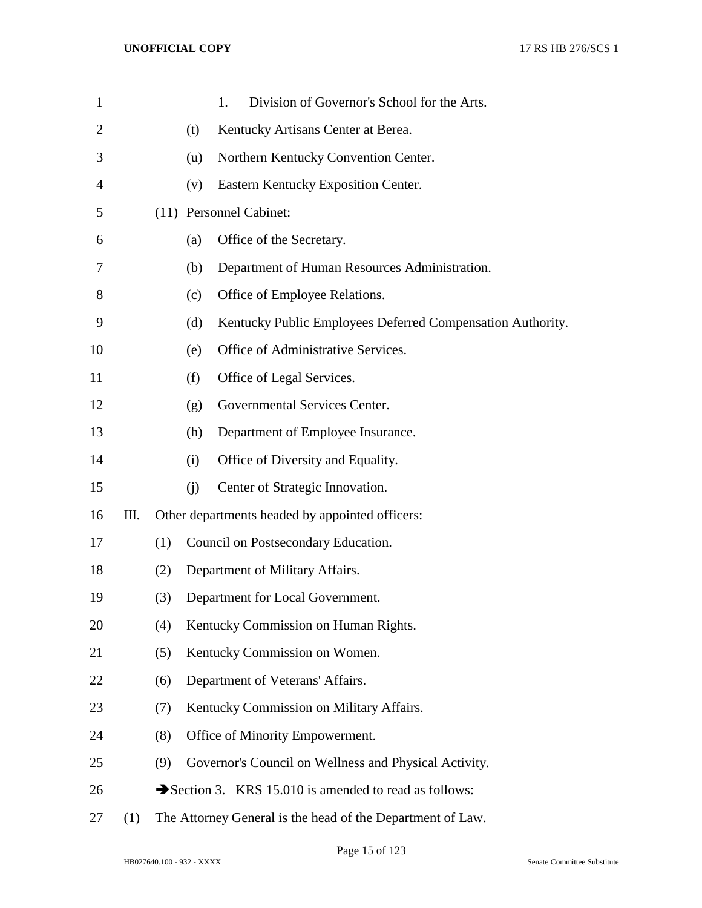1. Division of Governor's School for the Arts.

(t) Kentucky Artisans Center at Berea.

(u) Northern Kentucky Convention Center.

(v) Eastern Kentucky Exposition Center.

(11) Personnel Cabinet:

(a) Office of the Secretary.

(b) Department of Human Resources Administration.

(c) Office of Employee Relations.

(d) Kentucky Public Employees Deferred Compensation Authority.

(e) Office of Administrative Services.

(f) Office of Legal Services.

(g) Governmental Services Center.

(h) Department of Employee Insurance.

(i) Office of Diversity and Equality.

(j) Center of Strategic Innovation.

III. Other departments headed by appointed officers:

(1) Council on Postsecondary Education.

(2) Department of Military Affairs.

(3) Department for Local Government.

(4) Kentucky Commission on Human Rights.

(5) Kentucky Commission on Women.

(6) Department of Veterans' Affairs.

(7) Kentucky Commission on Military Affairs.

(8) Office of Minority Empowerment.

(9) Governor's Council on Wellness and Physical Activity.

➔Section 3. KRS 15.010 is amended to read as follows:

(1) The Attorney General is the head of the Department of Law.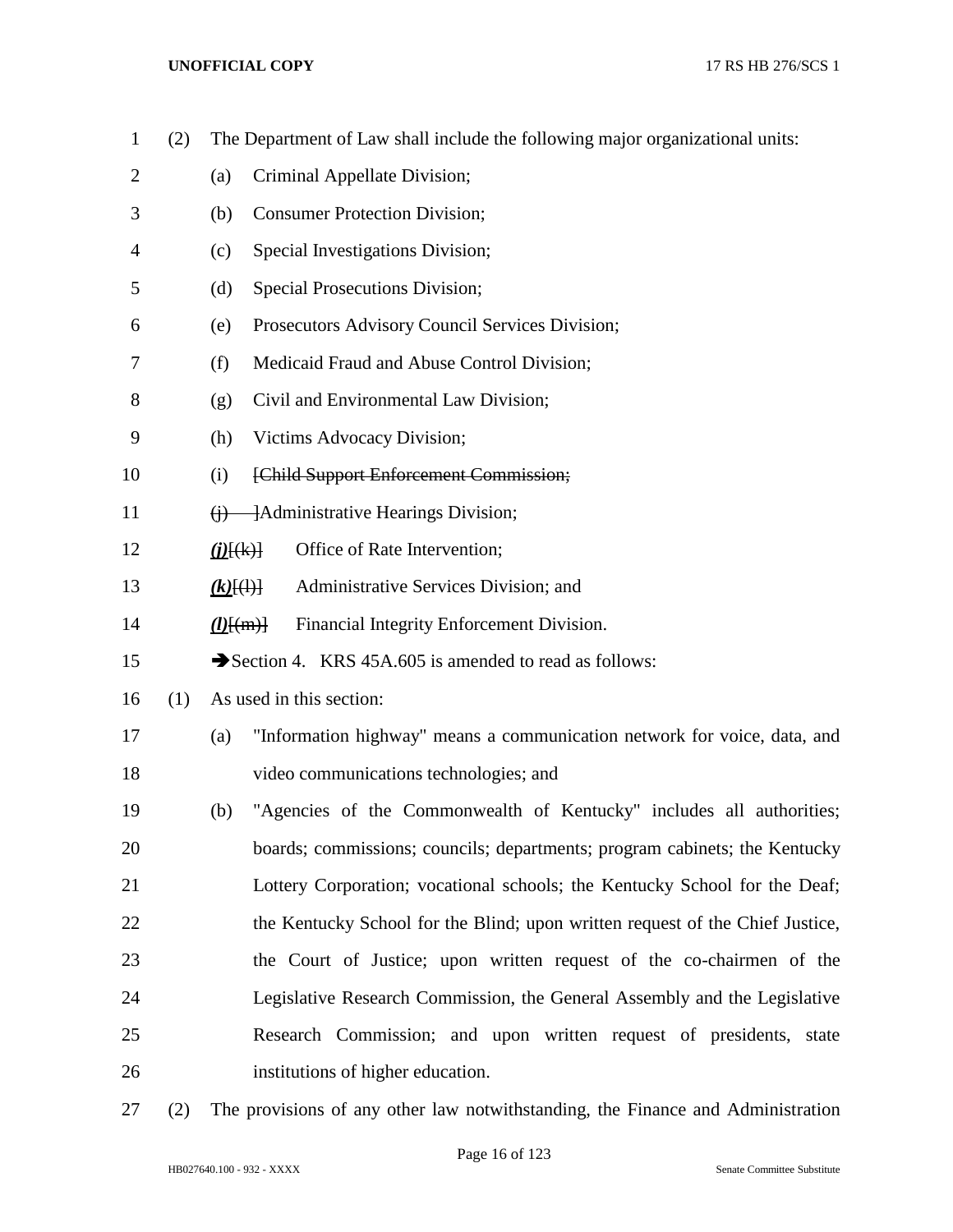(2) The Department of Law shall include the following major organizational units:

(a) Criminal Appellate Division;

(b) Consumer Protection Division;

(c) Special Investigations Division;

(d) Special Prosecutions Division;

(e) Prosecutors Advisory Council Services Division;

(f) Medicaid Fraud and Abuse Control Division;

(g) Civil and Environmental Law Division;

(h) Victims Advocacy Division;

(i) ~~[Child Support Enforcement Commission;~~

~~(j)~~ ]Administrative Hearings Division;

***(j)***~~[(k)]~~ Office of Rate Intervention;

***(k)***~~[(l)]~~ Administrative Services Division; and

***(l)***~~[(m)]~~ Financial Integrity Enforcement Division.

➔Section 4. KRS 45A.605 is amended to read as follows:

(1) As used in this section:

(a) "Information highway" means a communication network for voice, data, and video communications technologies; and

(b) "Agencies of the Commonwealth of Kentucky" includes all authorities; boards; commissions; councils; departments; program cabinets; the Kentucky Lottery Corporation; vocational schools; the Kentucky School for the Deaf; the Kentucky School for the Blind; upon written request of the Chief Justice, the Court of Justice; upon written request of the co-chairmen of the Legislative Research Commission, the General Assembly and the Legislative Research Commission; and upon written request of presidents, state institutions of higher education.

(2) The provisions of any other law notwithstanding, the Finance and Administration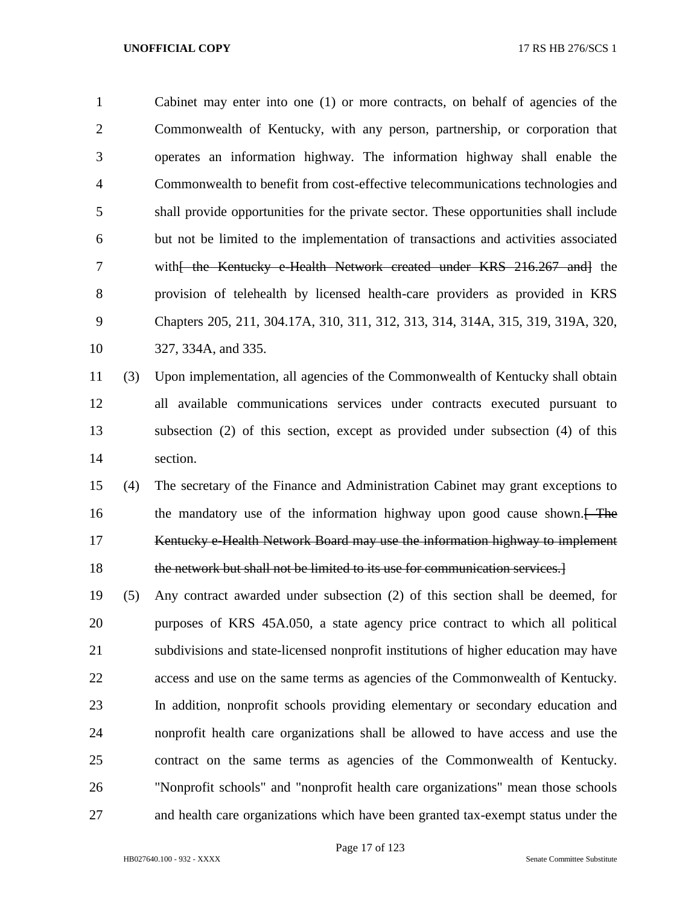Cabinet may enter into one (1) or more contracts, on behalf of agencies of the Commonwealth of Kentucky, with any person, partnership, or corporation that operates an information highway. The information highway shall enable the Commonwealth to benefit from cost-effective telecommunications technologies and shall provide opportunities for the private sector. These opportunities shall include but not be limited to the implementation of transactions and activities associated with~~[ the Kentucky e-Health Network created under KRS 216.267 and]~~ the provision of telehealth by licensed health-care providers as provided in KRS Chapters 205, 211, 304.17A, 310, 311, 312, 313, 314, 314A, 315, 319, 319A, 320, 327, 334A, and 335.

(3) Upon implementation, all agencies of the Commonwealth of Kentucky shall obtain all available communications services under contracts executed pursuant to subsection (2) of this section, except as provided under subsection (4) of this section.

(4) The secretary of the Finance and Administration Cabinet may grant exceptions to the mandatory use of the information highway upon good cause shown.~~[ The Kentucky e-Health Network Board may use the information highway to implement the network but shall not be limited to its use for communication services.]~~

(5) Any contract awarded under subsection (2) of this section shall be deemed, for purposes of KRS 45A.050, a state agency price contract to which all political subdivisions and state-licensed nonprofit institutions of higher education may have access and use on the same terms as agencies of the Commonwealth of Kentucky. In addition, nonprofit schools providing elementary or secondary education and nonprofit health care organizations shall be allowed to have access and use the contract on the same terms as agencies of the Commonwealth of Kentucky. "Nonprofit schools" and "nonprofit health care organizations" mean those schools and health care organizations which have been granted tax-exempt status under the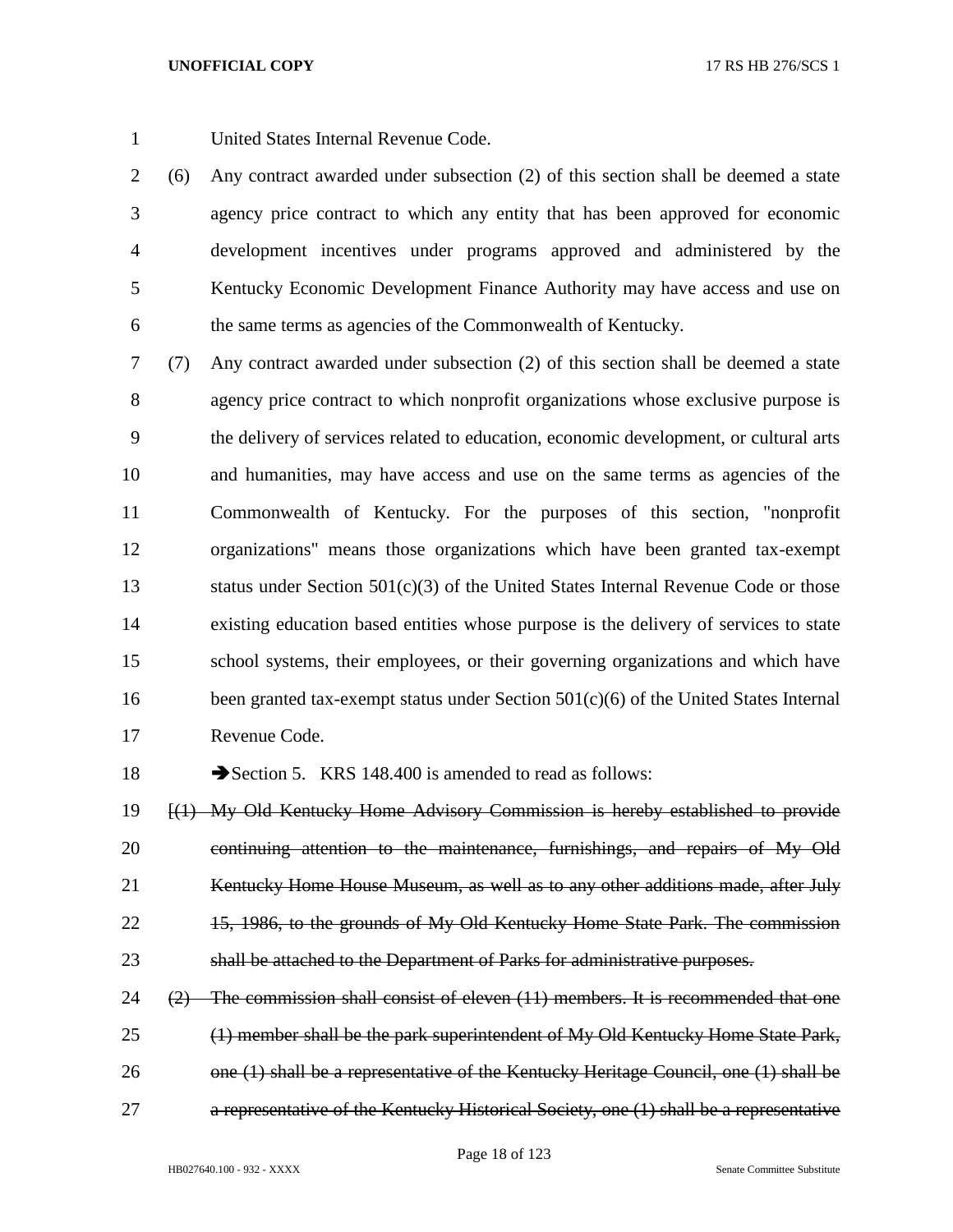United States Internal Revenue Code.

(6) Any contract awarded under subsection (2) of this section shall be deemed a state agency price contract to which any entity that has been approved for economic development incentives under programs approved and administered by the Kentucky Economic Development Finance Authority may have access and use on the same terms as agencies of the Commonwealth of Kentucky.

(7) Any contract awarded under subsection (2) of this section shall be deemed a state agency price contract to which nonprofit organizations whose exclusive purpose is the delivery of services related to education, economic development, or cultural arts and humanities, may have access and use on the same terms as agencies of the Commonwealth of Kentucky. For the purposes of this section, "nonprofit organizations" means those organizations which have been granted tax-exempt status under Section 501(c)(3) of the United States Internal Revenue Code or those existing education based entities whose purpose is the delivery of services to state school systems, their employees, or their governing organizations and which have been granted tax-exempt status under Section 501(c)(6) of the United States Internal Revenue Code.

➔Section 5. KRS 148.400 is amended to read as follows:

~~[(1) My Old Kentucky Home Advisory Commission is hereby established to provide continuing attention to the maintenance, furnishings, and repairs of My Old Kentucky Home House Museum, as well as to any other additions made, after July 15, 1986, to the grounds of My Old Kentucky Home State Park. The commission shall be attached to the Department of Parks for administrative purposes.~~

~~(2) The commission shall consist of eleven (11) members. It is recommended that one (1) member shall be the park superintendent of My Old Kentucky Home State Park, one (1) shall be a representative of the Kentucky Heritage Council, one (1) shall be a representative of the Kentucky Historical Society, one (1) shall be a representative~~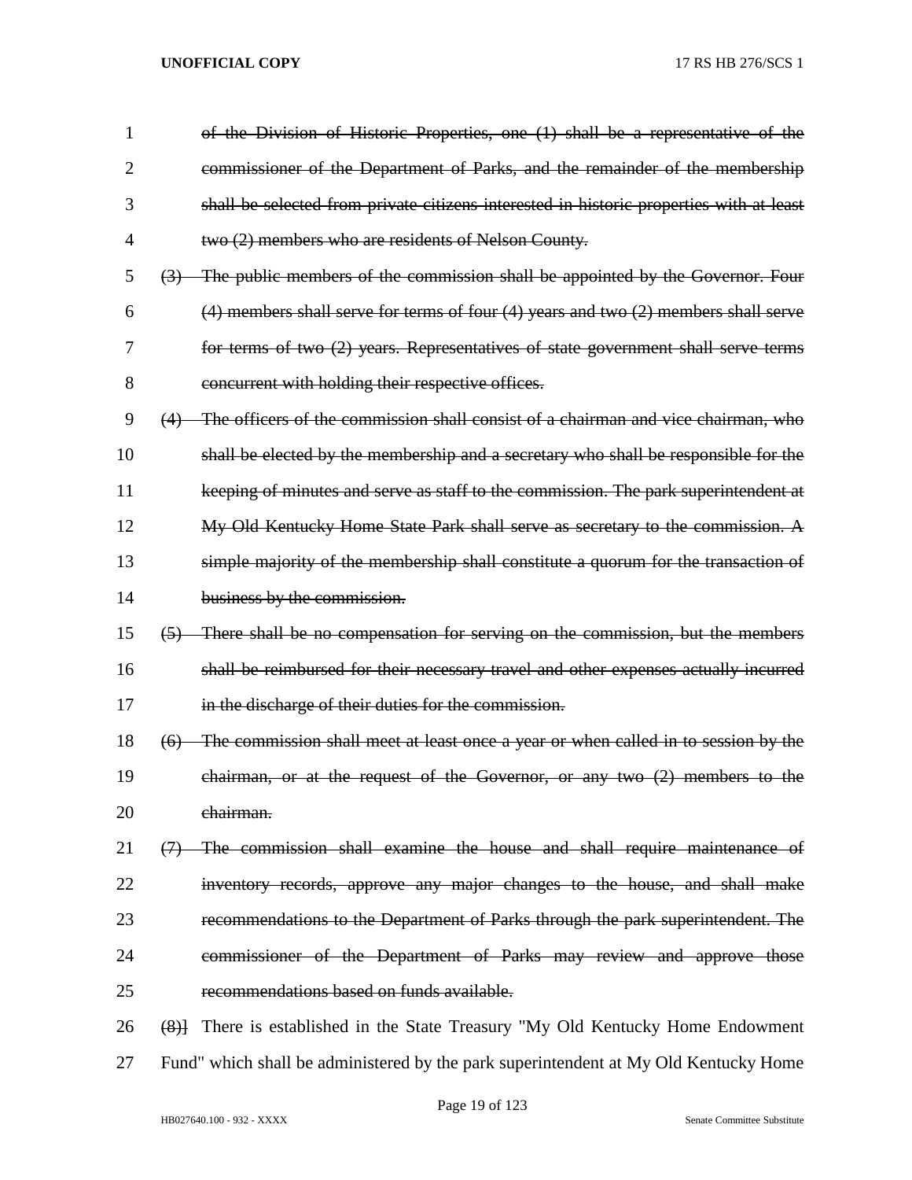~~of the Division of Historic Properties, one (1) shall be a representative of the commissioner of the Department of Parks, and the remainder of the membership shall be selected from private citizens interested in historic properties with at least two (2) members who are residents of Nelson County.~~

~~(3) The public members of the commission shall be appointed by the Governor. Four (4) members shall serve for terms of four (4) years and two (2) members shall serve for terms of two (2) years. Representatives of state government shall serve terms concurrent with holding their respective offices.~~

~~(4) The officers of the commission shall consist of a chairman and vice chairman, who shall be elected by the membership and a secretary who shall be responsible for the keeping of minutes and serve as staff to the commission. The park superintendent at My Old Kentucky Home State Park shall serve as secretary to the commission. A simple majority of the membership shall constitute a quorum for the transaction of business by the commission.~~

~~(5) There shall be no compensation for serving on the commission, but the members shall be reimbursed for their necessary travel and other expenses actually incurred in the discharge of their duties for the commission.~~

~~(6) The commission shall meet at least once a year or when called in to session by the chairman, or at the request of the Governor, or any two (2) members to the chairman.~~

~~(7) The commission shall examine the house and shall require maintenance of inventory records, approve any major changes to the house, and shall make recommendations to the Department of Parks through the park superintendent. The commissioner of the Department of Parks may review and approve those recommendations based on funds available.~~

~~(8)~~] There is established in the State Treasury "My Old Kentucky Home Endowment Fund" which shall be administered by the park superintendent at My Old Kentucky Home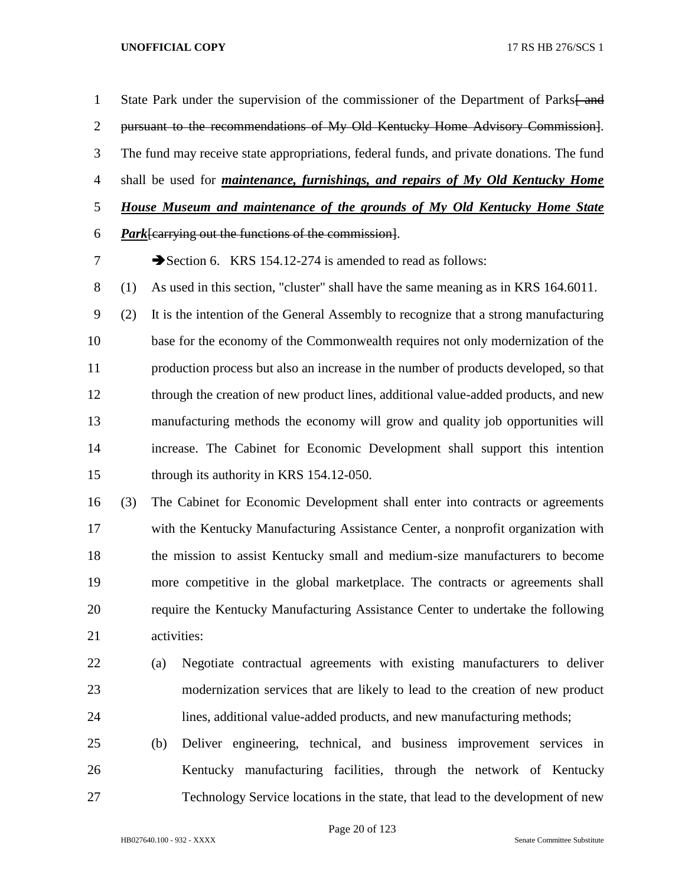State Park under the supervision of the commissioner of the Department of Parks~~[ and pursuant to the recommendations of My Old Kentucky Home Advisory Commission]~~. The fund may receive state appropriations, federal funds, and private donations. The fund shall be used for ***maintenance, furnishings, and repairs of My Old Kentucky Home House Museum and maintenance of the grounds of My Old Kentucky Home State Park***~~[carrying out the functions of the commission]~~.

➔Section 6. KRS 154.12-274 is amended to read as follows:

(1) As used in this section, "cluster" shall have the same meaning as in KRS 164.6011.

(2) It is the intention of the General Assembly to recognize that a strong manufacturing base for the economy of the Commonwealth requires not only modernization of the production process but also an increase in the number of products developed, so that through the creation of new product lines, additional value-added products, and new manufacturing methods the economy will grow and quality job opportunities will increase. The Cabinet for Economic Development shall support this intention through its authority in KRS 154.12-050.

(3) The Cabinet for Economic Development shall enter into contracts or agreements with the Kentucky Manufacturing Assistance Center, a nonprofit organization with the mission to assist Kentucky small and medium-size manufacturers to become more competitive in the global marketplace. The contracts or agreements shall require the Kentucky Manufacturing Assistance Center to undertake the following activities:

(a) Negotiate contractual agreements with existing manufacturers to deliver modernization services that are likely to lead to the creation of new product lines, additional value-added products, and new manufacturing methods;

(b) Deliver engineering, technical, and business improvement services in Kentucky manufacturing facilities, through the network of Kentucky Technology Service locations in the state, that lead to the development of new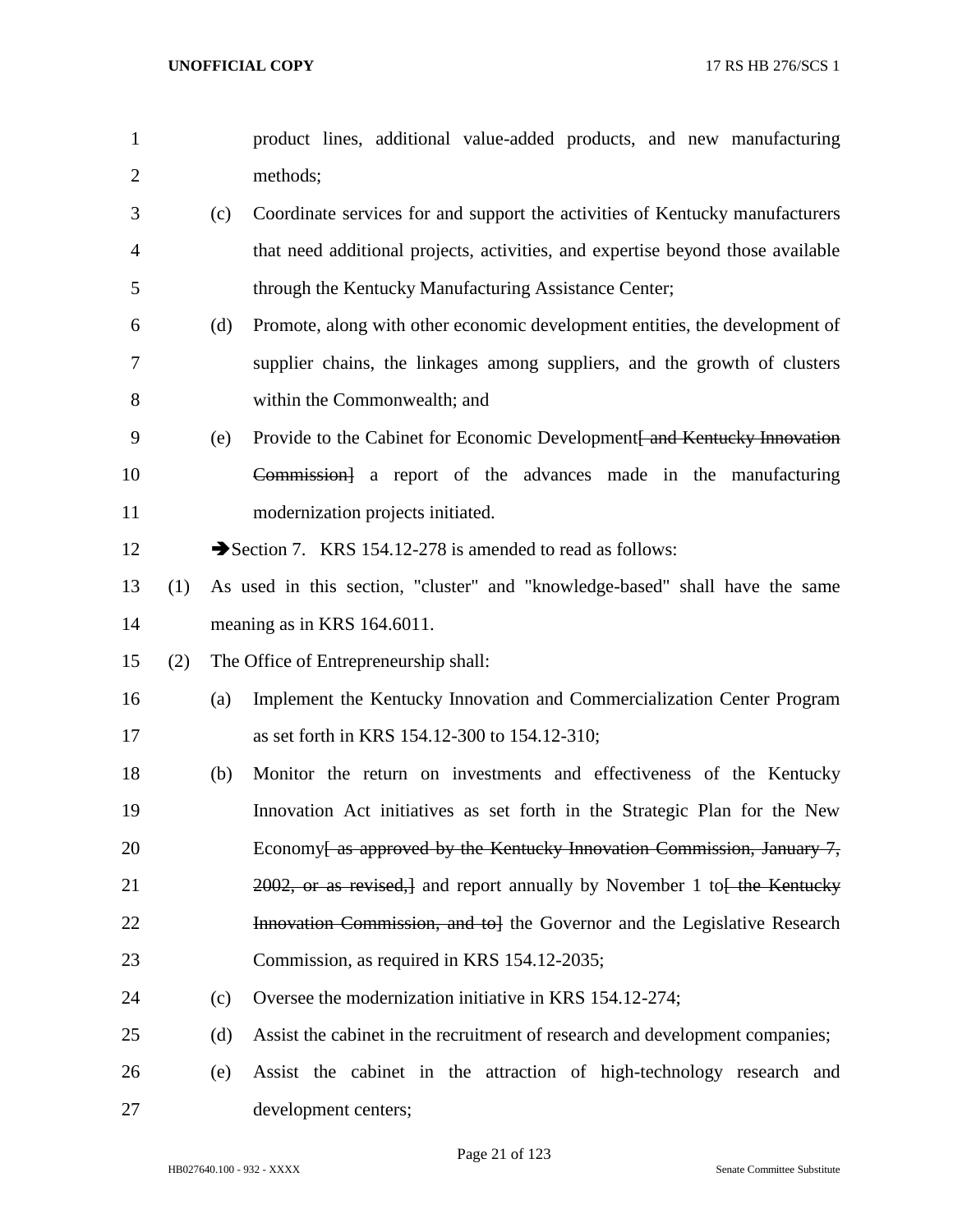product lines, additional value-added products, and new manufacturing methods;

(c) Coordinate services for and support the activities of Kentucky manufacturers that need additional projects, activities, and expertise beyond those available through the Kentucky Manufacturing Assistance Center;

(d) Promote, along with other economic development entities, the development of supplier chains, the linkages among suppliers, and the growth of clusters within the Commonwealth; and

(e) Provide to the Cabinet for Economic Development~~[ and Kentucky Innovation Commission]~~ a report of the advances made in the manufacturing modernization projects initiated.

➔Section 7. KRS 154.12-278 is amended to read as follows:

(1) As used in this section, "cluster" and "knowledge-based" shall have the same meaning as in KRS 164.6011.

(2) The Office of Entrepreneurship shall:

(a) Implement the Kentucky Innovation and Commercialization Center Program as set forth in KRS 154.12-300 to 154.12-310;

(b) Monitor the return on investments and effectiveness of the Kentucky Innovation Act initiatives as set forth in the Strategic Plan for the New Economy~~[ as approved by the Kentucky Innovation Commission, January 7, 2002, or as revised,]~~ and report annually by November 1 to~~[ the Kentucky Innovation Commission, and to]~~ the Governor and the Legislative Research Commission, as required in KRS 154.12-2035;

(c) Oversee the modernization initiative in KRS 154.12-274;

(d) Assist the cabinet in the recruitment of research and development companies;

(e) Assist the cabinet in the attraction of high-technology research and development centers;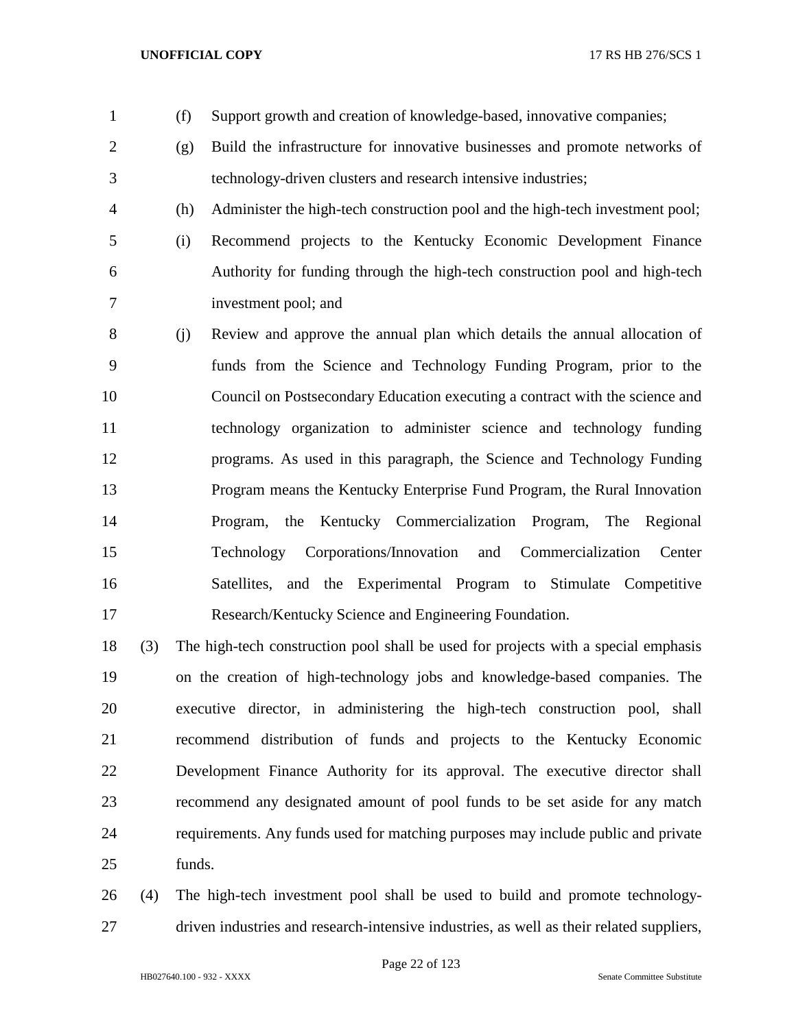(f) Support growth and creation of knowledge-based, innovative companies;

(g) Build the infrastructure for innovative businesses and promote networks of technology-driven clusters and research intensive industries;

(h) Administer the high-tech construction pool and the high-tech investment pool;

(i) Recommend projects to the Kentucky Economic Development Finance Authority for funding through the high-tech construction pool and high-tech investment pool; and

(j) Review and approve the annual plan which details the annual allocation of funds from the Science and Technology Funding Program, prior to the Council on Postsecondary Education executing a contract with the science and technology organization to administer science and technology funding programs. As used in this paragraph, the Science and Technology Funding Program means the Kentucky Enterprise Fund Program, the Rural Innovation Program, the Kentucky Commercialization Program, The Regional Technology Corporations/Innovation and Commercialization Center Satellites, and the Experimental Program to Stimulate Competitive Research/Kentucky Science and Engineering Foundation.

(3) The high-tech construction pool shall be used for projects with a special emphasis on the creation of high-technology jobs and knowledge-based companies. The executive director, in administering the high-tech construction pool, shall recommend distribution of funds and projects to the Kentucky Economic Development Finance Authority for its approval. The executive director shall recommend any designated amount of pool funds to be set aside for any match requirements. Any funds used for matching purposes may include public and private funds.

(4) The high-tech investment pool shall be used to build and promote technology-driven industries and research-intensive industries, as well as their related suppliers,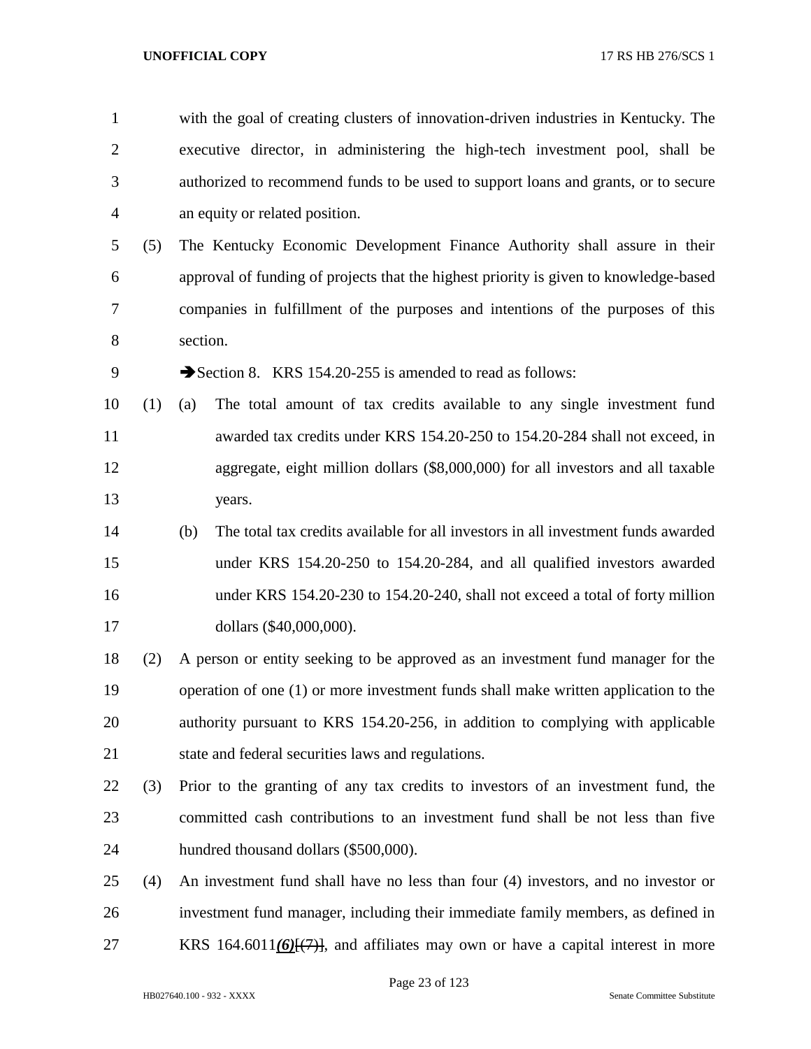with the goal of creating clusters of innovation-driven industries in Kentucky. The executive director, in administering the high-tech investment pool, shall be authorized to recommend funds to be used to support loans and grants, or to secure an equity or related position.

(5) The Kentucky Economic Development Finance Authority shall assure in their approval of funding of projects that the highest priority is given to knowledge-based companies in fulfillment of the purposes and intentions of the purposes of this section.

➔Section 8. KRS 154.20-255 is amended to read as follows:

(1) (a) The total amount of tax credits available to any single investment fund awarded tax credits under KRS 154.20-250 to 154.20-284 shall not exceed, in aggregate, eight million dollars ($8,000,000) for all investors and all taxable years.

(b) The total tax credits available for all investors in all investment funds awarded under KRS 154.20-250 to 154.20-284, and all qualified investors awarded under KRS 154.20-230 to 154.20-240, shall not exceed a total of forty million dollars ($40,000,000).

(2) A person or entity seeking to be approved as an investment fund manager for the operation of one (1) or more investment funds shall make written application to the authority pursuant to KRS 154.20-256, in addition to complying with applicable state and federal securities laws and regulations.

(3) Prior to the granting of any tax credits to investors of an investment fund, the committed cash contributions to an investment fund shall be not less than five hundred thousand dollars ($500,000).

(4) An investment fund shall have no less than four (4) investors, and no investor or investment fund manager, including their immediate family members, as defined in KRS 164.6011***(6)***[~~(7)~~], and affiliates may own or have a capital interest in more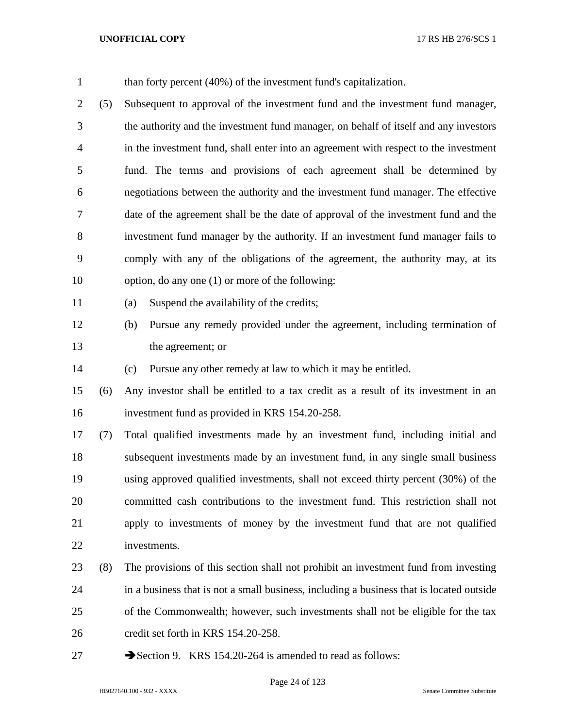than forty percent (40%) of the investment fund's capitalization.

(5) Subsequent to approval of the investment fund and the investment fund manager, the authority and the investment fund manager, on behalf of itself and any investors in the investment fund, shall enter into an agreement with respect to the investment fund. The terms and provisions of each agreement shall be determined by negotiations between the authority and the investment fund manager. The effective date of the agreement shall be the date of approval of the investment fund and the investment fund manager by the authority. If an investment fund manager fails to comply with any of the obligations of the agreement, the authority may, at its option, do any one (1) or more of the following:

(a) Suspend the availability of the credits;

(b) Pursue any remedy provided under the agreement, including termination of the agreement; or

(c) Pursue any other remedy at law to which it may be entitled.

(6) Any investor shall be entitled to a tax credit as a result of its investment in an investment fund as provided in KRS 154.20-258.

(7) Total qualified investments made by an investment fund, including initial and subsequent investments made by an investment fund, in any single small business using approved qualified investments, shall not exceed thirty percent (30%) of the committed cash contributions to the investment fund. This restriction shall not apply to investments of money by the investment fund that are not qualified investments.

(8) The provisions of this section shall not prohibit an investment fund from investing in a business that is not a small business, including a business that is located outside of the Commonwealth; however, such investments shall not be eligible for the tax credit set forth in KRS 154.20-258.

➔Section 9. KRS 154.20-264 is amended to read as follows: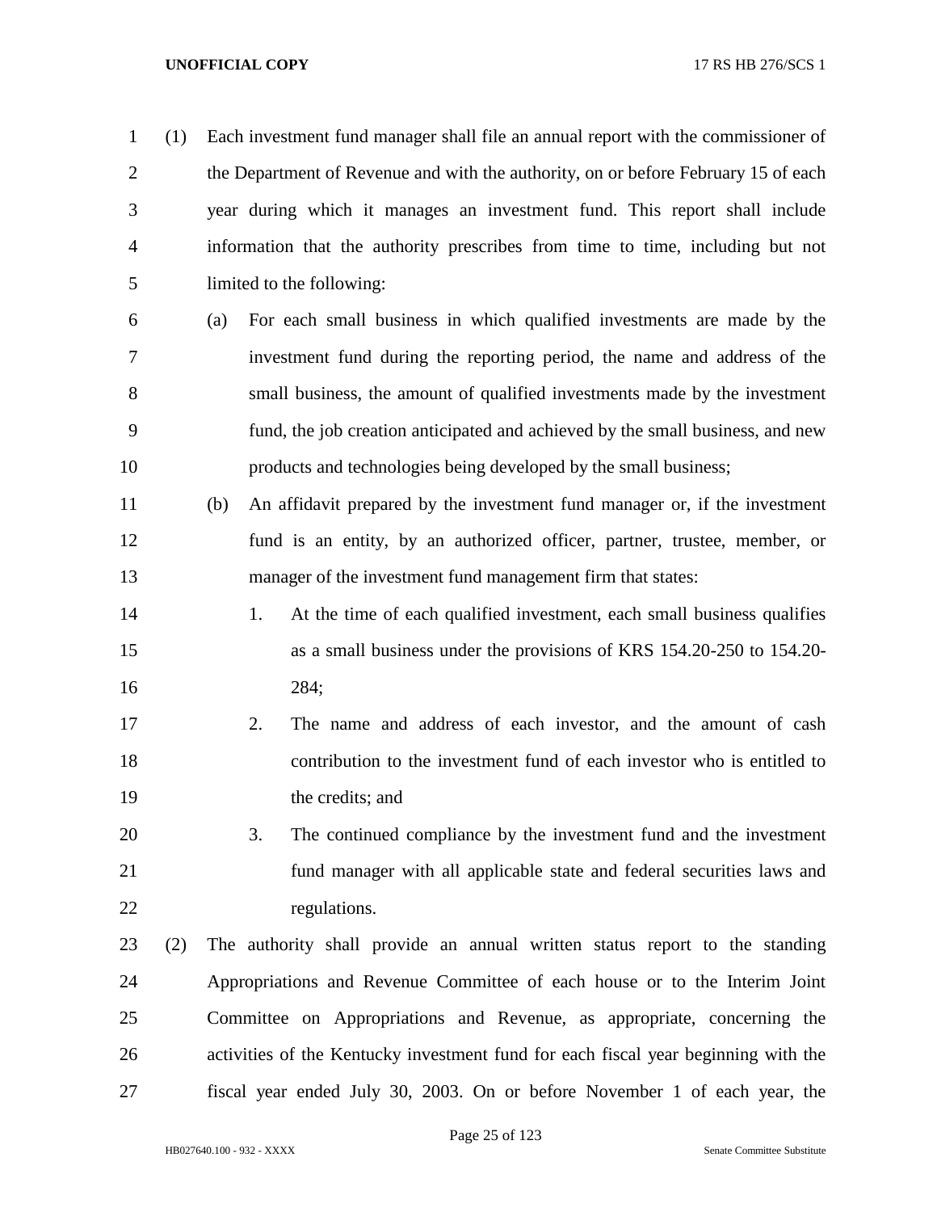(1) Each investment fund manager shall file an annual report with the commissioner of the Department of Revenue and with the authority, on or before February 15 of each year during which it manages an investment fund. This report shall include information that the authority prescribes from time to time, including but not limited to the following:

(a) For each small business in which qualified investments are made by the investment fund during the reporting period, the name and address of the small business, the amount of qualified investments made by the investment fund, the job creation anticipated and achieved by the small business, and new products and technologies being developed by the small business;

(b) An affidavit prepared by the investment fund manager or, if the investment fund is an entity, by an authorized officer, partner, trustee, member, or manager of the investment fund management firm that states:

1. At the time of each qualified investment, each small business qualifies as a small business under the provisions of KRS 154.20-250 to 154.20-284;

2. The name and address of each investor, and the amount of cash contribution to the investment fund of each investor who is entitled to the credits; and

3. The continued compliance by the investment fund and the investment fund manager with all applicable state and federal securities laws and regulations.

(2) The authority shall provide an annual written status report to the standing Appropriations and Revenue Committee of each house or to the Interim Joint Committee on Appropriations and Revenue, as appropriate, concerning the activities of the Kentucky investment fund for each fiscal year beginning with the fiscal year ended July 30, 2003. On or before November 1 of each year, the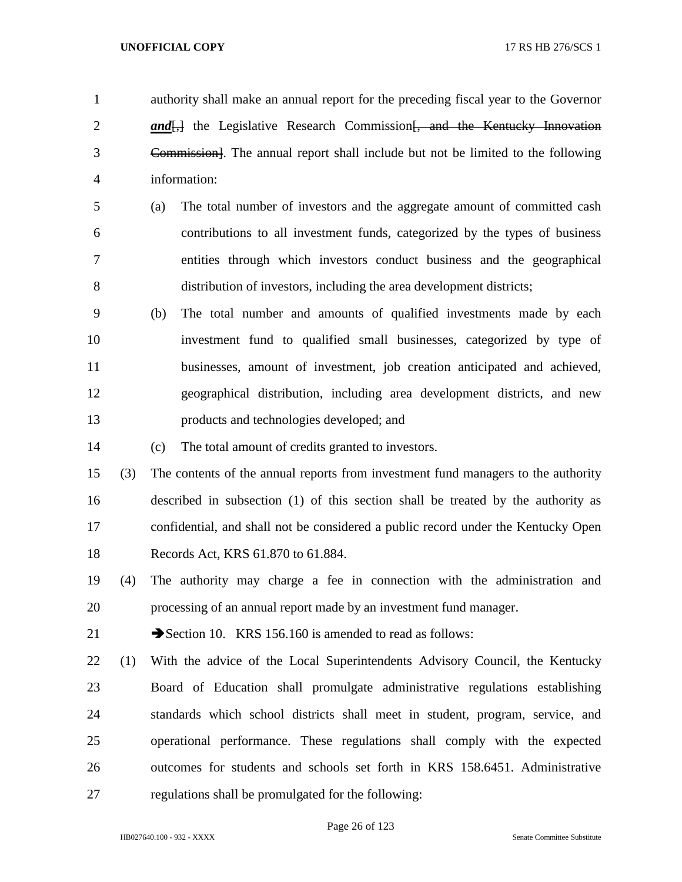authority shall make an annual report for the preceding fiscal year to the Governor ***and***~~[,]~~ the Legislative Research Commission~~[, and the Kentucky Innovation Commission]~~. The annual report shall include but not be limited to the following information:

(a) The total number of investors and the aggregate amount of committed cash contributions to all investment funds, categorized by the types of business entities through which investors conduct business and the geographical distribution of investors, including the area development districts;

(b) The total number and amounts of qualified investments made by each investment fund to qualified small businesses, categorized by type of businesses, amount of investment, job creation anticipated and achieved, geographical distribution, including area development districts, and new products and technologies developed; and

(c) The total amount of credits granted to investors.

(3) The contents of the annual reports from investment fund managers to the authority described in subsection (1) of this section shall be treated by the authority as confidential, and shall not be considered a public record under the Kentucky Open Records Act, KRS 61.870 to 61.884.

(4) The authority may charge a fee in connection with the administration and processing of an annual report made by an investment fund manager.

➔Section 10. KRS 156.160 is amended to read as follows:

(1) With the advice of the Local Superintendents Advisory Council, the Kentucky Board of Education shall promulgate administrative regulations establishing standards which school districts shall meet in student, program, service, and operational performance. These regulations shall comply with the expected outcomes for students and schools set forth in KRS 158.6451. Administrative regulations shall be promulgated for the following: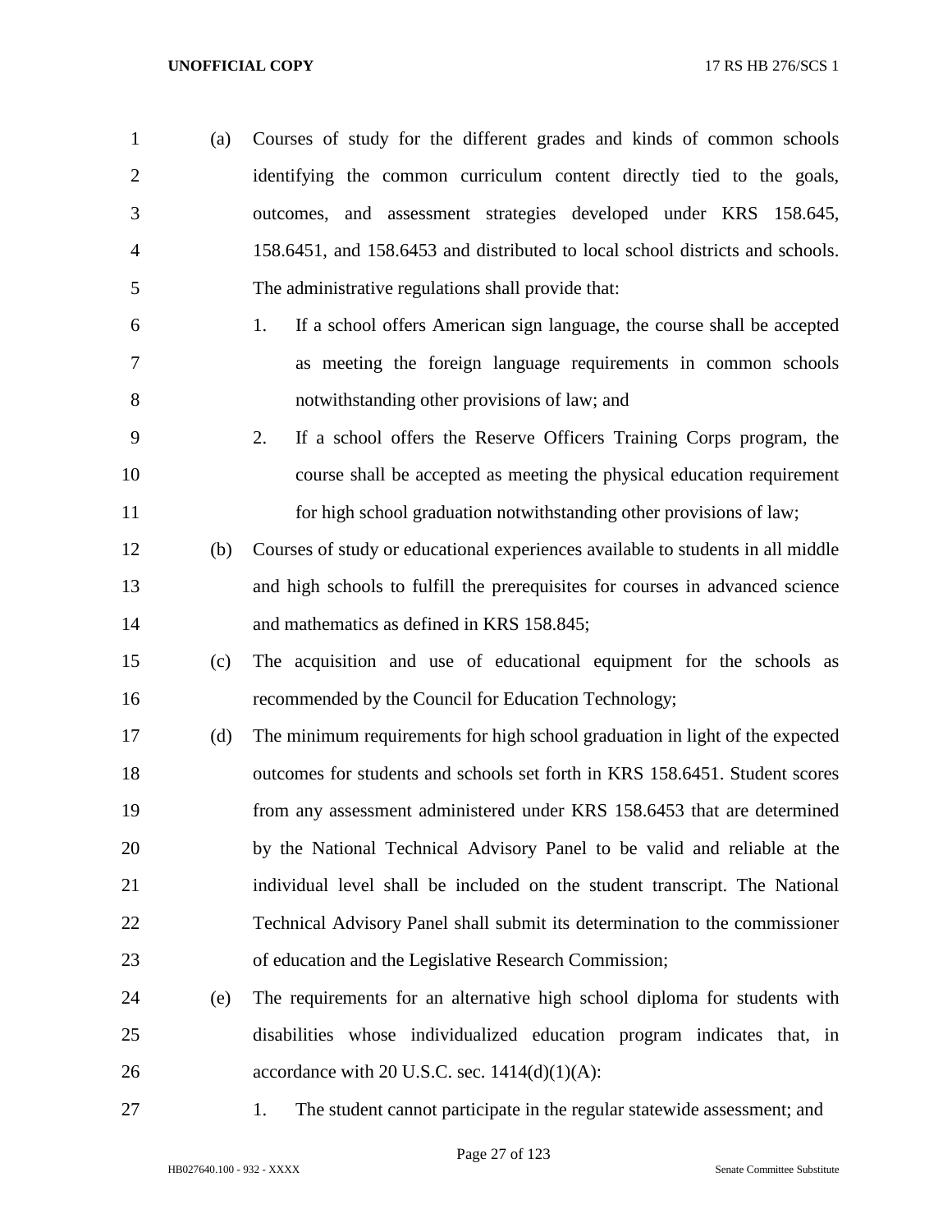(a) Courses of study for the different grades and kinds of common schools identifying the common curriculum content directly tied to the goals, outcomes, and assessment strategies developed under KRS 158.645, 158.6451, and 158.6453 and distributed to local school districts and schools. The administrative regulations shall provide that:

1. If a school offers American sign language, the course shall be accepted as meeting the foreign language requirements in common schools notwithstanding other provisions of law; and

2. If a school offers the Reserve Officers Training Corps program, the course shall be accepted as meeting the physical education requirement for high school graduation notwithstanding other provisions of law;

(b) Courses of study or educational experiences available to students in all middle and high schools to fulfill the prerequisites for courses in advanced science and mathematics as defined in KRS 158.845;

(c) The acquisition and use of educational equipment for the schools as recommended by the Council for Education Technology;

(d) The minimum requirements for high school graduation in light of the expected outcomes for students and schools set forth in KRS 158.6451. Student scores from any assessment administered under KRS 158.6453 that are determined by the National Technical Advisory Panel to be valid and reliable at the individual level shall be included on the student transcript. The National Technical Advisory Panel shall submit its determination to the commissioner of education and the Legislative Research Commission;

(e) The requirements for an alternative high school diploma for students with disabilities whose individualized education program indicates that, in accordance with 20 U.S.C. sec. 1414(d)(1)(A):

1. The student cannot participate in the regular statewide assessment; and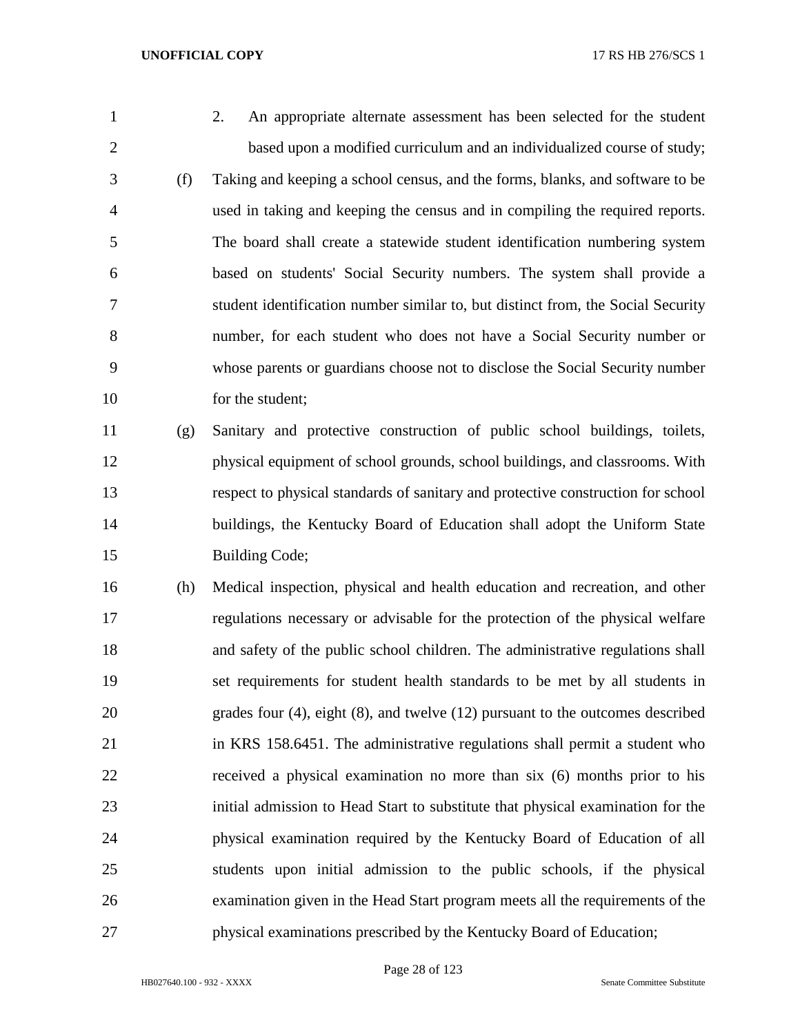2. An appropriate alternate assessment has been selected for the student based upon a modified curriculum and an individualized course of study;

(f) Taking and keeping a school census, and the forms, blanks, and software to be used in taking and keeping the census and in compiling the required reports. The board shall create a statewide student identification numbering system based on students' Social Security numbers. The system shall provide a student identification number similar to, but distinct from, the Social Security number, for each student who does not have a Social Security number or whose parents or guardians choose not to disclose the Social Security number for the student;

(g) Sanitary and protective construction of public school buildings, toilets, physical equipment of school grounds, school buildings, and classrooms. With respect to physical standards of sanitary and protective construction for school buildings, the Kentucky Board of Education shall adopt the Uniform State Building Code;

(h) Medical inspection, physical and health education and recreation, and other regulations necessary or advisable for the protection of the physical welfare and safety of the public school children. The administrative regulations shall set requirements for student health standards to be met by all students in grades four (4), eight (8), and twelve (12) pursuant to the outcomes described in KRS 158.6451. The administrative regulations shall permit a student who received a physical examination no more than six (6) months prior to his initial admission to Head Start to substitute that physical examination for the physical examination required by the Kentucky Board of Education of all students upon initial admission to the public schools, if the physical examination given in the Head Start program meets all the requirements of the physical examinations prescribed by the Kentucky Board of Education;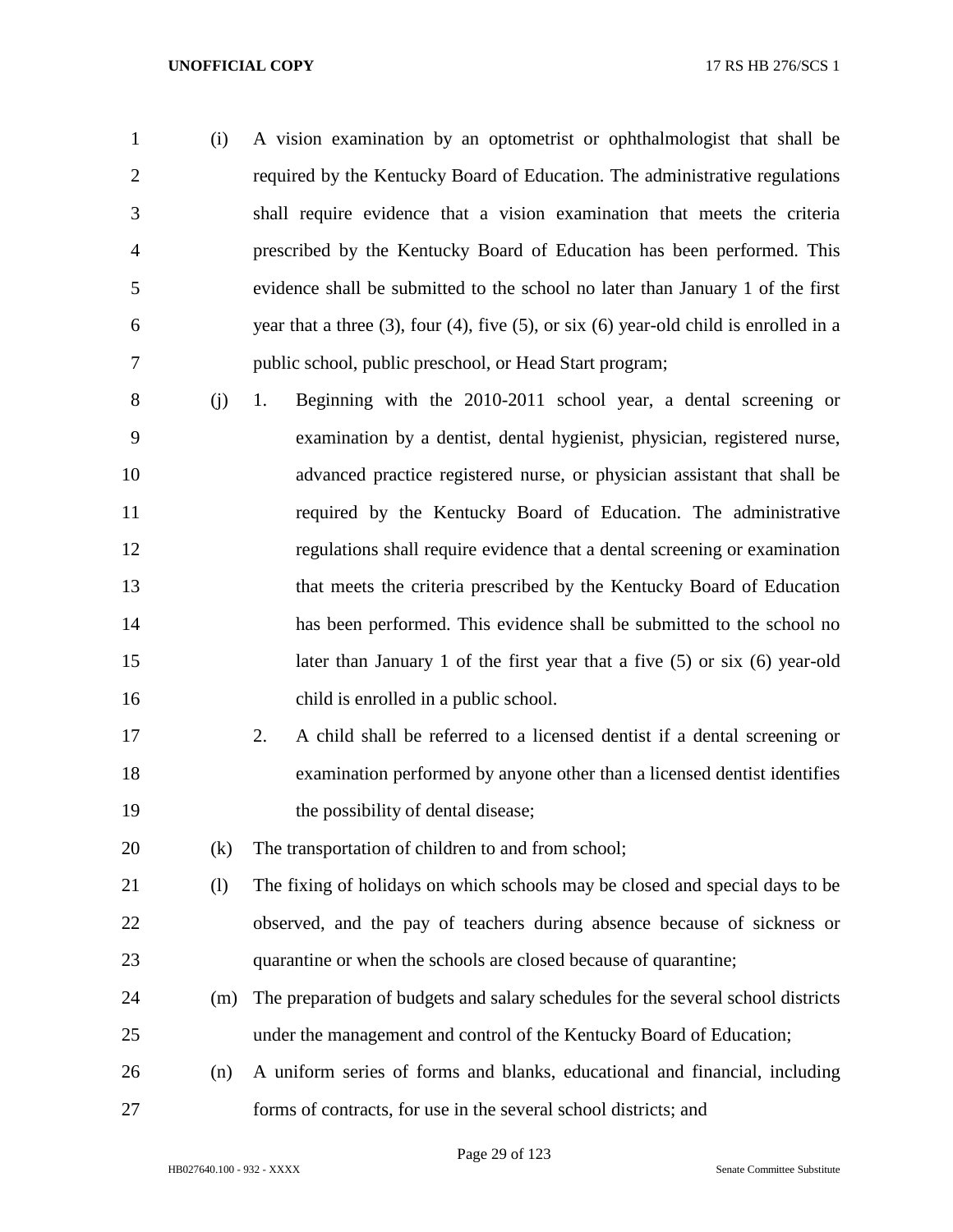(i) A vision examination by an optometrist or ophthalmologist that shall be required by the Kentucky Board of Education. The administrative regulations shall require evidence that a vision examination that meets the criteria prescribed by the Kentucky Board of Education has been performed. This evidence shall be submitted to the school no later than January 1 of the first year that a three (3), four (4), five (5), or six (6) year-old child is enrolled in a public school, public preschool, or Head Start program;

(j) 1. Beginning with the 2010-2011 school year, a dental screening or examination by a dentist, dental hygienist, physician, registered nurse, advanced practice registered nurse, or physician assistant that shall be required by the Kentucky Board of Education. The administrative regulations shall require evidence that a dental screening or examination that meets the criteria prescribed by the Kentucky Board of Education has been performed. This evidence shall be submitted to the school no later than January 1 of the first year that a five (5) or six (6) year-old child is enrolled in a public school.

2. A child shall be referred to a licensed dentist if a dental screening or examination performed by anyone other than a licensed dentist identifies the possibility of dental disease;

(k) The transportation of children to and from school;

(l) The fixing of holidays on which schools may be closed and special days to be observed, and the pay of teachers during absence because of sickness or quarantine or when the schools are closed because of quarantine;

(m) The preparation of budgets and salary schedules for the several school districts under the management and control of the Kentucky Board of Education;

(n) A uniform series of forms and blanks, educational and financial, including forms of contracts, for use in the several school districts; and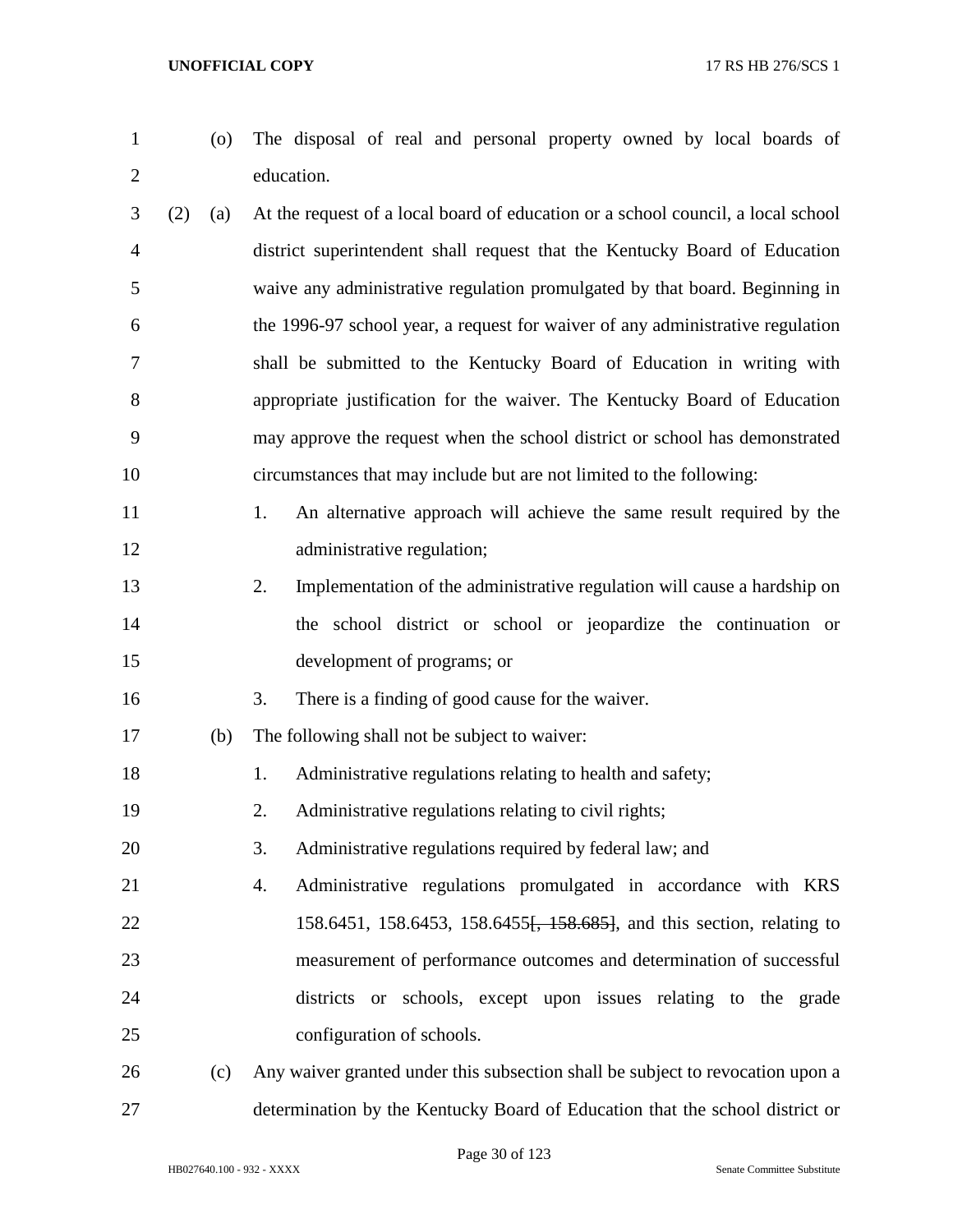(o) The disposal of real and personal property owned by local boards of education.

(2) (a) At the request of a local board of education or a school council, a local school district superintendent shall request that the Kentucky Board of Education waive any administrative regulation promulgated by that board. Beginning in the 1996-97 school year, a request for waiver of any administrative regulation shall be submitted to the Kentucky Board of Education in writing with appropriate justification for the waiver. The Kentucky Board of Education may approve the request when the school district or school has demonstrated circumstances that may include but are not limited to the following:

1. An alternative approach will achieve the same result required by the administrative regulation;
2. Implementation of the administrative regulation will cause a hardship on the school district or school or jeopardize the continuation or development of programs; or
3. There is a finding of good cause for the waiver.

(b) The following shall not be subject to waiver:

1. Administrative regulations relating to health and safety;
2. Administrative regulations relating to civil rights;
3. Administrative regulations required by federal law; and
4. Administrative regulations promulgated in accordance with KRS 158.6451, 158.6453, 158.6455~~[, 158.685]~~, and this section, relating to measurement of performance outcomes and determination of successful districts or schools, except upon issues relating to the grade configuration of schools.

(c) Any waiver granted under this subsection shall be subject to revocation upon a determination by the Kentucky Board of Education that the school district or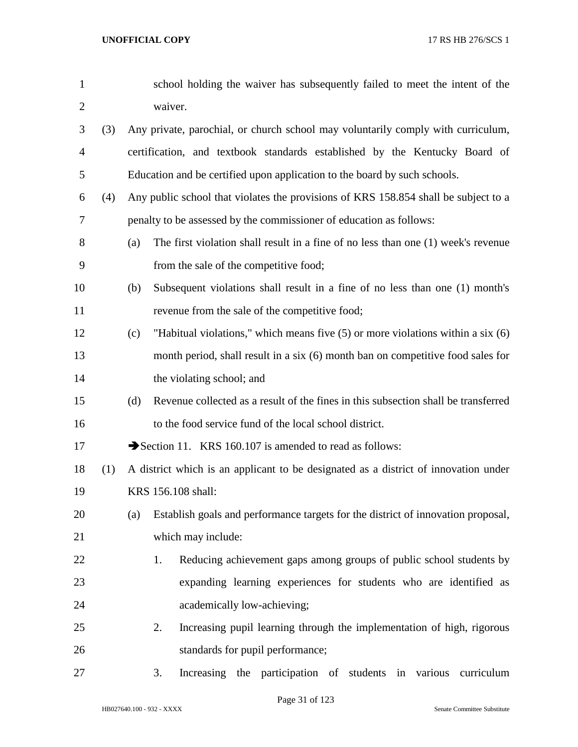school holding the waiver has subsequently failed to meet the intent of the waiver.

(3) Any private, parochial, or church school may voluntarily comply with curriculum, certification, and textbook standards established by the Kentucky Board of Education and be certified upon application to the board by such schools.

(4) Any public school that violates the provisions of KRS 158.854 shall be subject to a penalty to be assessed by the commissioner of education as follows:

(a) The first violation shall result in a fine of no less than one (1) week's revenue from the sale of the competitive food;

(b) Subsequent violations shall result in a fine of no less than one (1) month's revenue from the sale of the competitive food;

(c) "Habitual violations," which means five (5) or more violations within a six (6) month period, shall result in a six (6) month ban on competitive food sales for the violating school; and

(d) Revenue collected as a result of the fines in this subsection shall be transferred to the food service fund of the local school district.

➔Section 11. KRS 160.107 is amended to read as follows:

(1) A district which is an applicant to be designated as a district of innovation under KRS 156.108 shall:

(a) Establish goals and performance targets for the district of innovation proposal, which may include:

1. Reducing achievement gaps among groups of public school students by expanding learning experiences for students who are identified as academically low-achieving;

2. Increasing pupil learning through the implementation of high, rigorous standards for pupil performance;

3. Increasing the participation of students in various curriculum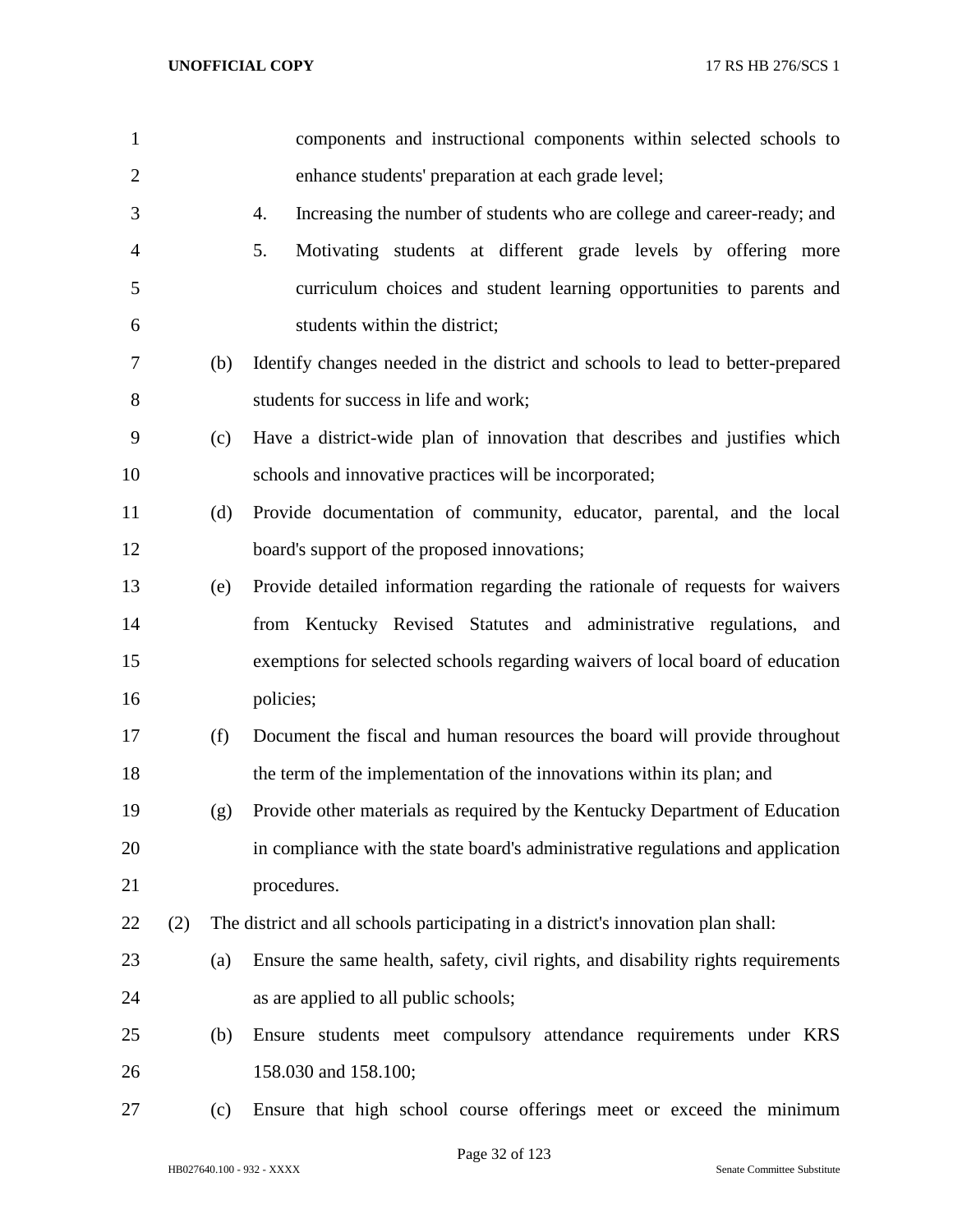components and instructional components within selected schools to enhance students' preparation at each grade level;

4. Increasing the number of students who are college and career-ready; and

5. Motivating students at different grade levels by offering more curriculum choices and student learning opportunities to parents and students within the district;

(b) Identify changes needed in the district and schools to lead to better-prepared students for success in life and work;

(c) Have a district-wide plan of innovation that describes and justifies which schools and innovative practices will be incorporated;

(d) Provide documentation of community, educator, parental, and the local board's support of the proposed innovations;

(e) Provide detailed information regarding the rationale of requests for waivers from Kentucky Revised Statutes and administrative regulations, and exemptions for selected schools regarding waivers of local board of education policies;

(f) Document the fiscal and human resources the board will provide throughout the term of the implementation of the innovations within its plan; and

(g) Provide other materials as required by the Kentucky Department of Education in compliance with the state board's administrative regulations and application procedures.

(2) The district and all schools participating in a district's innovation plan shall:

(a) Ensure the same health, safety, civil rights, and disability rights requirements as are applied to all public schools;

(b) Ensure students meet compulsory attendance requirements under KRS 158.030 and 158.100;

(c) Ensure that high school course offerings meet or exceed the minimum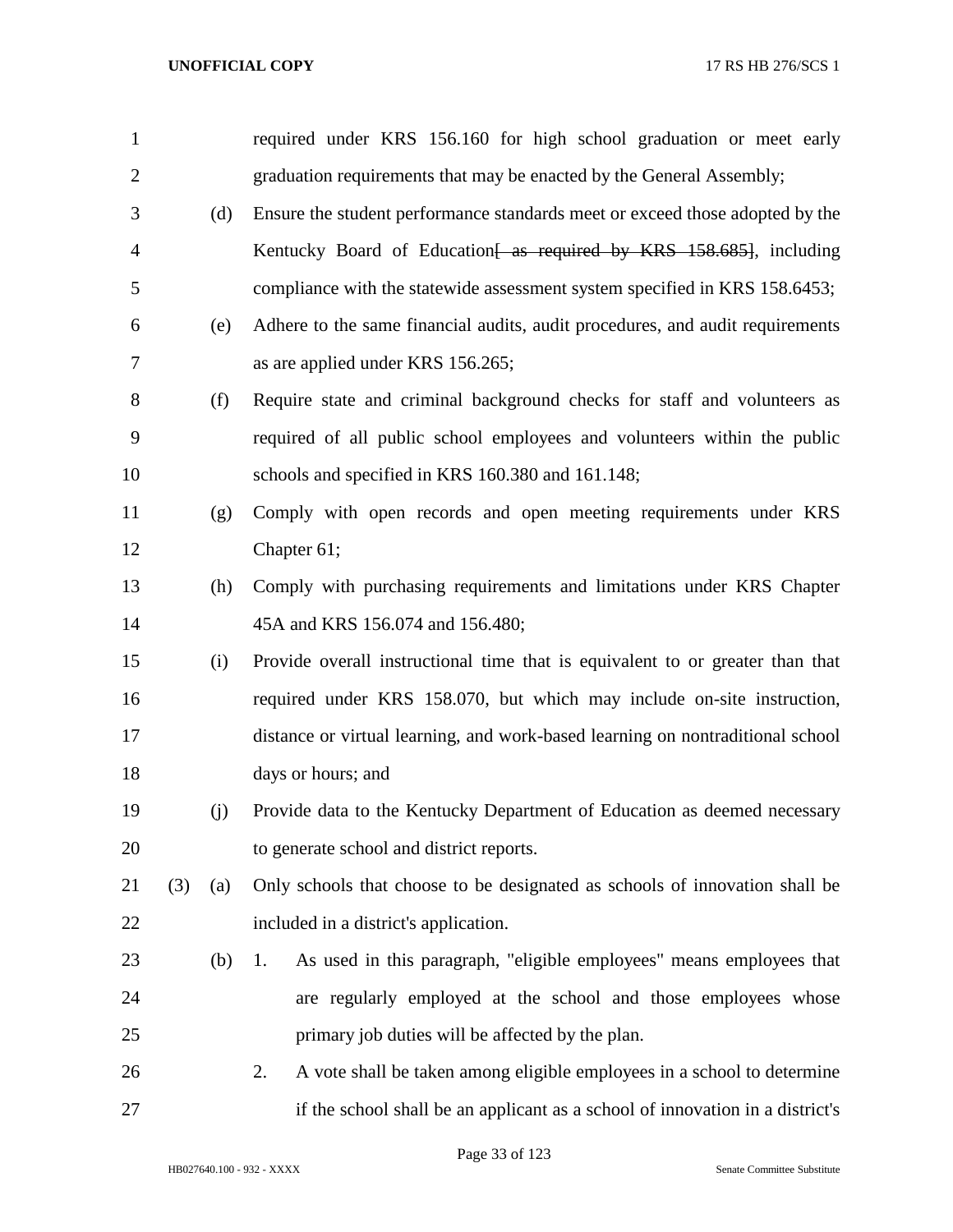required under KRS 156.160 for high school graduation or meet early graduation requirements that may be enacted by the General Assembly;

(d) Ensure the student performance standards meet or exceed those adopted by the Kentucky Board of Education~~[ as required by KRS 158.685]~~, including compliance with the statewide assessment system specified in KRS 158.6453;

(e) Adhere to the same financial audits, audit procedures, and audit requirements as are applied under KRS 156.265;

(f) Require state and criminal background checks for staff and volunteers as required of all public school employees and volunteers within the public schools and specified in KRS 160.380 and 161.148;

(g) Comply with open records and open meeting requirements under KRS Chapter 61;

(h) Comply with purchasing requirements and limitations under KRS Chapter 45A and KRS 156.074 and 156.480;

(i) Provide overall instructional time that is equivalent to or greater than that required under KRS 158.070, but which may include on-site instruction, distance or virtual learning, and work-based learning on nontraditional school days or hours; and

(j) Provide data to the Kentucky Department of Education as deemed necessary to generate school and district reports.

(3) (a) Only schools that choose to be designated as schools of innovation shall be included in a district's application.

(b) 1. As used in this paragraph, "eligible employees" means employees that are regularly employed at the school and those employees whose primary job duties will be affected by the plan.

2. A vote shall be taken among eligible employees in a school to determine if the school shall be an applicant as a school of innovation in a district's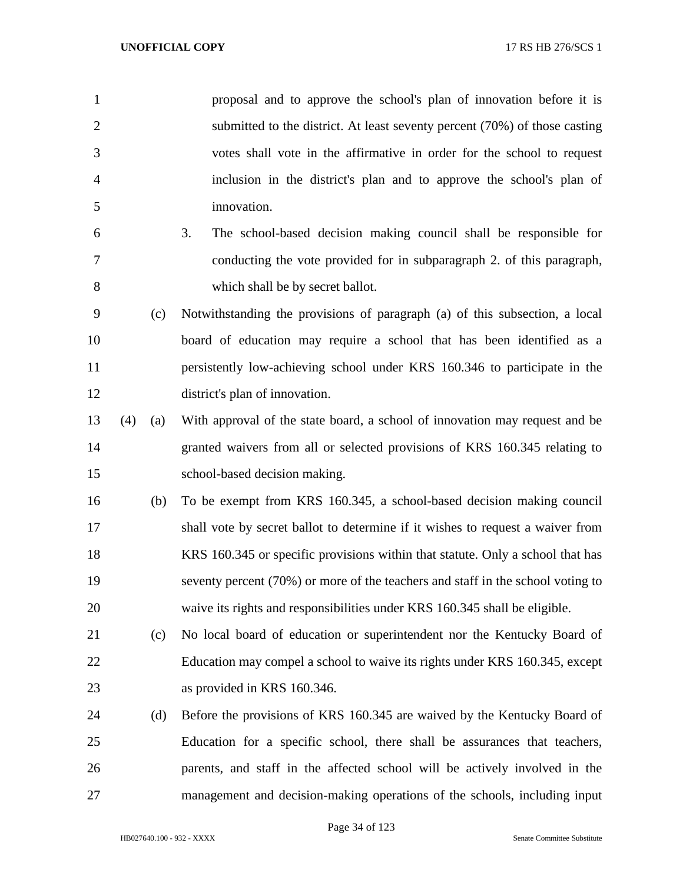proposal and to approve the school's plan of innovation before it is submitted to the district. At least seventy percent (70%) of those casting votes shall vote in the affirmative in order for the school to request inclusion in the district's plan and to approve the school's plan of innovation.

3. The school-based decision making council shall be responsible for conducting the vote provided for in subparagraph 2. of this paragraph, which shall be by secret ballot.

(c) Notwithstanding the provisions of paragraph (a) of this subsection, a local board of education may require a school that has been identified as a persistently low-achieving school under KRS 160.346 to participate in the district's plan of innovation.

(4) (a) With approval of the state board, a school of innovation may request and be granted waivers from all or selected provisions of KRS 160.345 relating to school-based decision making.

(b) To be exempt from KRS 160.345, a school-based decision making council shall vote by secret ballot to determine if it wishes to request a waiver from KRS 160.345 or specific provisions within that statute. Only a school that has seventy percent (70%) or more of the teachers and staff in the school voting to waive its rights and responsibilities under KRS 160.345 shall be eligible.

(c) No local board of education or superintendent nor the Kentucky Board of Education may compel a school to waive its rights under KRS 160.345, except as provided in KRS 160.346.

(d) Before the provisions of KRS 160.345 are waived by the Kentucky Board of Education for a specific school, there shall be assurances that teachers, parents, and staff in the affected school will be actively involved in the management and decision-making operations of the schools, including input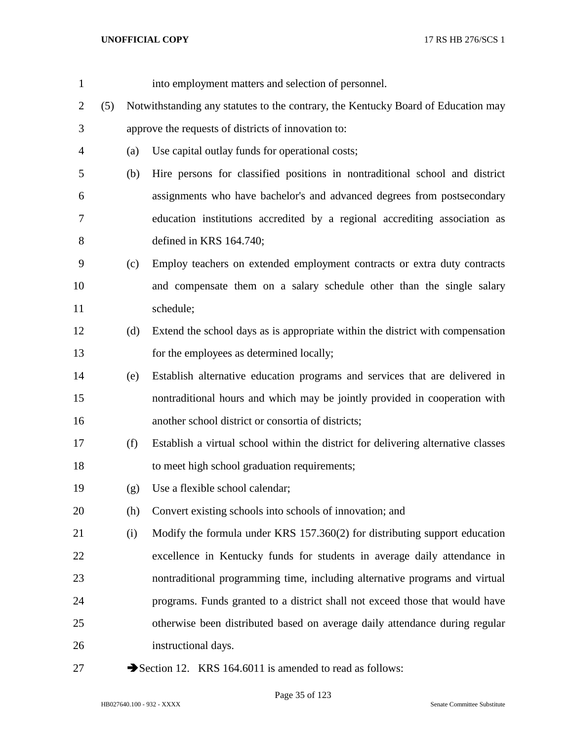into employment matters and selection of personnel.

(5) Notwithstanding any statutes to the contrary, the Kentucky Board of Education may approve the requests of districts of innovation to:

(a) Use capital outlay funds for operational costs;

(b) Hire persons for classified positions in nontraditional school and district assignments who have bachelor's and advanced degrees from postsecondary education institutions accredited by a regional accrediting association as defined in KRS 164.740;

(c) Employ teachers on extended employment contracts or extra duty contracts and compensate them on a salary schedule other than the single salary schedule;

(d) Extend the school days as is appropriate within the district with compensation for the employees as determined locally;

(e) Establish alternative education programs and services that are delivered in nontraditional hours and which may be jointly provided in cooperation with another school district or consortia of districts;

(f) Establish a virtual school within the district for delivering alternative classes to meet high school graduation requirements;

(g) Use a flexible school calendar;

(h) Convert existing schools into schools of innovation; and

(i) Modify the formula under KRS 157.360(2) for distributing support education excellence in Kentucky funds for students in average daily attendance in nontraditional programming time, including alternative programs and virtual programs. Funds granted to a district shall not exceed those that would have otherwise been distributed based on average daily attendance during regular instructional days.

➔Section 12. KRS 164.6011 is amended to read as follows: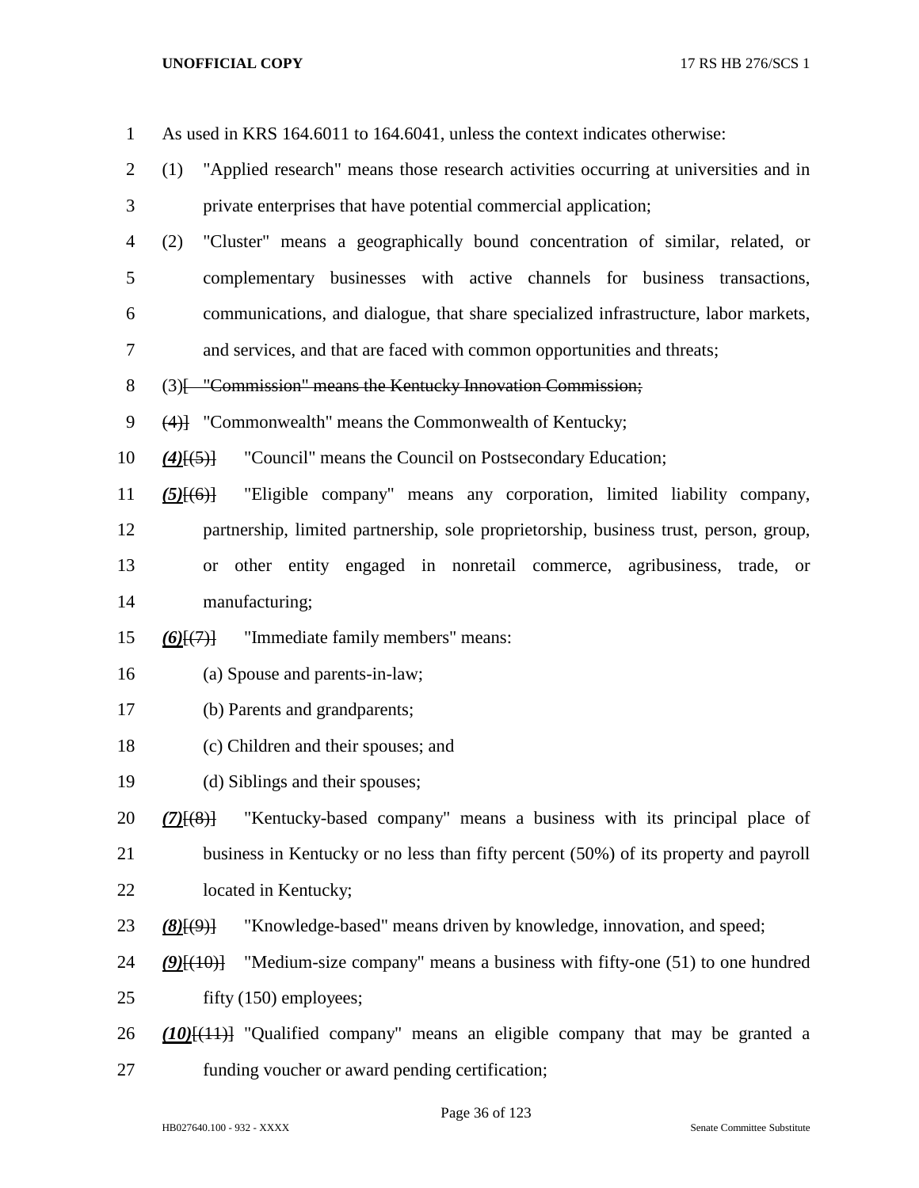As used in KRS 164.6011 to 164.6041, unless the context indicates otherwise:

(1) "Applied research" means those research activities occurring at universities and in private enterprises that have potential commercial application;

(2) "Cluster" means a geographically bound concentration of similar, related, or complementary businesses with active channels for business transactions, communications, and dialogue, that share specialized infrastructure, labor markets, and services, and that are faced with common opportunities and threats;

(3)[ ~~"Commission" means the Kentucky Innovation Commission;~~

~~(4)~~] "Commonwealth" means the Commonwealth of Kentucky;

***(4)***[~~(5)~~] "Council" means the Council on Postsecondary Education;

***(5)***[~~(6)~~] "Eligible company" means any corporation, limited liability company, partnership, limited partnership, sole proprietorship, business trust, person, group, or other entity engaged in nonretail commerce, agribusiness, trade, or manufacturing;

***(6)***[~~(7)~~] "Immediate family members" means:

(a) Spouse and parents-in-law;

(b) Parents and grandparents;

(c) Children and their spouses; and

(d) Siblings and their spouses;

***(7)***[~~(8)~~] "Kentucky-based company" means a business with its principal place of business in Kentucky or no less than fifty percent (50%) of its property and payroll located in Kentucky;

***(8)***[~~(9)~~] "Knowledge-based" means driven by knowledge, innovation, and speed;

***(9)***[~~(10)~~] "Medium-size company" means a business with fifty-one (51) to one hundred fifty (150) employees;

***(10)***[~~(11)~~] "Qualified company" means an eligible company that may be granted a funding voucher or award pending certification;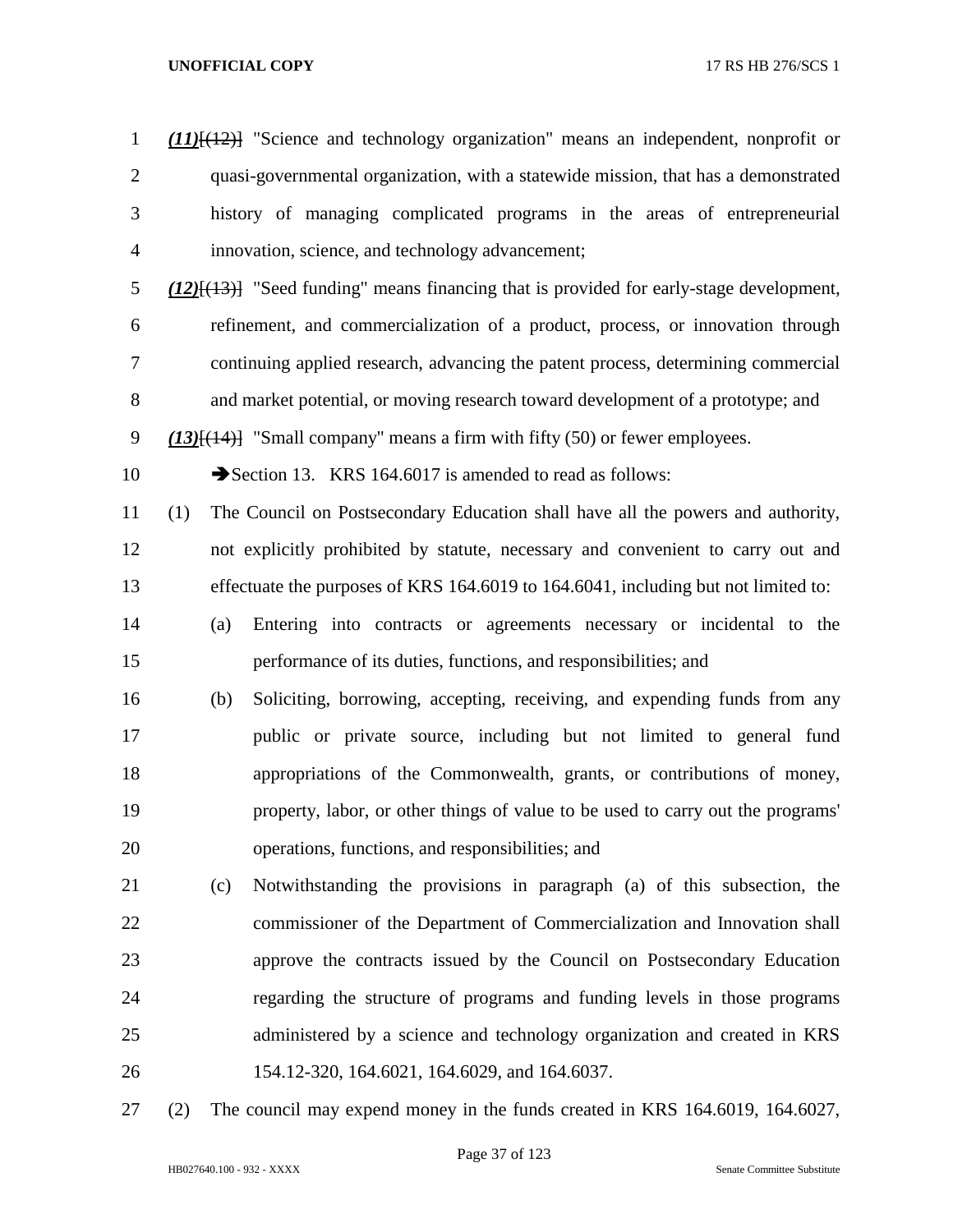*(11)*[(12)] "Science and technology organization" means an independent, nonprofit or quasi-governmental organization, with a statewide mission, that has a demonstrated history of managing complicated programs in the areas of entrepreneurial innovation, science, and technology advancement;

*(12)*[(13)] "Seed funding" means financing that is provided for early-stage development, refinement, and commercialization of a product, process, or innovation through continuing applied research, advancing the patent process, determining commercial and market potential, or moving research toward development of a prototype; and

*(13)*[(14)] "Small company" means a firm with fifty (50) or fewer employees.

➔Section 13. KRS 164.6017 is amended to read as follows:

(1) The Council on Postsecondary Education shall have all the powers and authority, not explicitly prohibited by statute, necessary and convenient to carry out and effectuate the purposes of KRS 164.6019 to 164.6041, including but not limited to:

(a) Entering into contracts or agreements necessary or incidental to the performance of its duties, functions, and responsibilities; and

(b) Soliciting, borrowing, accepting, receiving, and expending funds from any public or private source, including but not limited to general fund appropriations of the Commonwealth, grants, or contributions of money, property, labor, or other things of value to be used to carry out the programs' operations, functions, and responsibilities; and

(c) Notwithstanding the provisions in paragraph (a) of this subsection, the commissioner of the Department of Commercialization and Innovation shall approve the contracts issued by the Council on Postsecondary Education regarding the structure of programs and funding levels in those programs administered by a science and technology organization and created in KRS 154.12-320, 164.6021, 164.6029, and 164.6037.

(2) The council may expend money in the funds created in KRS 164.6019, 164.6027,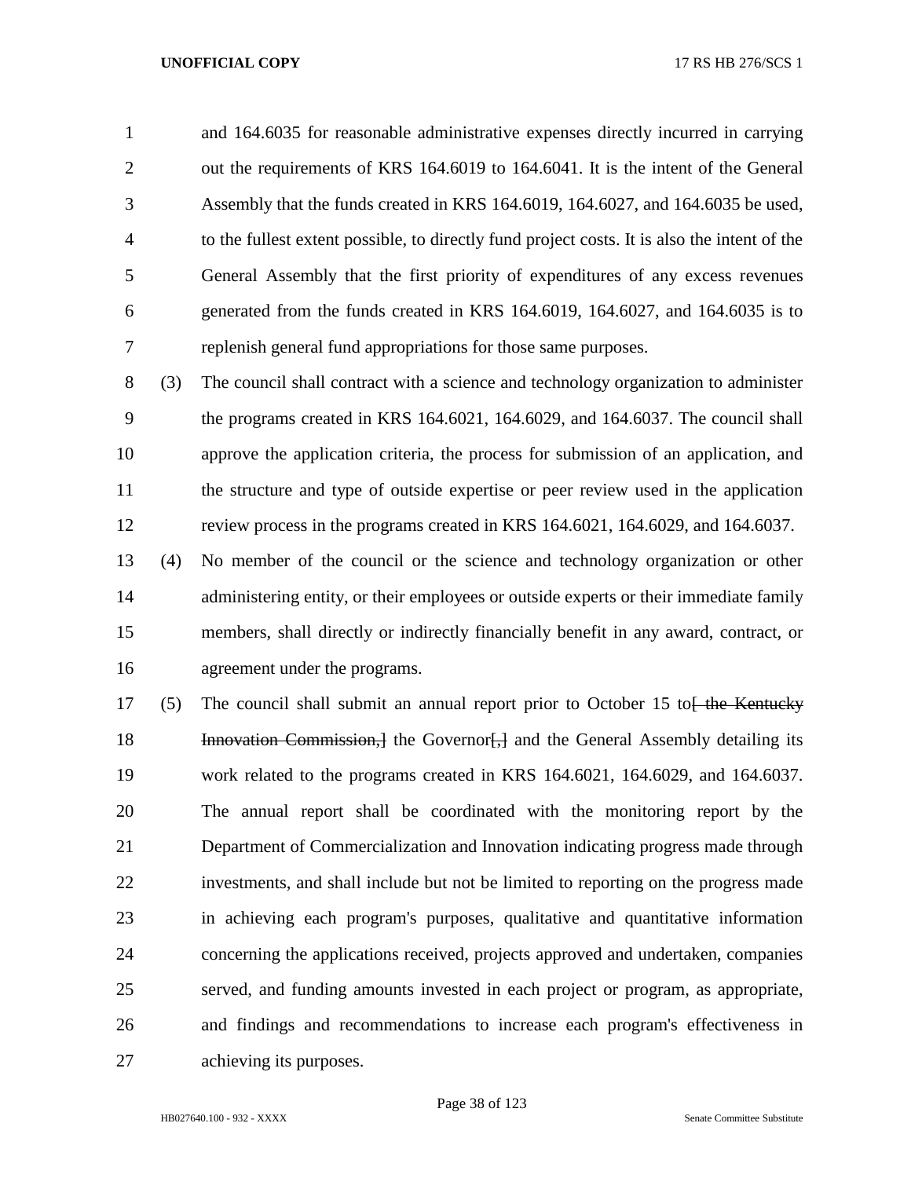and 164.6035 for reasonable administrative expenses directly incurred in carrying out the requirements of KRS 164.6019 to 164.6041. It is the intent of the General Assembly that the funds created in KRS 164.6019, 164.6027, and 164.6035 be used, to the fullest extent possible, to directly fund project costs. It is also the intent of the General Assembly that the first priority of expenditures of any excess revenues generated from the funds created in KRS 164.6019, 164.6027, and 164.6035 is to replenish general fund appropriations for those same purposes.

(3) The council shall contract with a science and technology organization to administer the programs created in KRS 164.6021, 164.6029, and 164.6037. The council shall approve the application criteria, the process for submission of an application, and the structure and type of outside expertise or peer review used in the application review process in the programs created in KRS 164.6021, 164.6029, and 164.6037.

(4) No member of the council or the science and technology organization or other administering entity, or their employees or outside experts or their immediate family members, shall directly or indirectly financially benefit in any award, contract, or agreement under the programs.

(5) The council shall submit an annual report prior to October 15 to~~[ the Kentucky Innovation Commission,]~~ the Governor~~[,]~~ and the General Assembly detailing its work related to the programs created in KRS 164.6021, 164.6029, and 164.6037. The annual report shall be coordinated with the monitoring report by the Department of Commercialization and Innovation indicating progress made through investments, and shall include but not be limited to reporting on the progress made in achieving each program's purposes, qualitative and quantitative information concerning the applications received, projects approved and undertaken, companies served, and funding amounts invested in each project or program, as appropriate, and findings and recommendations to increase each program's effectiveness in achieving its purposes.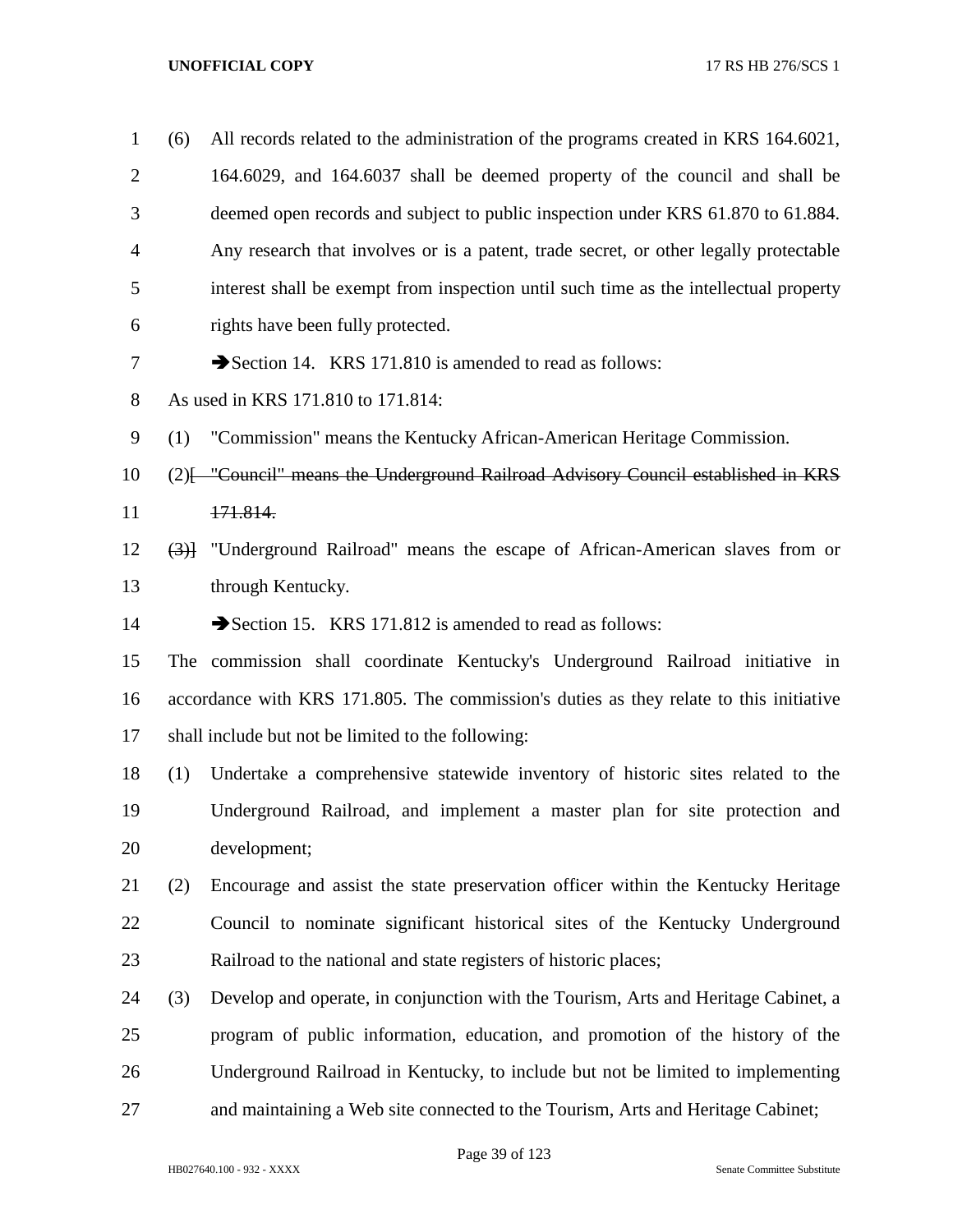(6) All records related to the administration of the programs created in KRS 164.6021, 164.6029, and 164.6037 shall be deemed property of the council and shall be deemed open records and subject to public inspection under KRS 61.870 to 61.884. Any research that involves or is a patent, trade secret, or other legally protectable interest shall be exempt from inspection until such time as the intellectual property rights have been fully protected.

➔Section 14. KRS 171.810 is amended to read as follows:

As used in KRS 171.810 to 171.814:

(1) "Commission" means the Kentucky African-American Heritage Commission.

(2)[ ~~"Council" means the Underground Railroad Advisory Council established in KRS 171.814.~~

~~(3)~~] "Underground Railroad" means the escape of African-American slaves from or through Kentucky.

➔Section 15. KRS 171.812 is amended to read as follows:

The commission shall coordinate Kentucky's Underground Railroad initiative in accordance with KRS 171.805. The commission's duties as they relate to this initiative shall include but not be limited to the following:

(1) Undertake a comprehensive statewide inventory of historic sites related to the Underground Railroad, and implement a master plan for site protection and development;

(2) Encourage and assist the state preservation officer within the Kentucky Heritage Council to nominate significant historical sites of the Kentucky Underground Railroad to the national and state registers of historic places;

(3) Develop and operate, in conjunction with the Tourism, Arts and Heritage Cabinet, a program of public information, education, and promotion of the history of the Underground Railroad in Kentucky, to include but not be limited to implementing and maintaining a Web site connected to the Tourism, Arts and Heritage Cabinet;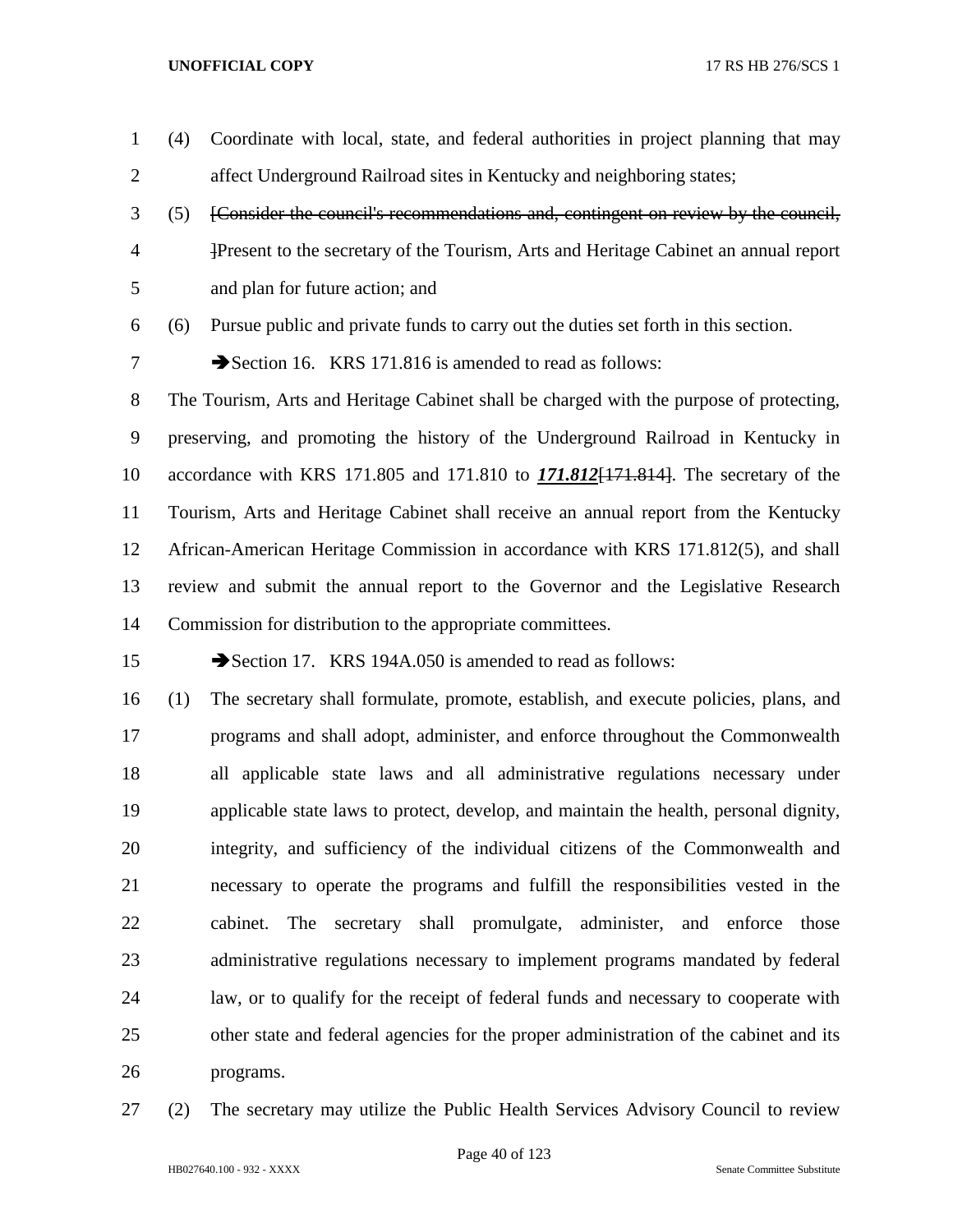(4) Coordinate with local, state, and federal authorities in project planning that may affect Underground Railroad sites in Kentucky and neighboring states;

(5) ~~[Consider the council's recommendations and, contingent on review by the council, ]~~Present to the secretary of the Tourism, Arts and Heritage Cabinet an annual report and plan for future action; and

(6) Pursue public and private funds to carry out the duties set forth in this section.

➔Section 16. KRS 171.816 is amended to read as follows:

The Tourism, Arts and Heritage Cabinet shall be charged with the purpose of protecting, preserving, and promoting the history of the Underground Railroad in Kentucky in accordance with KRS 171.805 and 171.810 to ***171.812***~~[171.814]~~. The secretary of the Tourism, Arts and Heritage Cabinet shall receive an annual report from the Kentucky African-American Heritage Commission in accordance with KRS 171.812(5), and shall review and submit the annual report to the Governor and the Legislative Research Commission for distribution to the appropriate committees.

➔Section 17. KRS 194A.050 is amended to read as follows:

(1) The secretary shall formulate, promote, establish, and execute policies, plans, and programs and shall adopt, administer, and enforce throughout the Commonwealth all applicable state laws and all administrative regulations necessary under applicable state laws to protect, develop, and maintain the health, personal dignity, integrity, and sufficiency of the individual citizens of the Commonwealth and necessary to operate the programs and fulfill the responsibilities vested in the cabinet. The secretary shall promulgate, administer, and enforce those administrative regulations necessary to implement programs mandated by federal law, or to qualify for the receipt of federal funds and necessary to cooperate with other state and federal agencies for the proper administration of the cabinet and its programs.

(2) The secretary may utilize the Public Health Services Advisory Council to review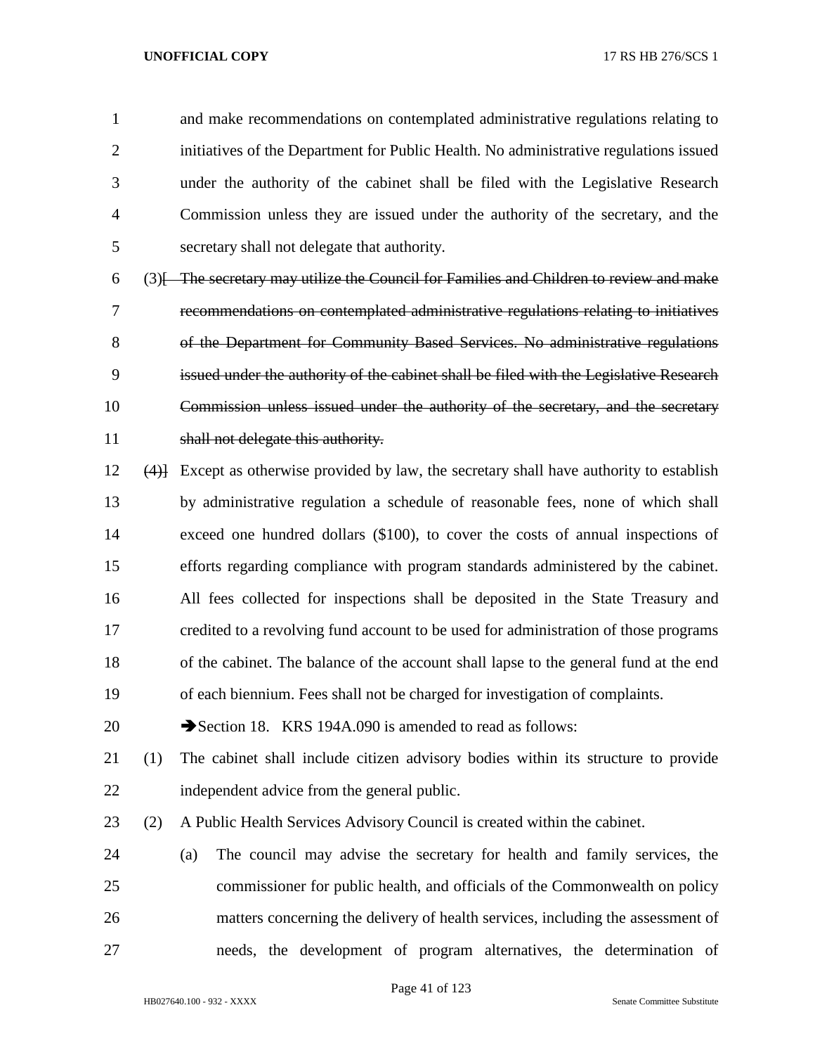and make recommendations on contemplated administrative regulations relating to initiatives of the Department for Public Health. No administrative regulations issued under the authority of the cabinet shall be filed with the Legislative Research Commission unless they are issued under the authority of the secretary, and the secretary shall not delegate that authority.

(3)~~[ The secretary may utilize the Council for Families and Children to review and make recommendations on contemplated administrative regulations relating to initiatives of the Department for Community Based Services. No administrative regulations issued under the authority of the cabinet shall be filed with the Legislative Research Commission unless issued under the authority of the secretary, and the secretary shall not delegate this authority.~~

~~(4)]~~ Except as otherwise provided by law, the secretary shall have authority to establish by administrative regulation a schedule of reasonable fees, none of which shall exceed one hundred dollars ($100), to cover the costs of annual inspections of efforts regarding compliance with program standards administered by the cabinet. All fees collected for inspections shall be deposited in the State Treasury and credited to a revolving fund account to be used for administration of those programs of the cabinet. The balance of the account shall lapse to the general fund at the end of each biennium. Fees shall not be charged for investigation of complaints.

➔Section 18. KRS 194A.090 is amended to read as follows:

(1) The cabinet shall include citizen advisory bodies within its structure to provide independent advice from the general public.

(2) A Public Health Services Advisory Council is created within the cabinet.

(a) The council may advise the secretary for health and family services, the commissioner for public health, and officials of the Commonwealth on policy matters concerning the delivery of health services, including the assessment of needs, the development of program alternatives, the determination of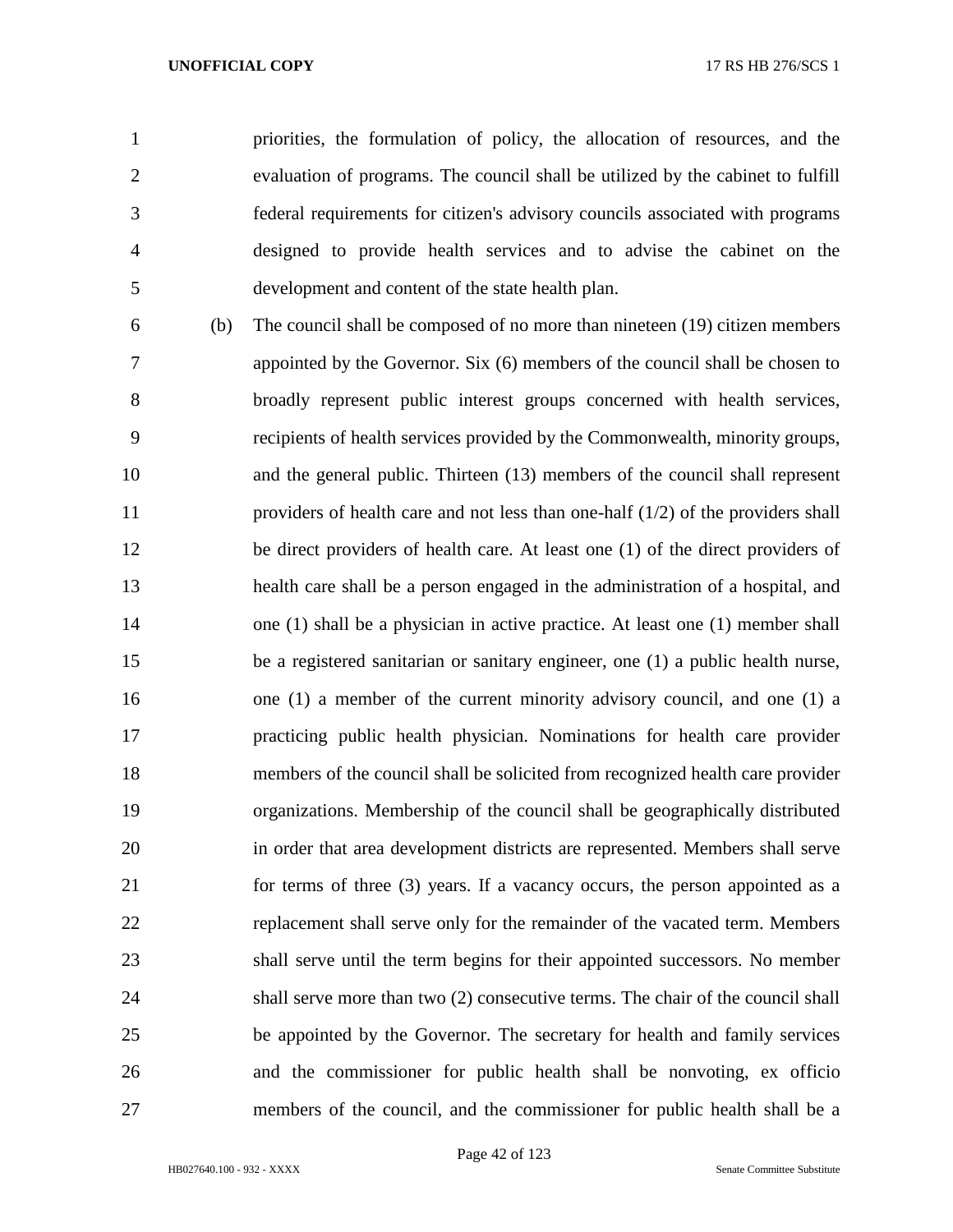priorities, the formulation of policy, the allocation of resources, and the evaluation of programs. The council shall be utilized by the cabinet to fulfill federal requirements for citizen's advisory councils associated with programs designed to provide health services and to advise the cabinet on the development and content of the state health plan.

(b) The council shall be composed of no more than nineteen (19) citizen members appointed by the Governor. Six (6) members of the council shall be chosen to broadly represent public interest groups concerned with health services, recipients of health services provided by the Commonwealth, minority groups, and the general public. Thirteen (13) members of the council shall represent providers of health care and not less than one-half (1/2) of the providers shall be direct providers of health care. At least one (1) of the direct providers of health care shall be a person engaged in the administration of a hospital, and one (1) shall be a physician in active practice. At least one (1) member shall be a registered sanitarian or sanitary engineer, one (1) a public health nurse, one (1) a member of the current minority advisory council, and one (1) a practicing public health physician. Nominations for health care provider members of the council shall be solicited from recognized health care provider organizations. Membership of the council shall be geographically distributed in order that area development districts are represented. Members shall serve for terms of three (3) years. If a vacancy occurs, the person appointed as a replacement shall serve only for the remainder of the vacated term. Members shall serve until the term begins for their appointed successors. No member shall serve more than two (2) consecutive terms. The chair of the council shall be appointed by the Governor. The secretary for health and family services and the commissioner for public health shall be nonvoting, ex officio members of the council, and the commissioner for public health shall be a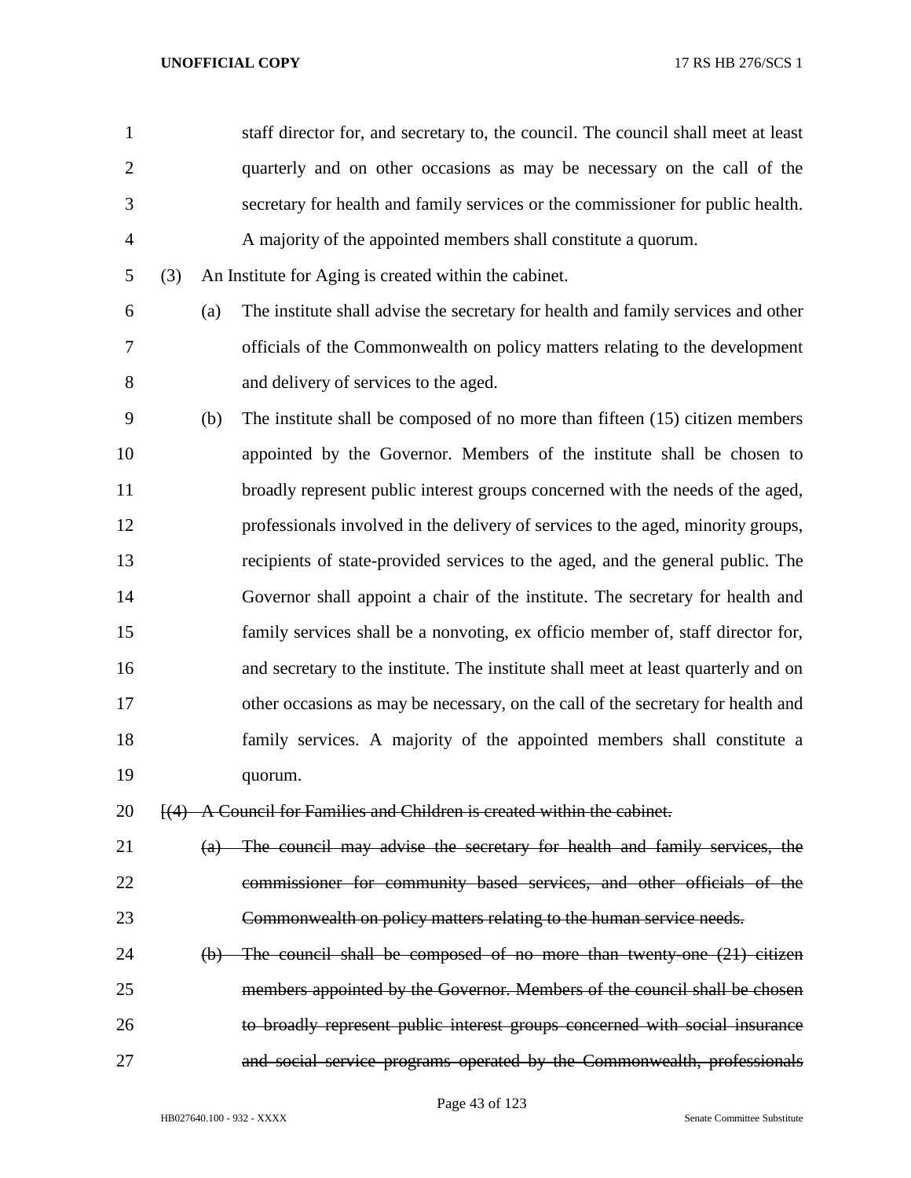staff director for, and secretary to, the council. The council shall meet at least quarterly and on other occasions as may be necessary on the call of the secretary for health and family services or the commissioner for public health. A majority of the appointed members shall constitute a quorum.

(3) An Institute for Aging is created within the cabinet.

(a) The institute shall advise the secretary for health and family services and other officials of the Commonwealth on policy matters relating to the development and delivery of services to the aged.

(b) The institute shall be composed of no more than fifteen (15) citizen members appointed by the Governor. Members of the institute shall be chosen to broadly represent public interest groups concerned with the needs of the aged, professionals involved in the delivery of services to the aged, minority groups, recipients of state-provided services to the aged, and the general public. The Governor shall appoint a chair of the institute. The secretary for health and family services shall be a nonvoting, ex officio member of, staff director for, and secretary to the institute. The institute shall meet at least quarterly and on other occasions as may be necessary, on the call of the secretary for health and family services. A majority of the appointed members shall constitute a quorum.

[~~(4) A Council for Families and Children is created within the cabinet.~~

~~(a) The council may advise the secretary for health and family services, the commissioner for community based services, and other officials of the Commonwealth on policy matters relating to the human service needs.~~

~~(b) The council shall be composed of no more than twenty-one (21) citizen members appointed by the Governor. Members of the council shall be chosen to broadly represent public interest groups concerned with social insurance and social service programs operated by the Commonwealth, professionals~~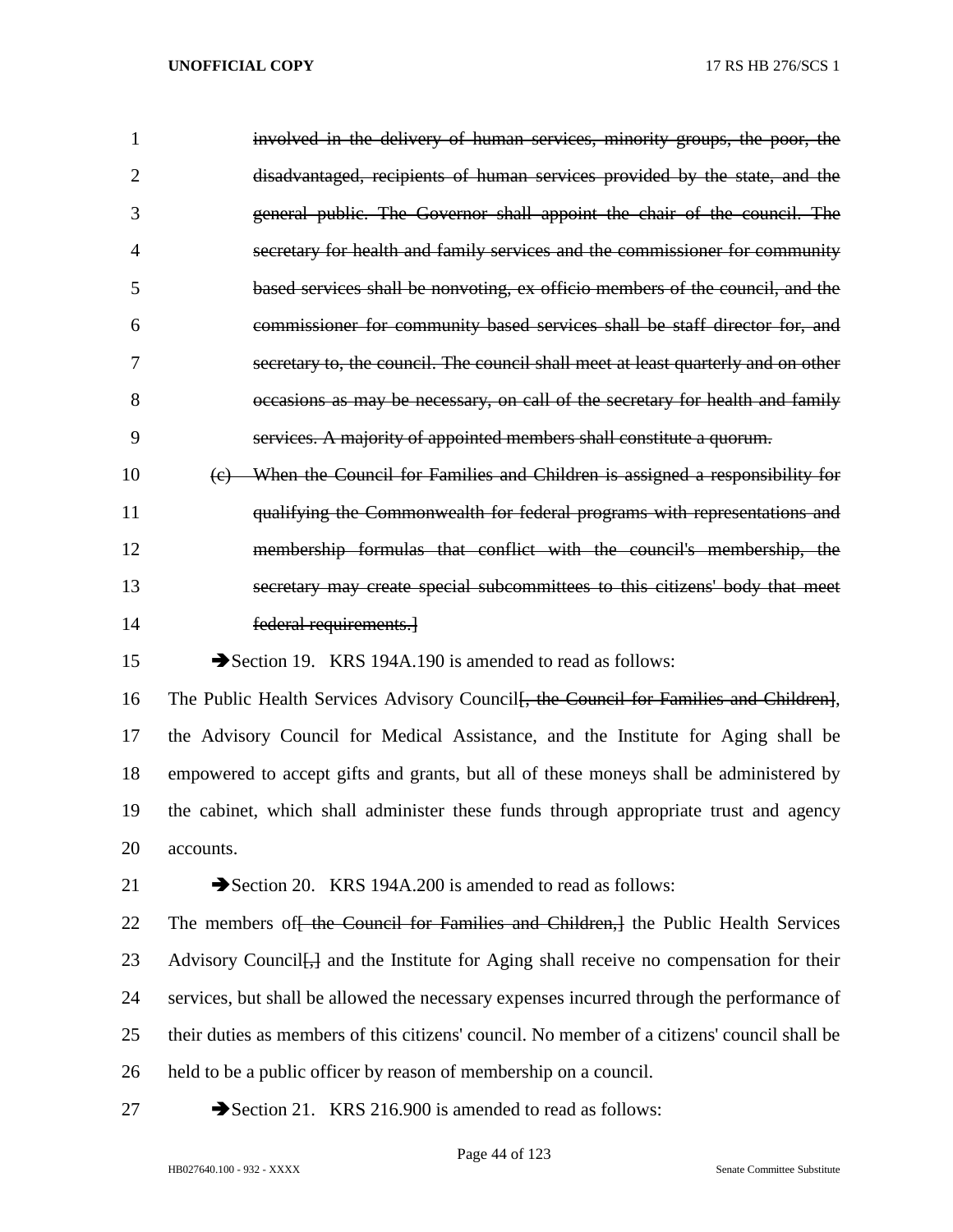~~involved in the delivery of human services, minority groups, the poor, the disadvantaged, recipients of human services provided by the state, and the general public. The Governor shall appoint the chair of the council. The secretary for health and family services and the commissioner for community based services shall be nonvoting, ex officio members of the council, and the commissioner for community based services shall be staff director for, and secretary to, the council. The council shall meet at least quarterly and on other occasions as may be necessary, on call of the secretary for health and family services. A majority of appointed members shall constitute a quorum.~~

~~(c) When the Council for Families and Children is assigned a responsibility for qualifying the Commonwealth for federal programs with representations and membership formulas that conflict with the council's membership, the secretary may create special subcommittees to this citizens' body that meet federal requirements.~~]

➔Section 19. KRS 194A.190 is amended to read as follows:

The Public Health Services Advisory Council[~~, the Council for Families and Children~~], the Advisory Council for Medical Assistance, and the Institute for Aging shall be empowered to accept gifts and grants, but all of these moneys shall be administered by the cabinet, which shall administer these funds through appropriate trust and agency accounts.

➔Section 20. KRS 194A.200 is amended to read as follows:

The members of[~~ the Council for Families and Children,~~] the Public Health Services Advisory Council[~~,~~] and the Institute for Aging shall receive no compensation for their services, but shall be allowed the necessary expenses incurred through the performance of their duties as members of this citizens' council. No member of a citizens' council shall be held to be a public officer by reason of membership on a council.

➔Section 21. KRS 216.900 is amended to read as follows: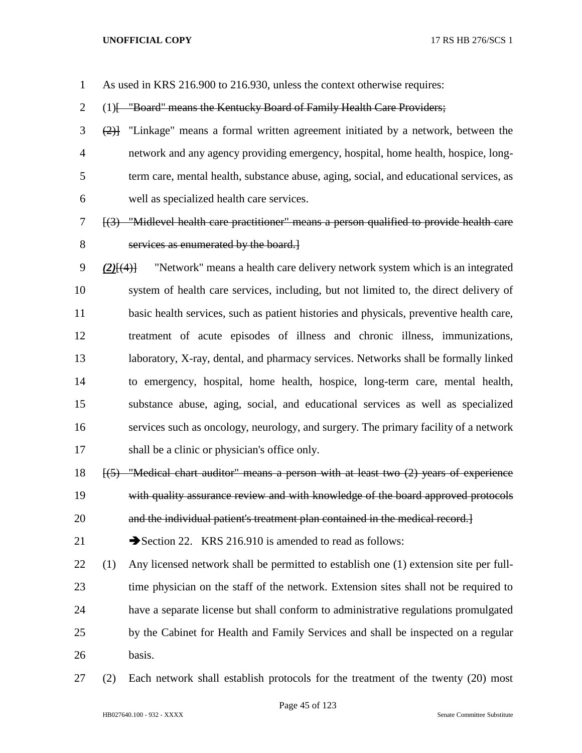As used in KRS 216.900 to 216.930, unless the context otherwise requires:

(1)~~[ "Board" means the Kentucky Board of Family Health Care Providers;~~

~~(2)]~~ "Linkage" means a formal written agreement initiated by a network, between the network and any agency providing emergency, hospital, home health, hospice, long-term care, mental health, substance abuse, aging, social, and educational services, as well as specialized health care services.

~~[(3) "Midlevel health care practitioner" means a person qualified to provide health care services as enumerated by the board.]~~

***(2)***~~[(4)]~~ "Network" means a health care delivery network system which is an integrated system of health care services, including, but not limited to, the direct delivery of basic health services, such as patient histories and physicals, preventive health care, treatment of acute episodes of illness and chronic illness, immunizations, laboratory, X-ray, dental, and pharmacy services. Networks shall be formally linked to emergency, hospital, home health, hospice, long-term care, mental health, substance abuse, aging, social, and educational services as well as specialized services such as oncology, neurology, and surgery. The primary facility of a network shall be a clinic or physician's office only.

~~[(5) "Medical chart auditor" means a person with at least two (2) years of experience with quality assurance review and with knowledge of the board approved protocols and the individual patient's treatment plan contained in the medical record.]~~

➔Section 22. KRS 216.910 is amended to read as follows:

(1) Any licensed network shall be permitted to establish one (1) extension site per full-time physician on the staff of the network. Extension sites shall not be required to have a separate license but shall conform to administrative regulations promulgated by the Cabinet for Health and Family Services and shall be inspected on a regular basis.

(2) Each network shall establish protocols for the treatment of the twenty (20) most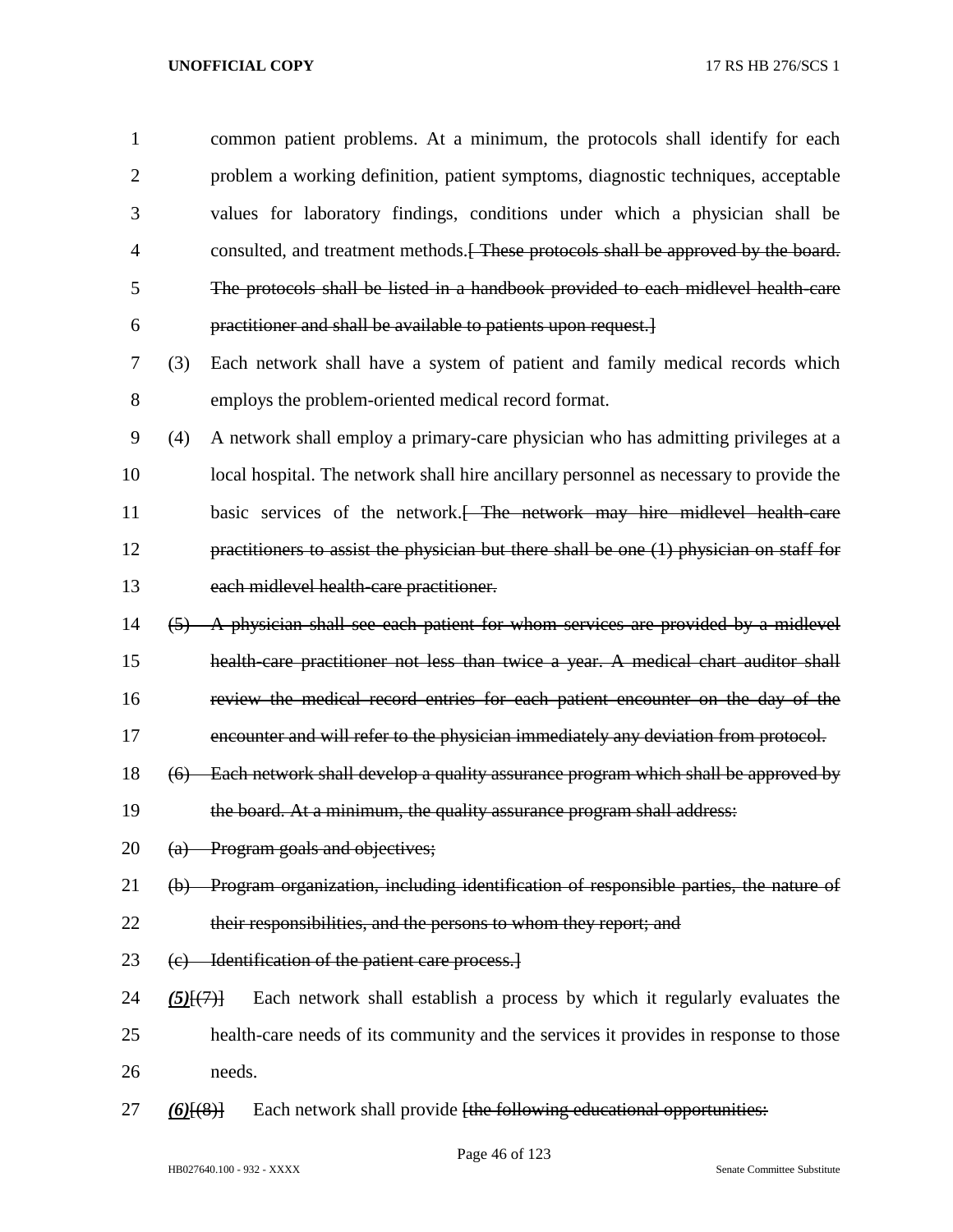common patient problems. At a minimum, the protocols shall identify for each problem a working definition, patient symptoms, diagnostic techniques, acceptable values for laboratory findings, conditions under which a physician shall be consulted, and treatment methods.~~[ These protocols shall be approved by the board. The protocols shall be listed in a handbook provided to each midlevel health-care practitioner and shall be available to patients upon request.]~~

(3) Each network shall have a system of patient and family medical records which employs the problem-oriented medical record format.

(4) A network shall employ a primary-care physician who has admitting privileges at a local hospital. The network shall hire ancillary personnel as necessary to provide the basic services of the network.~~[ The network may hire midlevel health-care practitioners to assist the physician but there shall be one (1) physician on staff for each midlevel health-care practitioner.~~

~~(5) A physician shall see each patient for whom services are provided by a midlevel health-care practitioner not less than twice a year. A medical chart auditor shall review the medical record entries for each patient encounter on the day of the encounter and will refer to the physician immediately any deviation from protocol.~~

~~(6) Each network shall develop a quality assurance program which shall be approved by the board. At a minimum, the quality assurance program shall address:~~

~~(a) Program goals and objectives;~~

~~(b) Program organization, including identification of responsible parties, the nature of their responsibilities, and the persons to whom they report; and~~

~~(c) Identification of the patient care process.]~~

***(5)***~~[(7)]~~ Each network shall establish a process by which it regularly evaluates the health-care needs of its community and the services it provides in response to those needs.

***(6)***~~[(8)]~~ Each network shall provide ~~[the following educational opportunities:~~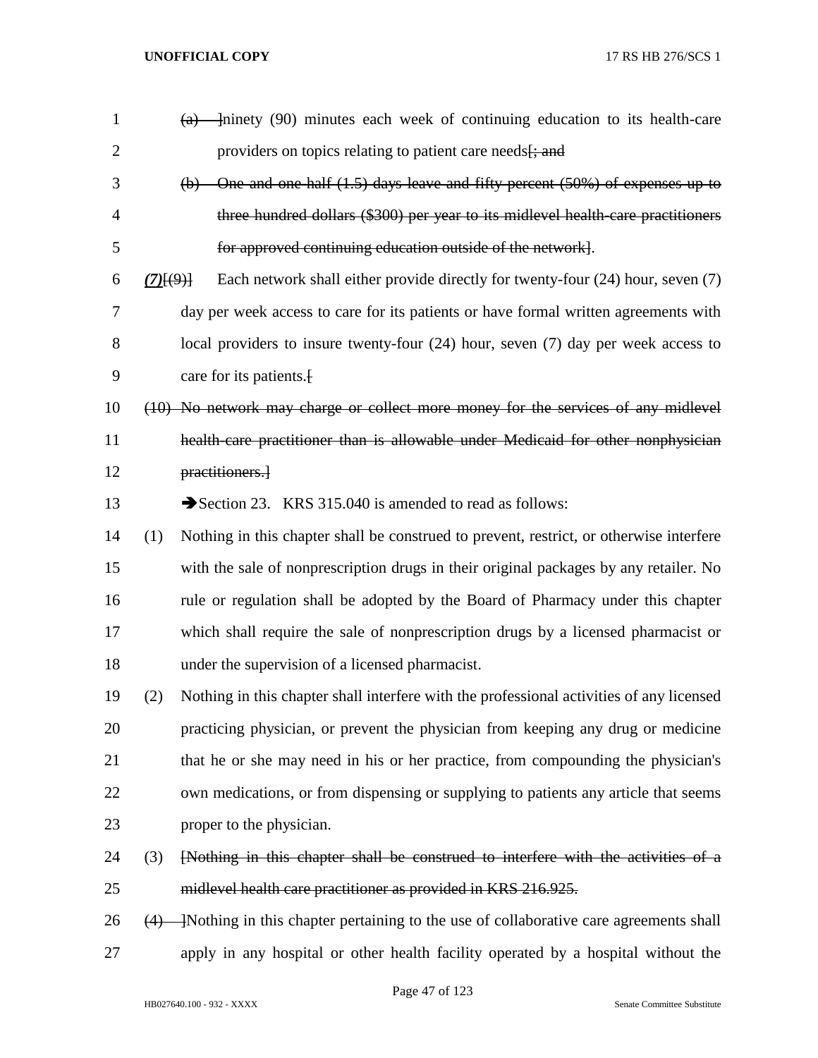(a) ]ninety (90) minutes each week of continuing education to its health-care providers on topics relating to patient care needs[; and

(b) One and one half (1.5) days leave and fifty percent (50%) of expenses up to three hundred dollars ($300) per year to its midlevel health-care practitioners for approved continuing education outside of the network].

*(7)*[(9)] Each network shall either provide directly for twenty-four (24) hour, seven (7) day per week access to care for its patients or have formal written agreements with local providers to insure twenty-four (24) hour, seven (7) day per week access to care for its patients.[

(10) No network may charge or collect more money for the services of any midlevel health-care practitioner than is allowable under Medicaid for other nonphysician practitioners.]

➔Section 23. KRS 315.040 is amended to read as follows:

(1) Nothing in this chapter shall be construed to prevent, restrict, or otherwise interfere with the sale of nonprescription drugs in their original packages by any retailer. No rule or regulation shall be adopted by the Board of Pharmacy under this chapter which shall require the sale of nonprescription drugs by a licensed pharmacist or under the supervision of a licensed pharmacist.

(2) Nothing in this chapter shall interfere with the professional activities of any licensed practicing physician, or prevent the physician from keeping any drug or medicine that he or she may need in his or her practice, from compounding the physician's own medications, or from dispensing or supplying to patients any article that seems proper to the physician.

(3) [Nothing in this chapter shall be construed to interfere with the activities of a midlevel health care practitioner as provided in KRS 216.925.

(4) ]Nothing in this chapter pertaining to the use of collaborative care agreements shall apply in any hospital or other health facility operated by a hospital without the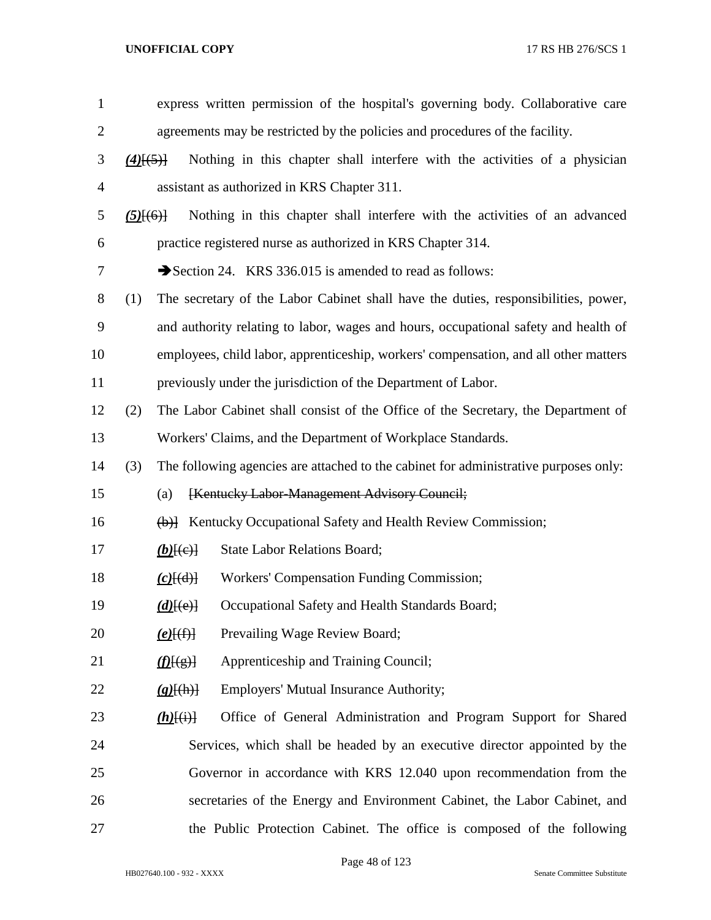express written permission of the hospital's governing body. Collaborative care agreements may be restricted by the policies and procedures of the facility.

*(4)*[(5)] Nothing in this chapter shall interfere with the activities of a physician assistant as authorized in KRS Chapter 311.

*(5)*[(6)] Nothing in this chapter shall interfere with the activities of an advanced practice registered nurse as authorized in KRS Chapter 314.

➔Section 24. KRS 336.015 is amended to read as follows:

(1) The secretary of the Labor Cabinet shall have the duties, responsibilities, power, and authority relating to labor, wages and hours, occupational safety and health of employees, child labor, apprenticeship, workers' compensation, and all other matters previously under the jurisdiction of the Department of Labor.

(2) The Labor Cabinet shall consist of the Office of the Secretary, the Department of Workers' Claims, and the Department of Workplace Standards.

(3) The following agencies are attached to the cabinet for administrative purposes only:

(a) [~~Kentucky Labor-Management Advisory Council;~~

~~(b)~~] Kentucky Occupational Safety and Health Review Commission;

*(b)*[(c)] State Labor Relations Board;

*(c)*[(d)] Workers' Compensation Funding Commission;

*(d)*[(e)] Occupational Safety and Health Standards Board;

*(e)*[(f)] Prevailing Wage Review Board;

*(f)*[(g)] Apprenticeship and Training Council;

*(g)*[(h)] Employers' Mutual Insurance Authority;

*(h)*[(i)] Office of General Administration and Program Support for Shared Services, which shall be headed by an executive director appointed by the Governor in accordance with KRS 12.040 upon recommendation from the secretaries of the Energy and Environment Cabinet, the Labor Cabinet, and the Public Protection Cabinet. The office is composed of the following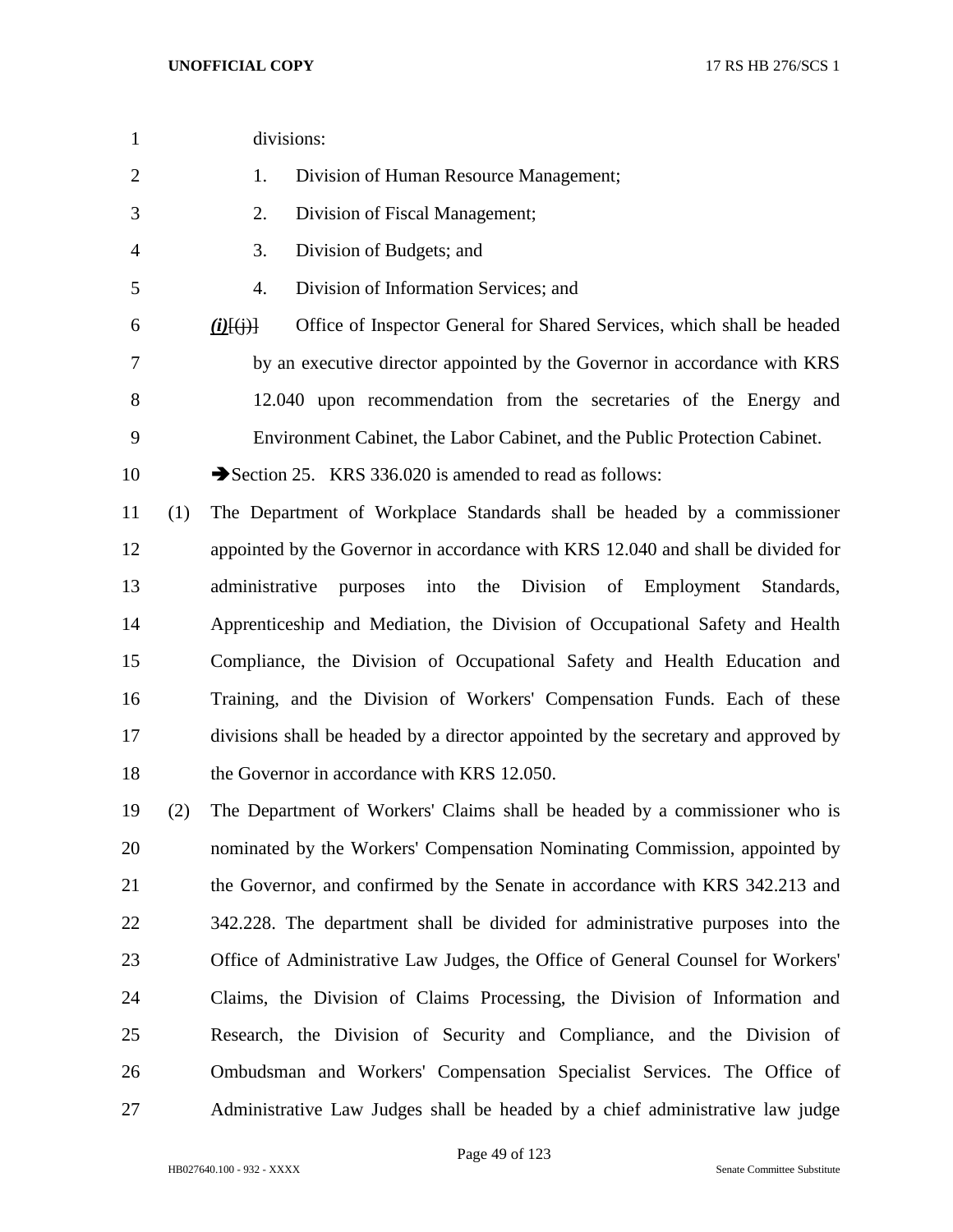divisions:

1. Division of Human Resource Management;
2. Division of Fiscal Management;
3. Division of Budgets; and
4. Division of Information Services; and

***(i)***[(j)] Office of Inspector General for Shared Services, which shall be headed by an executive director appointed by the Governor in accordance with KRS 12.040 upon recommendation from the secretaries of the Energy and Environment Cabinet, the Labor Cabinet, and the Public Protection Cabinet.

➔Section 25. KRS 336.020 is amended to read as follows:

(1) The Department of Workplace Standards shall be headed by a commissioner appointed by the Governor in accordance with KRS 12.040 and shall be divided for administrative purposes into the Division of Employment Standards, Apprenticeship and Mediation, the Division of Occupational Safety and Health Compliance, the Division of Occupational Safety and Health Education and Training, and the Division of Workers' Compensation Funds. Each of these divisions shall be headed by a director appointed by the secretary and approved by the Governor in accordance with KRS 12.050.

(2) The Department of Workers' Claims shall be headed by a commissioner who is nominated by the Workers' Compensation Nominating Commission, appointed by the Governor, and confirmed by the Senate in accordance with KRS 342.213 and 342.228. The department shall be divided for administrative purposes into the Office of Administrative Law Judges, the Office of General Counsel for Workers' Claims, the Division of Claims Processing, the Division of Information and Research, the Division of Security and Compliance, and the Division of Ombudsman and Workers' Compensation Specialist Services. The Office of Administrative Law Judges shall be headed by a chief administrative law judge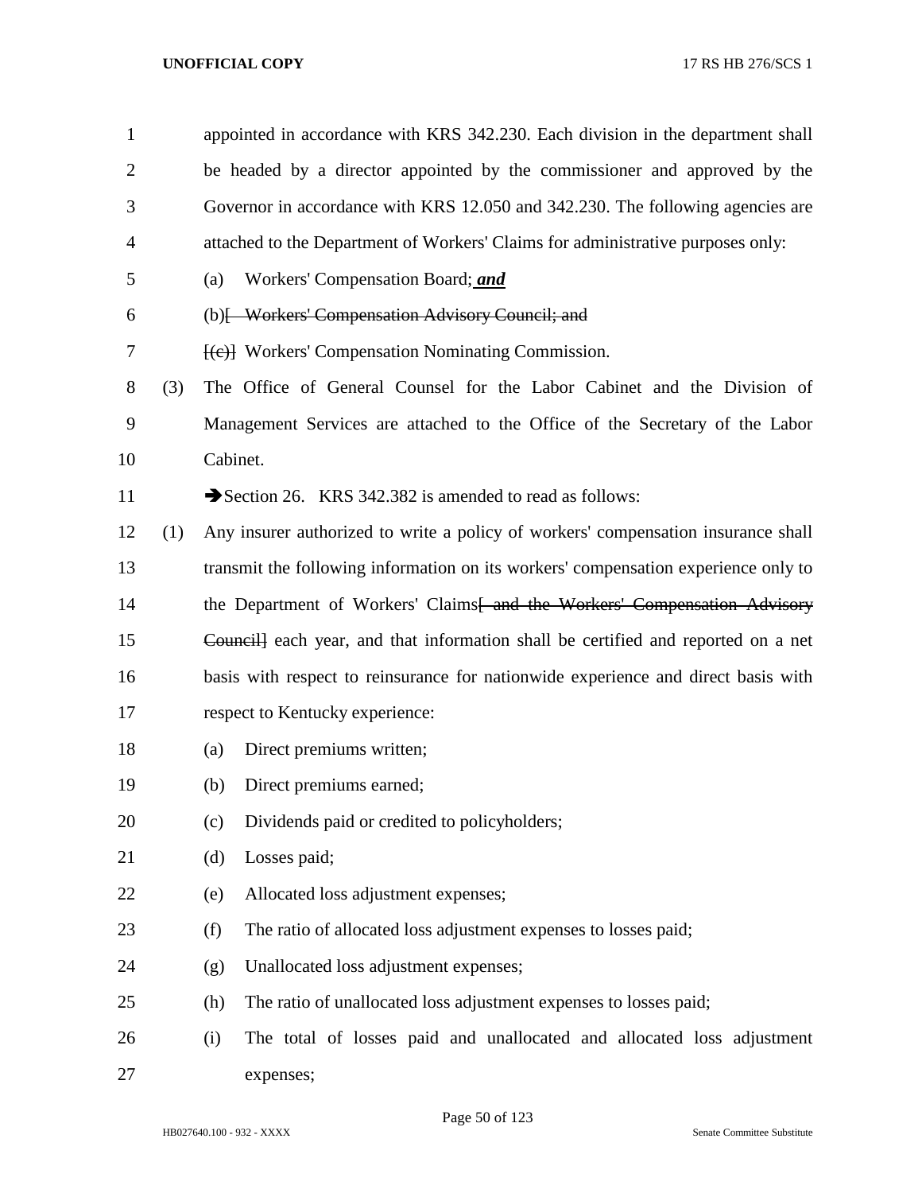appointed in accordance with KRS 342.230. Each division in the department shall be headed by a director appointed by the commissioner and approved by the Governor in accordance with KRS 12.050 and 342.230. The following agencies are attached to the Department of Workers' Claims for administrative purposes only:

(a) Workers' Compensation Board; ***and***

(b)~~[ Workers' Compensation Advisory Council; and~~

~~[(c)]~~ Workers' Compensation Nominating Commission.

(3) The Office of General Counsel for the Labor Cabinet and the Division of Management Services are attached to the Office of the Secretary of the Labor Cabinet.

➔Section 26. KRS 342.382 is amended to read as follows:

(1) Any insurer authorized to write a policy of workers' compensation insurance shall transmit the following information on its workers' compensation experience only to the Department of Workers' Claims~~[ and the Workers' Compensation Advisory Council]~~ each year, and that information shall be certified and reported on a net basis with respect to reinsurance for nationwide experience and direct basis with respect to Kentucky experience:

(a) Direct premiums written;

(b) Direct premiums earned;

(c) Dividends paid or credited to policyholders;

(d) Losses paid;

(e) Allocated loss adjustment expenses;

(f) The ratio of allocated loss adjustment expenses to losses paid;

(g) Unallocated loss adjustment expenses;

(h) The ratio of unallocated loss adjustment expenses to losses paid;

(i) The total of losses paid and unallocated and allocated loss adjustment expenses;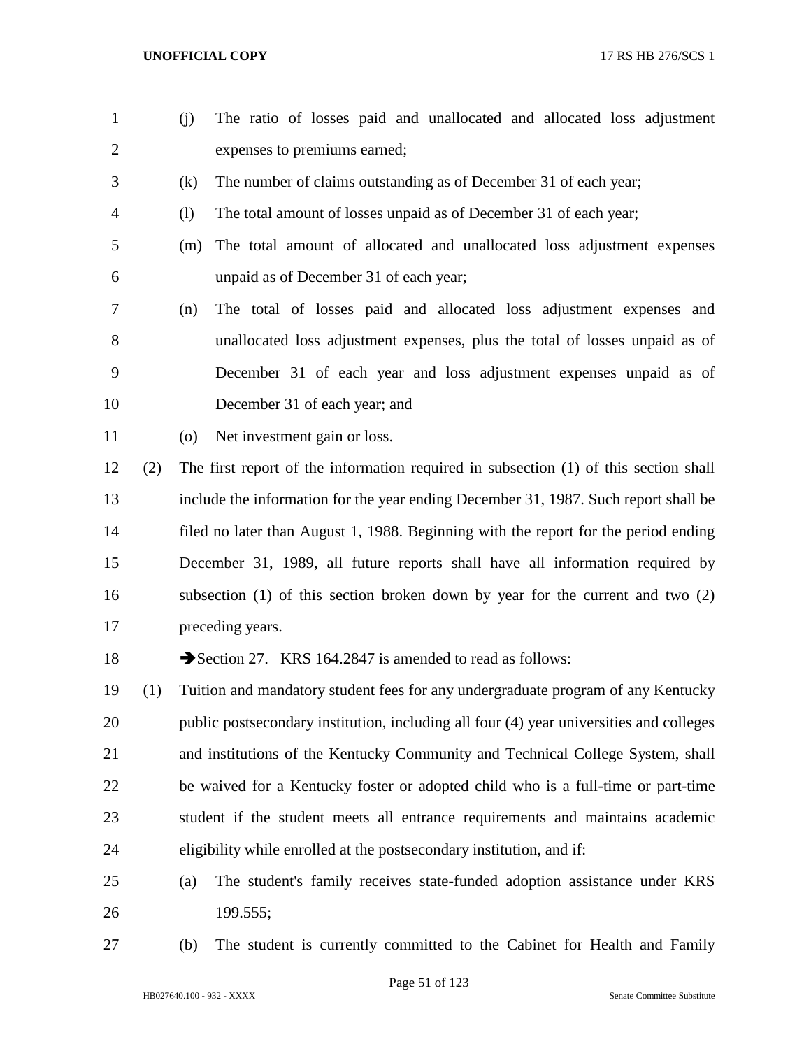(j) The ratio of losses paid and unallocated and allocated loss adjustment expenses to premiums earned;

(k) The number of claims outstanding as of December 31 of each year;

(l) The total amount of losses unpaid as of December 31 of each year;

(m) The total amount of allocated and unallocated loss adjustment expenses unpaid as of December 31 of each year;

(n) The total of losses paid and allocated loss adjustment expenses and unallocated loss adjustment expenses, plus the total of losses unpaid as of December 31 of each year and loss adjustment expenses unpaid as of December 31 of each year; and

(o) Net investment gain or loss.

(2) The first report of the information required in subsection (1) of this section shall include the information for the year ending December 31, 1987. Such report shall be filed no later than August 1, 1988. Beginning with the report for the period ending December 31, 1989, all future reports shall have all information required by subsection (1) of this section broken down by year for the current and two (2) preceding years.

➔Section 27. KRS 164.2847 is amended to read as follows:

(1) Tuition and mandatory student fees for any undergraduate program of any Kentucky public postsecondary institution, including all four (4) year universities and colleges and institutions of the Kentucky Community and Technical College System, shall be waived for a Kentucky foster or adopted child who is a full-time or part-time student if the student meets all entrance requirements and maintains academic eligibility while enrolled at the postsecondary institution, and if:

(a) The student's family receives state-funded adoption assistance under KRS 199.555;

(b) The student is currently committed to the Cabinet for Health and Family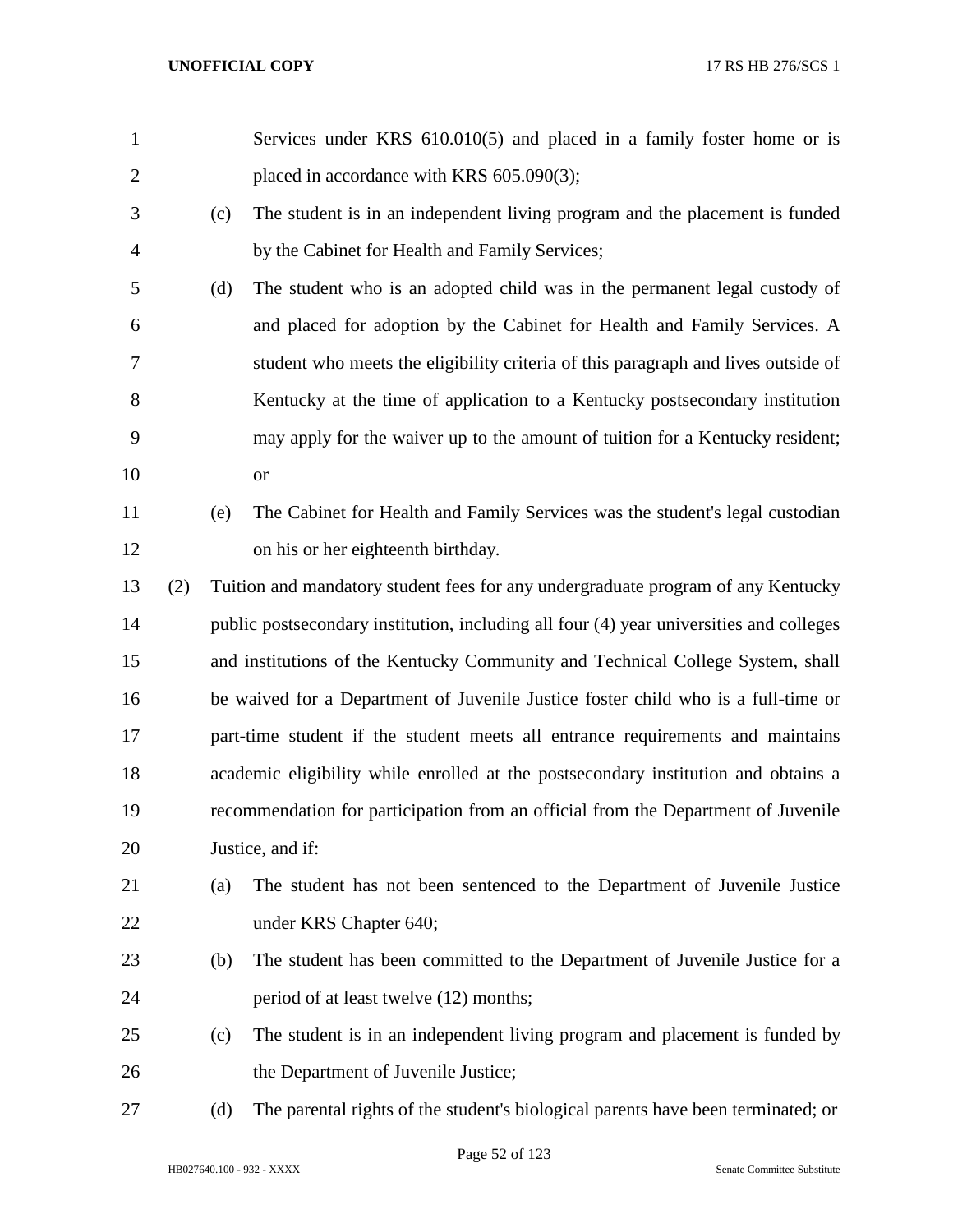Services under KRS 610.010(5) and placed in a family foster home or is placed in accordance with KRS 605.090(3);

(c) The student is in an independent living program and the placement is funded by the Cabinet for Health and Family Services;

(d) The student who is an adopted child was in the permanent legal custody of and placed for adoption by the Cabinet for Health and Family Services. A student who meets the eligibility criteria of this paragraph and lives outside of Kentucky at the time of application to a Kentucky postsecondary institution may apply for the waiver up to the amount of tuition for a Kentucky resident; or

(e) The Cabinet for Health and Family Services was the student's legal custodian on his or her eighteenth birthday.

(2) Tuition and mandatory student fees for any undergraduate program of any Kentucky public postsecondary institution, including all four (4) year universities and colleges and institutions of the Kentucky Community and Technical College System, shall be waived for a Department of Juvenile Justice foster child who is a full-time or part-time student if the student meets all entrance requirements and maintains academic eligibility while enrolled at the postsecondary institution and obtains a recommendation for participation from an official from the Department of Juvenile Justice, and if:

(a) The student has not been sentenced to the Department of Juvenile Justice under KRS Chapter 640;

(b) The student has been committed to the Department of Juvenile Justice for a period of at least twelve (12) months;

(c) The student is in an independent living program and placement is funded by the Department of Juvenile Justice;

(d) The parental rights of the student's biological parents have been terminated; or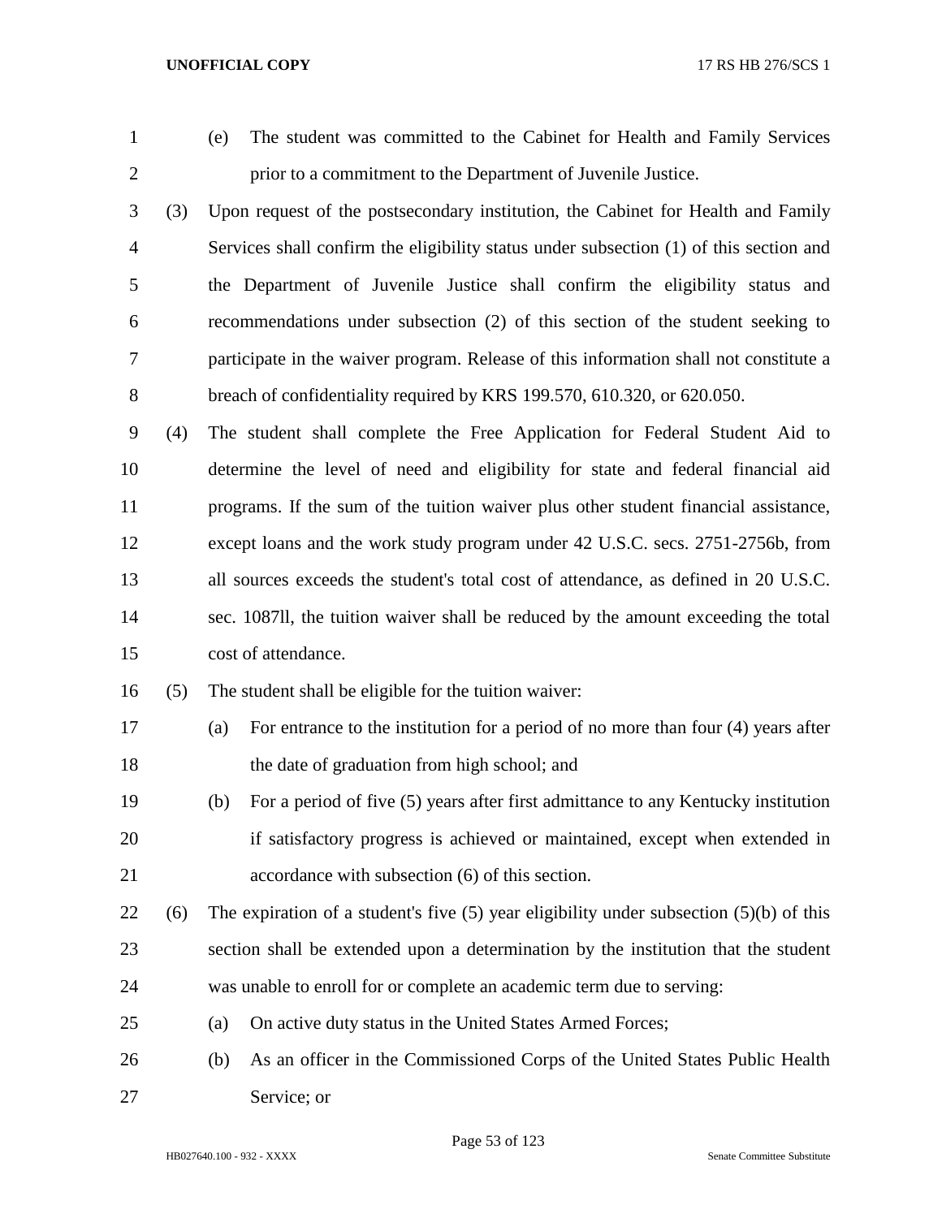(e) The student was committed to the Cabinet for Health and Family Services prior to a commitment to the Department of Juvenile Justice.

(3) Upon request of the postsecondary institution, the Cabinet for Health and Family Services shall confirm the eligibility status under subsection (1) of this section and the Department of Juvenile Justice shall confirm the eligibility status and recommendations under subsection (2) of this section of the student seeking to participate in the waiver program. Release of this information shall not constitute a breach of confidentiality required by KRS 199.570, 610.320, or 620.050.

(4) The student shall complete the Free Application for Federal Student Aid to determine the level of need and eligibility for state and federal financial aid programs. If the sum of the tuition waiver plus other student financial assistance, except loans and the work study program under 42 U.S.C. secs. 2751-2756b, from all sources exceeds the student's total cost of attendance, as defined in 20 U.S.C. sec. 1087ll, the tuition waiver shall be reduced by the amount exceeding the total cost of attendance.

(5) The student shall be eligible for the tuition waiver:

(a) For entrance to the institution for a period of no more than four (4) years after the date of graduation from high school; and

(b) For a period of five (5) years after first admittance to any Kentucky institution if satisfactory progress is achieved or maintained, except when extended in accordance with subsection (6) of this section.

(6) The expiration of a student's five (5) year eligibility under subsection (5)(b) of this section shall be extended upon a determination by the institution that the student was unable to enroll for or complete an academic term due to serving:

(a) On active duty status in the United States Armed Forces;

(b) As an officer in the Commissioned Corps of the United States Public Health Service; or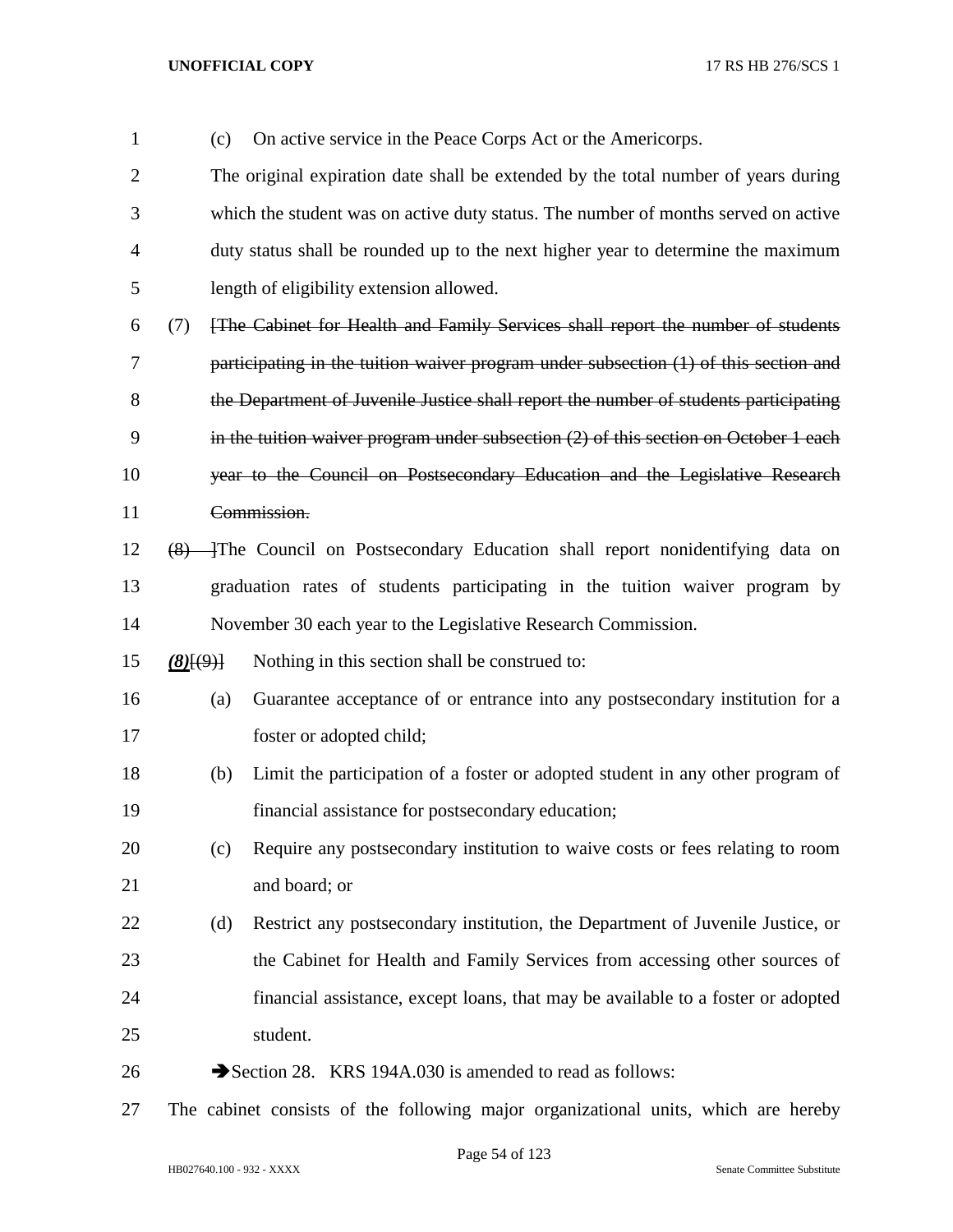(c) On active service in the Peace Corps Act or the Americorps.

The original expiration date shall be extended by the total number of years during which the student was on active duty status. The number of months served on active duty status shall be rounded up to the next higher year to determine the maximum length of eligibility extension allowed.

(7) ~~[The Cabinet for Health and Family Services shall report the number of students participating in the tuition waiver program under subsection (1) of this section and the Department of Juvenile Justice shall report the number of students participating in the tuition waiver program under subsection (2) of this section on October 1 each year to the Council on Postsecondary Education and the Legislative Research Commission.~~

~~(8)~~ ]The Council on Postsecondary Education shall report nonidentifying data on graduation rates of students participating in the tuition waiver program by November 30 each year to the Legislative Research Commission.

***(8)***~~[(9)]~~ Nothing in this section shall be construed to:

(a) Guarantee acceptance of or entrance into any postsecondary institution for a foster or adopted child;

(b) Limit the participation of a foster or adopted student in any other program of financial assistance for postsecondary education;

(c) Require any postsecondary institution to waive costs or fees relating to room and board; or

(d) Restrict any postsecondary institution, the Department of Juvenile Justice, or the Cabinet for Health and Family Services from accessing other sources of financial assistance, except loans, that may be available to a foster or adopted student.

➔Section 28. KRS 194A.030 is amended to read as follows:

The cabinet consists of the following major organizational units, which are hereby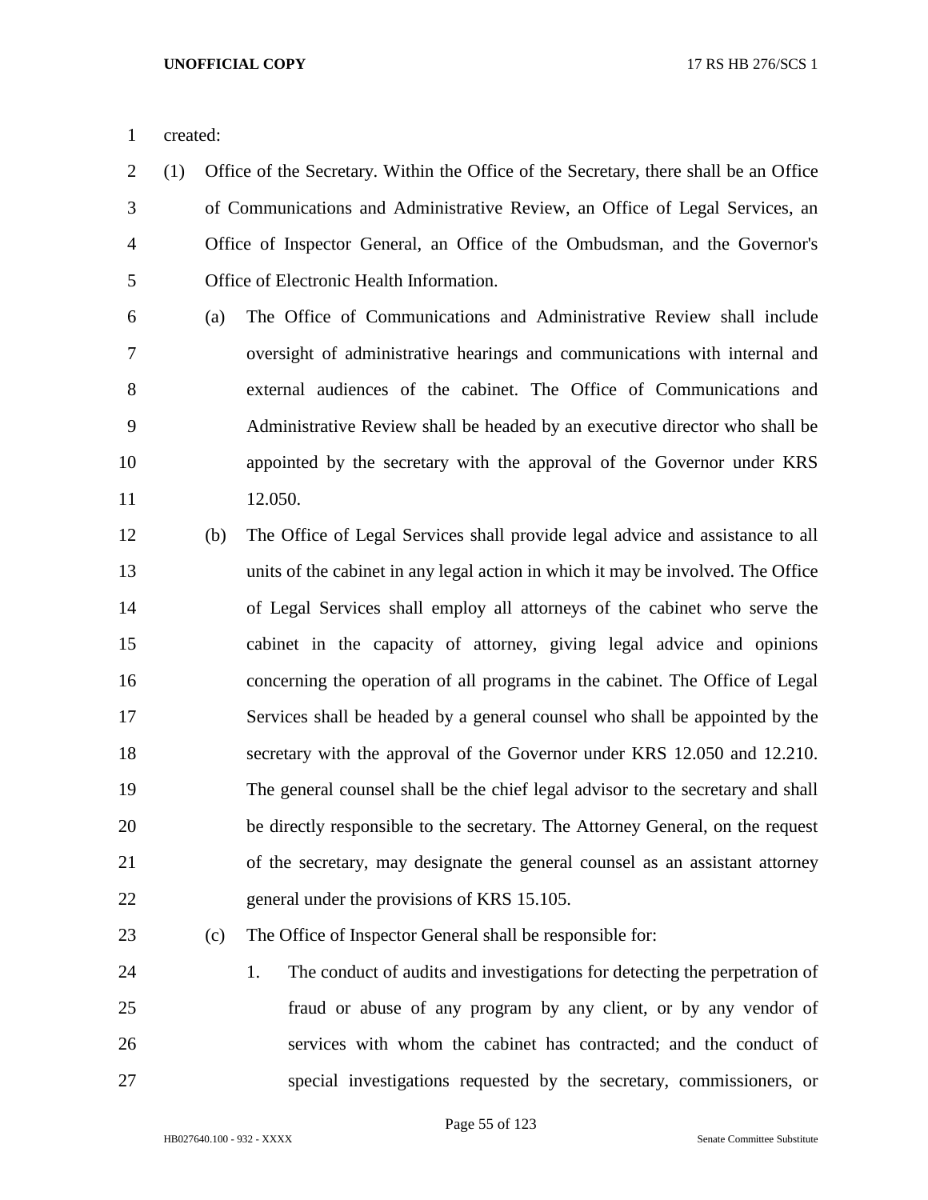created:

(1) Office of the Secretary. Within the Office of the Secretary, there shall be an Office of Communications and Administrative Review, an Office of Legal Services, an Office of Inspector General, an Office of the Ombudsman, and the Governor's Office of Electronic Health Information.

(a) The Office of Communications and Administrative Review shall include oversight of administrative hearings and communications with internal and external audiences of the cabinet. The Office of Communications and Administrative Review shall be headed by an executive director who shall be appointed by the secretary with the approval of the Governor under KRS 12.050.

(b) The Office of Legal Services shall provide legal advice and assistance to all units of the cabinet in any legal action in which it may be involved. The Office of Legal Services shall employ all attorneys of the cabinet who serve the cabinet in the capacity of attorney, giving legal advice and opinions concerning the operation of all programs in the cabinet. The Office of Legal Services shall be headed by a general counsel who shall be appointed by the secretary with the approval of the Governor under KRS 12.050 and 12.210. The general counsel shall be the chief legal advisor to the secretary and shall be directly responsible to the secretary. The Attorney General, on the request of the secretary, may designate the general counsel as an assistant attorney general under the provisions of KRS 15.105.

(c) The Office of Inspector General shall be responsible for:

1. The conduct of audits and investigations for detecting the perpetration of fraud or abuse of any program by any client, or by any vendor of services with whom the cabinet has contracted; and the conduct of special investigations requested by the secretary, commissioners, or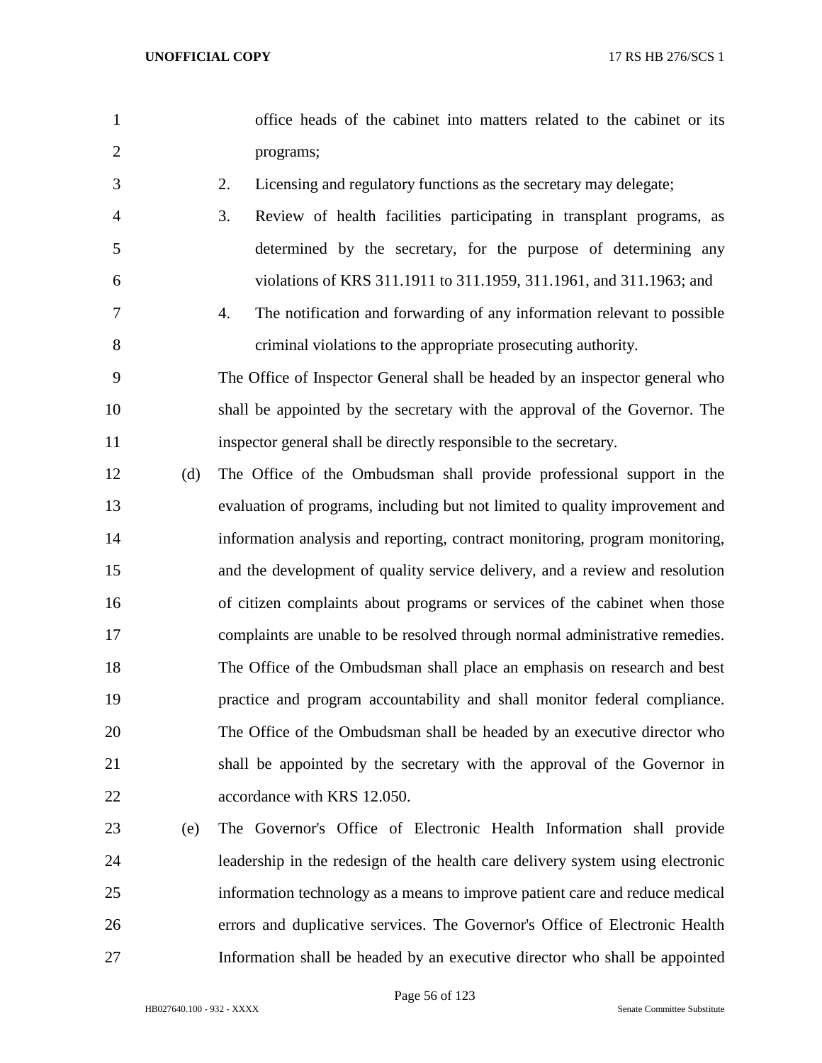office heads of the cabinet into matters related to the cabinet or its programs;

2. Licensing and regulatory functions as the secretary may delegate;

3. Review of health facilities participating in transplant programs, as determined by the secretary, for the purpose of determining any violations of KRS 311.1911 to 311.1959, 311.1961, and 311.1963; and

4. The notification and forwarding of any information relevant to possible criminal violations to the appropriate prosecuting authority.

The Office of Inspector General shall be headed by an inspector general who shall be appointed by the secretary with the approval of the Governor. The inspector general shall be directly responsible to the secretary.

(d) The Office of the Ombudsman shall provide professional support in the evaluation of programs, including but not limited to quality improvement and information analysis and reporting, contract monitoring, program monitoring, and the development of quality service delivery, and a review and resolution of citizen complaints about programs or services of the cabinet when those complaints are unable to be resolved through normal administrative remedies. The Office of the Ombudsman shall place an emphasis on research and best practice and program accountability and shall monitor federal compliance. The Office of the Ombudsman shall be headed by an executive director who shall be appointed by the secretary with the approval of the Governor in accordance with KRS 12.050.

(e) The Governor's Office of Electronic Health Information shall provide leadership in the redesign of the health care delivery system using electronic information technology as a means to improve patient care and reduce medical errors and duplicative services. The Governor's Office of Electronic Health Information shall be headed by an executive director who shall be appointed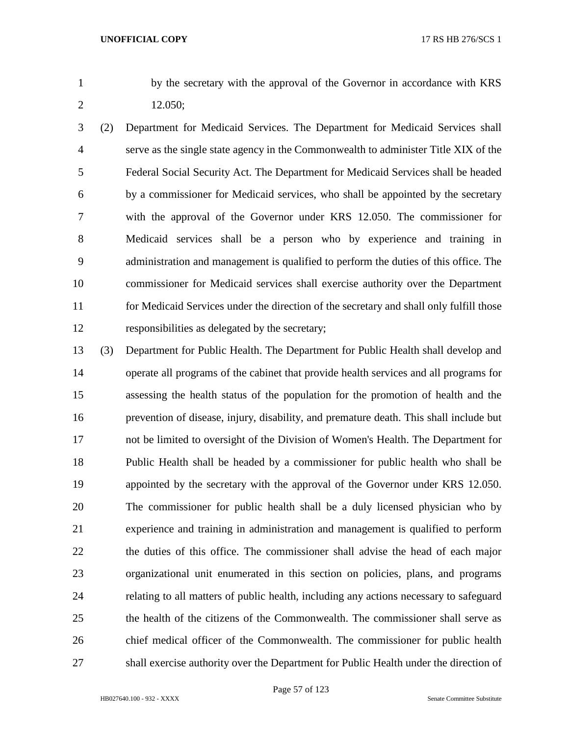by the secretary with the approval of the Governor in accordance with KRS 12.050;

(2) Department for Medicaid Services. The Department for Medicaid Services shall serve as the single state agency in the Commonwealth to administer Title XIX of the Federal Social Security Act. The Department for Medicaid Services shall be headed by a commissioner for Medicaid services, who shall be appointed by the secretary with the approval of the Governor under KRS 12.050. The commissioner for Medicaid services shall be a person who by experience and training in administration and management is qualified to perform the duties of this office. The commissioner for Medicaid services shall exercise authority over the Department for Medicaid Services under the direction of the secretary and shall only fulfill those responsibilities as delegated by the secretary;

(3) Department for Public Health. The Department for Public Health shall develop and operate all programs of the cabinet that provide health services and all programs for assessing the health status of the population for the promotion of health and the prevention of disease, injury, disability, and premature death. This shall include but not be limited to oversight of the Division of Women's Health. The Department for Public Health shall be headed by a commissioner for public health who shall be appointed by the secretary with the approval of the Governor under KRS 12.050. The commissioner for public health shall be a duly licensed physician who by experience and training in administration and management is qualified to perform the duties of this office. The commissioner shall advise the head of each major organizational unit enumerated in this section on policies, plans, and programs relating to all matters of public health, including any actions necessary to safeguard the health of the citizens of the Commonwealth. The commissioner shall serve as chief medical officer of the Commonwealth. The commissioner for public health shall exercise authority over the Department for Public Health under the direction of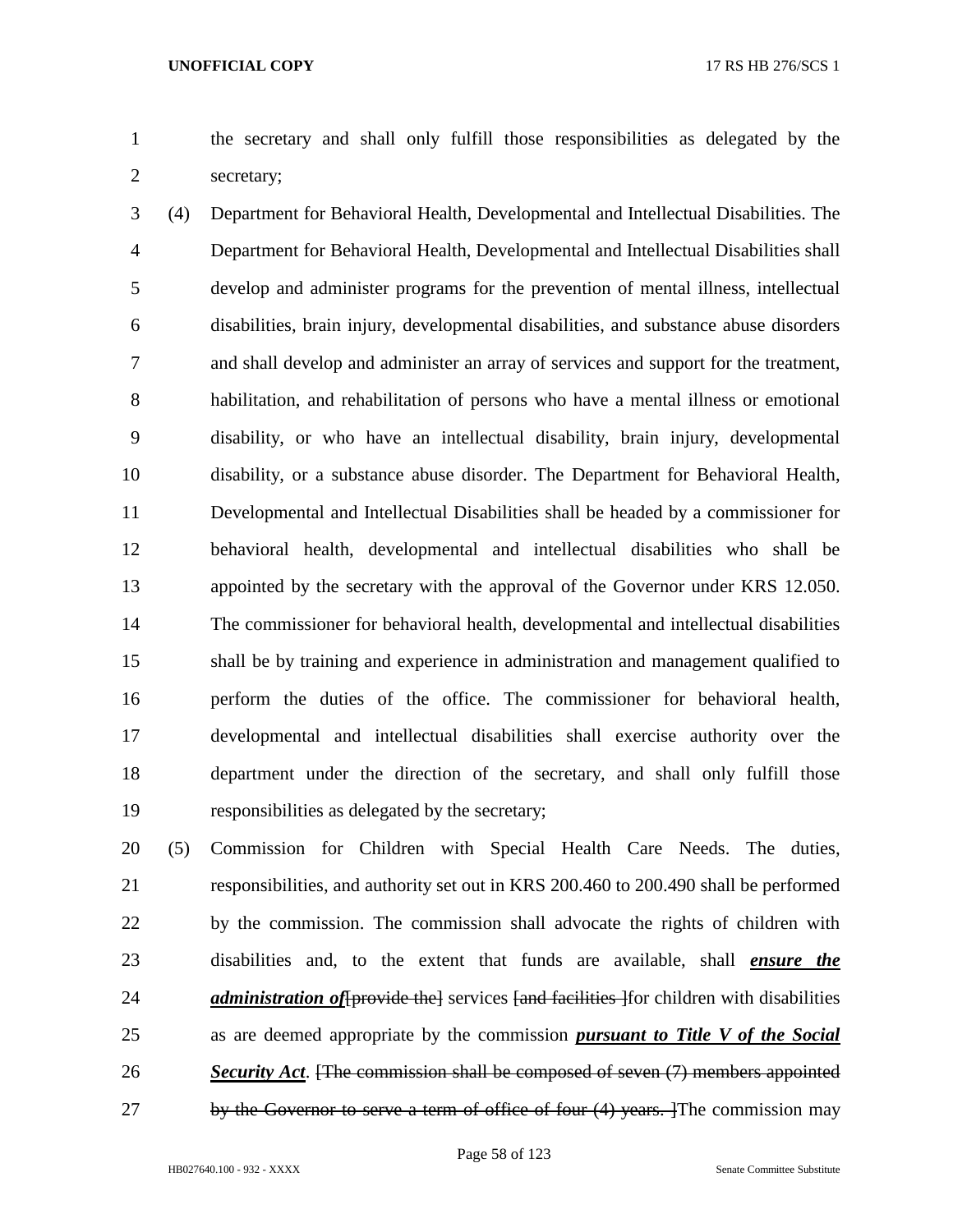the secretary and shall only fulfill those responsibilities as delegated by the secretary;

(4) Department for Behavioral Health, Developmental and Intellectual Disabilities. The Department for Behavioral Health, Developmental and Intellectual Disabilities shall develop and administer programs for the prevention of mental illness, intellectual disabilities, brain injury, developmental disabilities, and substance abuse disorders and shall develop and administer an array of services and support for the treatment, habilitation, and rehabilitation of persons who have a mental illness or emotional disability, or who have an intellectual disability, brain injury, developmental disability, or a substance abuse disorder. The Department for Behavioral Health, Developmental and Intellectual Disabilities shall be headed by a commissioner for behavioral health, developmental and intellectual disabilities who shall be appointed by the secretary with the approval of the Governor under KRS 12.050. The commissioner for behavioral health, developmental and intellectual disabilities shall be by training and experience in administration and management qualified to perform the duties of the office. The commissioner for behavioral health, developmental and intellectual disabilities shall exercise authority over the department under the direction of the secretary, and shall only fulfill those responsibilities as delegated by the secretary;

(5) Commission for Children with Special Health Care Needs. The duties, responsibilities, and authority set out in KRS 200.460 to 200.490 shall be performed by the commission. The commission shall advocate the rights of children with disabilities and, to the extent that funds are available, shall ***ensure the administration of***~~[provide the]~~ services ~~[and facilities ]~~for children with disabilities as are deemed appropriate by the commission ***pursuant to Title V of the Social Security Act***. ~~[The commission shall be composed of seven (7) members appointed by the Governor to serve a term of office of four (4) years. ]~~The commission may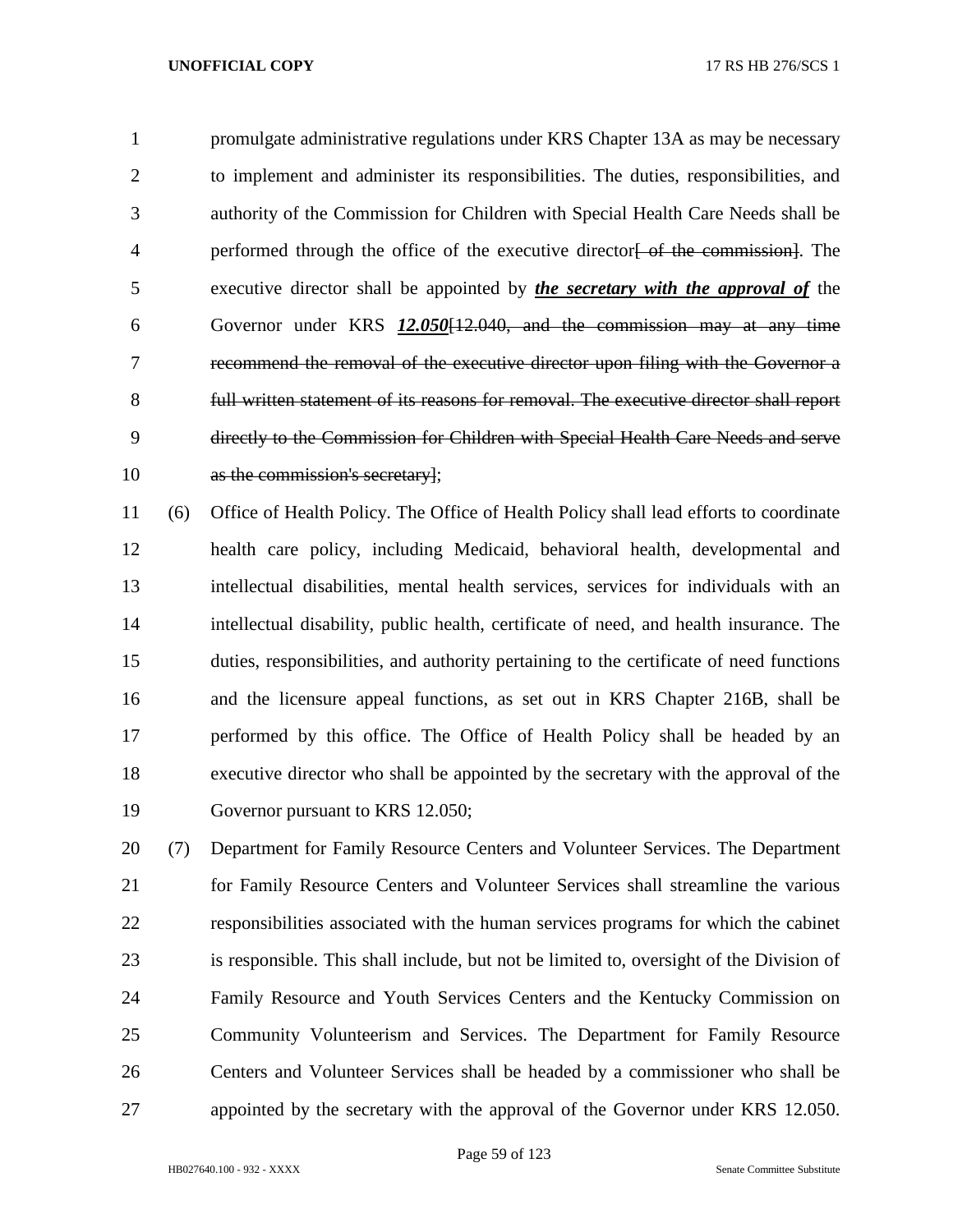promulgate administrative regulations under KRS Chapter 13A as may be necessary to implement and administer its responsibilities. The duties, responsibilities, and authority of the Commission for Children with Special Health Care Needs shall be performed through the office of the executive director~~[ of the commission]~~. The executive director shall be appointed by ***the secretary with the approval of*** the Governor under KRS ***12.050***~~[12.040, and the commission may at any time recommend the removal of the executive director upon filing with the Governor a full written statement of its reasons for removal. The executive director shall report directly to the Commission for Children with Special Health Care Needs and serve as the commission's secretary]~~;

(6) Office of Health Policy. The Office of Health Policy shall lead efforts to coordinate health care policy, including Medicaid, behavioral health, developmental and intellectual disabilities, mental health services, services for individuals with an intellectual disability, public health, certificate of need, and health insurance. The duties, responsibilities, and authority pertaining to the certificate of need functions and the licensure appeal functions, as set out in KRS Chapter 216B, shall be performed by this office. The Office of Health Policy shall be headed by an executive director who shall be appointed by the secretary with the approval of the Governor pursuant to KRS 12.050;

(7) Department for Family Resource Centers and Volunteer Services. The Department for Family Resource Centers and Volunteer Services shall streamline the various responsibilities associated with the human services programs for which the cabinet is responsible. This shall include, but not be limited to, oversight of the Division of Family Resource and Youth Services Centers and the Kentucky Commission on Community Volunteerism and Services. The Department for Family Resource Centers and Volunteer Services shall be headed by a commissioner who shall be appointed by the secretary with the approval of the Governor under KRS 12.050.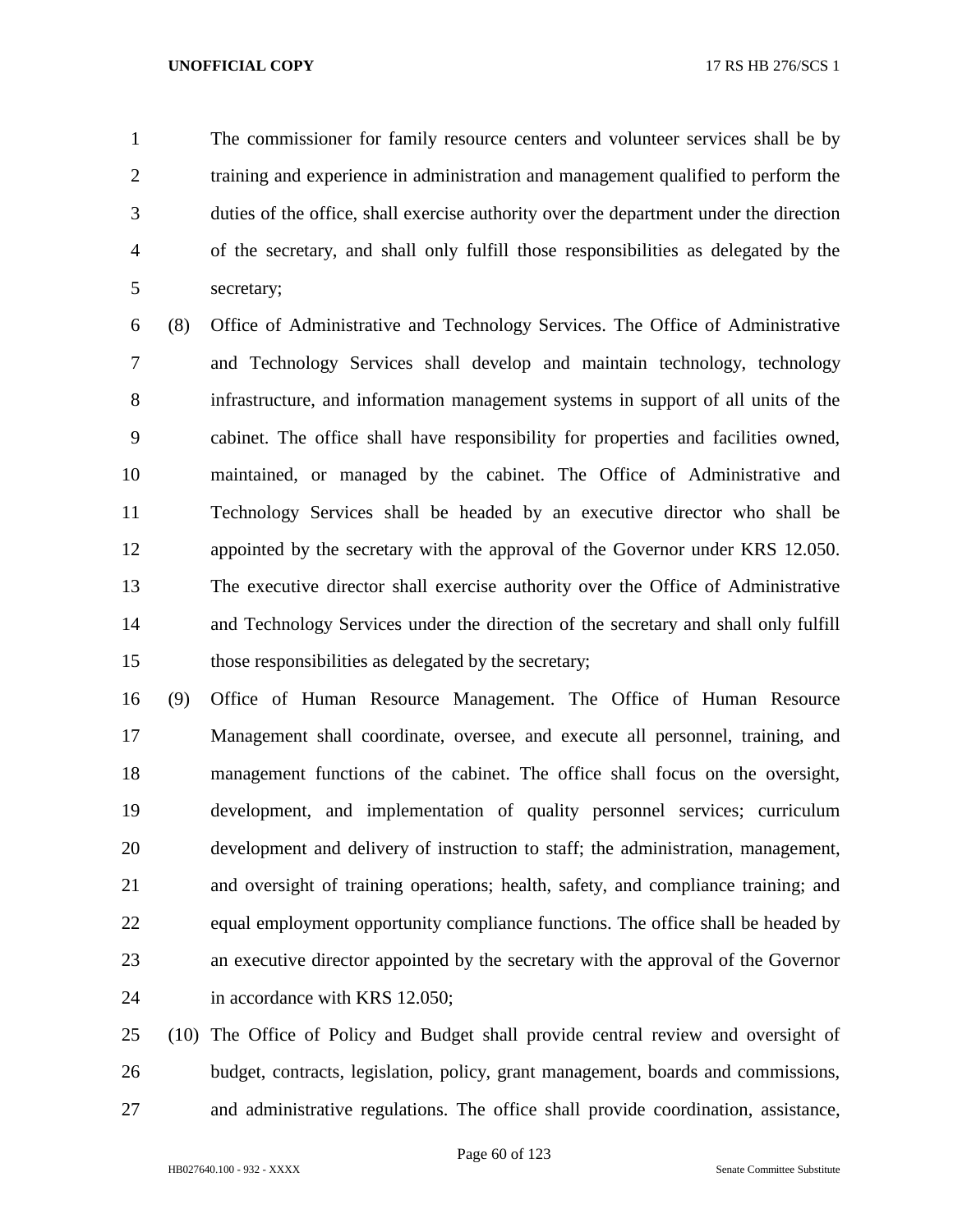The commissioner for family resource centers and volunteer services shall be by training and experience in administration and management qualified to perform the duties of the office, shall exercise authority over the department under the direction of the secretary, and shall only fulfill those responsibilities as delegated by the secretary;

(8) Office of Administrative and Technology Services. The Office of Administrative and Technology Services shall develop and maintain technology, technology infrastructure, and information management systems in support of all units of the cabinet. The office shall have responsibility for properties and facilities owned, maintained, or managed by the cabinet. The Office of Administrative and Technology Services shall be headed by an executive director who shall be appointed by the secretary with the approval of the Governor under KRS 12.050. The executive director shall exercise authority over the Office of Administrative and Technology Services under the direction of the secretary and shall only fulfill those responsibilities as delegated by the secretary;

(9) Office of Human Resource Management. The Office of Human Resource Management shall coordinate, oversee, and execute all personnel, training, and management functions of the cabinet. The office shall focus on the oversight, development, and implementation of quality personnel services; curriculum development and delivery of instruction to staff; the administration, management, and oversight of training operations; health, safety, and compliance training; and equal employment opportunity compliance functions. The office shall be headed by an executive director appointed by the secretary with the approval of the Governor in accordance with KRS 12.050;

(10) The Office of Policy and Budget shall provide central review and oversight of budget, contracts, legislation, policy, grant management, boards and commissions, and administrative regulations. The office shall provide coordination, assistance,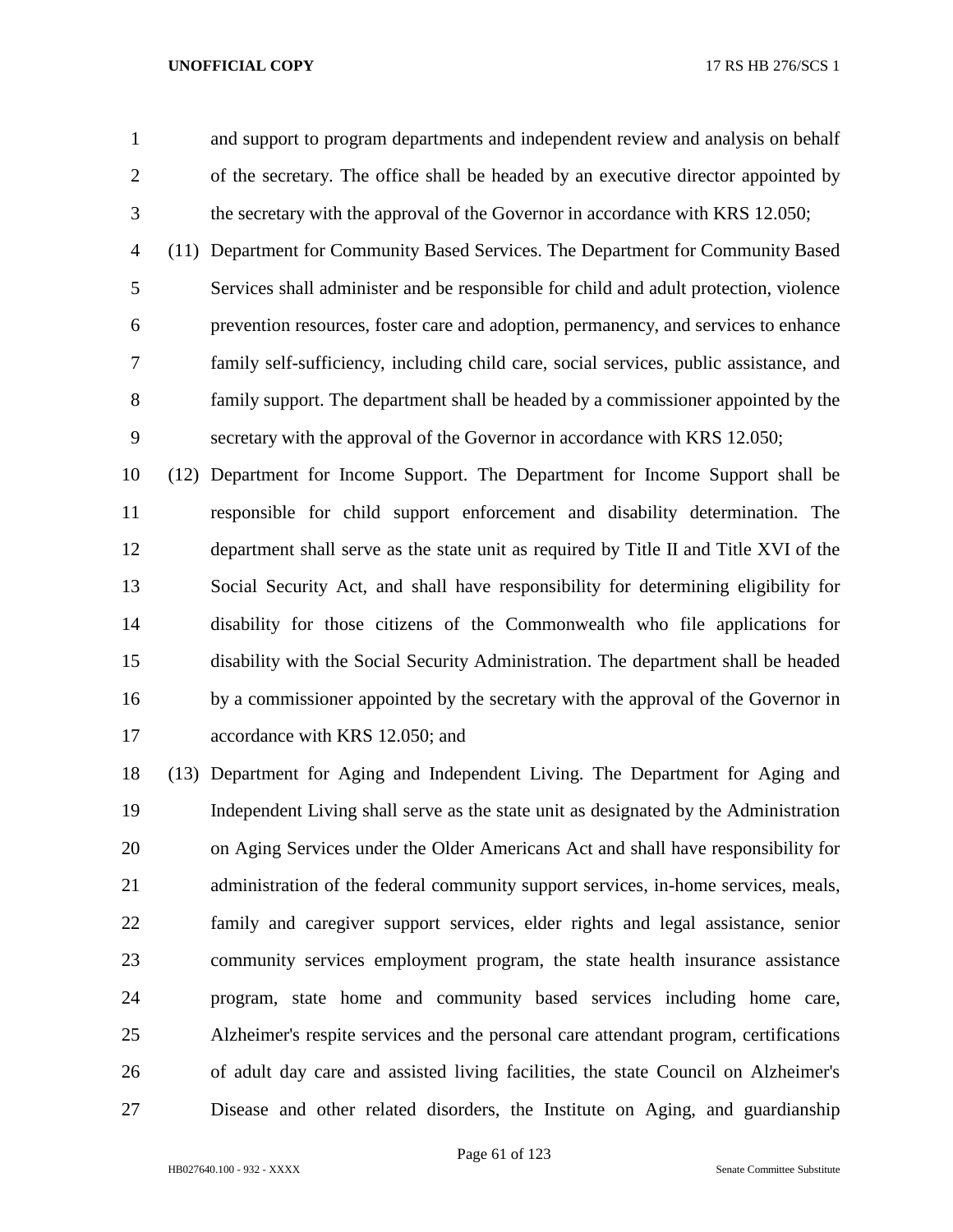and support to program departments and independent review and analysis on behalf of the secretary. The office shall be headed by an executive director appointed by the secretary with the approval of the Governor in accordance with KRS 12.050;

(11) Department for Community Based Services. The Department for Community Based Services shall administer and be responsible for child and adult protection, violence prevention resources, foster care and adoption, permanency, and services to enhance family self-sufficiency, including child care, social services, public assistance, and family support. The department shall be headed by a commissioner appointed by the secretary with the approval of the Governor in accordance with KRS 12.050;

(12) Department for Income Support. The Department for Income Support shall be responsible for child support enforcement and disability determination. The department shall serve as the state unit as required by Title II and Title XVI of the Social Security Act, and shall have responsibility for determining eligibility for disability for those citizens of the Commonwealth who file applications for disability with the Social Security Administration. The department shall be headed by a commissioner appointed by the secretary with the approval of the Governor in accordance with KRS 12.050; and

(13) Department for Aging and Independent Living. The Department for Aging and Independent Living shall serve as the state unit as designated by the Administration on Aging Services under the Older Americans Act and shall have responsibility for administration of the federal community support services, in-home services, meals, family and caregiver support services, elder rights and legal assistance, senior community services employment program, the state health insurance assistance program, state home and community based services including home care, Alzheimer's respite services and the personal care attendant program, certifications of adult day care and assisted living facilities, the state Council on Alzheimer's Disease and other related disorders, the Institute on Aging, and guardianship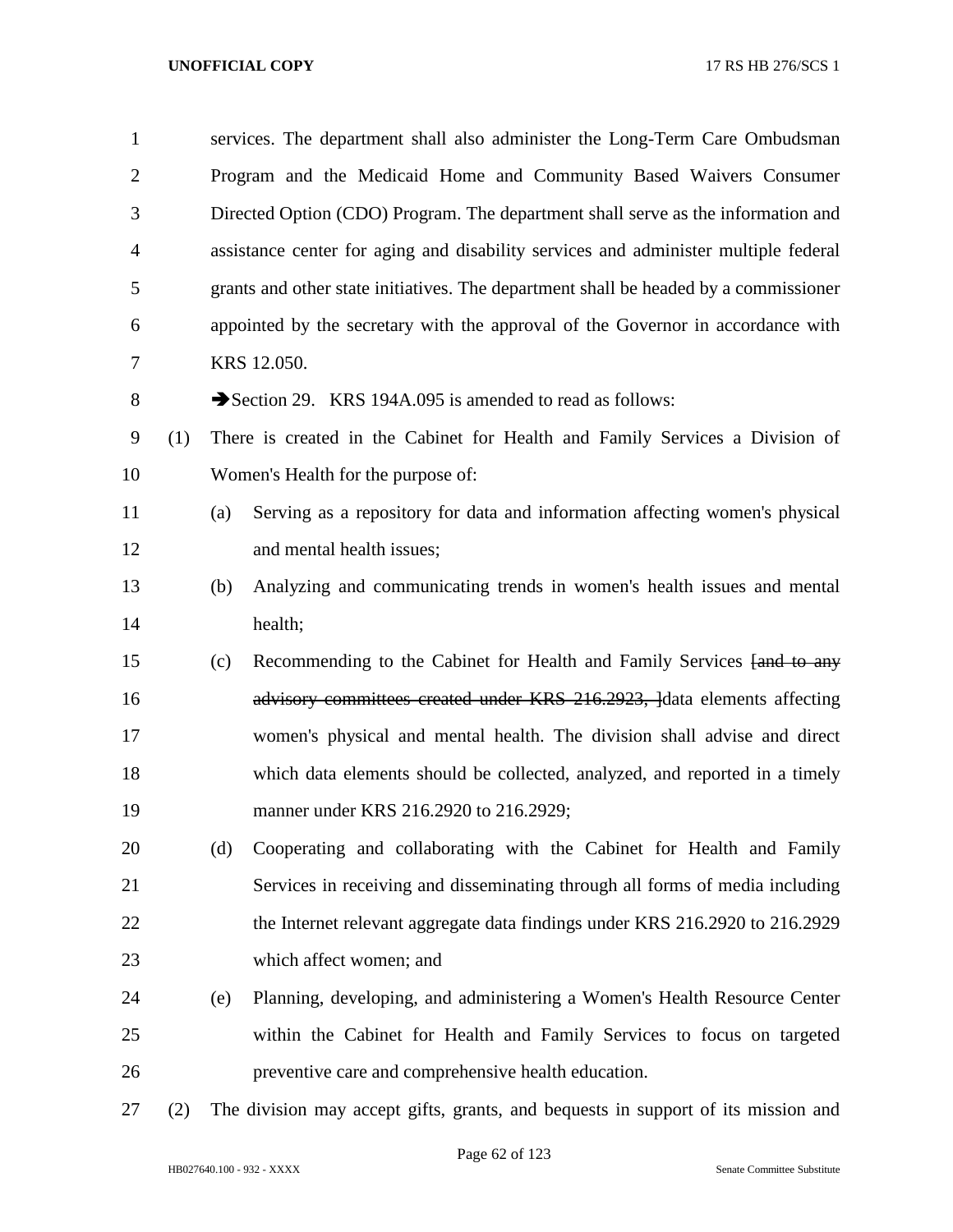services. The department shall also administer the Long-Term Care Ombudsman Program and the Medicaid Home and Community Based Waivers Consumer Directed Option (CDO) Program. The department shall serve as the information and assistance center for aging and disability services and administer multiple federal grants and other state initiatives. The department shall be headed by a commissioner appointed by the secretary with the approval of the Governor in accordance with KRS 12.050.

➔Section 29. KRS 194A.095 is amended to read as follows:

(1) There is created in the Cabinet for Health and Family Services a Division of Women's Health for the purpose of:

(a) Serving as a repository for data and information affecting women's physical and mental health issues;

(b) Analyzing and communicating trends in women's health issues and mental health;

(c) Recommending to the Cabinet for Health and Family Services ~~[and to any advisory committees created under KRS 216.2923, ]~~data elements affecting women's physical and mental health. The division shall advise and direct which data elements should be collected, analyzed, and reported in a timely manner under KRS 216.2920 to 216.2929;

(d) Cooperating and collaborating with the Cabinet for Health and Family Services in receiving and disseminating through all forms of media including the Internet relevant aggregate data findings under KRS 216.2920 to 216.2929 which affect women; and

(e) Planning, developing, and administering a Women's Health Resource Center within the Cabinet for Health and Family Services to focus on targeted preventive care and comprehensive health education.

(2) The division may accept gifts, grants, and bequests in support of its mission and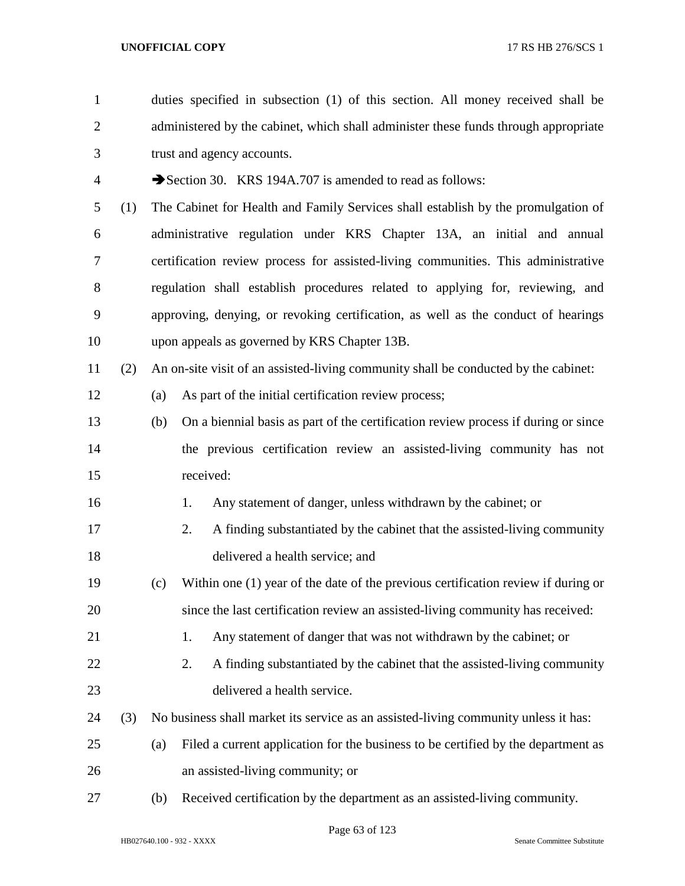duties specified in subsection (1) of this section. All money received shall be administered by the cabinet, which shall administer these funds through appropriate trust and agency accounts.

➔Section 30. KRS 194A.707 is amended to read as follows:

(1) The Cabinet for Health and Family Services shall establish by the promulgation of administrative regulation under KRS Chapter 13A, an initial and annual certification review process for assisted-living communities. This administrative regulation shall establish procedures related to applying for, reviewing, and approving, denying, or revoking certification, as well as the conduct of hearings upon appeals as governed by KRS Chapter 13B.

(2) An on-site visit of an assisted-living community shall be conducted by the cabinet:

(a) As part of the initial certification review process;

(b) On a biennial basis as part of the certification review process if during or since the previous certification review an assisted-living community has not received:

1. Any statement of danger, unless withdrawn by the cabinet; or

2. A finding substantiated by the cabinet that the assisted-living community delivered a health service; and

(c) Within one (1) year of the date of the previous certification review if during or since the last certification review an assisted-living community has received:

1. Any statement of danger that was not withdrawn by the cabinet; or

2. A finding substantiated by the cabinet that the assisted-living community delivered a health service.

(3) No business shall market its service as an assisted-living community unless it has:

(a) Filed a current application for the business to be certified by the department as an assisted-living community; or

(b) Received certification by the department as an assisted-living community.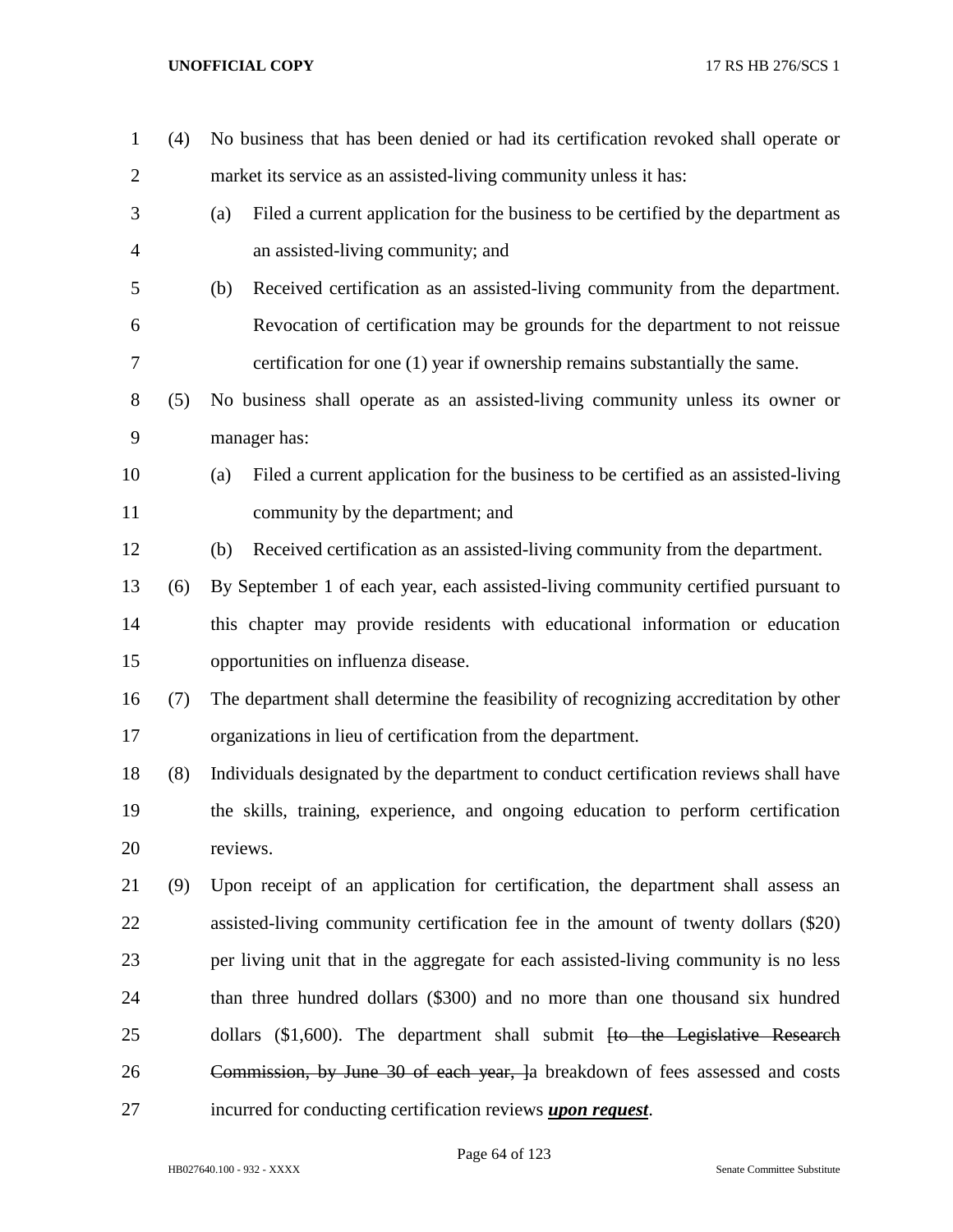(4) No business that has been denied or had its certification revoked shall operate or market its service as an assisted-living community unless it has:

(a) Filed a current application for the business to be certified by the department as an assisted-living community; and

(b) Received certification as an assisted-living community from the department. Revocation of certification may be grounds for the department to not reissue certification for one (1) year if ownership remains substantially the same.

(5) No business shall operate as an assisted-living community unless its owner or manager has:

(a) Filed a current application for the business to be certified as an assisted-living community by the department; and

(b) Received certification as an assisted-living community from the department.

(6) By September 1 of each year, each assisted-living community certified pursuant to this chapter may provide residents with educational information or education opportunities on influenza disease.

(7) The department shall determine the feasibility of recognizing accreditation by other organizations in lieu of certification from the department.

(8) Individuals designated by the department to conduct certification reviews shall have the skills, training, experience, and ongoing education to perform certification reviews.

(9) Upon receipt of an application for certification, the department shall assess an assisted-living community certification fee in the amount of twenty dollars ($20) per living unit that in the aggregate for each assisted-living community is no less than three hundred dollars ($300) and no more than one thousand six hundred dollars ($1,600). The department shall submit ~~[to the Legislative Research Commission, by June 30 of each year, ]~~a breakdown of fees assessed and costs incurred for conducting certification reviews ***upon request***.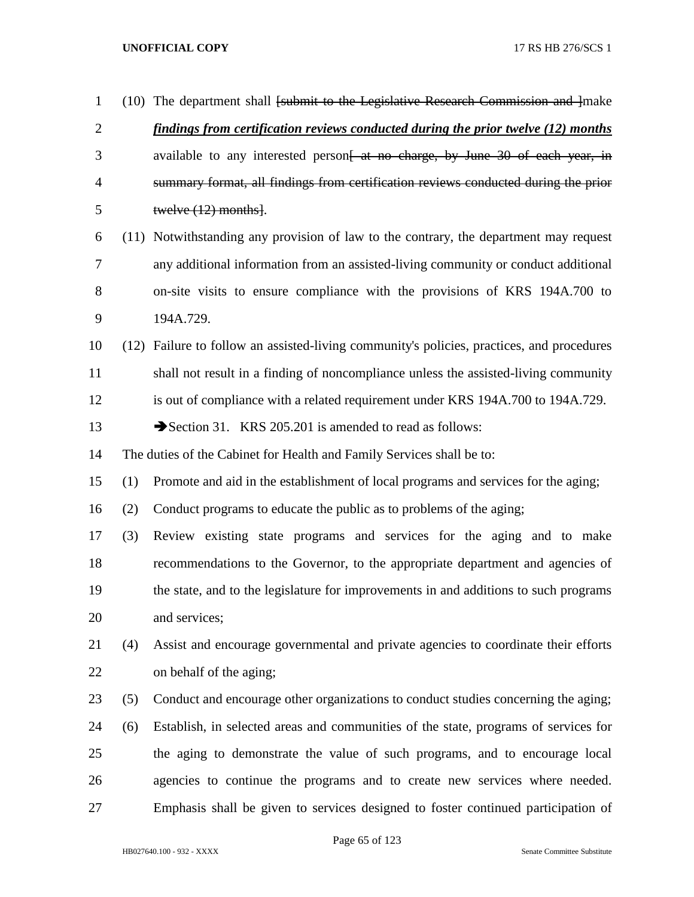(10) The department shall ~~[submit to the Legislative Research Commission and ]~~make ***findings from certification reviews conducted during the prior twelve (12) months*** available to any interested person~~[ at no charge, by June 30 of each year, in summary format, all findings from certification reviews conducted during the prior twelve (12) months]~~.

(11) Notwithstanding any provision of law to the contrary, the department may request any additional information from an assisted-living community or conduct additional on-site visits to ensure compliance with the provisions of KRS 194A.700 to 194A.729.

(12) Failure to follow an assisted-living community's policies, practices, and procedures shall not result in a finding of noncompliance unless the assisted-living community is out of compliance with a related requirement under KRS 194A.700 to 194A.729.

➔Section 31. KRS 205.201 is amended to read as follows:

The duties of the Cabinet for Health and Family Services shall be to:

(1) Promote and aid in the establishment of local programs and services for the aging;

(2) Conduct programs to educate the public as to problems of the aging;

(3) Review existing state programs and services for the aging and to make recommendations to the Governor, to the appropriate department and agencies of the state, and to the legislature for improvements in and additions to such programs and services;

(4) Assist and encourage governmental and private agencies to coordinate their efforts on behalf of the aging;

(5) Conduct and encourage other organizations to conduct studies concerning the aging;

(6) Establish, in selected areas and communities of the state, programs of services for the aging to demonstrate the value of such programs, and to encourage local agencies to continue the programs and to create new services where needed. Emphasis shall be given to services designed to foster continued participation of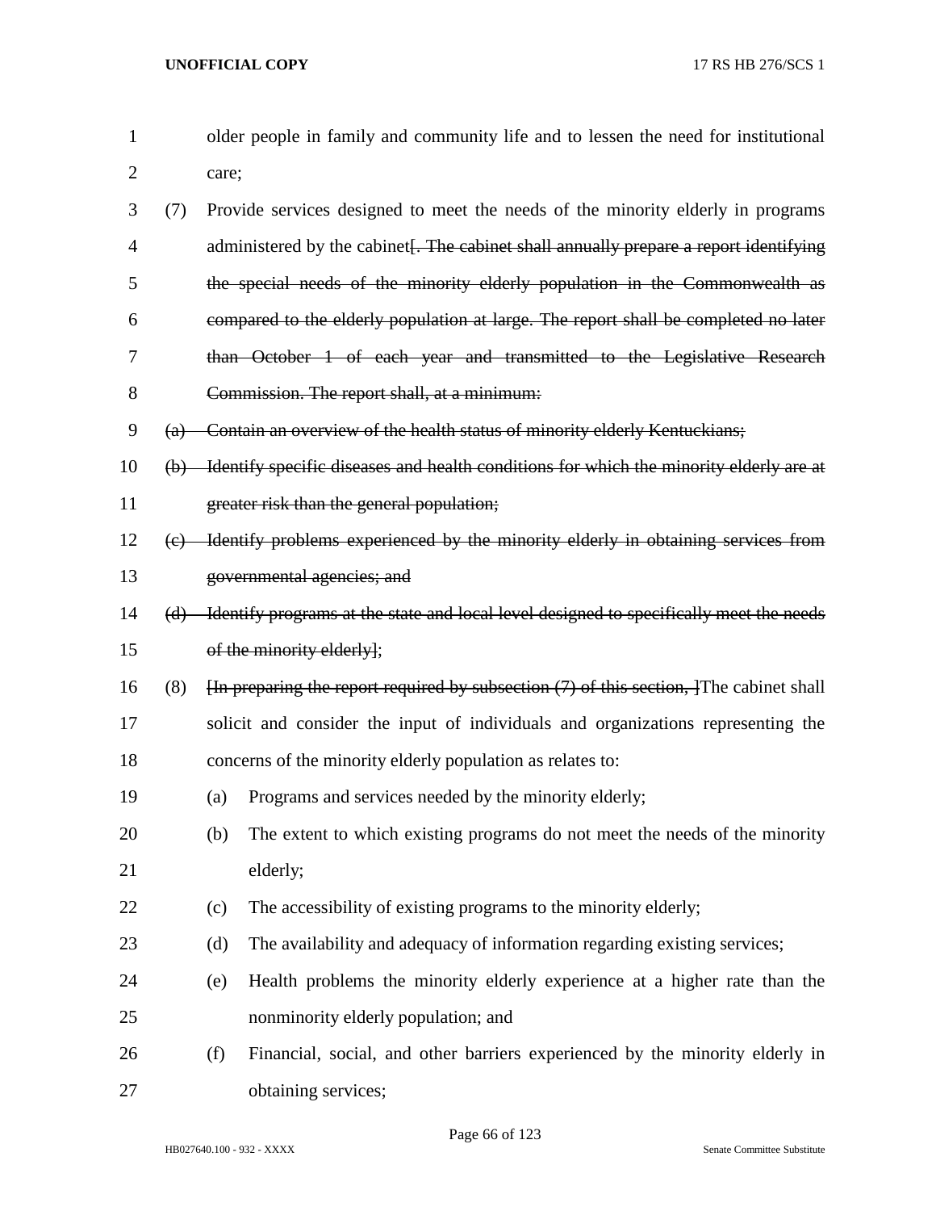older people in family and community life and to lessen the need for institutional care;

(7) Provide services designed to meet the needs of the minority elderly in programs administered by the cabinet~~[. The cabinet shall annually prepare a report identifying the special needs of the minority elderly population in the Commonwealth as compared to the elderly population at large. The report shall be completed no later than October 1 of each year and transmitted to the Legislative Research Commission. The report shall, at a minimum:~~

~~(a) Contain an overview of the health status of minority elderly Kentuckians;~~

~~(b) Identify specific diseases and health conditions for which the minority elderly are at greater risk than the general population;~~

~~(c) Identify problems experienced by the minority elderly in obtaining services from governmental agencies; and~~

~~(d) Identify programs at the state and local level designed to specifically meet the needs of the minority elderly]~~;

(8) ~~[In preparing the report required by subsection (7) of this section, ]~~The cabinet shall solicit and consider the input of individuals and organizations representing the concerns of the minority elderly population as relates to:

(a) Programs and services needed by the minority elderly;

(b) The extent to which existing programs do not meet the needs of the minority elderly;

(c) The accessibility of existing programs to the minority elderly;

(d) The availability and adequacy of information regarding existing services;

(e) Health problems the minority elderly experience at a higher rate than the nonminority elderly population; and

(f) Financial, social, and other barriers experienced by the minority elderly in obtaining services;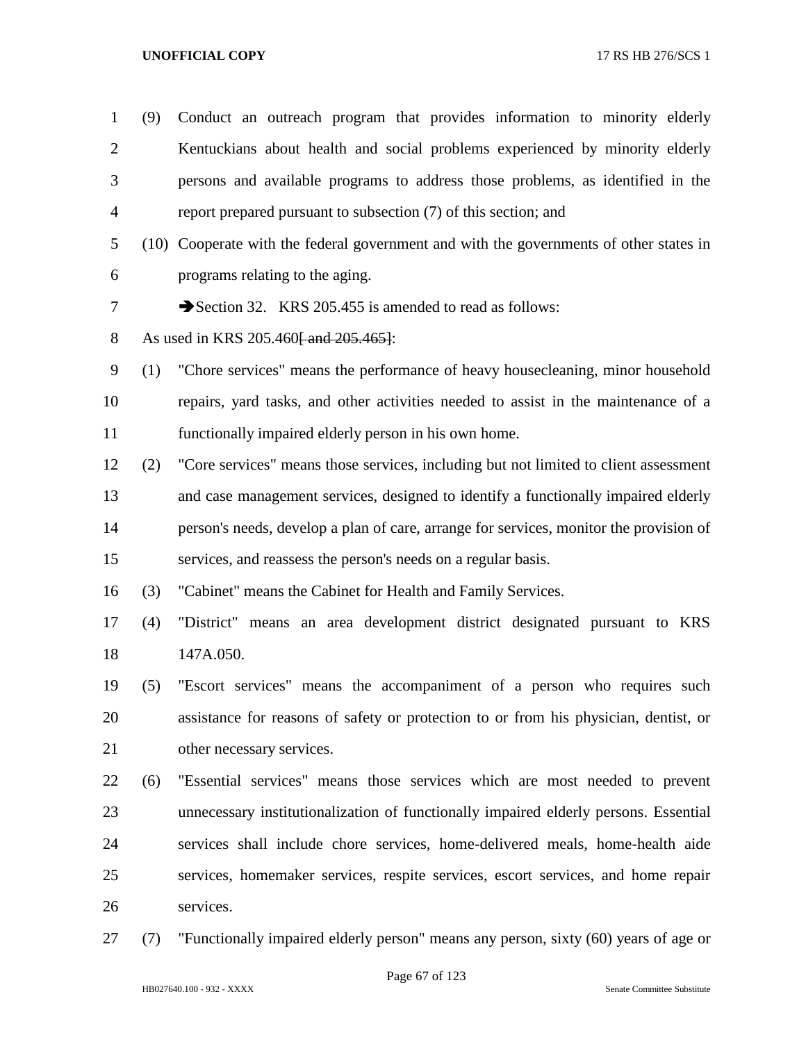(9) Conduct an outreach program that provides information to minority elderly Kentuckians about health and social problems experienced by minority elderly persons and available programs to address those problems, as identified in the report prepared pursuant to subsection (7) of this section; and

(10) Cooperate with the federal government and with the governments of other states in programs relating to the aging.

➔Section 32. KRS 205.455 is amended to read as follows:

As used in KRS 205.460~~[ and 205.465]~~:

(1) "Chore services" means the performance of heavy housecleaning, minor household repairs, yard tasks, and other activities needed to assist in the maintenance of a functionally impaired elderly person in his own home.

(2) "Core services" means those services, including but not limited to client assessment and case management services, designed to identify a functionally impaired elderly person's needs, develop a plan of care, arrange for services, monitor the provision of services, and reassess the person's needs on a regular basis.

(3) "Cabinet" means the Cabinet for Health and Family Services.

(4) "District" means an area development district designated pursuant to KRS 147A.050.

(5) "Escort services" means the accompaniment of a person who requires such assistance for reasons of safety or protection to or from his physician, dentist, or other necessary services.

(6) "Essential services" means those services which are most needed to prevent unnecessary institutionalization of functionally impaired elderly persons. Essential services shall include chore services, home-delivered meals, home-health aide services, homemaker services, respite services, escort services, and home repair services.

(7) "Functionally impaired elderly person" means any person, sixty (60) years of age or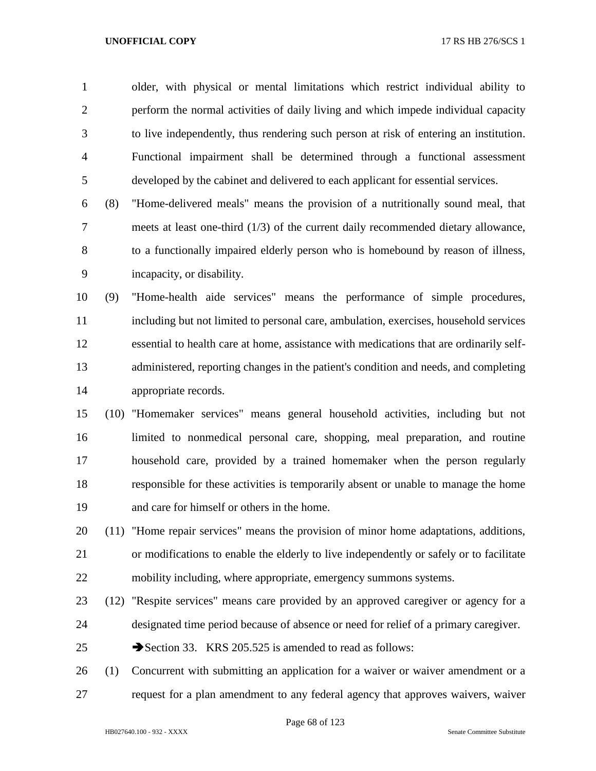older, with physical or mental limitations which restrict individual ability to perform the normal activities of daily living and which impede individual capacity to live independently, thus rendering such person at risk of entering an institution. Functional impairment shall be determined through a functional assessment developed by the cabinet and delivered to each applicant for essential services.

(8) "Home-delivered meals" means the provision of a nutritionally sound meal, that meets at least one-third (1/3) of the current daily recommended dietary allowance, to a functionally impaired elderly person who is homebound by reason of illness, incapacity, or disability.

(9) "Home-health aide services" means the performance of simple procedures, including but not limited to personal care, ambulation, exercises, household services essential to health care at home, assistance with medications that are ordinarily self-administered, reporting changes in the patient's condition and needs, and completing appropriate records.

(10) "Homemaker services" means general household activities, including but not limited to nonmedical personal care, shopping, meal preparation, and routine household care, provided by a trained homemaker when the person regularly responsible for these activities is temporarily absent or unable to manage the home and care for himself or others in the home.

(11) "Home repair services" means the provision of minor home adaptations, additions, or modifications to enable the elderly to live independently or safely or to facilitate mobility including, where appropriate, emergency summons systems.

(12) "Respite services" means care provided by an approved caregiver or agency for a designated time period because of absence or need for relief of a primary caregiver.

➔Section 33. KRS 205.525 is amended to read as follows:

(1) Concurrent with submitting an application for a waiver or waiver amendment or a request for a plan amendment to any federal agency that approves waivers, waiver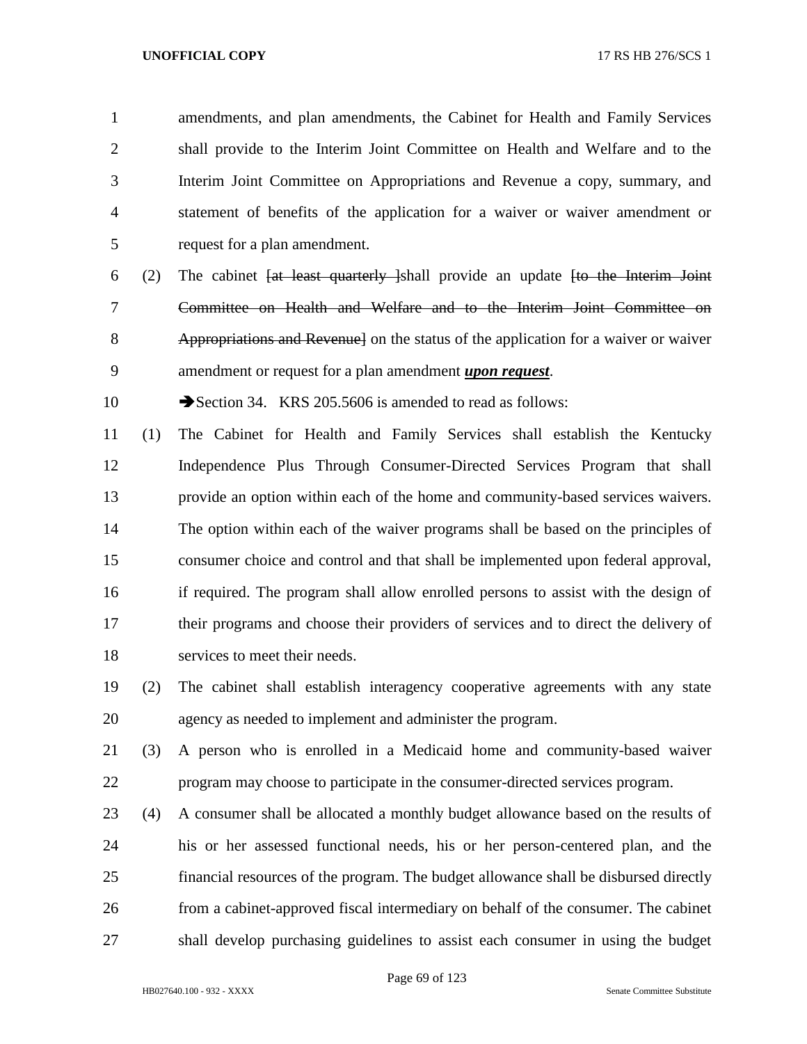amendments, and plan amendments, the Cabinet for Health and Family Services shall provide to the Interim Joint Committee on Health and Welfare and to the Interim Joint Committee on Appropriations and Revenue a copy, summary, and statement of benefits of the application for a waiver or waiver amendment or request for a plan amendment.

(2) The cabinet ~~[at least quarterly ]~~shall provide an update ~~[to the Interim Joint Committee on Health and Welfare and to the Interim Joint Committee on Appropriations and Revenue]~~ on the status of the application for a waiver or waiver amendment or request for a plan amendment ***upon request***.

➔Section 34. KRS 205.5606 is amended to read as follows:

(1) The Cabinet for Health and Family Services shall establish the Kentucky Independence Plus Through Consumer-Directed Services Program that shall provide an option within each of the home and community-based services waivers. The option within each of the waiver programs shall be based on the principles of consumer choice and control and that shall be implemented upon federal approval, if required. The program shall allow enrolled persons to assist with the design of their programs and choose their providers of services and to direct the delivery of services to meet their needs.

(2) The cabinet shall establish interagency cooperative agreements with any state agency as needed to implement and administer the program.

(3) A person who is enrolled in a Medicaid home and community-based waiver program may choose to participate in the consumer-directed services program.

(4) A consumer shall be allocated a monthly budget allowance based on the results of his or her assessed functional needs, his or her person-centered plan, and the financial resources of the program. The budget allowance shall be disbursed directly from a cabinet-approved fiscal intermediary on behalf of the consumer. The cabinet shall develop purchasing guidelines to assist each consumer in using the budget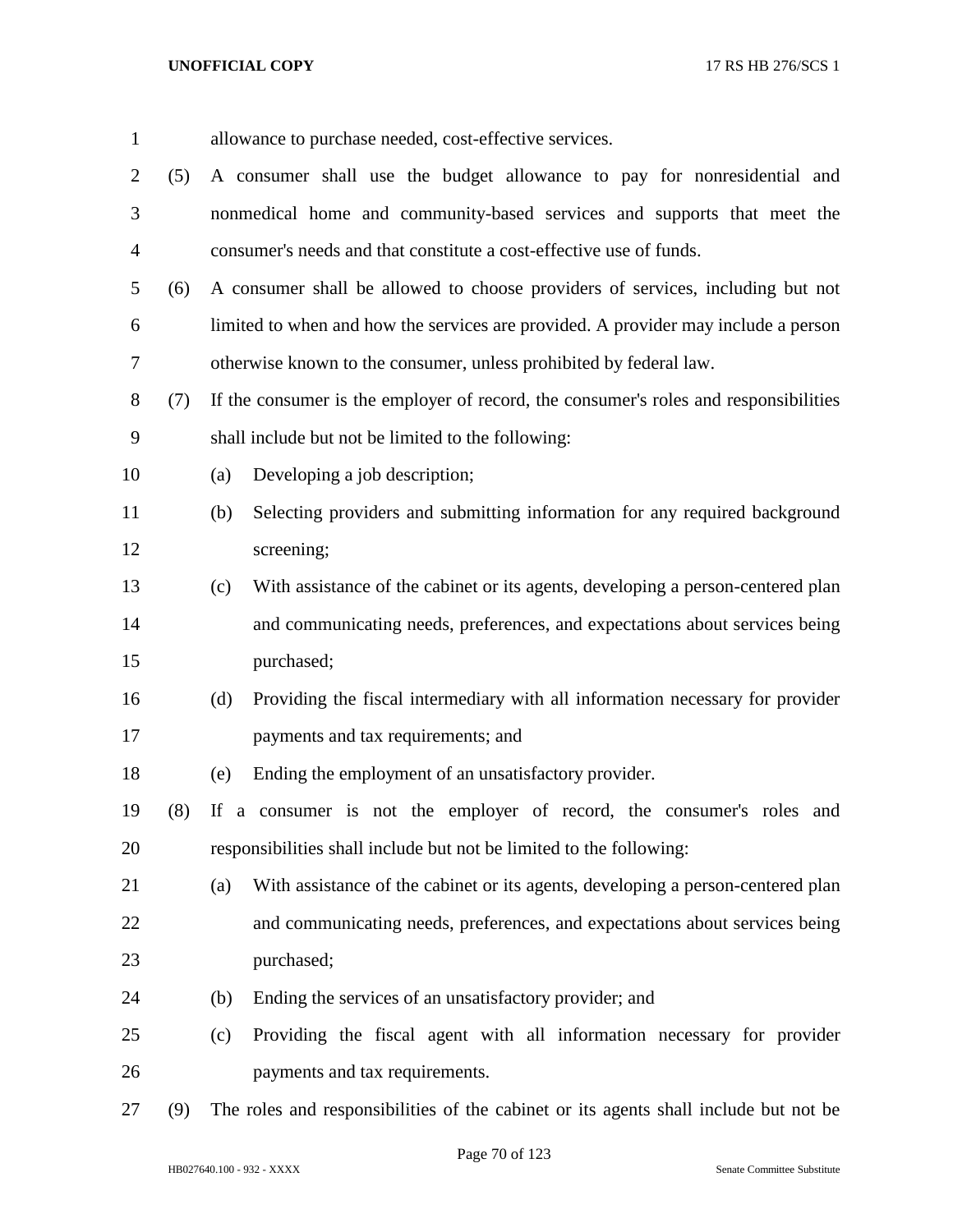allowance to purchase needed, cost-effective services.

(5) A consumer shall use the budget allowance to pay for nonresidential and nonmedical home and community-based services and supports that meet the consumer's needs and that constitute a cost-effective use of funds.

(6) A consumer shall be allowed to choose providers of services, including but not limited to when and how the services are provided. A provider may include a person otherwise known to the consumer, unless prohibited by federal law.

(7) If the consumer is the employer of record, the consumer's roles and responsibilities shall include but not be limited to the following:

(a) Developing a job description;

(b) Selecting providers and submitting information for any required background screening;

(c) With assistance of the cabinet or its agents, developing a person-centered plan and communicating needs, preferences, and expectations about services being purchased;

(d) Providing the fiscal intermediary with all information necessary for provider payments and tax requirements; and

(e) Ending the employment of an unsatisfactory provider.

(8) If a consumer is not the employer of record, the consumer's roles and responsibilities shall include but not be limited to the following:

(a) With assistance of the cabinet or its agents, developing a person-centered plan and communicating needs, preferences, and expectations about services being purchased;

(b) Ending the services of an unsatisfactory provider; and

(c) Providing the fiscal agent with all information necessary for provider payments and tax requirements.

(9) The roles and responsibilities of the cabinet or its agents shall include but not be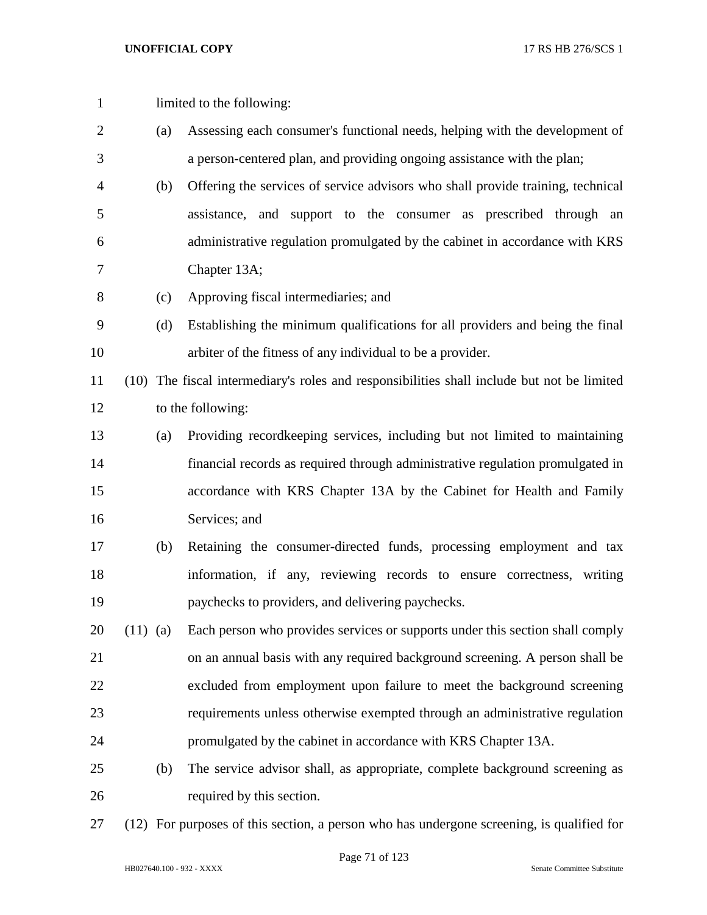limited to the following:

(a) Assessing each consumer's functional needs, helping with the development of a person-centered plan, and providing ongoing assistance with the plan;

(b) Offering the services of service advisors who shall provide training, technical assistance, and support to the consumer as prescribed through an administrative regulation promulgated by the cabinet in accordance with KRS Chapter 13A;

(c) Approving fiscal intermediaries; and

(d) Establishing the minimum qualifications for all providers and being the final arbiter of the fitness of any individual to be a provider.

(10) The fiscal intermediary's roles and responsibilities shall include but not be limited to the following:

(a) Providing recordkeeping services, including but not limited to maintaining financial records as required through administrative regulation promulgated in accordance with KRS Chapter 13A by the Cabinet for Health and Family Services; and

(b) Retaining the consumer-directed funds, processing employment and tax information, if any, reviewing records to ensure correctness, writing paychecks to providers, and delivering paychecks.

(11) (a) Each person who provides services or supports under this section shall comply on an annual basis with any required background screening. A person shall be excluded from employment upon failure to meet the background screening requirements unless otherwise exempted through an administrative regulation promulgated by the cabinet in accordance with KRS Chapter 13A.

(b) The service advisor shall, as appropriate, complete background screening as required by this section.

(12) For purposes of this section, a person who has undergone screening, is qualified for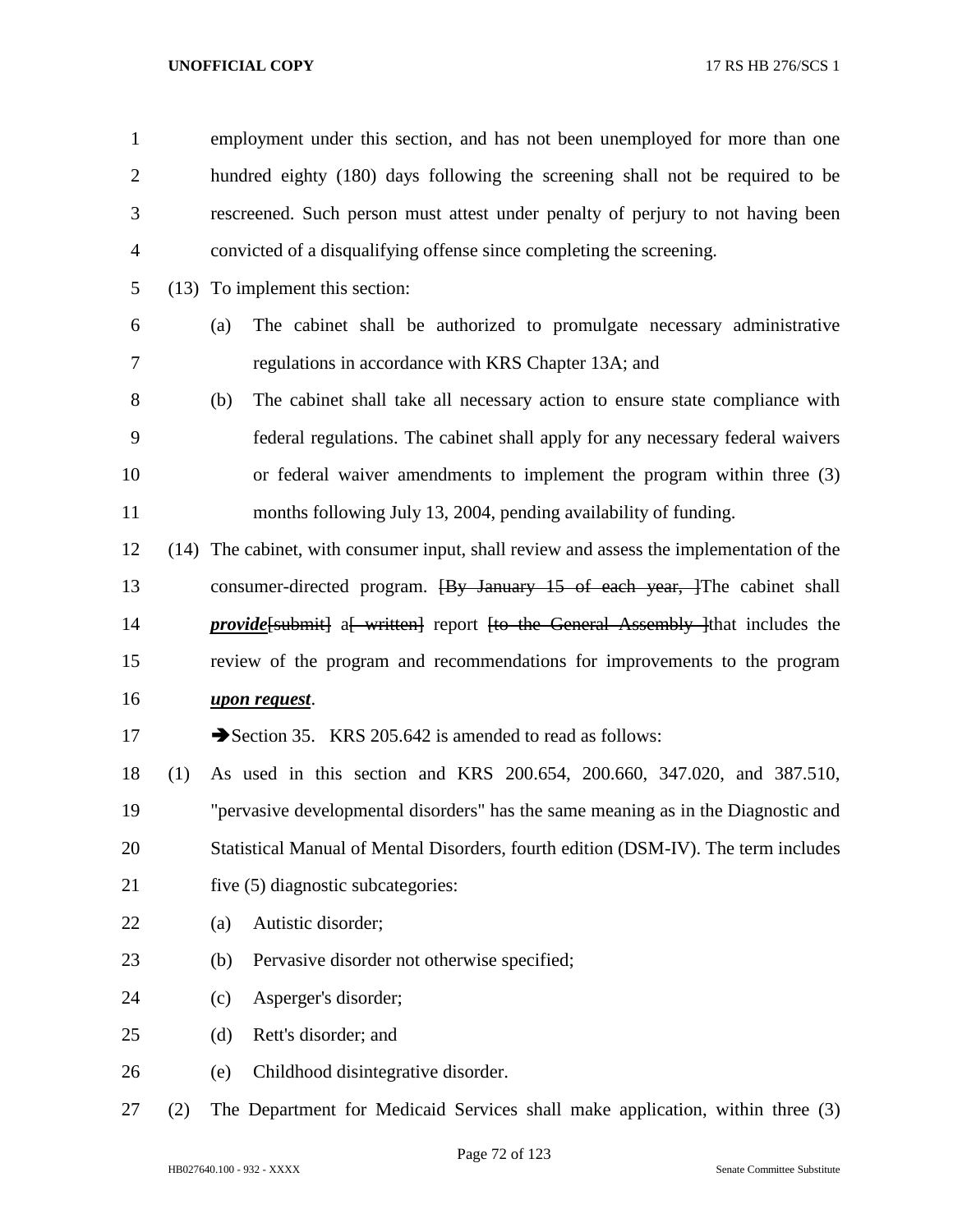employment under this section, and has not been unemployed for more than one hundred eighty (180) days following the screening shall not be required to be rescreened. Such person must attest under penalty of perjury to not having been convicted of a disqualifying offense since completing the screening.

(13) To implement this section:

(a) The cabinet shall be authorized to promulgate necessary administrative regulations in accordance with KRS Chapter 13A; and

(b) The cabinet shall take all necessary action to ensure state compliance with federal regulations. The cabinet shall apply for any necessary federal waivers or federal waiver amendments to implement the program within three (3) months following July 13, 2004, pending availability of funding.

(14) The cabinet, with consumer input, shall review and assess the implementation of the consumer-directed program. ~~[By January 15 of each year, ]~~The cabinet shall ***provide***~~[submit]~~ a~~[ written]~~ report ~~[to the General Assembly ]~~that includes the review of the program and recommendations for improvements to the program ***upon request***.

➔Section 35. KRS 205.642 is amended to read as follows:

(1) As used in this section and KRS 200.654, 200.660, 347.020, and 387.510, "pervasive developmental disorders" has the same meaning as in the Diagnostic and Statistical Manual of Mental Disorders, fourth edition (DSM-IV). The term includes five (5) diagnostic subcategories:

(a) Autistic disorder;

(b) Pervasive disorder not otherwise specified;

(c) Asperger's disorder;

(d) Rett's disorder; and

(e) Childhood disintegrative disorder.

(2) The Department for Medicaid Services shall make application, within three (3)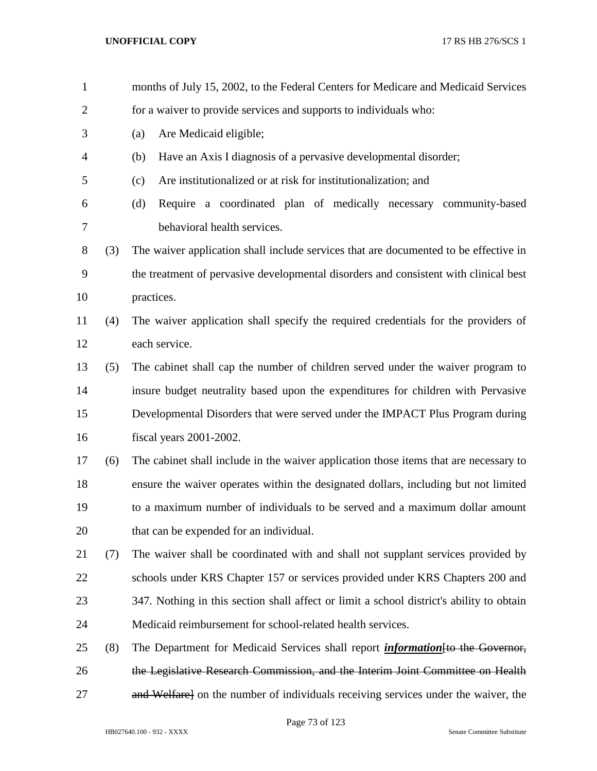months of July 15, 2002, to the Federal Centers for Medicare and Medicaid Services for a waiver to provide services and supports to individuals who:

(a) Are Medicaid eligible;

(b) Have an Axis I diagnosis of a pervasive developmental disorder;

(c) Are institutionalized or at risk for institutionalization; and

(d) Require a coordinated plan of medically necessary community-based behavioral health services.

(3) The waiver application shall include services that are documented to be effective in the treatment of pervasive developmental disorders and consistent with clinical best practices.

(4) The waiver application shall specify the required credentials for the providers of each service.

(5) The cabinet shall cap the number of children served under the waiver program to insure budget neutrality based upon the expenditures for children with Pervasive Developmental Disorders that were served under the IMPACT Plus Program during fiscal years 2001-2002.

(6) The cabinet shall include in the waiver application those items that are necessary to ensure the waiver operates within the designated dollars, including but not limited to a maximum number of individuals to be served and a maximum dollar amount that can be expended for an individual.

(7) The waiver shall be coordinated with and shall not supplant services provided by schools under KRS Chapter 157 or services provided under KRS Chapters 200 and 347. Nothing in this section shall affect or limit a school district's ability to obtain Medicaid reimbursement for school-related health services.

(8) The Department for Medicaid Services shall report ***information***[~~to the Governor, the Legislative Research Commission, and the Interim Joint Committee on Health and Welfare~~] on the number of individuals receiving services under the waiver, the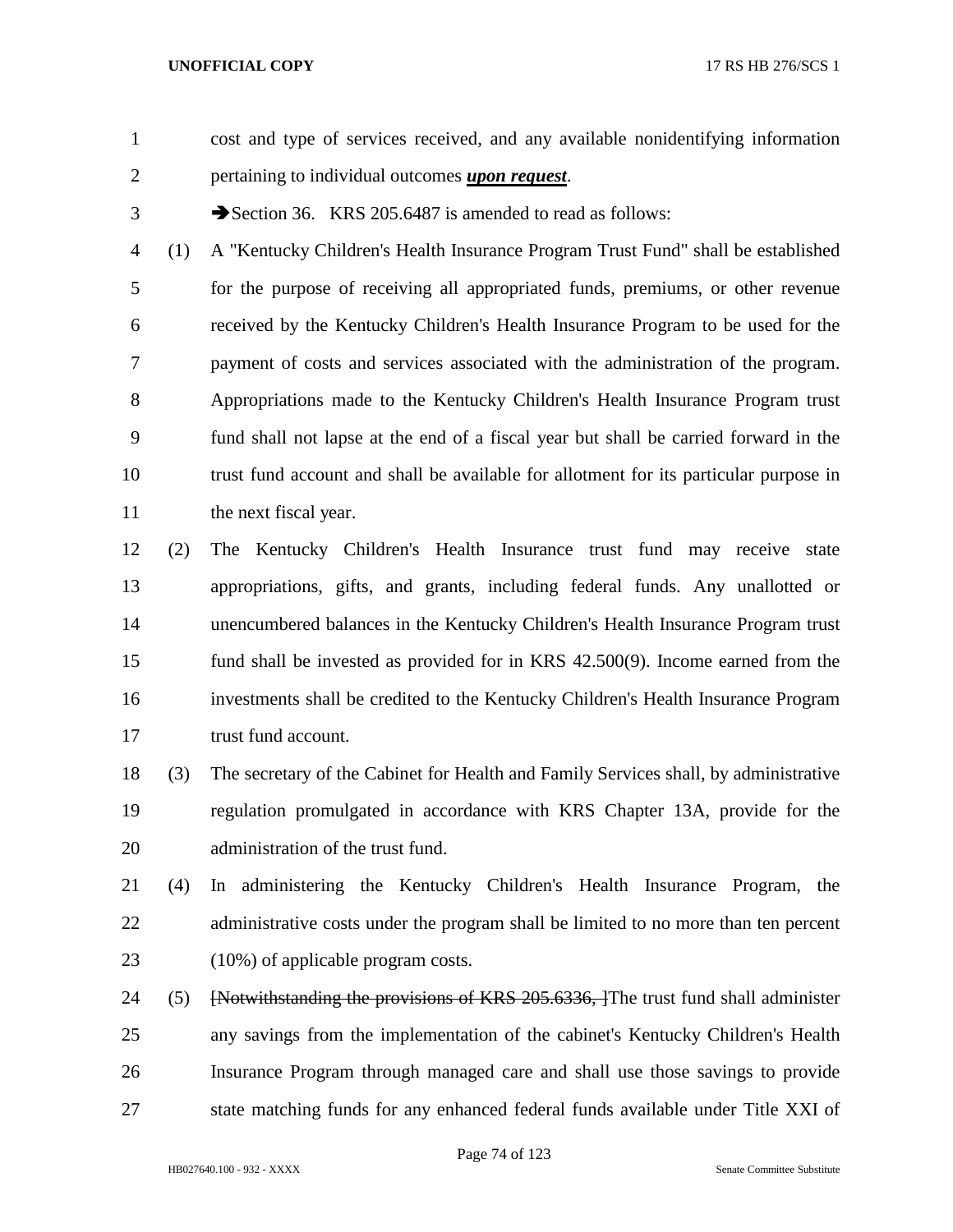cost and type of services received, and any available nonidentifying information pertaining to individual outcomes ***upon request***.

➔Section 36. KRS 205.6487 is amended to read as follows:

(1) A "Kentucky Children's Health Insurance Program Trust Fund" shall be established for the purpose of receiving all appropriated funds, premiums, or other revenue received by the Kentucky Children's Health Insurance Program to be used for the payment of costs and services associated with the administration of the program. Appropriations made to the Kentucky Children's Health Insurance Program trust fund shall not lapse at the end of a fiscal year but shall be carried forward in the trust fund account and shall be available for allotment for its particular purpose in the next fiscal year.

(2) The Kentucky Children's Health Insurance trust fund may receive state appropriations, gifts, and grants, including federal funds. Any unallotted or unencumbered balances in the Kentucky Children's Health Insurance Program trust fund shall be invested as provided for in KRS 42.500(9). Income earned from the investments shall be credited to the Kentucky Children's Health Insurance Program trust fund account.

(3) The secretary of the Cabinet for Health and Family Services shall, by administrative regulation promulgated in accordance with KRS Chapter 13A, provide for the administration of the trust fund.

(4) In administering the Kentucky Children's Health Insurance Program, the administrative costs under the program shall be limited to no more than ten percent (10%) of applicable program costs.

(5) ~~[Notwithstanding the provisions of KRS 205.6336, ]~~The trust fund shall administer any savings from the implementation of the cabinet's Kentucky Children's Health Insurance Program through managed care and shall use those savings to provide state matching funds for any enhanced federal funds available under Title XXI of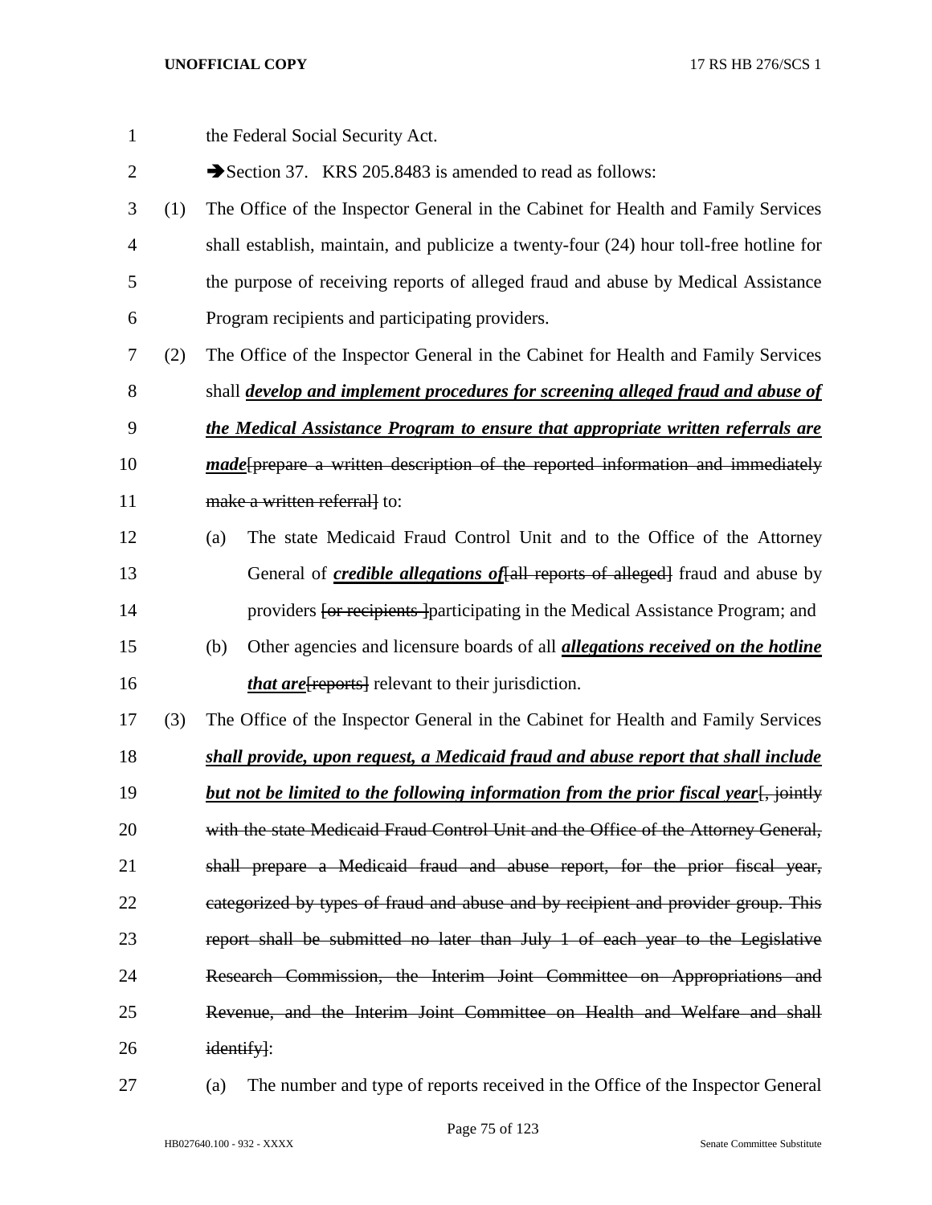the Federal Social Security Act.

➔Section 37. KRS 205.8483 is amended to read as follows:

(1) The Office of the Inspector General in the Cabinet for Health and Family Services shall establish, maintain, and publicize a twenty-four (24) hour toll-free hotline for the purpose of receiving reports of alleged fraud and abuse by Medical Assistance Program recipients and participating providers.

(2) The Office of the Inspector General in the Cabinet for Health and Family Services shall ***develop and implement procedures for screening alleged fraud and abuse of the Medical Assistance Program to ensure that appropriate written referrals are made***~~[prepare a written description of the reported information and immediately make a written referral]~~ to:

(a) The state Medicaid Fraud Control Unit and to the Office of the Attorney General of ***credible allegations of***~~[all reports of alleged]~~ fraud and abuse by providers ~~[or recipients ]~~participating in the Medical Assistance Program; and

(b) Other agencies and licensure boards of all ***allegations received on the hotline that are***~~[reports]~~ relevant to their jurisdiction.

(3) The Office of the Inspector General in the Cabinet for Health and Family Services ***shall provide, upon request, a Medicaid fraud and abuse report that shall include but not be limited to the following information from the prior fiscal year***~~[, jointly with the state Medicaid Fraud Control Unit and the Office of the Attorney General, shall prepare a Medicaid fraud and abuse report, for the prior fiscal year, categorized by types of fraud and abuse and by recipient and provider group. This report shall be submitted no later than July 1 of each year to the Legislative Research Commission, the Interim Joint Committee on Appropriations and Revenue, and the Interim Joint Committee on Health and Welfare and shall identify]~~:

(a) The number and type of reports received in the Office of the Inspector General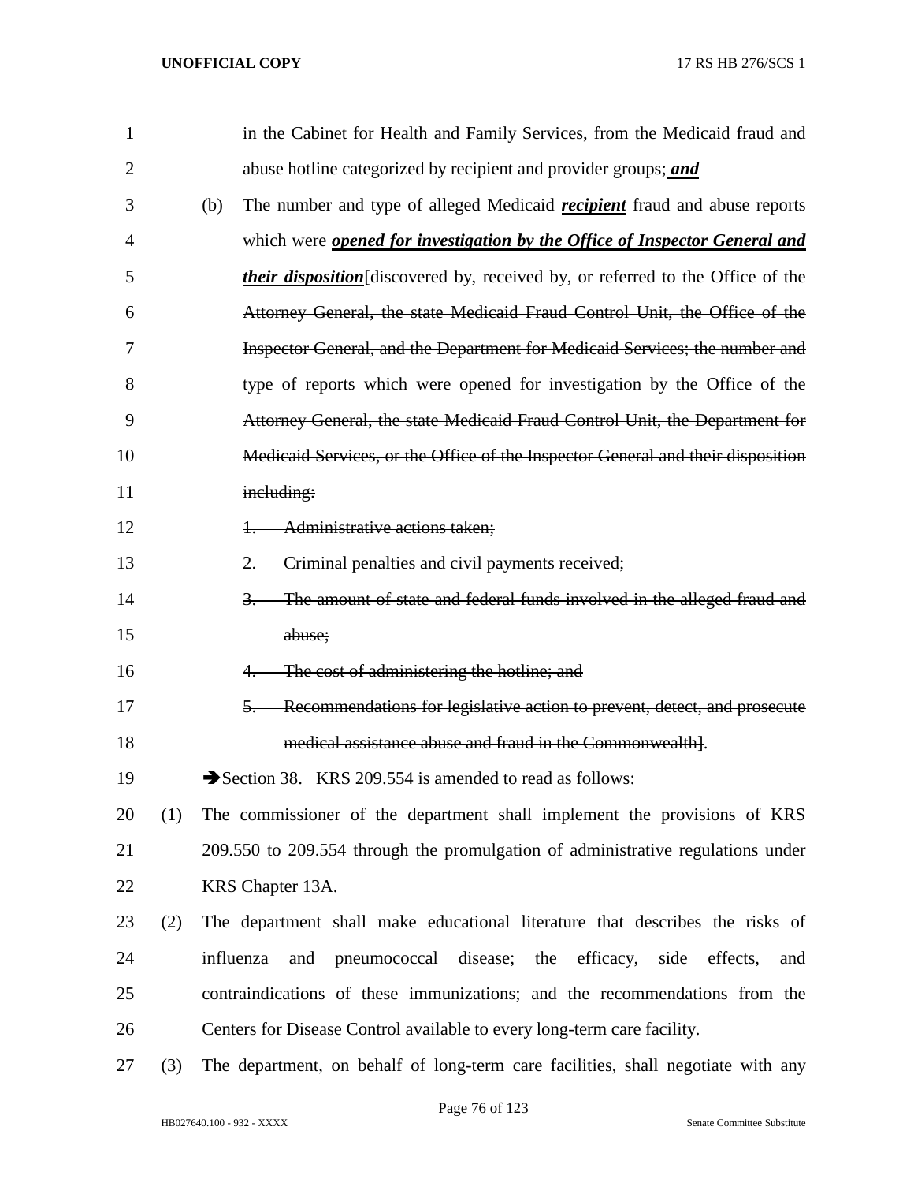in the Cabinet for Health and Family Services, from the Medicaid fraud and abuse hotline categorized by recipient and provider groups; ***and***

(b) The number and type of alleged Medicaid ***recipient*** fraud and abuse reports which were ***opened for investigation by the Office of Inspector General and their disposition***[~~discovered by, received by, or referred to the Office of the Attorney General, the state Medicaid Fraud Control Unit, the Office of the Inspector General, and the Department for Medicaid Services; the number and type of reports which were opened for investigation by the Office of the Attorney General, the state Medicaid Fraud Control Unit, the Department for Medicaid Services, or the Office of the Inspector General and their disposition including:~~

~~1. Administrative actions taken;~~

~~2. Criminal penalties and civil payments received;~~

~~3. The amount of state and federal funds involved in the alleged fraud and abuse;~~

~~4. The cost of administering the hotline; and~~

~~5. Recommendations for legislative action to prevent, detect, and prosecute medical assistance abuse and fraud in the Commonwealth~~].

➔Section 38. KRS 209.554 is amended to read as follows:

(1) The commissioner of the department shall implement the provisions of KRS 209.550 to 209.554 through the promulgation of administrative regulations under KRS Chapter 13A.

(2) The department shall make educational literature that describes the risks of influenza and pneumococcal disease; the efficacy, side effects, and contraindications of these immunizations; and the recommendations from the Centers for Disease Control available to every long-term care facility.

(3) The department, on behalf of long-term care facilities, shall negotiate with any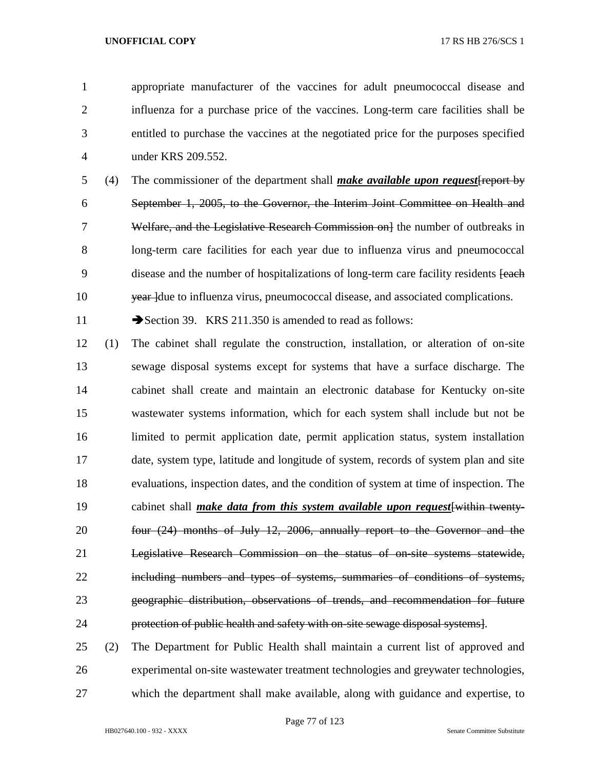appropriate manufacturer of the vaccines for adult pneumococcal disease and influenza for a purchase price of the vaccines. Long-term care facilities shall be entitled to purchase the vaccines at the negotiated price for the purposes specified under KRS 209.552.

(4) The commissioner of the department shall ***make available upon request***[~~report by September 1, 2005, to the Governor, the Interim Joint Committee on Health and Welfare, and the Legislative Research Commission on~~] the number of outbreaks in long-term care facilities for each year due to influenza virus and pneumococcal disease and the number of hospitalizations of long-term care facility residents [~~each year~~ ]due to influenza virus, pneumococcal disease, and associated complications.

➔Section 39. KRS 211.350 is amended to read as follows:

(1) The cabinet shall regulate the construction, installation, or alteration of on-site sewage disposal systems except for systems that have a surface discharge. The cabinet shall create and maintain an electronic database for Kentucky on-site wastewater systems information, which for each system shall include but not be limited to permit application date, permit application status, system installation date, system type, latitude and longitude of system, records of system plan and site evaluations, inspection dates, and the condition of system at time of inspection. The cabinet shall ***make data from this system available upon request***[~~within twenty-four (24) months of July 12, 2006, annually report to the Governor and the Legislative Research Commission on the status of on-site systems statewide, including numbers and types of systems, summaries of conditions of systems, geographic distribution, observations of trends, and recommendation for future protection of public health and safety with on-site sewage disposal systems~~].

(2) The Department for Public Health shall maintain a current list of approved and experimental on-site wastewater treatment technologies and greywater technologies, which the department shall make available, along with guidance and expertise, to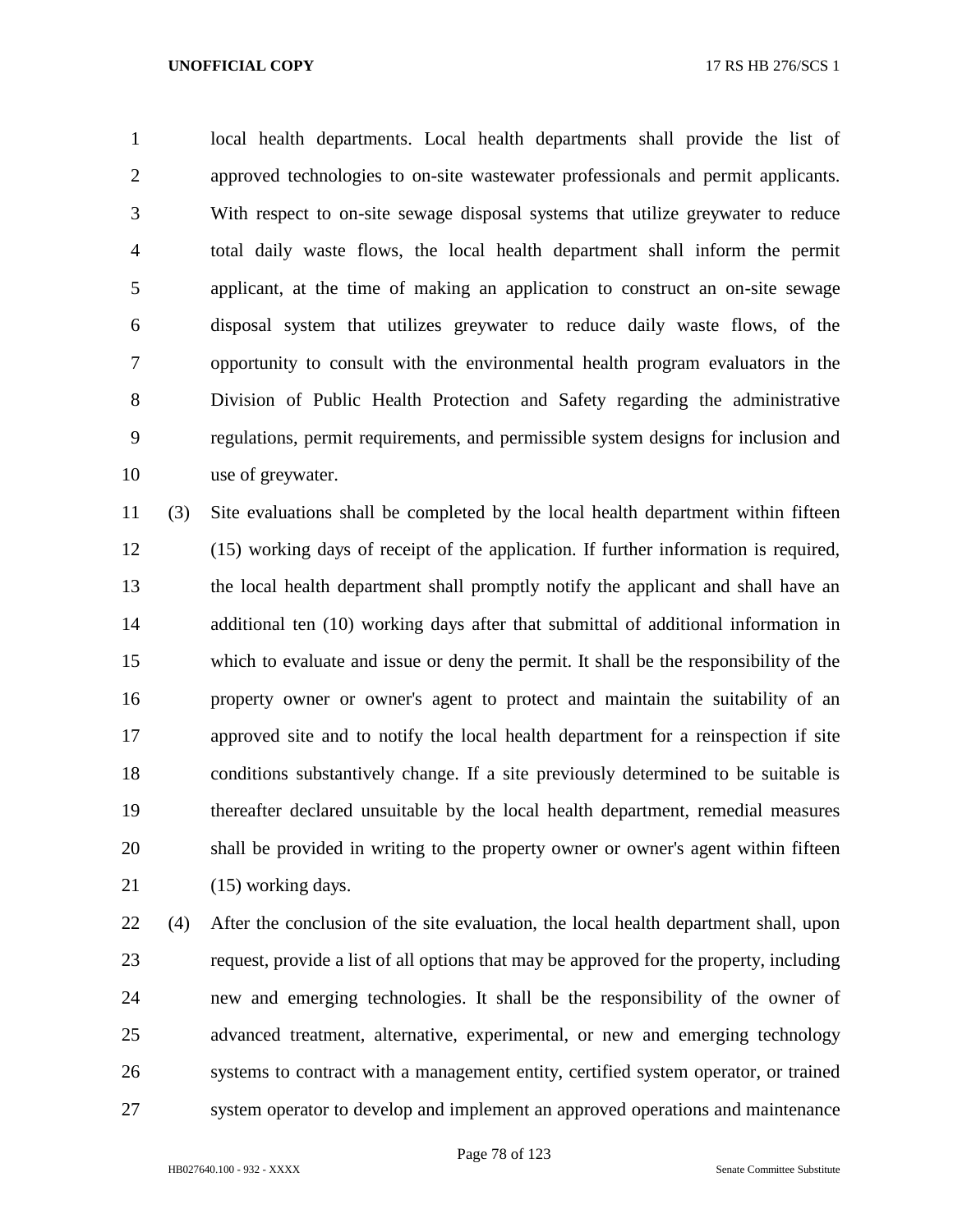local health departments. Local health departments shall provide the list of approved technologies to on-site wastewater professionals and permit applicants. With respect to on-site sewage disposal systems that utilize greywater to reduce total daily waste flows, the local health department shall inform the permit applicant, at the time of making an application to construct an on-site sewage disposal system that utilizes greywater to reduce daily waste flows, of the opportunity to consult with the environmental health program evaluators in the Division of Public Health Protection and Safety regarding the administrative regulations, permit requirements, and permissible system designs for inclusion and use of greywater.

(3) Site evaluations shall be completed by the local health department within fifteen (15) working days of receipt of the application. If further information is required, the local health department shall promptly notify the applicant and shall have an additional ten (10) working days after that submittal of additional information in which to evaluate and issue or deny the permit. It shall be the responsibility of the property owner or owner's agent to protect and maintain the suitability of an approved site and to notify the local health department for a reinspection if site conditions substantively change. If a site previously determined to be suitable is thereafter declared unsuitable by the local health department, remedial measures shall be provided in writing to the property owner or owner's agent within fifteen (15) working days.

(4) After the conclusion of the site evaluation, the local health department shall, upon request, provide a list of all options that may be approved for the property, including new and emerging technologies. It shall be the responsibility of the owner of advanced treatment, alternative, experimental, or new and emerging technology systems to contract with a management entity, certified system operator, or trained system operator to develop and implement an approved operations and maintenance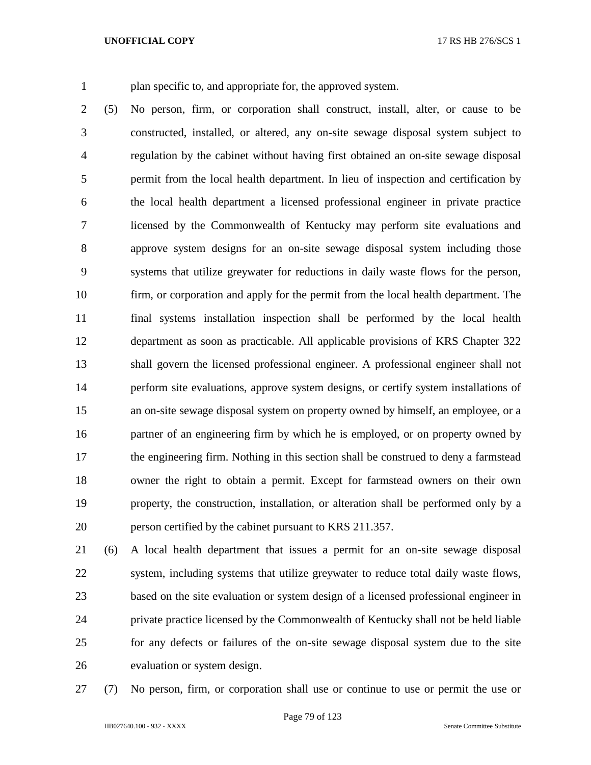plan specific to, and appropriate for, the approved system.

(5) No person, firm, or corporation shall construct, install, alter, or cause to be constructed, installed, or altered, any on-site sewage disposal system subject to regulation by the cabinet without having first obtained an on-site sewage disposal permit from the local health department. In lieu of inspection and certification by the local health department a licensed professional engineer in private practice licensed by the Commonwealth of Kentucky may perform site evaluations and approve system designs for an on-site sewage disposal system including those systems that utilize greywater for reductions in daily waste flows for the person, firm, or corporation and apply for the permit from the local health department. The final systems installation inspection shall be performed by the local health department as soon as practicable. All applicable provisions of KRS Chapter 322 shall govern the licensed professional engineer. A professional engineer shall not perform site evaluations, approve system designs, or certify system installations of an on-site sewage disposal system on property owned by himself, an employee, or a partner of an engineering firm by which he is employed, or on property owned by the engineering firm. Nothing in this section shall be construed to deny a farmstead owner the right to obtain a permit. Except for farmstead owners on their own property, the construction, installation, or alteration shall be performed only by a person certified by the cabinet pursuant to KRS 211.357.

(6) A local health department that issues a permit for an on-site sewage disposal system, including systems that utilize greywater to reduce total daily waste flows, based on the site evaluation or system design of a licensed professional engineer in private practice licensed by the Commonwealth of Kentucky shall not be held liable for any defects or failures of the on-site sewage disposal system due to the site evaluation or system design.

(7) No person, firm, or corporation shall use or continue to use or permit the use or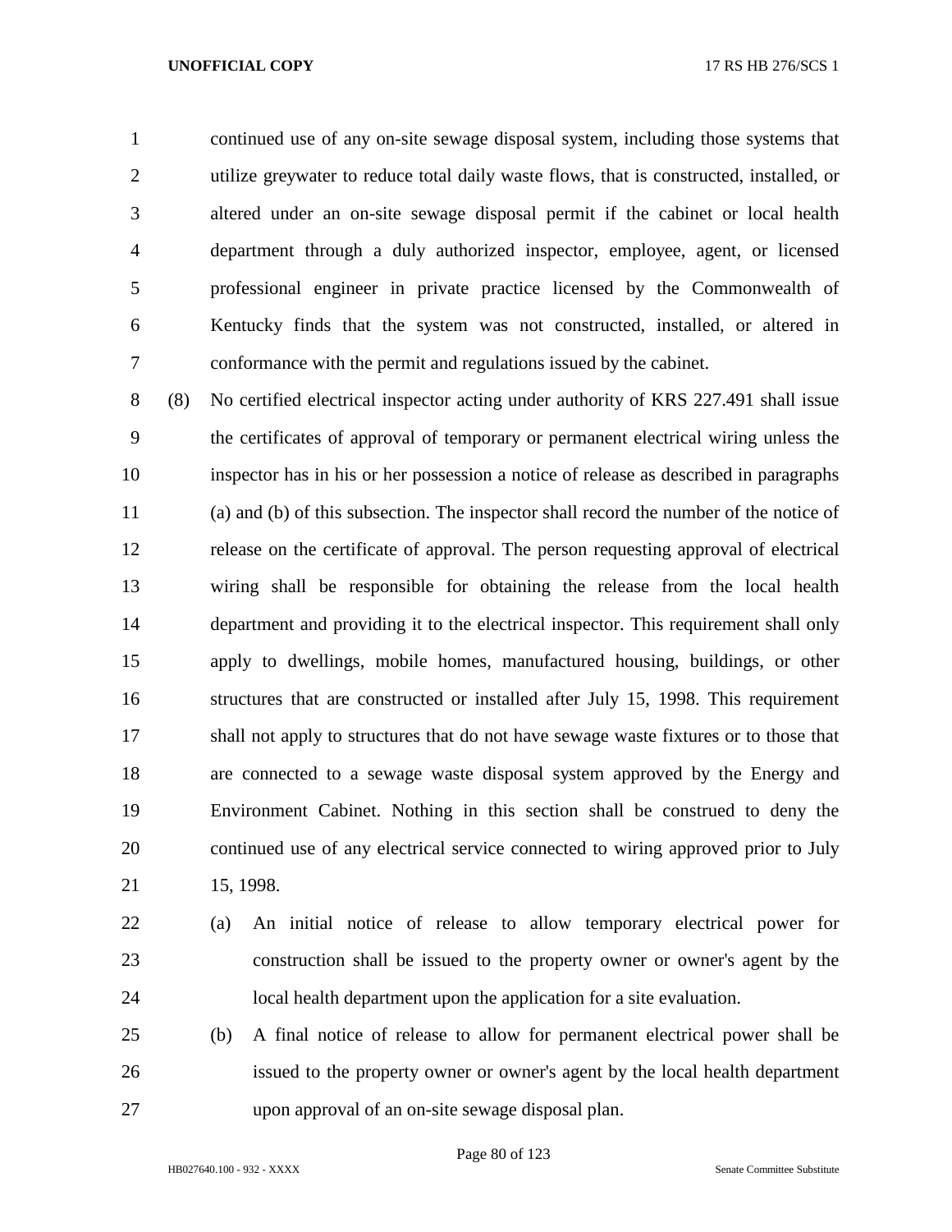continued use of any on-site sewage disposal system, including those systems that utilize greywater to reduce total daily waste flows, that is constructed, installed, or altered under an on-site sewage disposal permit if the cabinet or local health department through a duly authorized inspector, employee, agent, or licensed professional engineer in private practice licensed by the Commonwealth of Kentucky finds that the system was not constructed, installed, or altered in conformance with the permit and regulations issued by the cabinet.

(8) No certified electrical inspector acting under authority of KRS 227.491 shall issue the certificates of approval of temporary or permanent electrical wiring unless the inspector has in his or her possession a notice of release as described in paragraphs (a) and (b) of this subsection. The inspector shall record the number of the notice of release on the certificate of approval. The person requesting approval of electrical wiring shall be responsible for obtaining the release from the local health department and providing it to the electrical inspector. This requirement shall only apply to dwellings, mobile homes, manufactured housing, buildings, or other structures that are constructed or installed after July 15, 1998. This requirement shall not apply to structures that do not have sewage waste fixtures or to those that are connected to a sewage waste disposal system approved by the Energy and Environment Cabinet. Nothing in this section shall be construed to deny the continued use of any electrical service connected to wiring approved prior to July 15, 1998.

(a) An initial notice of release to allow temporary electrical power for construction shall be issued to the property owner or owner's agent by the local health department upon the application for a site evaluation.

(b) A final notice of release to allow for permanent electrical power shall be issued to the property owner or owner's agent by the local health department upon approval of an on-site sewage disposal plan.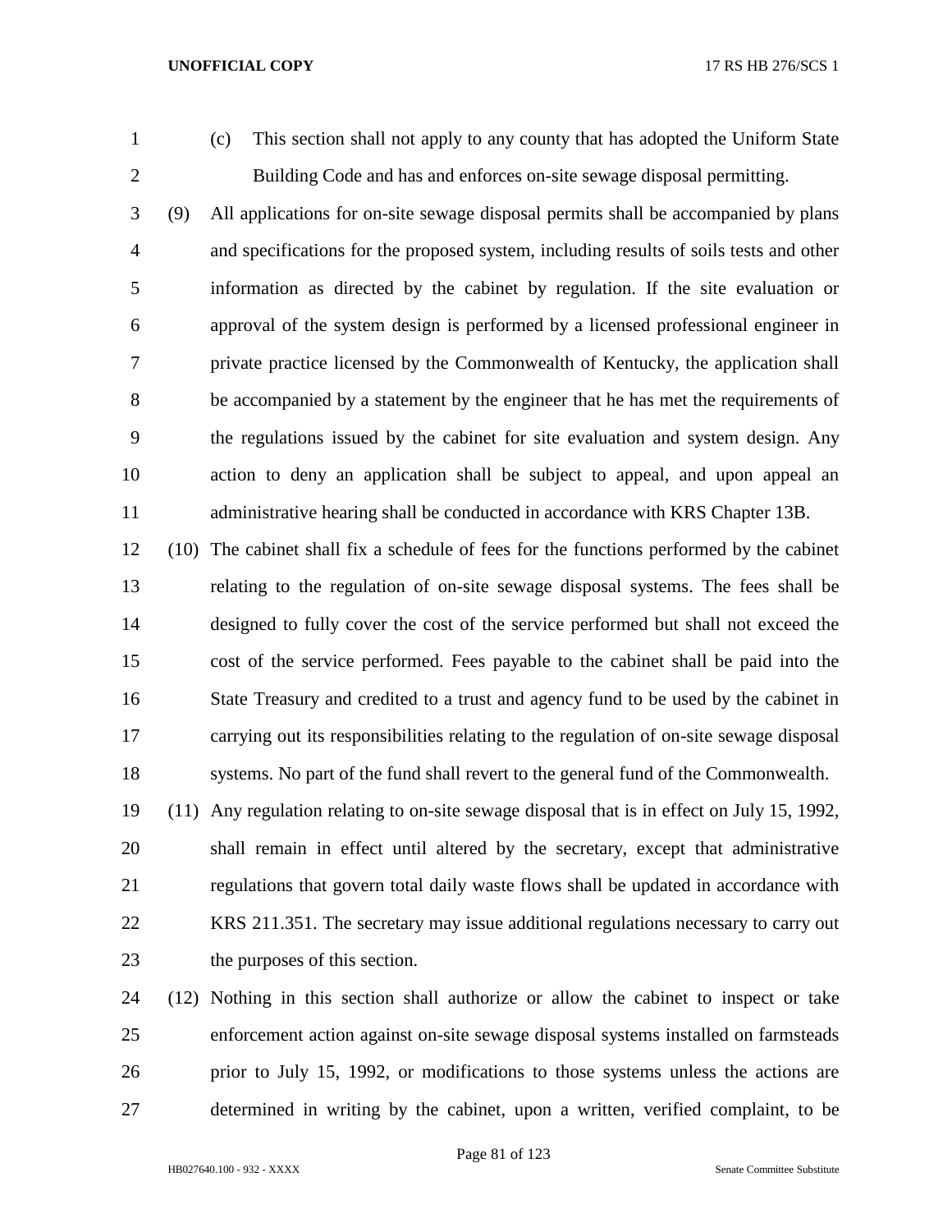(c) This section shall not apply to any county that has adopted the Uniform State Building Code and has and enforces on-site sewage disposal permitting.

(9) All applications for on-site sewage disposal permits shall be accompanied by plans and specifications for the proposed system, including results of soils tests and other information as directed by the cabinet by regulation. If the site evaluation or approval of the system design is performed by a licensed professional engineer in private practice licensed by the Commonwealth of Kentucky, the application shall be accompanied by a statement by the engineer that he has met the requirements of the regulations issued by the cabinet for site evaluation and system design. Any action to deny an application shall be subject to appeal, and upon appeal an administrative hearing shall be conducted in accordance with KRS Chapter 13B.

(10) The cabinet shall fix a schedule of fees for the functions performed by the cabinet relating to the regulation of on-site sewage disposal systems. The fees shall be designed to fully cover the cost of the service performed but shall not exceed the cost of the service performed. Fees payable to the cabinet shall be paid into the State Treasury and credited to a trust and agency fund to be used by the cabinet in carrying out its responsibilities relating to the regulation of on-site sewage disposal systems. No part of the fund shall revert to the general fund of the Commonwealth.

(11) Any regulation relating to on-site sewage disposal that is in effect on July 15, 1992, shall remain in effect until altered by the secretary, except that administrative regulations that govern total daily waste flows shall be updated in accordance with KRS 211.351. The secretary may issue additional regulations necessary to carry out the purposes of this section.

(12) Nothing in this section shall authorize or allow the cabinet to inspect or take enforcement action against on-site sewage disposal systems installed on farmsteads prior to July 15, 1992, or modifications to those systems unless the actions are determined in writing by the cabinet, upon a written, verified complaint, to be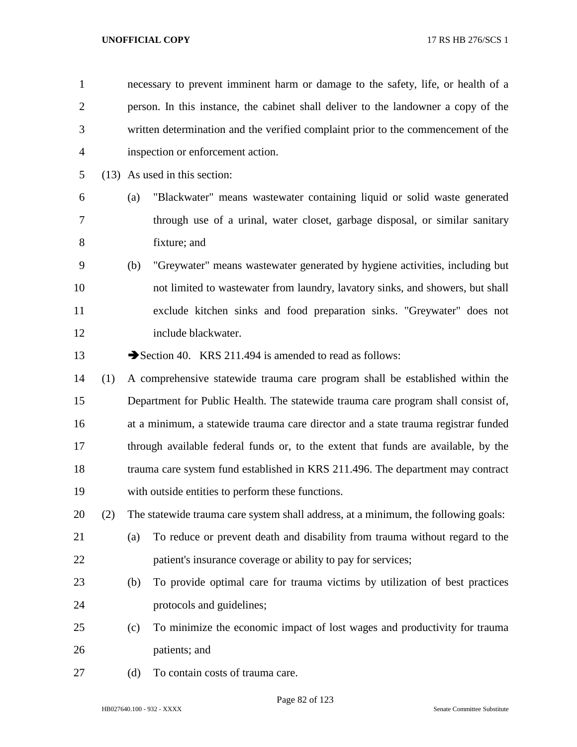necessary to prevent imminent harm or damage to the safety, life, or health of a person. In this instance, the cabinet shall deliver to the landowner a copy of the written determination and the verified complaint prior to the commencement of the inspection or enforcement action.

(13) As used in this section:

(a) "Blackwater" means wastewater containing liquid or solid waste generated through use of a urinal, water closet, garbage disposal, or similar sanitary fixture; and

(b) "Greywater" means wastewater generated by hygiene activities, including but not limited to wastewater from laundry, lavatory sinks, and showers, but shall exclude kitchen sinks and food preparation sinks. "Greywater" does not include blackwater.

➔Section 40. KRS 211.494 is amended to read as follows:

(1) A comprehensive statewide trauma care program shall be established within the Department for Public Health. The statewide trauma care program shall consist of, at a minimum, a statewide trauma care director and a state trauma registrar funded through available federal funds or, to the extent that funds are available, by the trauma care system fund established in KRS 211.496. The department may contract with outside entities to perform these functions.

(2) The statewide trauma care system shall address, at a minimum, the following goals:

(a) To reduce or prevent death and disability from trauma without regard to the patient's insurance coverage or ability to pay for services;

(b) To provide optimal care for trauma victims by utilization of best practices protocols and guidelines;

(c) To minimize the economic impact of lost wages and productivity for trauma patients; and

(d) To contain costs of trauma care.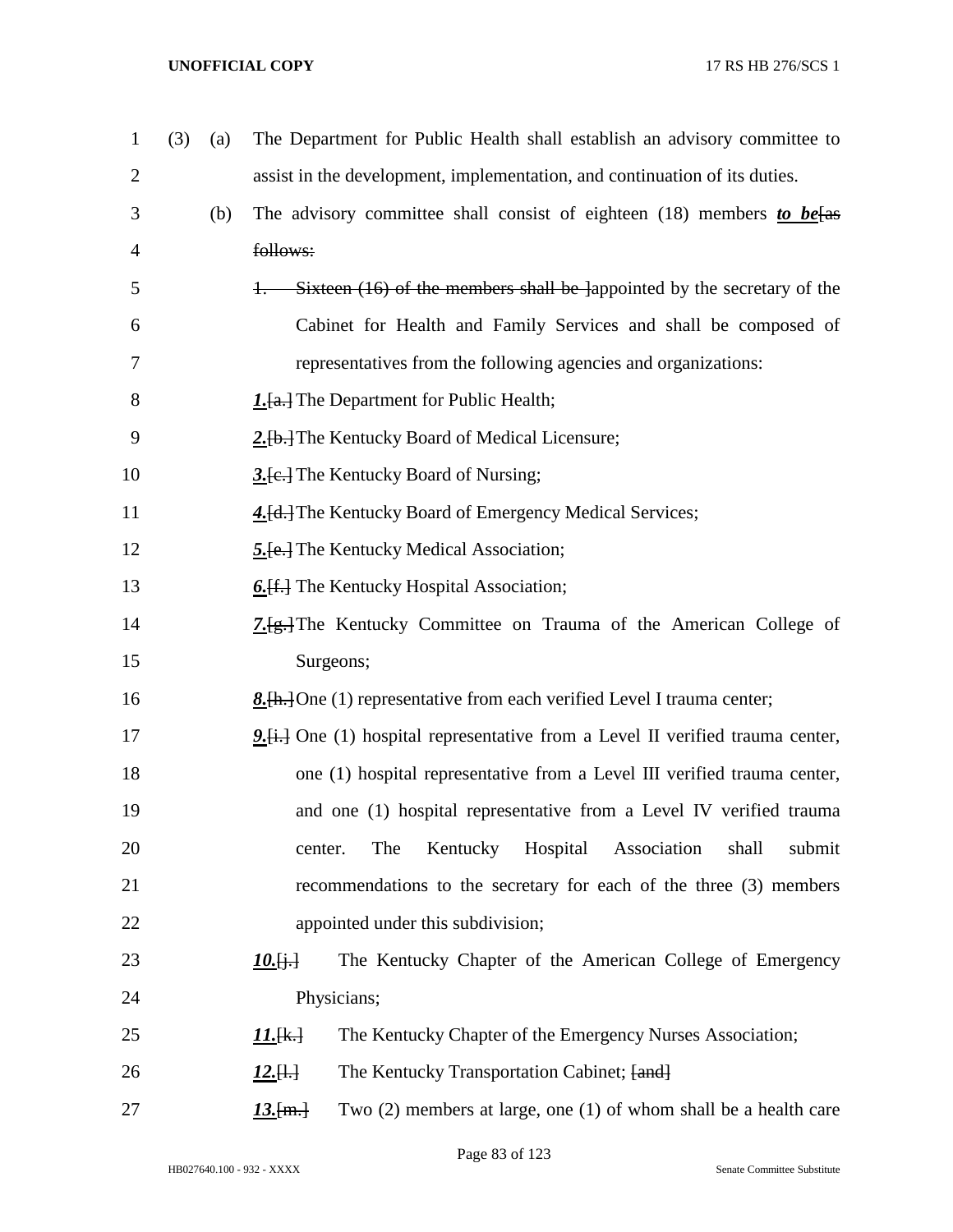(3) (a) The Department for Public Health shall establish an advisory committee to assist in the development, implementation, and continuation of its duties.

(b) The advisory committee shall consist of eighteen (18) members ***to be***~~[as follows:~~

~~1. Sixteen (16) of the members shall be ]~~appointed by the secretary of the Cabinet for Health and Family Services and shall be composed of representatives from the following agencies and organizations:

***1.***~~[a.]~~ The Department for Public Health;

***2.***~~[b.]~~ The Kentucky Board of Medical Licensure;

***3.***~~[c.]~~ The Kentucky Board of Nursing;

***4.***~~[d.]~~ The Kentucky Board of Emergency Medical Services;

***5.***~~[e.]~~ The Kentucky Medical Association;

***6.***~~[f.]~~ The Kentucky Hospital Association;

***7.***~~[g.]~~ The Kentucky Committee on Trauma of the American College of Surgeons;

***8.***~~[h.]~~ One (1) representative from each verified Level I trauma center;

***9.***~~[i.]~~ One (1) hospital representative from a Level II verified trauma center, one (1) hospital representative from a Level III verified trauma center, and one (1) hospital representative from a Level IV verified trauma center. The Kentucky Hospital Association shall submit recommendations to the secretary for each of the three (3) members appointed under this subdivision;

***10.***~~[j.]~~ The Kentucky Chapter of the American College of Emergency Physicians;

***11.***~~[k.]~~ The Kentucky Chapter of the Emergency Nurses Association;

***12.***~~[l.]~~ The Kentucky Transportation Cabinet; ~~[and]~~

***13.***~~[m.]~~ Two (2) members at large, one (1) of whom shall be a health care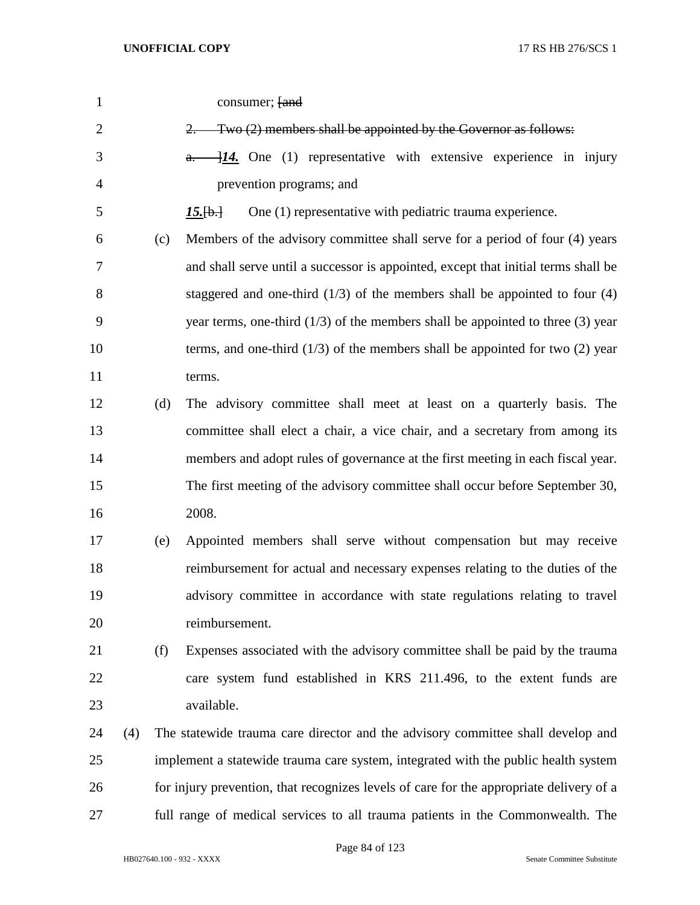consumer; ~~[and~~

~~2. Two (2) members shall be appointed by the Governor as follows:~~

~~a.~~ ~~]~~***14.*** One (1) representative with extensive experience in injury prevention programs; and

***15.***~~[b.]~~ One (1) representative with pediatric trauma experience.

(c) Members of the advisory committee shall serve for a period of four (4) years and shall serve until a successor is appointed, except that initial terms shall be staggered and one-third (1/3) of the members shall be appointed to four (4) year terms, one-third (1/3) of the members shall be appointed to three (3) year terms, and one-third (1/3) of the members shall be appointed for two (2) year terms.

(d) The advisory committee shall meet at least on a quarterly basis. The committee shall elect a chair, a vice chair, and a secretary from among its members and adopt rules of governance at the first meeting in each fiscal year. The first meeting of the advisory committee shall occur before September 30, 2008.

(e) Appointed members shall serve without compensation but may receive reimbursement for actual and necessary expenses relating to the duties of the advisory committee in accordance with state regulations relating to travel reimbursement.

(f) Expenses associated with the advisory committee shall be paid by the trauma care system fund established in KRS 211.496, to the extent funds are available.

(4) The statewide trauma care director and the advisory committee shall develop and implement a statewide trauma care system, integrated with the public health system for injury prevention, that recognizes levels of care for the appropriate delivery of a full range of medical services to all trauma patients in the Commonwealth. The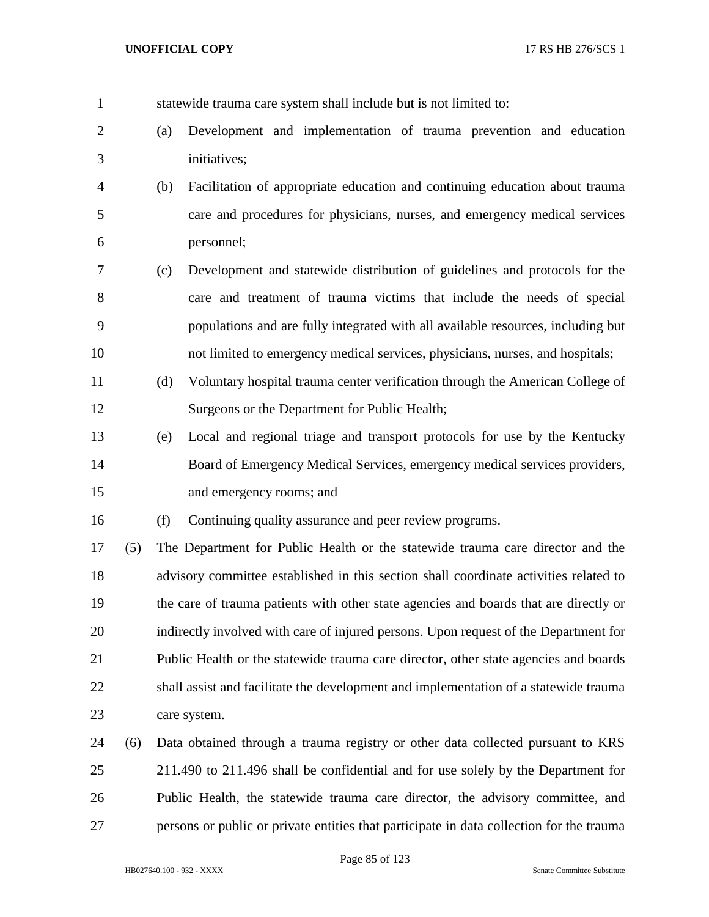statewide trauma care system shall include but is not limited to:

(a) Development and implementation of trauma prevention and education initiatives;

(b) Facilitation of appropriate education and continuing education about trauma care and procedures for physicians, nurses, and emergency medical services personnel;

(c) Development and statewide distribution of guidelines and protocols for the care and treatment of trauma victims that include the needs of special populations and are fully integrated with all available resources, including but not limited to emergency medical services, physicians, nurses, and hospitals;

(d) Voluntary hospital trauma center verification through the American College of Surgeons or the Department for Public Health;

(e) Local and regional triage and transport protocols for use by the Kentucky Board of Emergency Medical Services, emergency medical services providers, and emergency rooms; and

(f) Continuing quality assurance and peer review programs.

(5) The Department for Public Health or the statewide trauma care director and the advisory committee established in this section shall coordinate activities related to the care of trauma patients with other state agencies and boards that are directly or indirectly involved with care of injured persons. Upon request of the Department for Public Health or the statewide trauma care director, other state agencies and boards shall assist and facilitate the development and implementation of a statewide trauma care system.

(6) Data obtained through a trauma registry or other data collected pursuant to KRS 211.490 to 211.496 shall be confidential and for use solely by the Department for Public Health, the statewide trauma care director, the advisory committee, and persons or public or private entities that participate in data collection for the trauma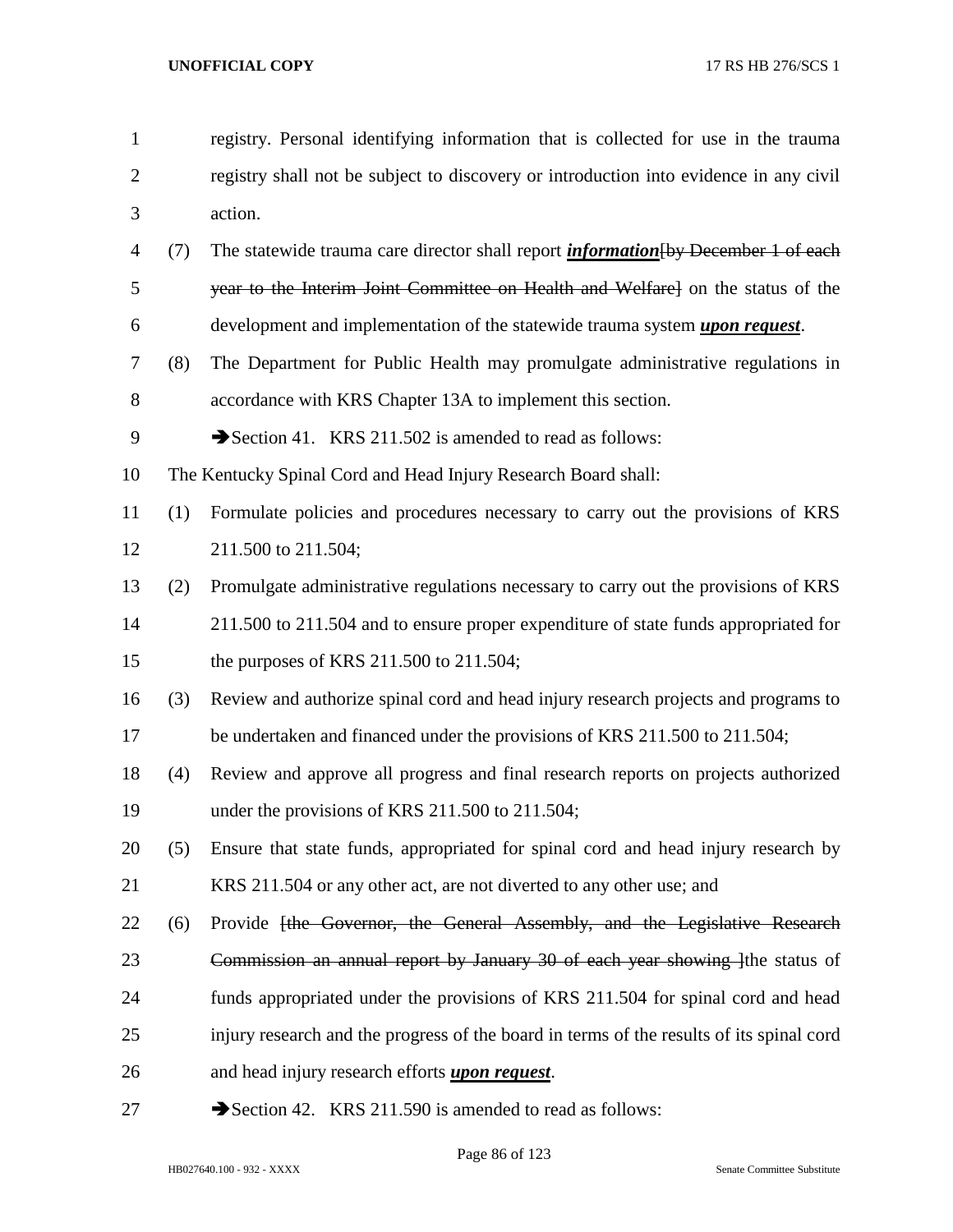registry. Personal identifying information that is collected for use in the trauma registry shall not be subject to discovery or introduction into evidence in any civil action.

(7) The statewide trauma care director shall report ***information***[~~by December 1 of each year to the Interim Joint Committee on Health and Welfare~~] on the status of the development and implementation of the statewide trauma system ***upon request***.

(8) The Department for Public Health may promulgate administrative regulations in accordance with KRS Chapter 13A to implement this section.

➔Section 41. KRS 211.502 is amended to read as follows:

The Kentucky Spinal Cord and Head Injury Research Board shall:

(1) Formulate policies and procedures necessary to carry out the provisions of KRS 211.500 to 211.504;

(2) Promulgate administrative regulations necessary to carry out the provisions of KRS 211.500 to 211.504 and to ensure proper expenditure of state funds appropriated for the purposes of KRS 211.500 to 211.504;

(3) Review and authorize spinal cord and head injury research projects and programs to be undertaken and financed under the provisions of KRS 211.500 to 211.504;

(4) Review and approve all progress and final research reports on projects authorized under the provisions of KRS 211.500 to 211.504;

(5) Ensure that state funds, appropriated for spinal cord and head injury research by KRS 211.504 or any other act, are not diverted to any other use; and

(6) Provide [~~the Governor, the General Assembly, and the Legislative Research Commission an annual report by January 30 of each year showing~~ ]the status of funds appropriated under the provisions of KRS 211.504 for spinal cord and head injury research and the progress of the board in terms of the results of its spinal cord and head injury research efforts ***upon request***.

➔Section 42. KRS 211.590 is amended to read as follows: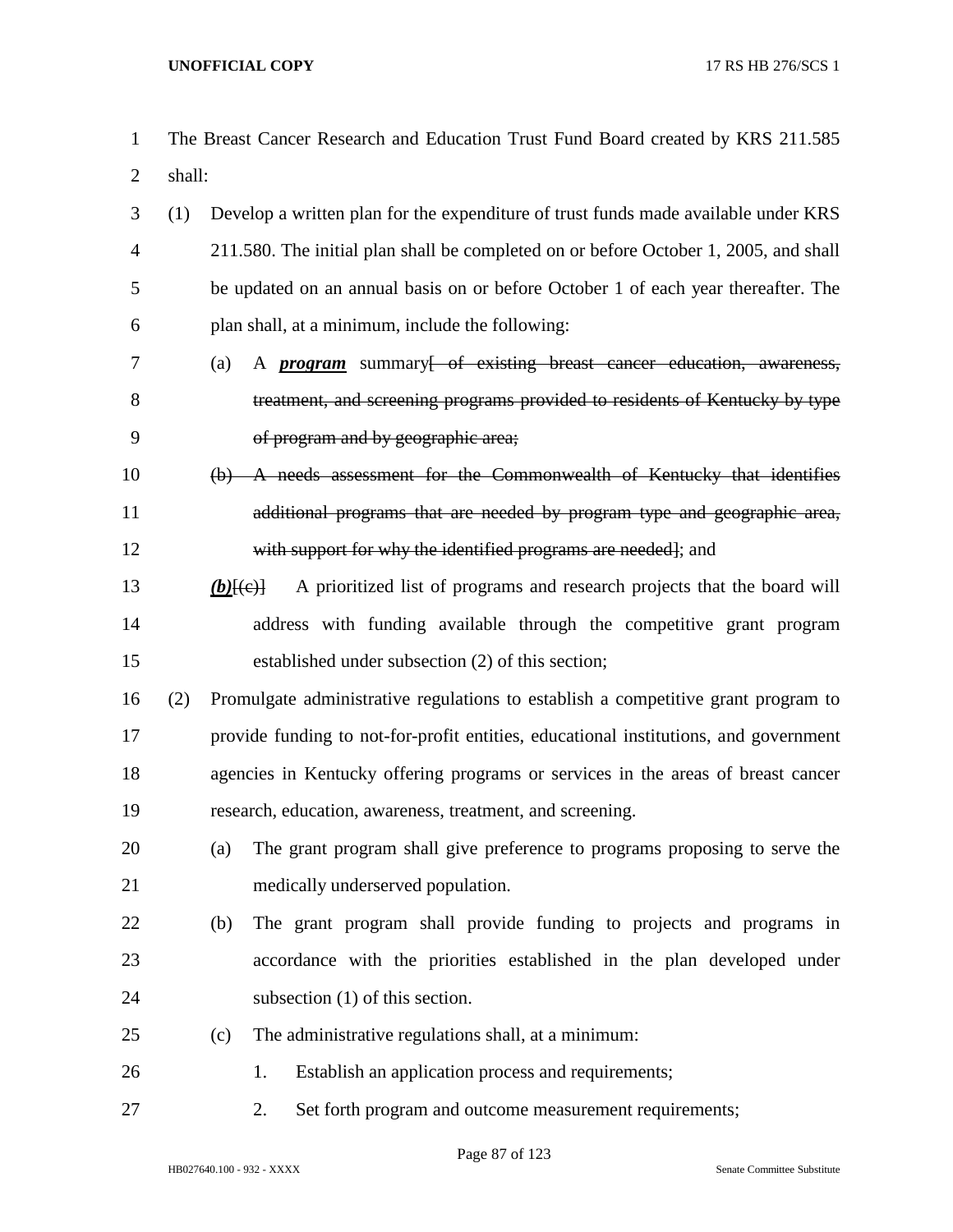The Breast Cancer Research and Education Trust Fund Board created by KRS 211.585 shall:

(1) Develop a written plan for the expenditure of trust funds made available under KRS 211.580. The initial plan shall be completed on or before October 1, 2005, and shall be updated on an annual basis on or before October 1 of each year thereafter. The plan shall, at a minimum, include the following:

(a) A ***program*** summary~~[ of existing breast cancer education, awareness, treatment, and screening programs provided to residents of Kentucky by type of program and by geographic area;~~

~~(b) A needs assessment for the Commonwealth of Kentucky that identifies additional programs that are needed by program type and geographic area, with support for why the identified programs are needed]~~; and

***(b)***~~[(c)]~~ A prioritized list of programs and research projects that the board will address with funding available through the competitive grant program established under subsection (2) of this section;

(2) Promulgate administrative regulations to establish a competitive grant program to provide funding to not-for-profit entities, educational institutions, and government agencies in Kentucky offering programs or services in the areas of breast cancer research, education, awareness, treatment, and screening.

(a) The grant program shall give preference to programs proposing to serve the medically underserved population.

(b) The grant program shall provide funding to projects and programs in accordance with the priorities established in the plan developed under subsection (1) of this section.

(c) The administrative regulations shall, at a minimum:

1. Establish an application process and requirements;

2. Set forth program and outcome measurement requirements;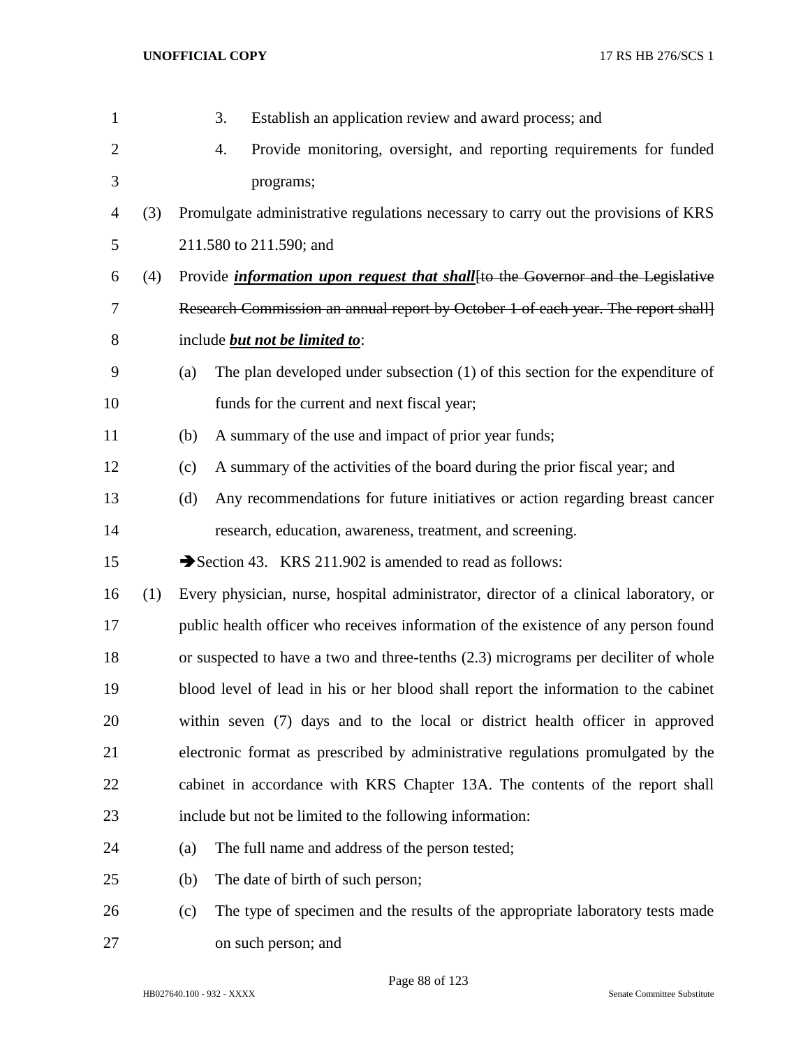3. Establish an application review and award process; and

4. Provide monitoring, oversight, and reporting requirements for funded programs;

(3) Promulgate administrative regulations necessary to carry out the provisions of KRS 211.580 to 211.590; and

(4) Provide ***information upon request that shall***~~[to the Governor and the Legislative Research Commission an annual report by October 1 of each year. The report shall]~~ include ***but not be limited to***:

(a) The plan developed under subsection (1) of this section for the expenditure of funds for the current and next fiscal year;

(b) A summary of the use and impact of prior year funds;

(c) A summary of the activities of the board during the prior fiscal year; and

(d) Any recommendations for future initiatives or action regarding breast cancer research, education, awareness, treatment, and screening.

➔Section 43. KRS 211.902 is amended to read as follows:

(1) Every physician, nurse, hospital administrator, director of a clinical laboratory, or public health officer who receives information of the existence of any person found or suspected to have a two and three-tenths (2.3) micrograms per deciliter of whole blood level of lead in his or her blood shall report the information to the cabinet within seven (7) days and to the local or district health officer in approved electronic format as prescribed by administrative regulations promulgated by the cabinet in accordance with KRS Chapter 13A. The contents of the report shall include but not be limited to the following information:

(a) The full name and address of the person tested;

(b) The date of birth of such person;

(c) The type of specimen and the results of the appropriate laboratory tests made on such person; and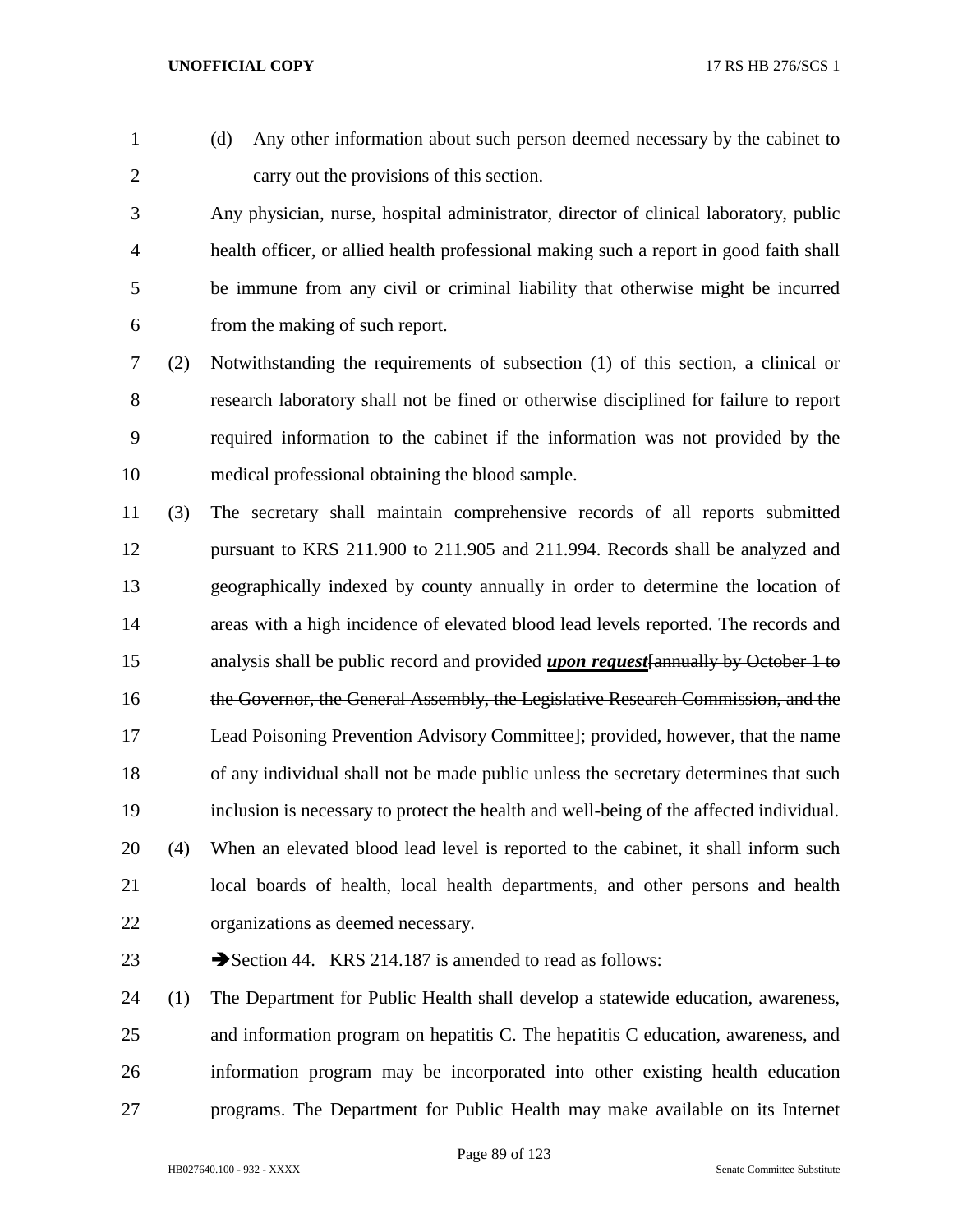(d) Any other information about such person deemed necessary by the cabinet to carry out the provisions of this section.

Any physician, nurse, hospital administrator, director of clinical laboratory, public health officer, or allied health professional making such a report in good faith shall be immune from any civil or criminal liability that otherwise might be incurred from the making of such report.

(2) Notwithstanding the requirements of subsection (1) of this section, a clinical or research laboratory shall not be fined or otherwise disciplined for failure to report required information to the cabinet if the information was not provided by the medical professional obtaining the blood sample.

(3) The secretary shall maintain comprehensive records of all reports submitted pursuant to KRS 211.900 to 211.905 and 211.994. Records shall be analyzed and geographically indexed by county annually in order to determine the location of areas with a high incidence of elevated blood lead levels reported. The records and analysis shall be public record and provided ***upon request***[~~annually by October 1 to the Governor, the General Assembly, the Legislative Research Commission, and the Lead Poisoning Prevention Advisory Committee~~]; provided, however, that the name of any individual shall not be made public unless the secretary determines that such inclusion is necessary to protect the health and well-being of the affected individual.

(4) When an elevated blood lead level is reported to the cabinet, it shall inform such local boards of health, local health departments, and other persons and health organizations as deemed necessary.

➔Section 44. KRS 214.187 is amended to read as follows:

(1) The Department for Public Health shall develop a statewide education, awareness, and information program on hepatitis C. The hepatitis C education, awareness, and information program may be incorporated into other existing health education programs. The Department for Public Health may make available on its Internet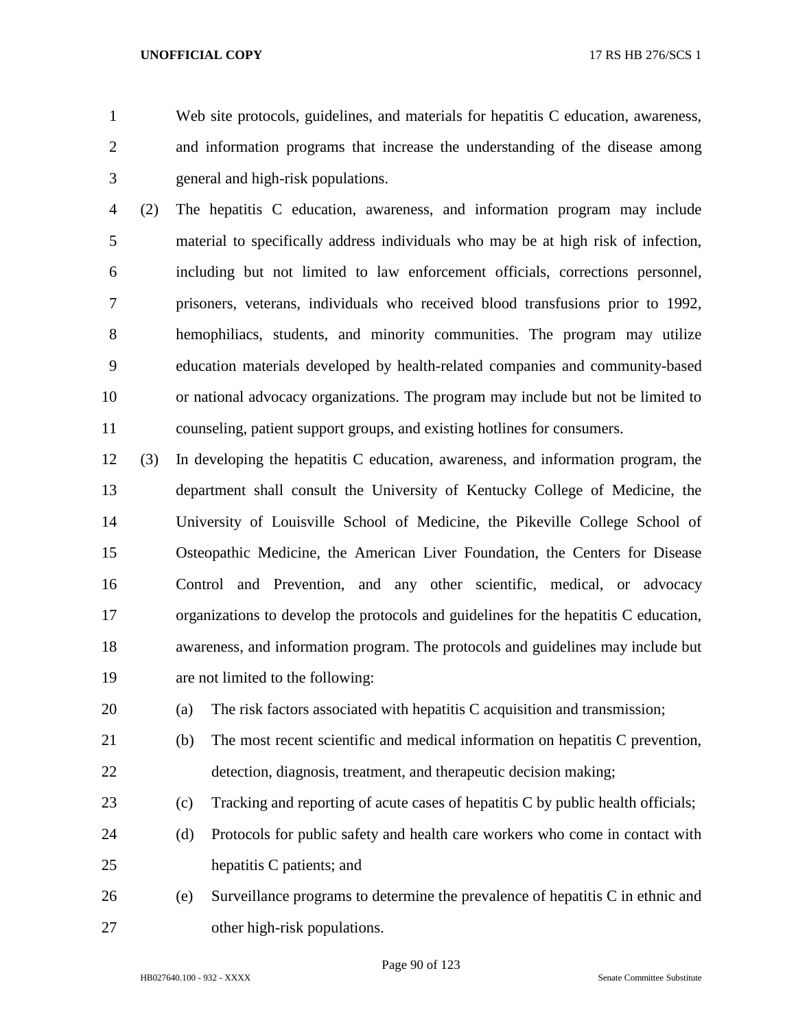Web site protocols, guidelines, and materials for hepatitis C education, awareness, and information programs that increase the understanding of the disease among general and high-risk populations.

(2) The hepatitis C education, awareness, and information program may include material to specifically address individuals who may be at high risk of infection, including but not limited to law enforcement officials, corrections personnel, prisoners, veterans, individuals who received blood transfusions prior to 1992, hemophiliacs, students, and minority communities. The program may utilize education materials developed by health-related companies and community-based or national advocacy organizations. The program may include but not be limited to counseling, patient support groups, and existing hotlines for consumers.

(3) In developing the hepatitis C education, awareness, and information program, the department shall consult the University of Kentucky College of Medicine, the University of Louisville School of Medicine, the Pikeville College School of Osteopathic Medicine, the American Liver Foundation, the Centers for Disease Control and Prevention, and any other scientific, medical, or advocacy organizations to develop the protocols and guidelines for the hepatitis C education, awareness, and information program. The protocols and guidelines may include but are not limited to the following:

(a) The risk factors associated with hepatitis C acquisition and transmission;

(b) The most recent scientific and medical information on hepatitis C prevention, detection, diagnosis, treatment, and therapeutic decision making;

(c) Tracking and reporting of acute cases of hepatitis C by public health officials;

(d) Protocols for public safety and health care workers who come in contact with hepatitis C patients; and

(e) Surveillance programs to determine the prevalence of hepatitis C in ethnic and other high-risk populations.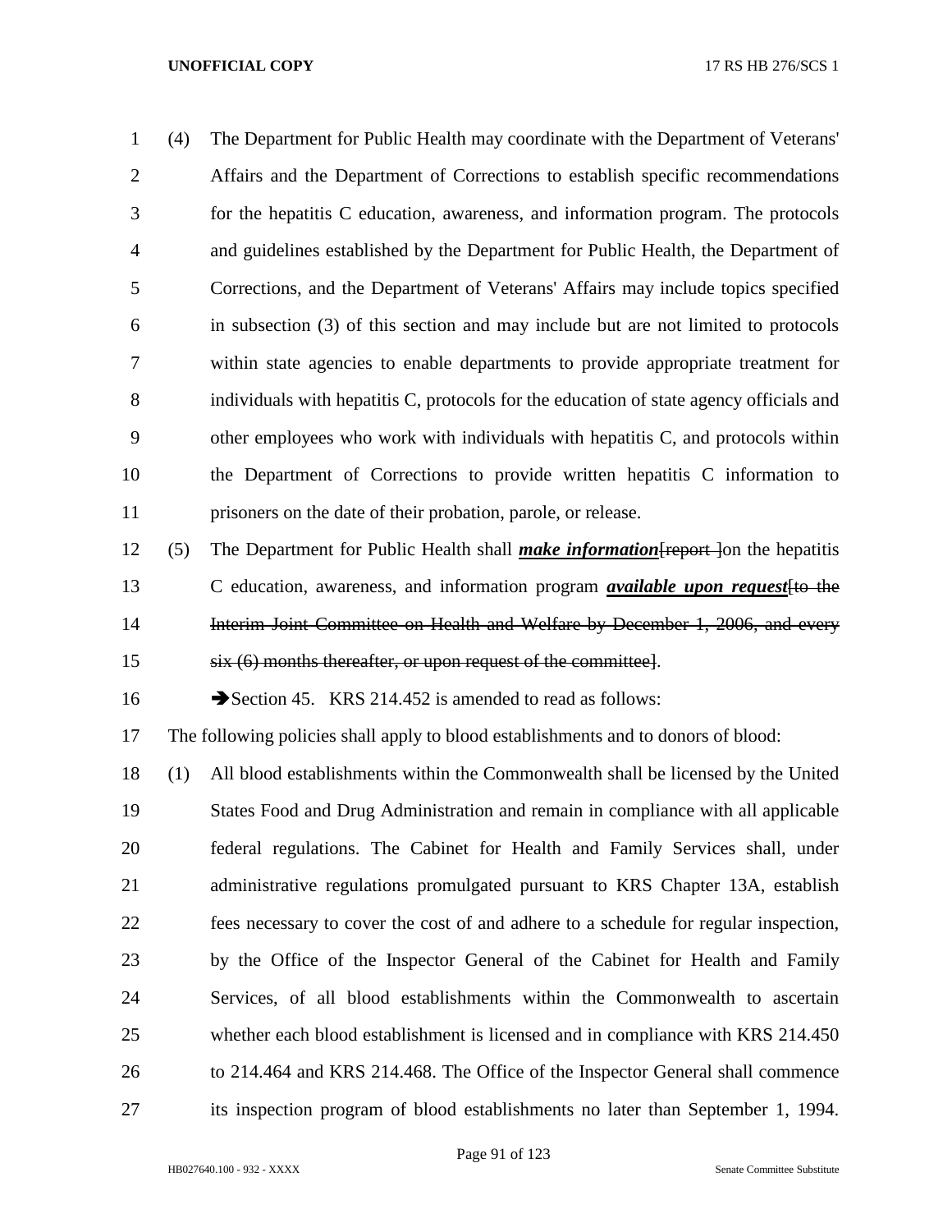(4) The Department for Public Health may coordinate with the Department of Veterans' Affairs and the Department of Corrections to establish specific recommendations for the hepatitis C education, awareness, and information program. The protocols and guidelines established by the Department for Public Health, the Department of Corrections, and the Department of Veterans' Affairs may include topics specified in subsection (3) of this section and may include but are not limited to protocols within state agencies to enable departments to provide appropriate treatment for individuals with hepatitis C, protocols for the education of state agency officials and other employees who work with individuals with hepatitis C, and protocols within the Department of Corrections to provide written hepatitis C information to prisoners on the date of their probation, parole, or release.

(5) The Department for Public Health shall ***make information***[~~report~~ ]on the hepatitis C education, awareness, and information program ***available upon request***[~~to the Interim Joint Committee on Health and Welfare by December 1, 2006, and every six (6) months thereafter, or upon request of the committee~~].

➔Section 45. KRS 214.452 is amended to read as follows:

The following policies shall apply to blood establishments and to donors of blood:

(1) All blood establishments within the Commonwealth shall be licensed by the United States Food and Drug Administration and remain in compliance with all applicable federal regulations. The Cabinet for Health and Family Services shall, under administrative regulations promulgated pursuant to KRS Chapter 13A, establish fees necessary to cover the cost of and adhere to a schedule for regular inspection, by the Office of the Inspector General of the Cabinet for Health and Family Services, of all blood establishments within the Commonwealth to ascertain whether each blood establishment is licensed and in compliance with KRS 214.450 to 214.464 and KRS 214.468. The Office of the Inspector General shall commence its inspection program of blood establishments no later than September 1, 1994.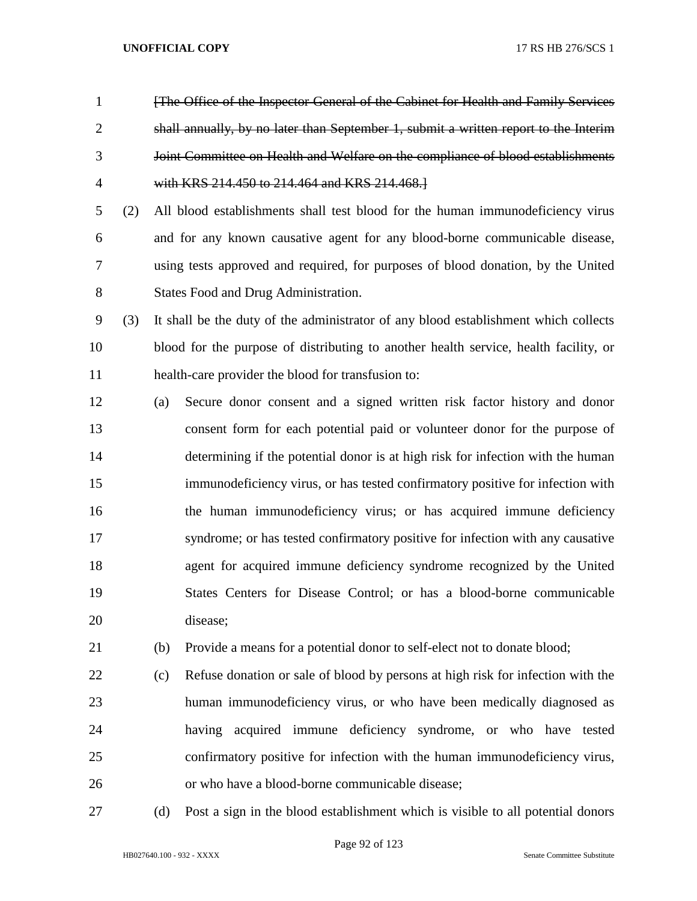~~[The Office of the Inspector General of the Cabinet for Health and Family Services shall annually, by no later than September 1, submit a written report to the Interim Joint Committee on Health and Welfare on the compliance of blood establishments with KRS 214.450 to 214.464 and KRS 214.468.]~~

(2) All blood establishments shall test blood for the human immunodeficiency virus and for any known causative agent for any blood-borne communicable disease, using tests approved and required, for purposes of blood donation, by the United States Food and Drug Administration.

(3) It shall be the duty of the administrator of any blood establishment which collects blood for the purpose of distributing to another health service, health facility, or health-care provider the blood for transfusion to:

(a) Secure donor consent and a signed written risk factor history and donor consent form for each potential paid or volunteer donor for the purpose of determining if the potential donor is at high risk for infection with the human immunodeficiency virus, or has tested confirmatory positive for infection with the human immunodeficiency virus; or has acquired immune deficiency syndrome; or has tested confirmatory positive for infection with any causative agent for acquired immune deficiency syndrome recognized by the United States Centers for Disease Control; or has a blood-borne communicable disease;

(b) Provide a means for a potential donor to self-elect not to donate blood;

(c) Refuse donation or sale of blood by persons at high risk for infection with the human immunodeficiency virus, or who have been medically diagnosed as having acquired immune deficiency syndrome, or who have tested confirmatory positive for infection with the human immunodeficiency virus, or who have a blood-borne communicable disease;

(d) Post a sign in the blood establishment which is visible to all potential donors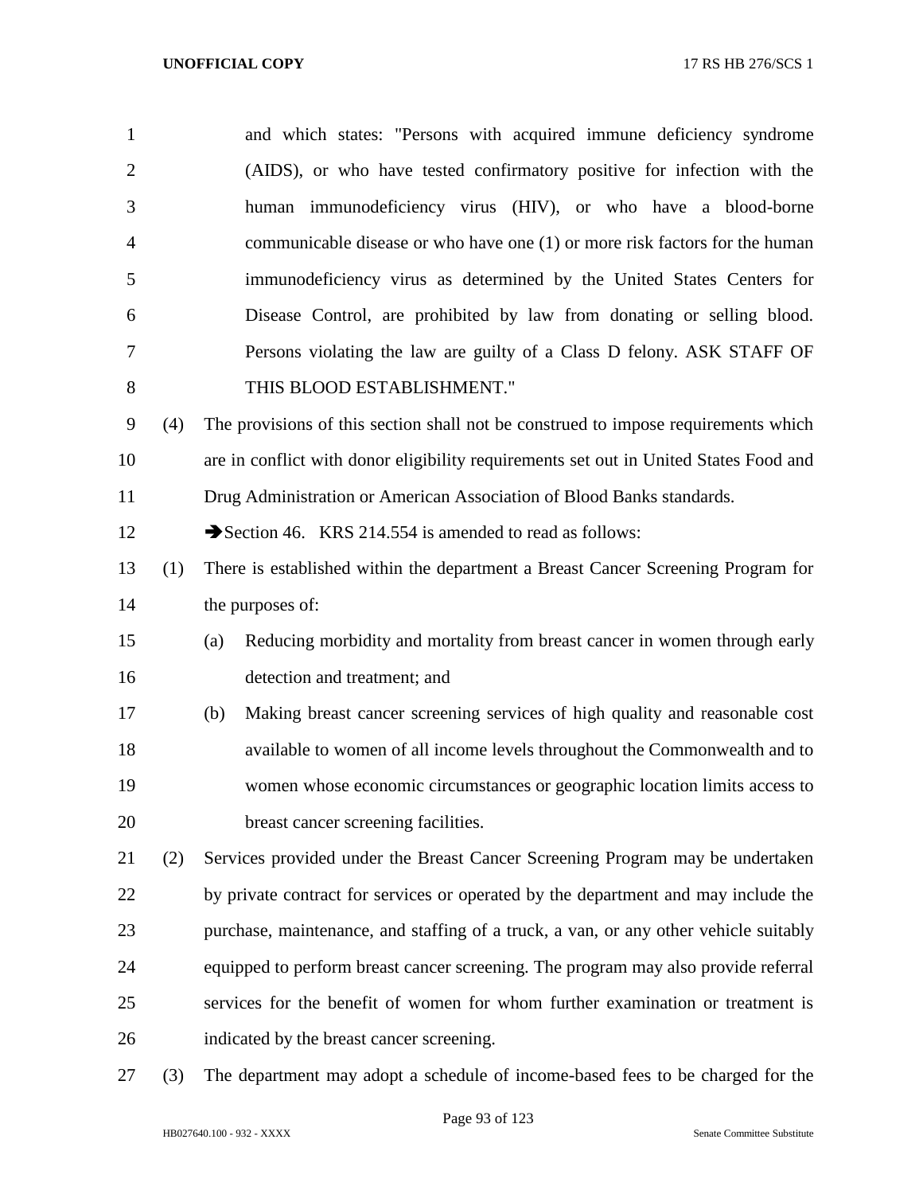and which states: "Persons with acquired immune deficiency syndrome (AIDS), or who have tested confirmatory positive for infection with the human immunodeficiency virus (HIV), or who have a blood-borne communicable disease or who have one (1) or more risk factors for the human immunodeficiency virus as determined by the United States Centers for Disease Control, are prohibited by law from donating or selling blood. Persons violating the law are guilty of a Class D felony. ASK STAFF OF THIS BLOOD ESTABLISHMENT."

(4) The provisions of this section shall not be construed to impose requirements which are in conflict with donor eligibility requirements set out in United States Food and Drug Administration or American Association of Blood Banks standards.

➔Section 46. KRS 214.554 is amended to read as follows:

(1) There is established within the department a Breast Cancer Screening Program for the purposes of:

(a) Reducing morbidity and mortality from breast cancer in women through early detection and treatment; and

(b) Making breast cancer screening services of high quality and reasonable cost available to women of all income levels throughout the Commonwealth and to women whose economic circumstances or geographic location limits access to breast cancer screening facilities.

(2) Services provided under the Breast Cancer Screening Program may be undertaken by private contract for services or operated by the department and may include the purchase, maintenance, and staffing of a truck, a van, or any other vehicle suitably equipped to perform breast cancer screening. The program may also provide referral services for the benefit of women for whom further examination or treatment is indicated by the breast cancer screening.

(3) The department may adopt a schedule of income-based fees to be charged for the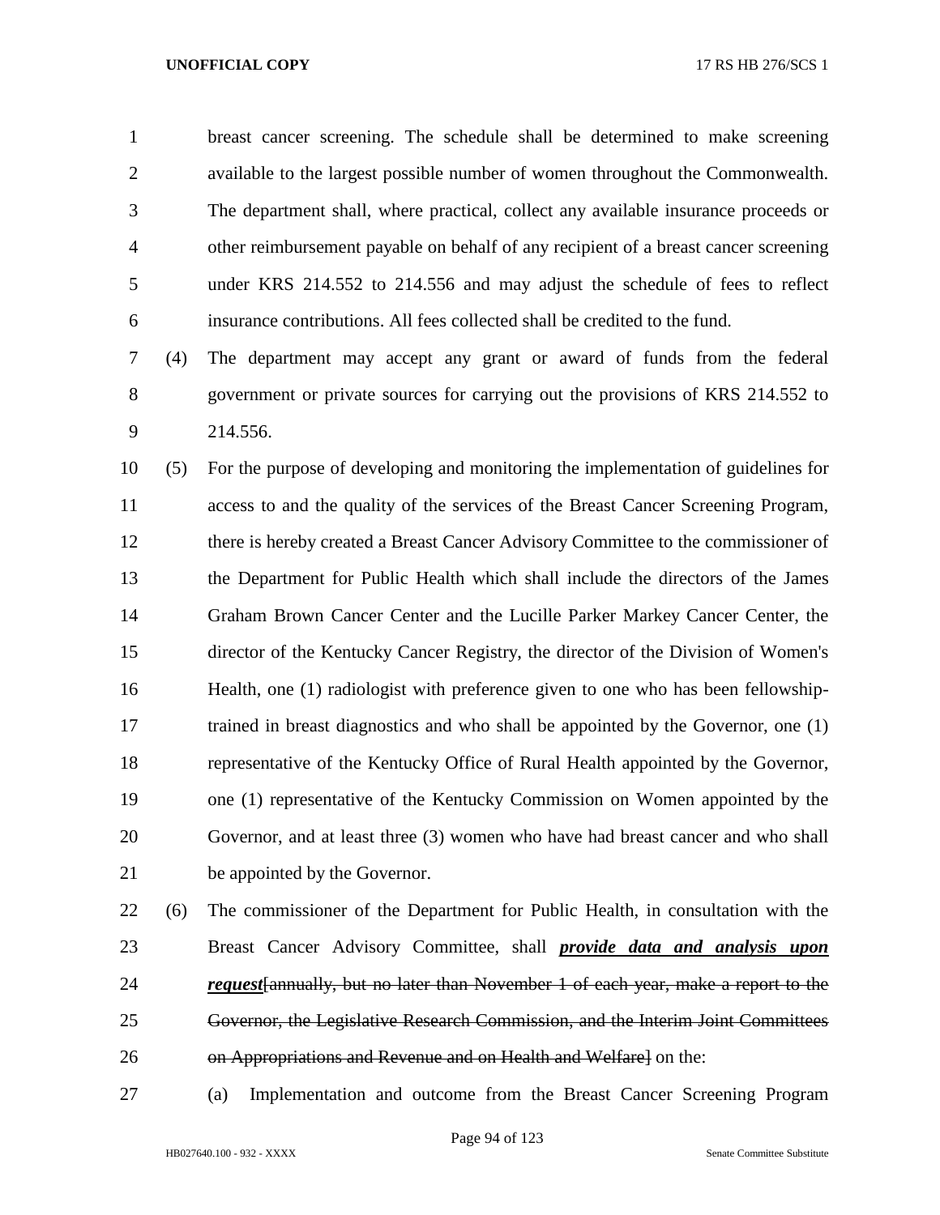breast cancer screening. The schedule shall be determined to make screening available to the largest possible number of women throughout the Commonwealth. The department shall, where practical, collect any available insurance proceeds or other reimbursement payable on behalf of any recipient of a breast cancer screening under KRS 214.552 to 214.556 and may adjust the schedule of fees to reflect insurance contributions. All fees collected shall be credited to the fund.

(4) The department may accept any grant or award of funds from the federal government or private sources for carrying out the provisions of KRS 214.552 to 214.556.

(5) For the purpose of developing and monitoring the implementation of guidelines for access to and the quality of the services of the Breast Cancer Screening Program, there is hereby created a Breast Cancer Advisory Committee to the commissioner of the Department for Public Health which shall include the directors of the James Graham Brown Cancer Center and the Lucille Parker Markey Cancer Center, the director of the Kentucky Cancer Registry, the director of the Division of Women's Health, one (1) radiologist with preference given to one who has been fellowship-trained in breast diagnostics and who shall be appointed by the Governor, one (1) representative of the Kentucky Office of Rural Health appointed by the Governor, one (1) representative of the Kentucky Commission on Women appointed by the Governor, and at least three (3) women who have had breast cancer and who shall be appointed by the Governor.

(6) The commissioner of the Department for Public Health, in consultation with the Breast Cancer Advisory Committee, shall ***provide data and analysis upon request***~~[annually, but no later than November 1 of each year, make a report to the Governor, the Legislative Research Commission, and the Interim Joint Committees on Appropriations and Revenue and on Health and Welfare]~~ on the:

(a) Implementation and outcome from the Breast Cancer Screening Program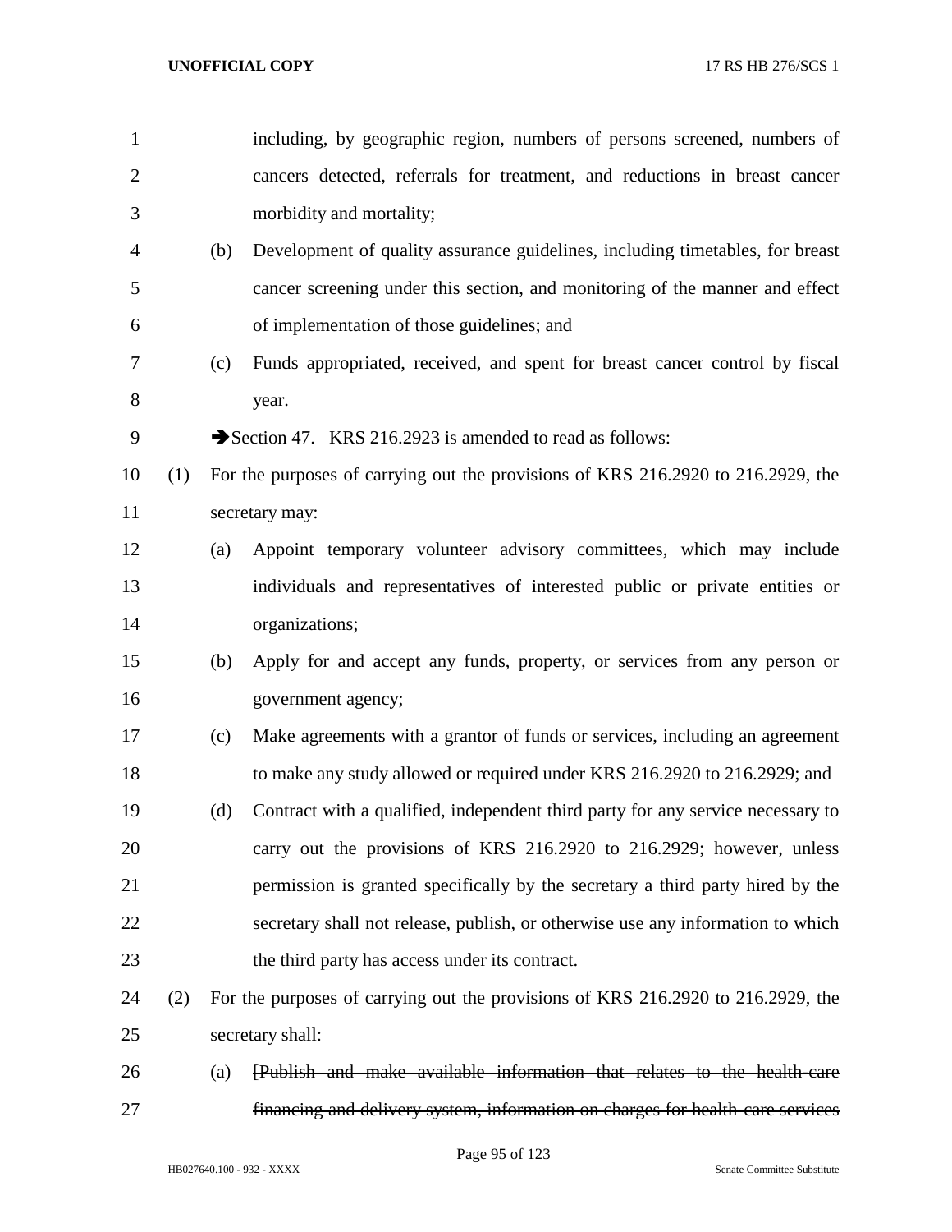including, by geographic region, numbers of persons screened, numbers of cancers detected, referrals for treatment, and reductions in breast cancer morbidity and mortality;

(b) Development of quality assurance guidelines, including timetables, for breast cancer screening under this section, and monitoring of the manner and effect of implementation of those guidelines; and

(c) Funds appropriated, received, and spent for breast cancer control by fiscal year.

➔Section 47. KRS 216.2923 is amended to read as follows:

(1) For the purposes of carrying out the provisions of KRS 216.2920 to 216.2929, the secretary may:

(a) Appoint temporary volunteer advisory committees, which may include individuals and representatives of interested public or private entities or organizations;

(b) Apply for and accept any funds, property, or services from any person or government agency;

(c) Make agreements with a grantor of funds or services, including an agreement to make any study allowed or required under KRS 216.2920 to 216.2929; and

(d) Contract with a qualified, independent third party for any service necessary to carry out the provisions of KRS 216.2920 to 216.2929; however, unless permission is granted specifically by the secretary a third party hired by the secretary shall not release, publish, or otherwise use any information to which the third party has access under its contract.

(2) For the purposes of carrying out the provisions of KRS 216.2920 to 216.2929, the secretary shall:

(a) ~~[Publish and make available information that relates to the health-care financing and delivery system, information on charges for health-care services~~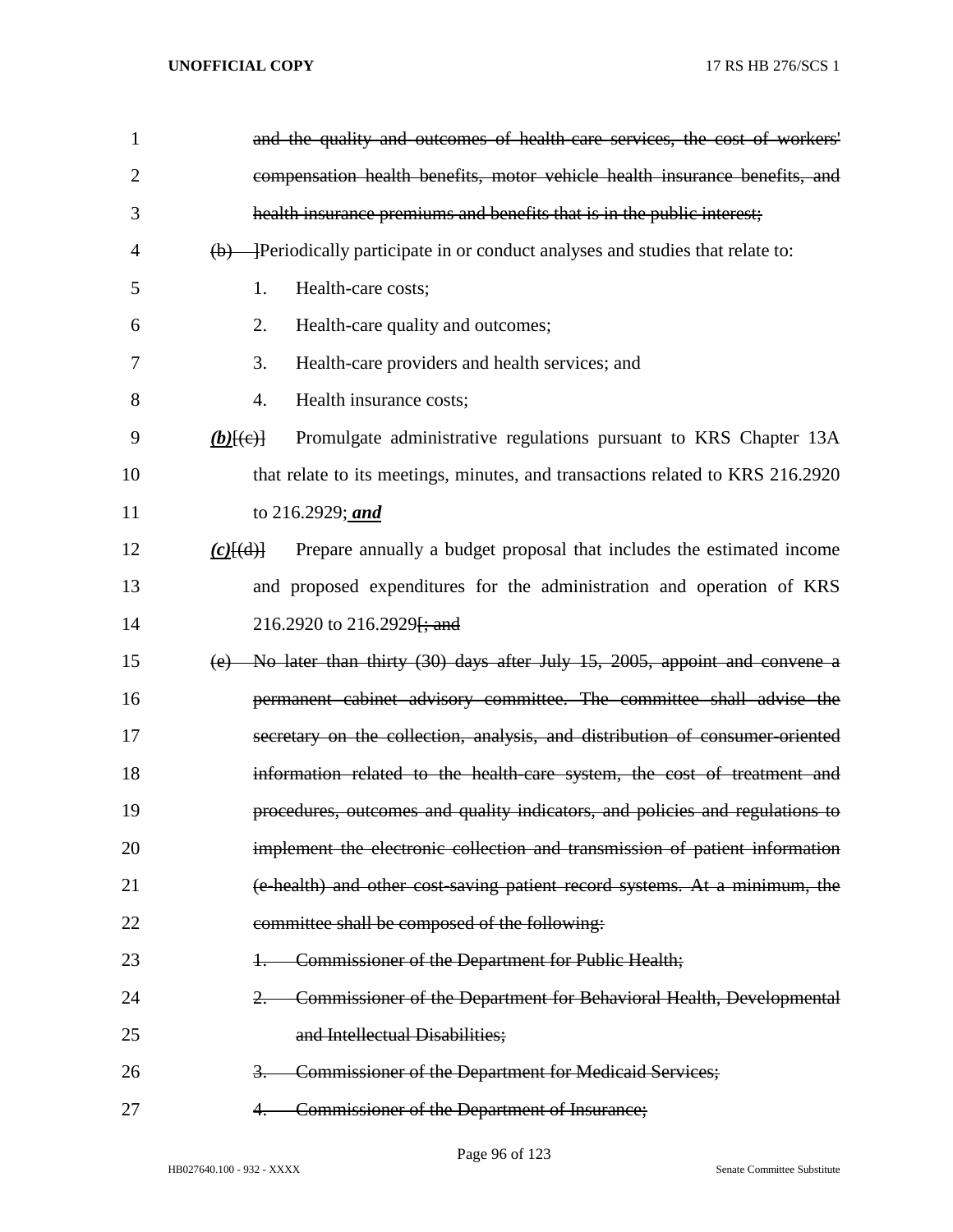~~and the quality and outcomes of health-care services, the cost of workers' compensation health benefits, motor vehicle health insurance benefits, and health insurance premiums and benefits that is in the public interest;~~

~~(b)~~ ]Periodically participate in or conduct analyses and studies that relate to:

1. Health-care costs;
2. Health-care quality and outcomes;
3. Health-care providers and health services; and
4. Health insurance costs;

***(b)***[(c)] Promulgate administrative regulations pursuant to KRS Chapter 13A that relate to its meetings, minutes, and transactions related to KRS 216.2920 to 216.2929; ***and***

***(c)***[(d)] Prepare annually a budget proposal that includes the estimated income and proposed expenditures for the administration and operation of KRS 216.2920 to 216.2929[~~; and~~

~~(e) No later than thirty (30) days after July 15, 2005, appoint and convene a permanent cabinet advisory committee. The committee shall advise the secretary on the collection, analysis, and distribution of consumer-oriented information related to the health-care system, the cost of treatment and procedures, outcomes and quality indicators, and policies and regulations to implement the electronic collection and transmission of patient information (e-health) and other cost-saving patient record systems. At a minimum, the committee shall be composed of the following:~~

~~1. Commissioner of the Department for Public Health;~~

~~2. Commissioner of the Department for Behavioral Health, Developmental and Intellectual Disabilities;~~

~~3. Commissioner of the Department for Medicaid Services;~~

~~4. Commissioner of the Department of Insurance;~~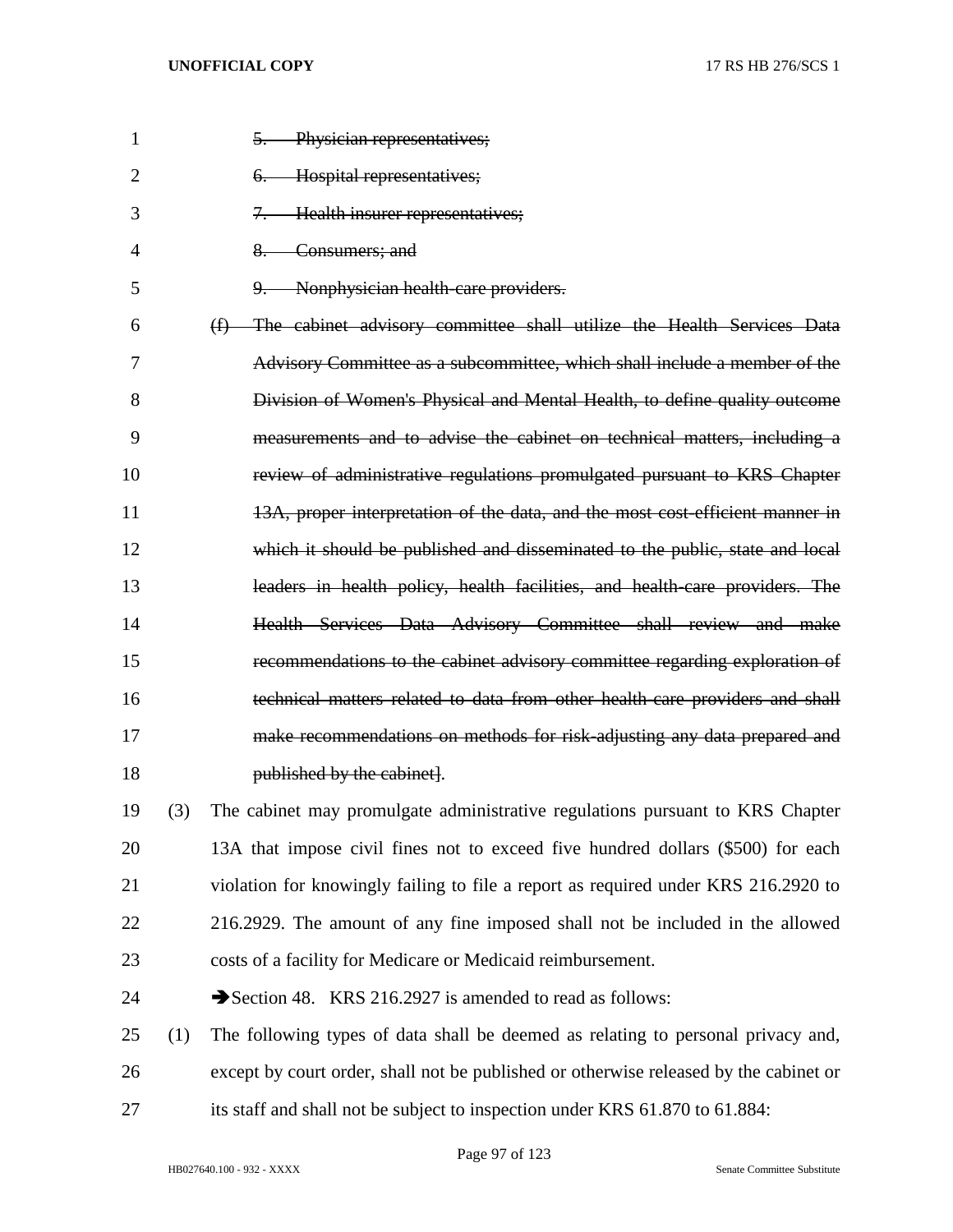~~5. Physician representatives;~~

~~6. Hospital representatives;~~

~~7. Health insurer representatives;~~

~~8. Consumers; and~~

~~9. Nonphysician health-care providers.~~

~~(f) The cabinet advisory committee shall utilize the Health Services Data Advisory Committee as a subcommittee, which shall include a member of the Division of Women's Physical and Mental Health, to define quality outcome measurements and to advise the cabinet on technical matters, including a review of administrative regulations promulgated pursuant to KRS Chapter 13A, proper interpretation of the data, and the most cost-efficient manner in which it should be published and disseminated to the public, state and local leaders in health policy, health facilities, and health-care providers. The Health Services Data Advisory Committee shall review and make recommendations to the cabinet advisory committee regarding exploration of technical matters related to data from other health-care providers and shall make recommendations on methods for risk-adjusting any data prepared and published by the cabinet~~].

(3) The cabinet may promulgate administrative regulations pursuant to KRS Chapter 13A that impose civil fines not to exceed five hundred dollars ($500) for each violation for knowingly failing to file a report as required under KRS 216.2920 to 216.2929. The amount of any fine imposed shall not be included in the allowed costs of a facility for Medicare or Medicaid reimbursement.

➔Section 48. KRS 216.2927 is amended to read as follows:

(1) The following types of data shall be deemed as relating to personal privacy and, except by court order, shall not be published or otherwise released by the cabinet or its staff and shall not be subject to inspection under KRS 61.870 to 61.884: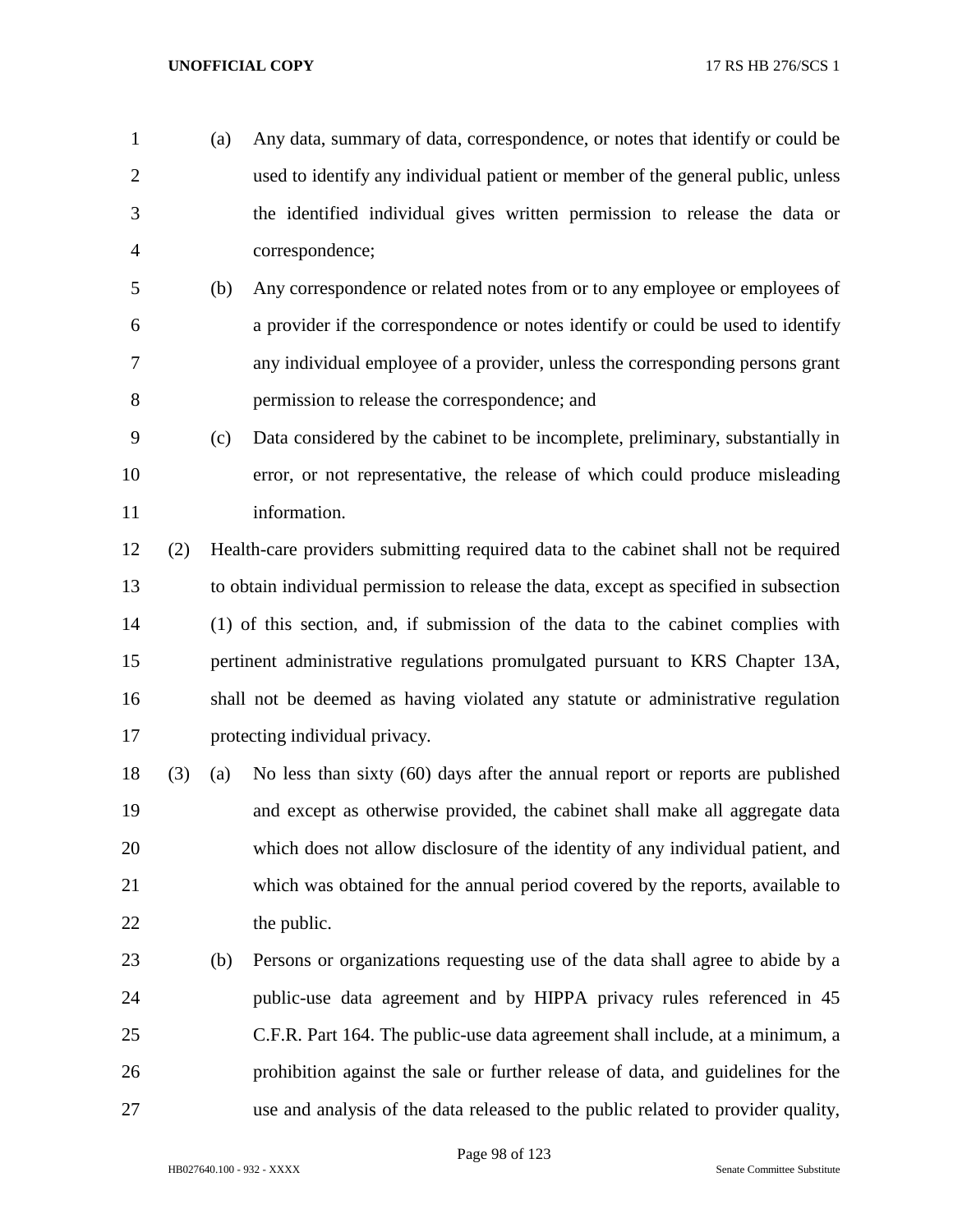(a) Any data, summary of data, correspondence, or notes that identify or could be used to identify any individual patient or member of the general public, unless the identified individual gives written permission to release the data or correspondence;

(b) Any correspondence or related notes from or to any employee or employees of a provider if the correspondence or notes identify or could be used to identify any individual employee of a provider, unless the corresponding persons grant permission to release the correspondence; and

(c) Data considered by the cabinet to be incomplete, preliminary, substantially in error, or not representative, the release of which could produce misleading information.

(2) Health-care providers submitting required data to the cabinet shall not be required to obtain individual permission to release the data, except as specified in subsection (1) of this section, and, if submission of the data to the cabinet complies with pertinent administrative regulations promulgated pursuant to KRS Chapter 13A, shall not be deemed as having violated any statute or administrative regulation protecting individual privacy.

(3) (a) No less than sixty (60) days after the annual report or reports are published and except as otherwise provided, the cabinet shall make all aggregate data which does not allow disclosure of the identity of any individual patient, and which was obtained for the annual period covered by the reports, available to the public.

(b) Persons or organizations requesting use of the data shall agree to abide by a public-use data agreement and by HIPPA privacy rules referenced in 45 C.F.R. Part 164. The public-use data agreement shall include, at a minimum, a prohibition against the sale or further release of data, and guidelines for the use and analysis of the data released to the public related to provider quality,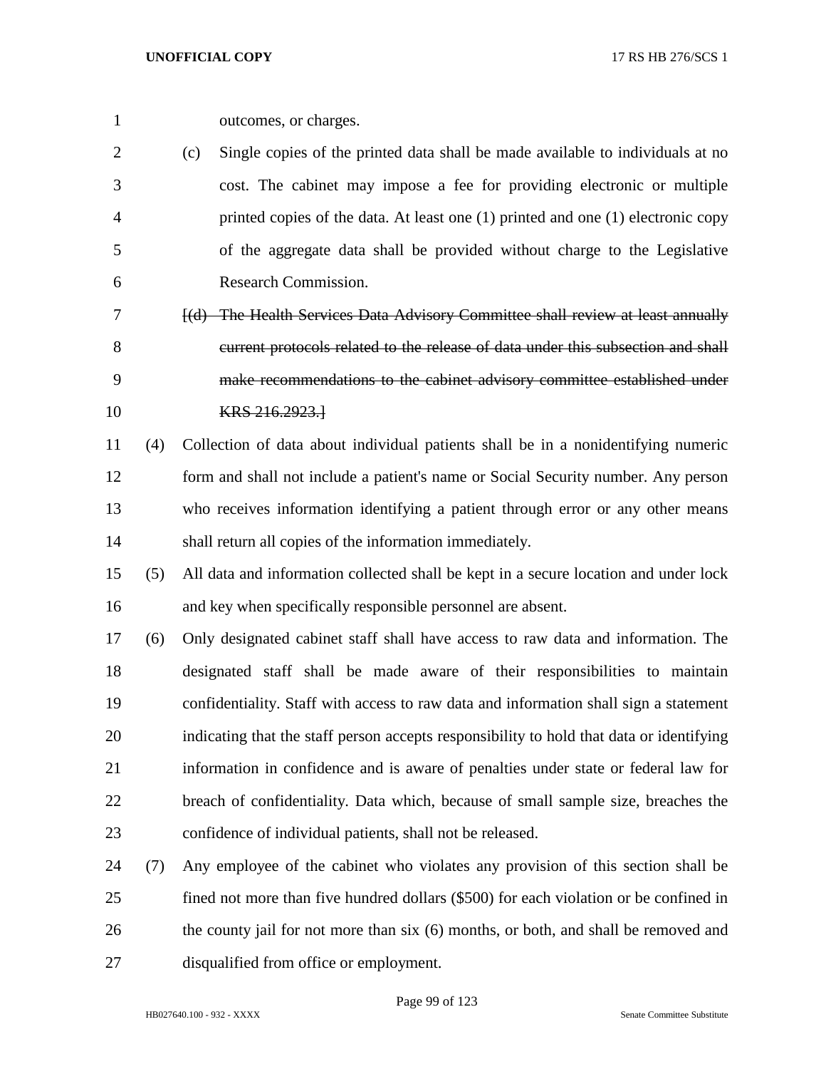outcomes, or charges.

(c) Single copies of the printed data shall be made available to individuals at no cost. The cabinet may impose a fee for providing electronic or multiple printed copies of the data. At least one (1) printed and one (1) electronic copy of the aggregate data shall be provided without charge to the Legislative Research Commission.

~~[(d) The Health Services Data Advisory Committee shall review at least annually current protocols related to the release of data under this subsection and shall make recommendations to the cabinet advisory committee established under KRS 216.2923.]~~

(4) Collection of data about individual patients shall be in a nonidentifying numeric form and shall not include a patient's name or Social Security number. Any person who receives information identifying a patient through error or any other means shall return all copies of the information immediately.

(5) All data and information collected shall be kept in a secure location and under lock and key when specifically responsible personnel are absent.

(6) Only designated cabinet staff shall have access to raw data and information. The designated staff shall be made aware of their responsibilities to maintain confidentiality. Staff with access to raw data and information shall sign a statement indicating that the staff person accepts responsibility to hold that data or identifying information in confidence and is aware of penalties under state or federal law for breach of confidentiality. Data which, because of small sample size, breaches the confidence of individual patients, shall not be released.

(7) Any employee of the cabinet who violates any provision of this section shall be fined not more than five hundred dollars ($500) for each violation or be confined in the county jail for not more than six (6) months, or both, and shall be removed and disqualified from office or employment.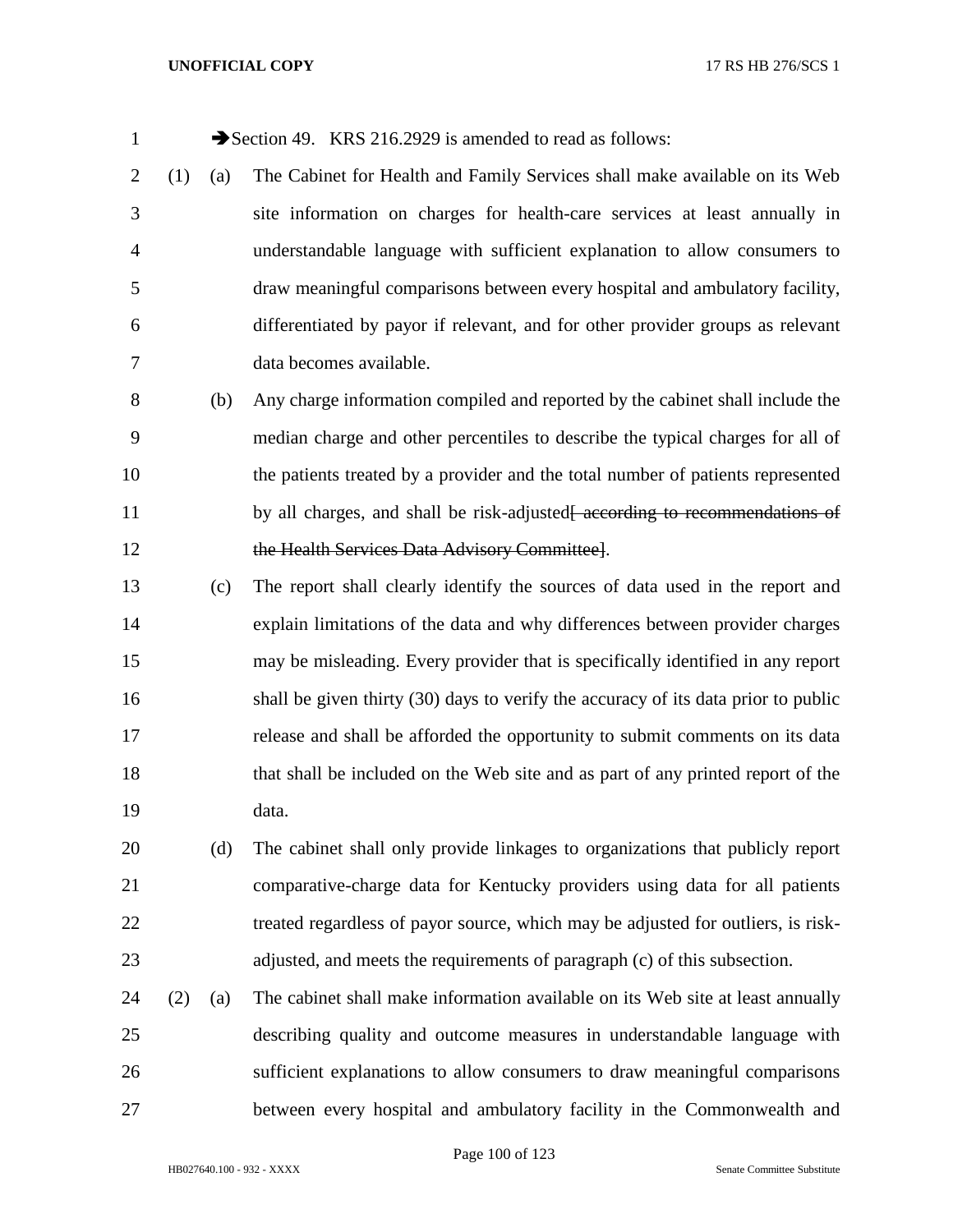➔Section 49. KRS 216.2929 is amended to read as follows:

(1) (a) The Cabinet for Health and Family Services shall make available on its Web site information on charges for health-care services at least annually in understandable language with sufficient explanation to allow consumers to draw meaningful comparisons between every hospital and ambulatory facility, differentiated by payor if relevant, and for other provider groups as relevant data becomes available.

(b) Any charge information compiled and reported by the cabinet shall include the median charge and other percentiles to describe the typical charges for all of the patients treated by a provider and the total number of patients represented by all charges, and shall be risk-adjusted~~[ according to recommendations of the Health Services Data Advisory Committee]~~.

(c) The report shall clearly identify the sources of data used in the report and explain limitations of the data and why differences between provider charges may be misleading. Every provider that is specifically identified in any report shall be given thirty (30) days to verify the accuracy of its data prior to public release and shall be afforded the opportunity to submit comments on its data that shall be included on the Web site and as part of any printed report of the data.

(d) The cabinet shall only provide linkages to organizations that publicly report comparative-charge data for Kentucky providers using data for all patients treated regardless of payor source, which may be adjusted for outliers, is risk-adjusted, and meets the requirements of paragraph (c) of this subsection.

(2) (a) The cabinet shall make information available on its Web site at least annually describing quality and outcome measures in understandable language with sufficient explanations to allow consumers to draw meaningful comparisons between every hospital and ambulatory facility in the Commonwealth and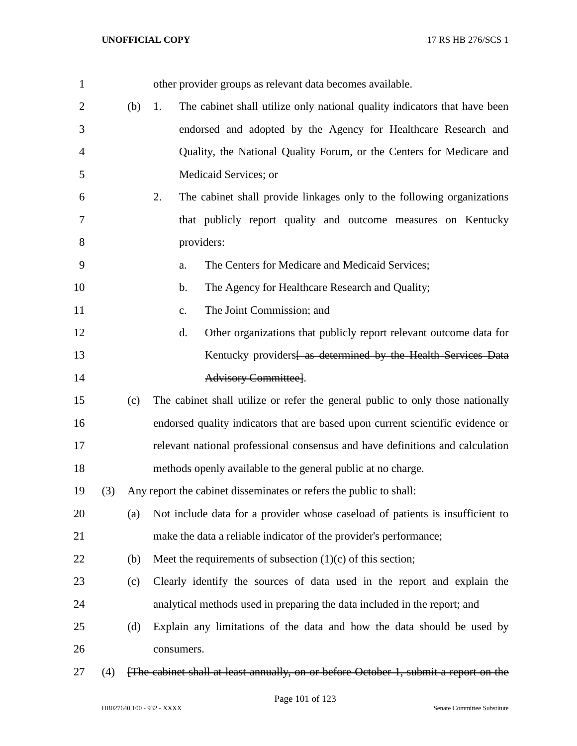other provider groups as relevant data becomes available.

(b) 1. The cabinet shall utilize only national quality indicators that have been endorsed and adopted by the Agency for Healthcare Research and Quality, the National Quality Forum, or the Centers for Medicare and Medicaid Services; or

2. The cabinet shall provide linkages only to the following organizations that publicly report quality and outcome measures on Kentucky providers:

a. The Centers for Medicare and Medicaid Services;

b. The Agency for Healthcare Research and Quality;

c. The Joint Commission; and

d. Other organizations that publicly report relevant outcome data for Kentucky providers~~[ as determined by the Health Services Data Advisory Committee]~~.

(c) The cabinet shall utilize or refer the general public to only those nationally endorsed quality indicators that are based upon current scientific evidence or relevant national professional consensus and have definitions and calculation methods openly available to the general public at no charge.

(3) Any report the cabinet disseminates or refers the public to shall:

(a) Not include data for a provider whose caseload of patients is insufficient to make the data a reliable indicator of the provider's performance;

(b) Meet the requirements of subsection (1)(c) of this section;

(c) Clearly identify the sources of data used in the report and explain the analytical methods used in preparing the data included in the report; and

(d) Explain any limitations of the data and how the data should be used by consumers.

(4) ~~[The cabinet shall at least annually, on or before October 1, submit a report on the~~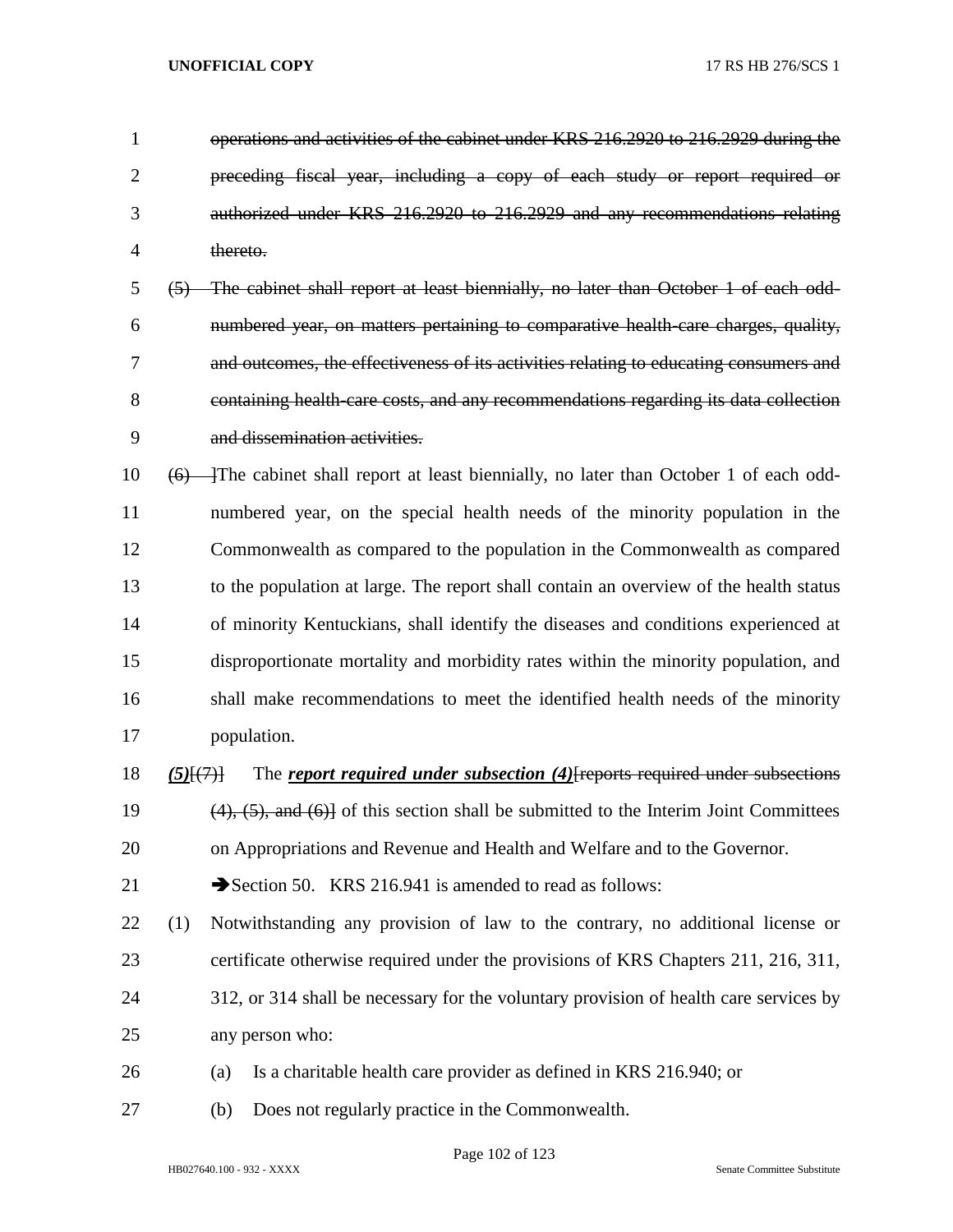~~operations and activities of the cabinet under KRS 216.2920 to 216.2929 during the preceding fiscal year, including a copy of each study or report required or authorized under KRS 216.2920 to 216.2929 and any recommendations relating thereto.~~

~~(5) The cabinet shall report at least biennially, no later than October 1 of each odd-numbered year, on matters pertaining to comparative health-care charges, quality, and outcomes, the effectiveness of its activities relating to educating consumers and containing health-care costs, and any recommendations regarding its data collection and dissemination activities.~~

~~(6)~~ ]The cabinet shall report at least biennially, no later than October 1 of each odd-numbered year, on the special health needs of the minority population in the Commonwealth as compared to the population in the Commonwealth as compared to the population at large. The report shall contain an overview of the health status of minority Kentuckians, shall identify the diseases and conditions experienced at disproportionate mortality and morbidity rates within the minority population, and shall make recommendations to meet the identified health needs of the minority population.

***(5)***[~~(7)~~] The ***report required under subsection (4)***[~~reports required under subsections (4), (5), and (6)~~] of this section shall be submitted to the Interim Joint Committees on Appropriations and Revenue and Health and Welfare and to the Governor.

➔Section 50. KRS 216.941 is amended to read as follows:

(1) Notwithstanding any provision of law to the contrary, no additional license or certificate otherwise required under the provisions of KRS Chapters 211, 216, 311, 312, or 314 shall be necessary for the voluntary provision of health care services by any person who:

(a) Is a charitable health care provider as defined in KRS 216.940; or

(b) Does not regularly practice in the Commonwealth.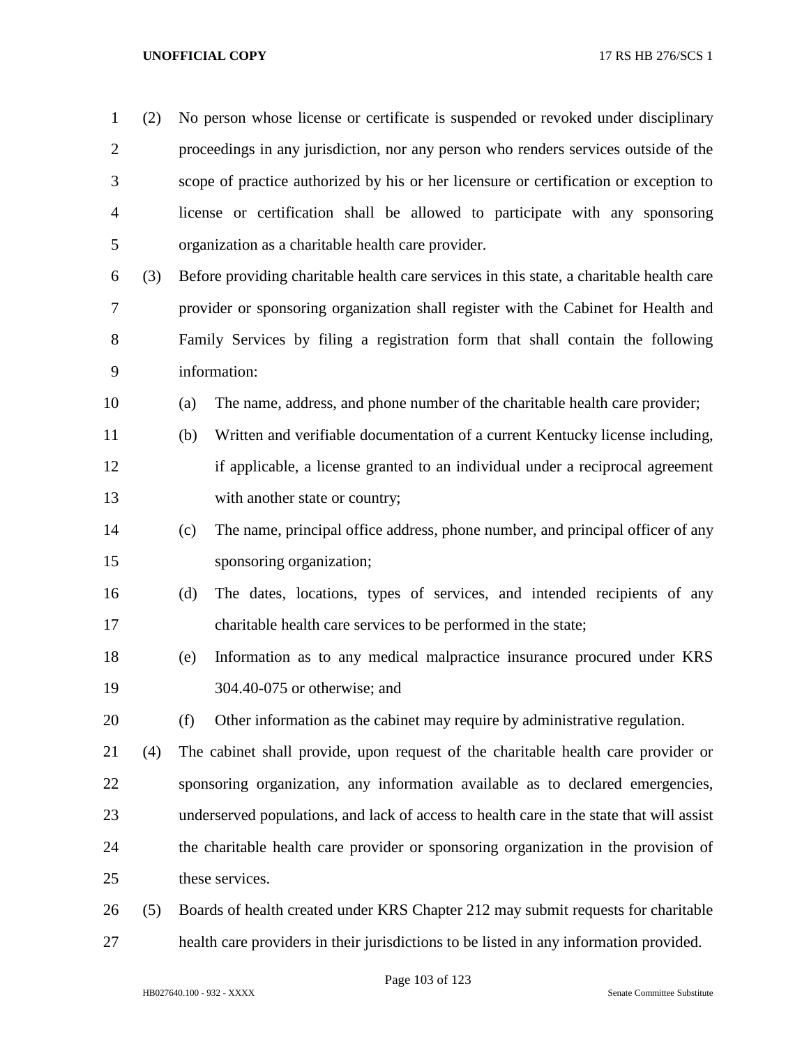(2) No person whose license or certificate is suspended or revoked under disciplinary proceedings in any jurisdiction, nor any person who renders services outside of the scope of practice authorized by his or her licensure or certification or exception to license or certification shall be allowed to participate with any sponsoring organization as a charitable health care provider.

(3) Before providing charitable health care services in this state, a charitable health care provider or sponsoring organization shall register with the Cabinet for Health and Family Services by filing a registration form that shall contain the following information:

(a) The name, address, and phone number of the charitable health care provider;

(b) Written and verifiable documentation of a current Kentucky license including, if applicable, a license granted to an individual under a reciprocal agreement with another state or country;

(c) The name, principal office address, phone number, and principal officer of any sponsoring organization;

(d) The dates, locations, types of services, and intended recipients of any charitable health care services to be performed in the state;

(e) Information as to any medical malpractice insurance procured under KRS 304.40-075 or otherwise; and

(f) Other information as the cabinet may require by administrative regulation.

(4) The cabinet shall provide, upon request of the charitable health care provider or sponsoring organization, any information available as to declared emergencies, underserved populations, and lack of access to health care in the state that will assist the charitable health care provider or sponsoring organization in the provision of these services.

(5) Boards of health created under KRS Chapter 212 may submit requests for charitable health care providers in their jurisdictions to be listed in any information provided.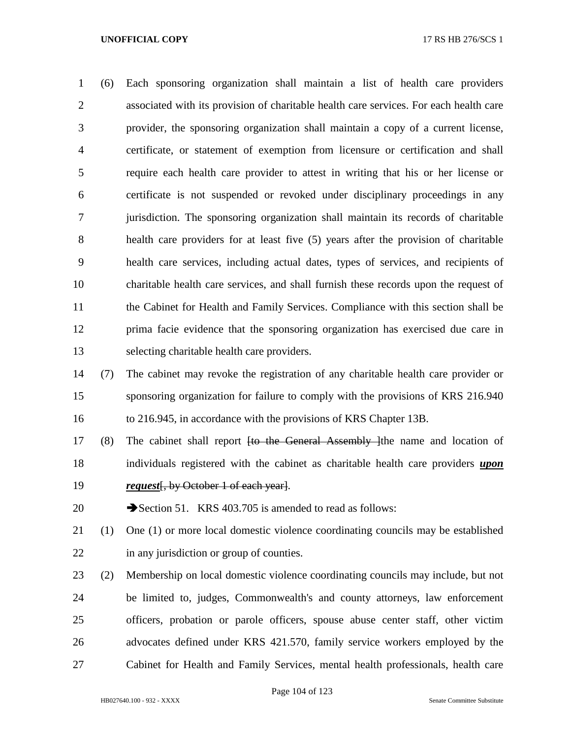(6) Each sponsoring organization shall maintain a list of health care providers associated with its provision of charitable health care services. For each health care provider, the sponsoring organization shall maintain a copy of a current license, certificate, or statement of exemption from licensure or certification and shall require each health care provider to attest in writing that his or her license or certificate is not suspended or revoked under disciplinary proceedings in any jurisdiction. The sponsoring organization shall maintain its records of charitable health care providers for at least five (5) years after the provision of charitable health care services, including actual dates, types of services, and recipients of charitable health care services, and shall furnish these records upon the request of the Cabinet for Health and Family Services. Compliance with this section shall be prima facie evidence that the sponsoring organization has exercised due care in selecting charitable health care providers.

(7) The cabinet may revoke the registration of any charitable health care provider or sponsoring organization for failure to comply with the provisions of KRS 216.940 to 216.945, in accordance with the provisions of KRS Chapter 13B.

(8) The cabinet shall report ~~[to the General Assembly ]~~the name and location of individuals registered with the cabinet as charitable health care providers ***upon request***~~[, by October 1 of each year]~~.

➔Section 51. KRS 403.705 is amended to read as follows:

(1) One (1) or more local domestic violence coordinating councils may be established in any jurisdiction or group of counties.

(2) Membership on local domestic violence coordinating councils may include, but not be limited to, judges, Commonwealth's and county attorneys, law enforcement officers, probation or parole officers, spouse abuse center staff, other victim advocates defined under KRS 421.570, family service workers employed by the Cabinet for Health and Family Services, mental health professionals, health care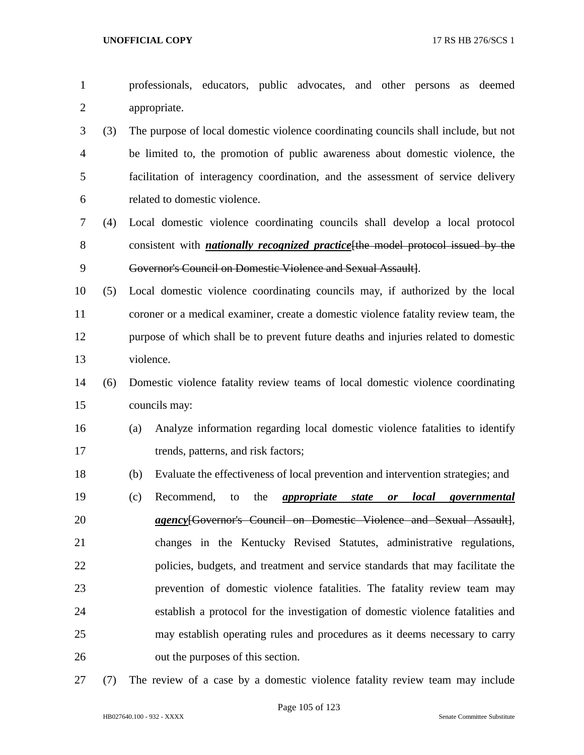professionals, educators, public advocates, and other persons as deemed appropriate.

(3) The purpose of local domestic violence coordinating councils shall include, but not be limited to, the promotion of public awareness about domestic violence, the facilitation of interagency coordination, and the assessment of service delivery related to domestic violence.

(4) Local domestic violence coordinating councils shall develop a local protocol consistent with ***nationally recognized practice***[~~the model protocol issued by the Governor's Council on Domestic Violence and Sexual Assault~~].

(5) Local domestic violence coordinating councils may, if authorized by the local coroner or a medical examiner, create a domestic violence fatality review team, the purpose of which shall be to prevent future deaths and injuries related to domestic violence.

(6) Domestic violence fatality review teams of local domestic violence coordinating councils may:

(a) Analyze information regarding local domestic violence fatalities to identify trends, patterns, and risk factors;

(b) Evaluate the effectiveness of local prevention and intervention strategies; and

(c) Recommend, to the ***appropriate state or local governmental agency***[~~Governor's Council on Domestic Violence and Sexual Assault~~], changes in the Kentucky Revised Statutes, administrative regulations, policies, budgets, and treatment and service standards that may facilitate the prevention of domestic violence fatalities. The fatality review team may establish a protocol for the investigation of domestic violence fatalities and may establish operating rules and procedures as it deems necessary to carry out the purposes of this section.

(7) The review of a case by a domestic violence fatality review team may include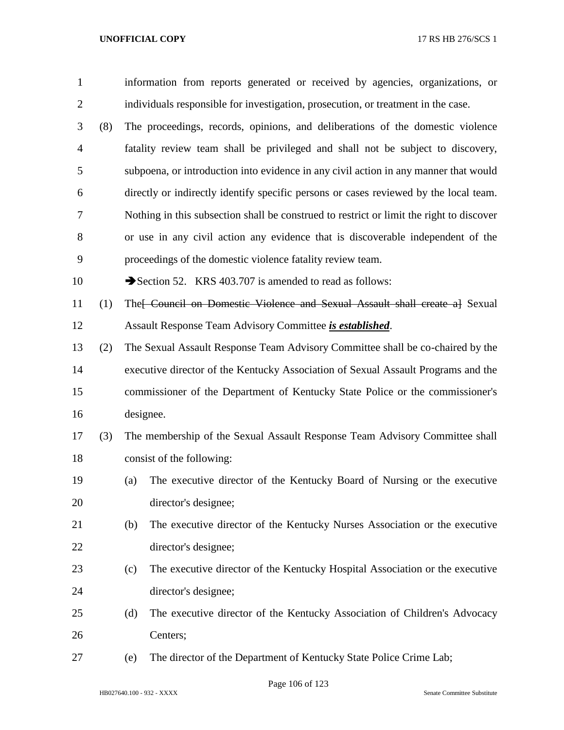information from reports generated or received by agencies, organizations, or individuals responsible for investigation, prosecution, or treatment in the case.

(8) The proceedings, records, opinions, and deliberations of the domestic violence fatality review team shall be privileged and shall not be subject to discovery, subpoena, or introduction into evidence in any civil action in any manner that would directly or indirectly identify specific persons or cases reviewed by the local team. Nothing in this subsection shall be construed to restrict or limit the right to discover or use in any civil action any evidence that is discoverable independent of the proceedings of the domestic violence fatality review team.

➔Section 52. KRS 403.707 is amended to read as follows:

(1) The~~[ Council on Domestic Violence and Sexual Assault shall create a]~~ Sexual Assault Response Team Advisory Committee ***is established***.

(2) The Sexual Assault Response Team Advisory Committee shall be co-chaired by the executive director of the Kentucky Association of Sexual Assault Programs and the commissioner of the Department of Kentucky State Police or the commissioner's designee.

(3) The membership of the Sexual Assault Response Team Advisory Committee shall consist of the following:

(a) The executive director of the Kentucky Board of Nursing or the executive director's designee;

(b) The executive director of the Kentucky Nurses Association or the executive director's designee;

(c) The executive director of the Kentucky Hospital Association or the executive director's designee;

(d) The executive director of the Kentucky Association of Children's Advocacy Centers;

(e) The director of the Department of Kentucky State Police Crime Lab;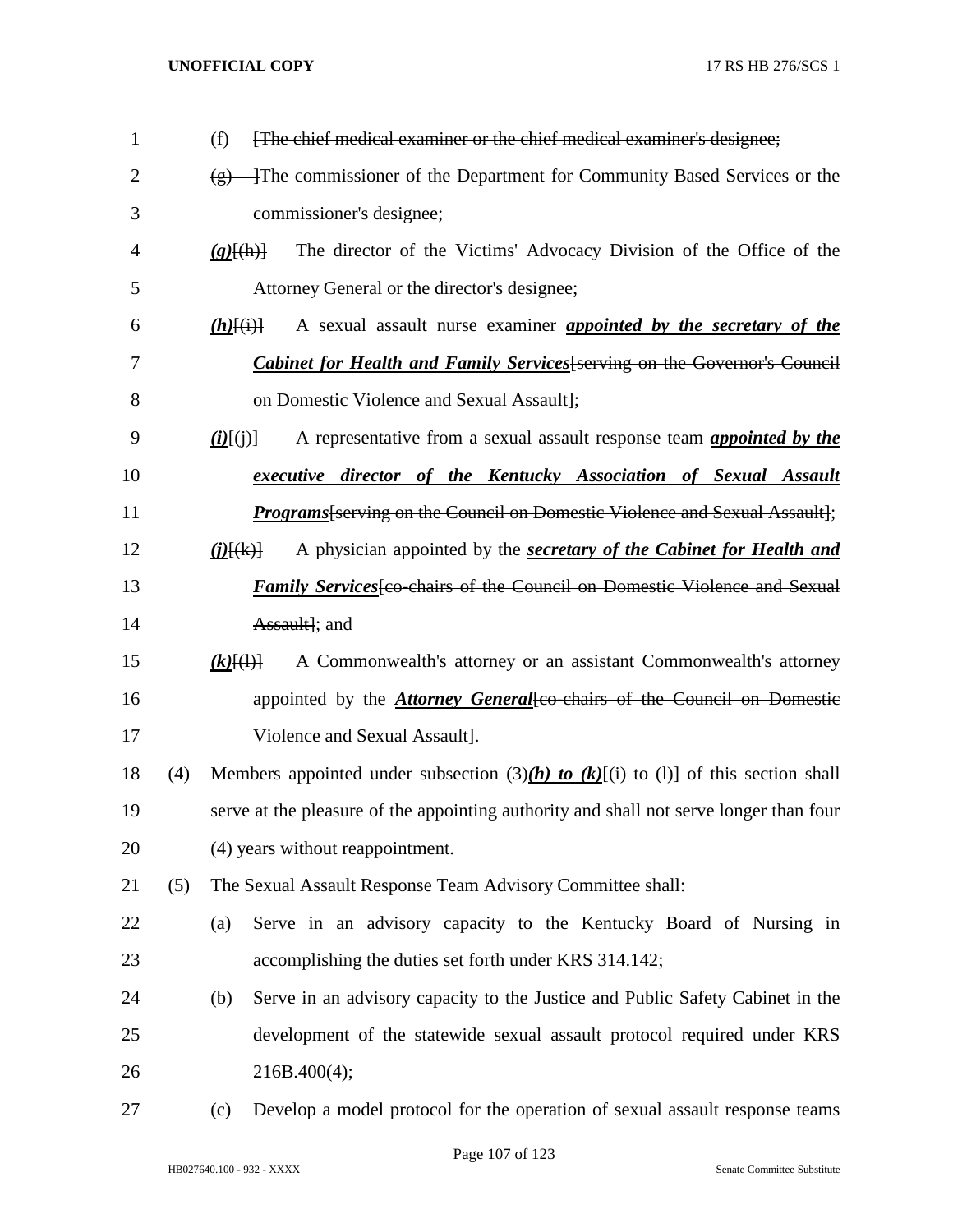1 (f) [The chief medical examiner or the chief medical examiner's designee;

2 (g) ]The commissioner of the Department for Community Based Services or the

3 commissioner's designee;

4 ***(g)***[(h)] The director of the Victims' Advocacy Division of the Office of the

5 Attorney General or the director's designee;

6 ***(h)***[(i)] A sexual assault nurse examiner ***appointed by the secretary of the***

7 ***Cabinet for Health and Family Services***[serving on the Governor's Council

8 on Domestic Violence and Sexual Assault];

9 ***(i)***[(j)] A representative from a sexual assault response team ***appointed by the***

10 ***executive director of the Kentucky Association of Sexual Assault***

11 ***Programs***[serving on the Council on Domestic Violence and Sexual Assault];

12 ***(j)***[(k)] A physician appointed by the ***secretary of the Cabinet for Health and***

13 ***Family Services***[co-chairs of the Council on Domestic Violence and Sexual

14 Assault]; and

15 ***(k)***[(l)] A Commonwealth's attorney or an assistant Commonwealth's attorney

16 appointed by the ***Attorney General***[co-chairs of the Council on Domestic

17 Violence and Sexual Assault].

18 (4) Members appointed under subsection (3)***(h) to (k)***[(i) to (l)] of this section shall

19 serve at the pleasure of the appointing authority and shall not serve longer than four

20 (4) years without reappointment.

21 (5) The Sexual Assault Response Team Advisory Committee shall:

22 (a) Serve in an advisory capacity to the Kentucky Board of Nursing in

23 accomplishing the duties set forth under KRS 314.142;

24 (b) Serve in an advisory capacity to the Justice and Public Safety Cabinet in the

25 development of the statewide sexual assault protocol required under KRS

26 216B.400(4);

27 (c) Develop a model protocol for the operation of sexual assault response teams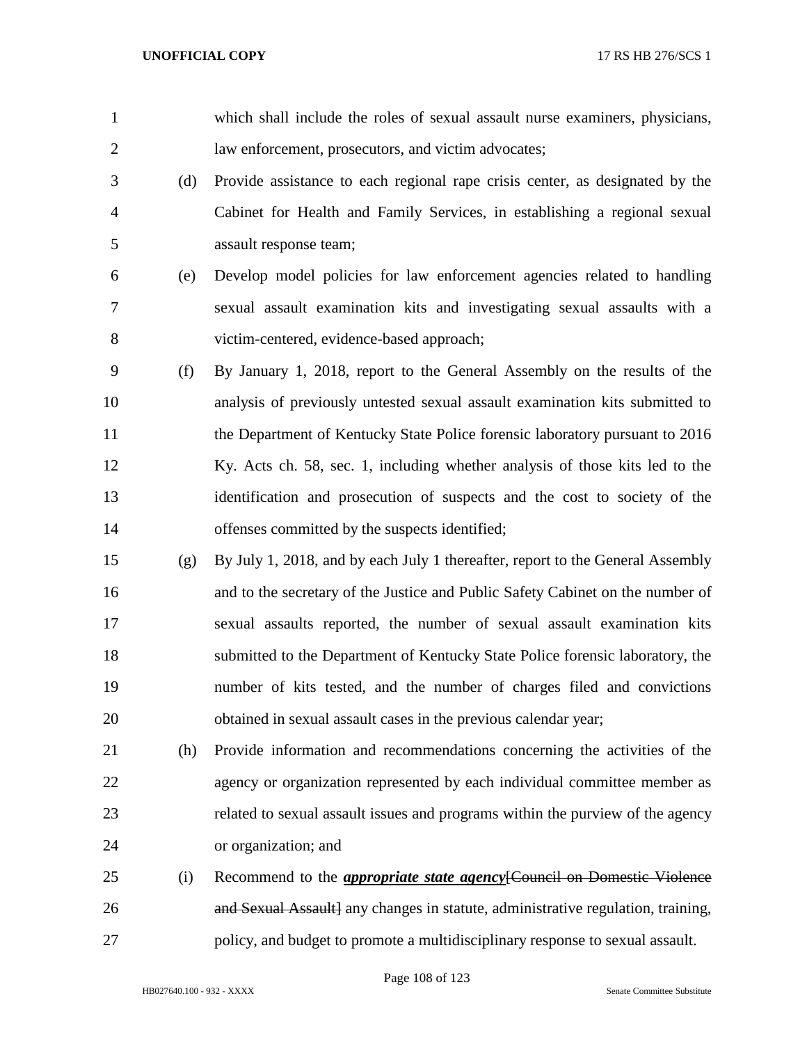which shall include the roles of sexual assault nurse examiners, physicians, law enforcement, prosecutors, and victim advocates;

(d) Provide assistance to each regional rape crisis center, as designated by the Cabinet for Health and Family Services, in establishing a regional sexual assault response team;

(e) Develop model policies for law enforcement agencies related to handling sexual assault examination kits and investigating sexual assaults with a victim-centered, evidence-based approach;

(f) By January 1, 2018, report to the General Assembly on the results of the analysis of previously untested sexual assault examination kits submitted to the Department of Kentucky State Police forensic laboratory pursuant to 2016 Ky. Acts ch. 58, sec. 1, including whether analysis of those kits led to the identification and prosecution of suspects and the cost to society of the offenses committed by the suspects identified;

(g) By July 1, 2018, and by each July 1 thereafter, report to the General Assembly and to the secretary of the Justice and Public Safety Cabinet on the number of sexual assaults reported, the number of sexual assault examination kits submitted to the Department of Kentucky State Police forensic laboratory, the number of kits tested, and the number of charges filed and convictions obtained in sexual assault cases in the previous calendar year;

(h) Provide information and recommendations concerning the activities of the agency or organization represented by each individual committee member as related to sexual assault issues and programs within the purview of the agency or organization; and

(i) Recommend to the ***appropriate state agency***[~~Council on Domestic Violence and Sexual Assault~~] any changes in statute, administrative regulation, training, policy, and budget to promote a multidisciplinary response to sexual assault.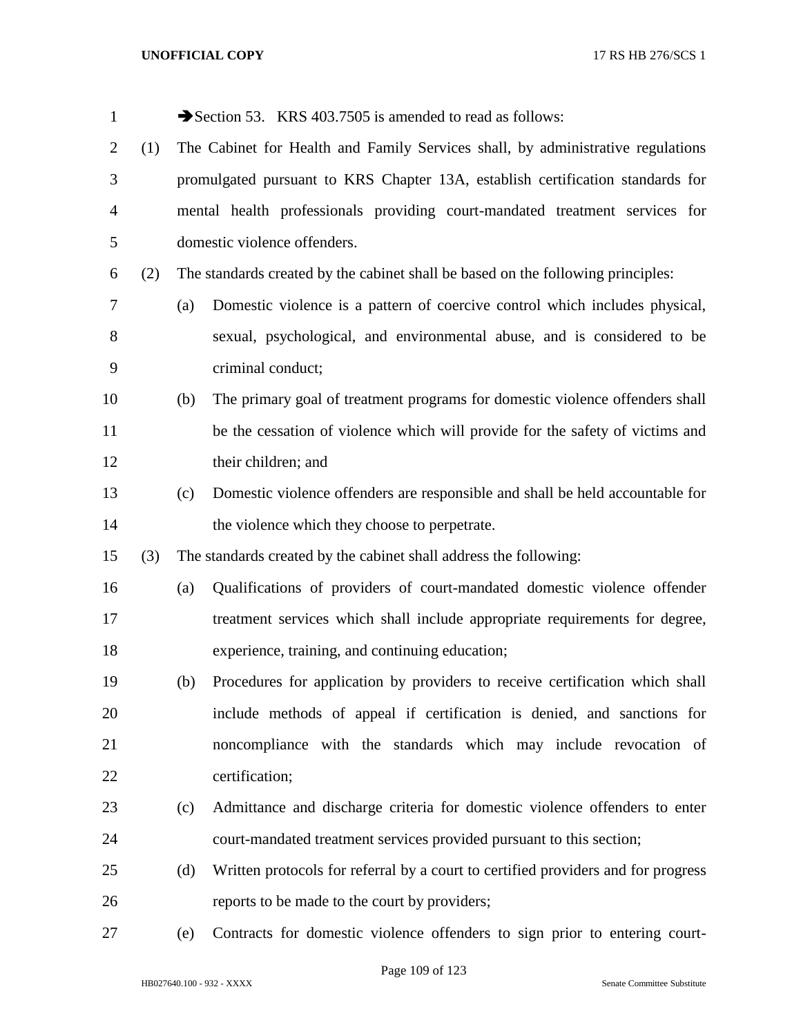➔Section 53. KRS 403.7505 is amended to read as follows:

(1) The Cabinet for Health and Family Services shall, by administrative regulations promulgated pursuant to KRS Chapter 13A, establish certification standards for mental health professionals providing court-mandated treatment services for domestic violence offenders.

(2) The standards created by the cabinet shall be based on the following principles:

(a) Domestic violence is a pattern of coercive control which includes physical, sexual, psychological, and environmental abuse, and is considered to be criminal conduct;

(b) The primary goal of treatment programs for domestic violence offenders shall be the cessation of violence which will provide for the safety of victims and their children; and

(c) Domestic violence offenders are responsible and shall be held accountable for the violence which they choose to perpetrate.

(3) The standards created by the cabinet shall address the following:

(a) Qualifications of providers of court-mandated domestic violence offender treatment services which shall include appropriate requirements for degree, experience, training, and continuing education;

(b) Procedures for application by providers to receive certification which shall include methods of appeal if certification is denied, and sanctions for noncompliance with the standards which may include revocation of certification;

(c) Admittance and discharge criteria for domestic violence offenders to enter court-mandated treatment services provided pursuant to this section;

(d) Written protocols for referral by a court to certified providers and for progress reports to be made to the court by providers;

(e) Contracts for domestic violence offenders to sign prior to entering court-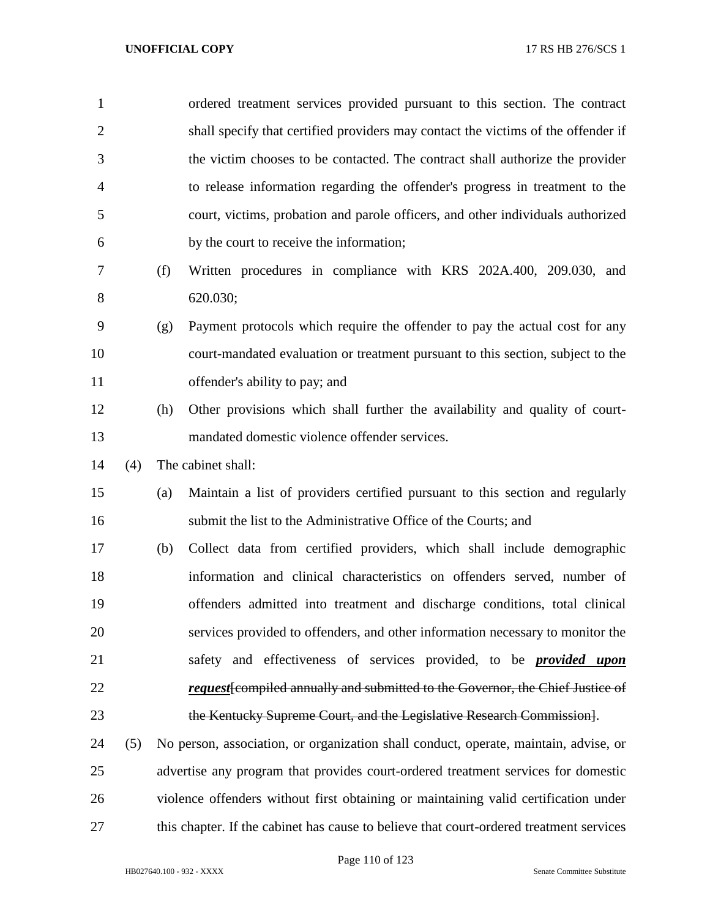ordered treatment services provided pursuant to this section. The contract shall specify that certified providers may contact the victims of the offender if the victim chooses to be contacted. The contract shall authorize the provider to release information regarding the offender's progress in treatment to the court, victims, probation and parole officers, and other individuals authorized by the court to receive the information;

(f) Written procedures in compliance with KRS 202A.400, 209.030, and 620.030;

(g) Payment protocols which require the offender to pay the actual cost for any court-mandated evaluation or treatment pursuant to this section, subject to the offender's ability to pay; and

(h) Other provisions which shall further the availability and quality of court-mandated domestic violence offender services.

(4) The cabinet shall:

(a) Maintain a list of providers certified pursuant to this section and regularly submit the list to the Administrative Office of the Courts; and

(b) Collect data from certified providers, which shall include demographic information and clinical characteristics on offenders served, number of offenders admitted into treatment and discharge conditions, total clinical services provided to offenders, and other information necessary to monitor the safety and effectiveness of services provided, to be ***provided upon request***[~~compiled annually and submitted to the Governor, the Chief Justice of the Kentucky Supreme Court, and the Legislative Research Commission~~].

(5) No person, association, or organization shall conduct, operate, maintain, advise, or advertise any program that provides court-ordered treatment services for domestic violence offenders without first obtaining or maintaining valid certification under this chapter. If the cabinet has cause to believe that court-ordered treatment services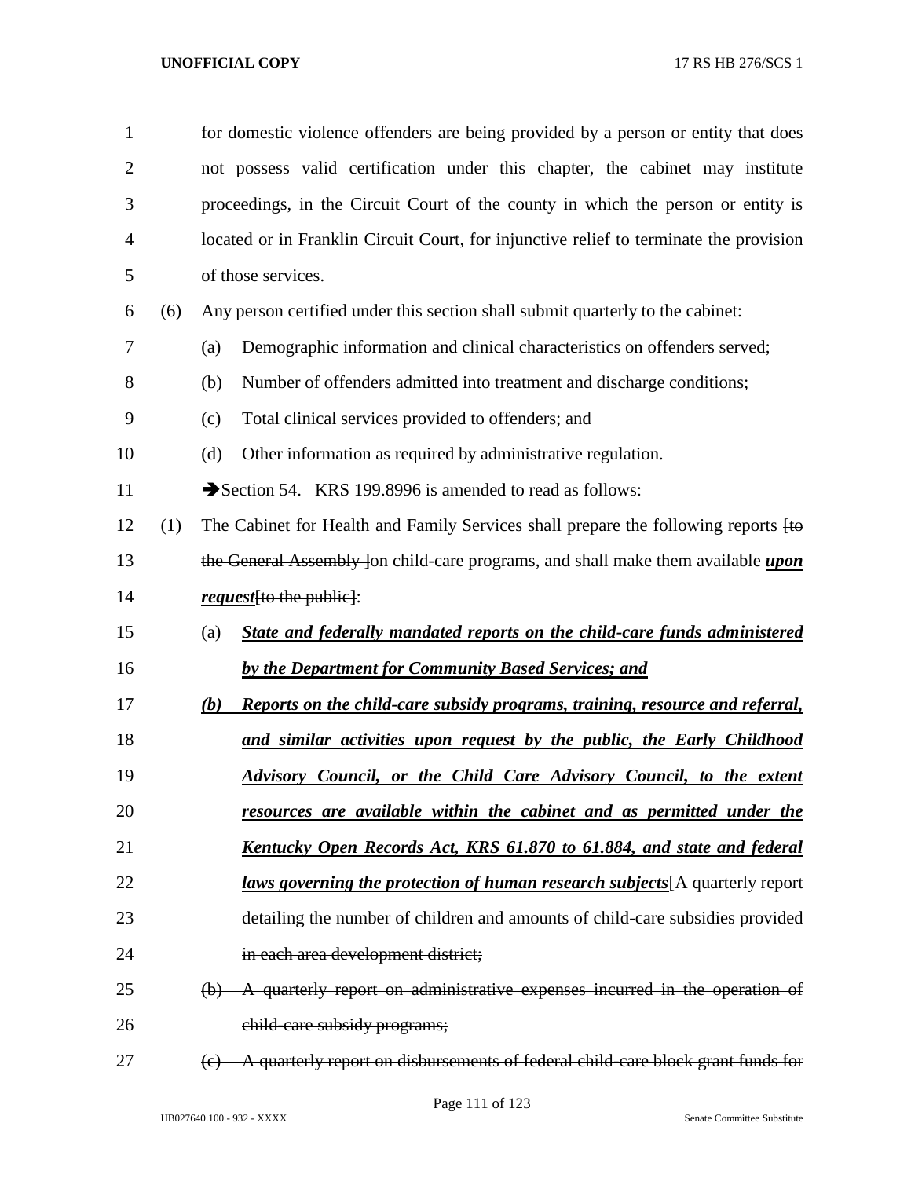for domestic violence offenders are being provided by a person or entity that does not possess valid certification under this chapter, the cabinet may institute proceedings, in the Circuit Court of the county in which the person or entity is located or in Franklin Circuit Court, for injunctive relief to terminate the provision of those services.

(6) Any person certified under this section shall submit quarterly to the cabinet:

(a) Demographic information and clinical characteristics on offenders served;

(b) Number of offenders admitted into treatment and discharge conditions;

(c) Total clinical services provided to offenders; and

(d) Other information as required by administrative regulation.

➔Section 54. KRS 199.8996 is amended to read as follows:

(1) The Cabinet for Health and Family Services shall prepare the following reports ~~[to the General Assembly ]~~on child-care programs, and shall make them available ***upon request***~~[to the public]~~:

(a) ***State and federally mandated reports on the child-care funds administered by the Department for Community Based Services; and***

***(b) Reports on the child-care subsidy programs, training, resource and referral, and similar activities upon request by the public, the Early Childhood Advisory Council, or the Child Care Advisory Council, to the extent resources are available within the cabinet and as permitted under the Kentucky Open Records Act, KRS 61.870 to 61.884, and state and federal laws governing the protection of human research subjects***~~[A quarterly report detailing the number of children and amounts of child-care subsidies provided in each area development district;~~

~~(b) A quarterly report on administrative expenses incurred in the operation of child-care subsidy programs;~~

~~(c) A quarterly report on disbursements of federal child-care block grant funds for~~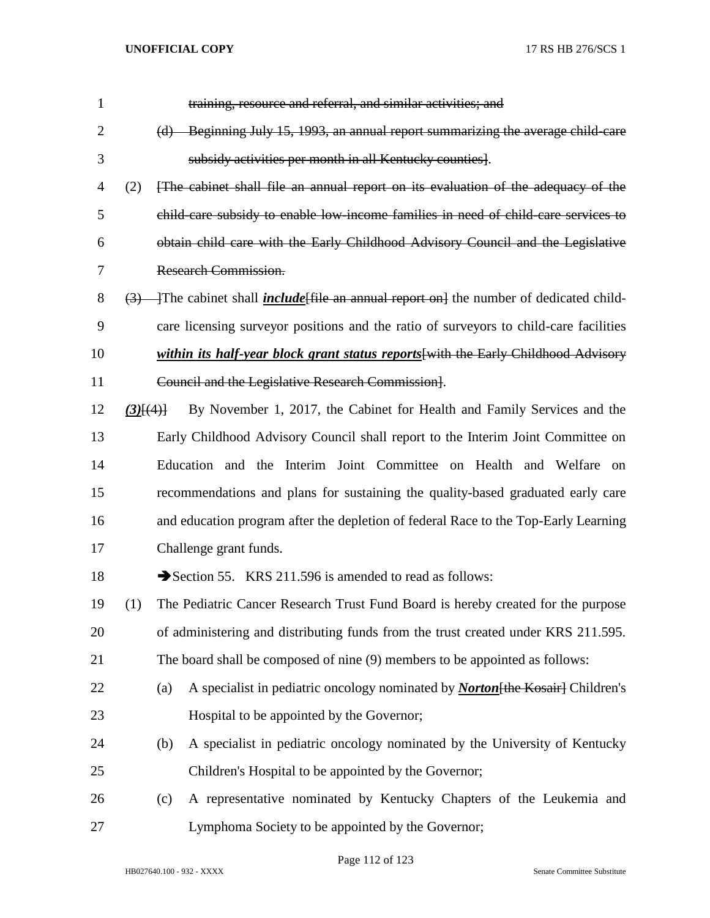training, resource and referral, and similar activities; and

(d) Beginning July 15, 1993, an annual report summarizing the average child-care subsidy activities per month in all Kentucky counties].

(2) [The cabinet shall file an annual report on its evaluation of the adequacy of the child-care subsidy to enable low-income families in need of child-care services to obtain child care with the Early Childhood Advisory Council and the Legislative Research Commission.

(3) ]The cabinet shall ***include***[file an annual report on] the number of dedicated child-care licensing surveyor positions and the ratio of surveyors to child-care facilities ***within its half-year block grant status reports***[with the Early Childhood Advisory Council and the Legislative Research Commission].

***(3)***[(4)] By November 1, 2017, the Cabinet for Health and Family Services and the Early Childhood Advisory Council shall report to the Interim Joint Committee on Education and the Interim Joint Committee on Health and Welfare on recommendations and plans for sustaining the quality-based graduated early care and education program after the depletion of federal Race to the Top-Early Learning Challenge grant funds.

➔Section 55. KRS 211.596 is amended to read as follows:

(1) The Pediatric Cancer Research Trust Fund Board is hereby created for the purpose of administering and distributing funds from the trust created under KRS 211.595. The board shall be composed of nine (9) members to be appointed as follows:

(a) A specialist in pediatric oncology nominated by ***Norton***[the Kosair] Children's Hospital to be appointed by the Governor;

(b) A specialist in pediatric oncology nominated by the University of Kentucky Children's Hospital to be appointed by the Governor;

(c) A representative nominated by Kentucky Chapters of the Leukemia and Lymphoma Society to be appointed by the Governor;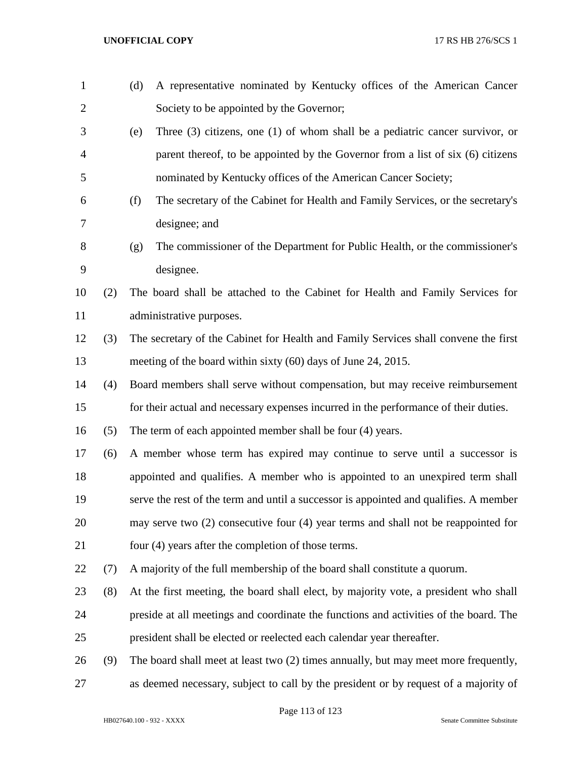(d) A representative nominated by Kentucky offices of the American Cancer Society to be appointed by the Governor;

(e) Three (3) citizens, one (1) of whom shall be a pediatric cancer survivor, or parent thereof, to be appointed by the Governor from a list of six (6) citizens nominated by Kentucky offices of the American Cancer Society;

(f) The secretary of the Cabinet for Health and Family Services, or the secretary's designee; and

(g) The commissioner of the Department for Public Health, or the commissioner's designee.

(2) The board shall be attached to the Cabinet for Health and Family Services for administrative purposes.

(3) The secretary of the Cabinet for Health and Family Services shall convene the first meeting of the board within sixty (60) days of June 24, 2015.

(4) Board members shall serve without compensation, but may receive reimbursement for their actual and necessary expenses incurred in the performance of their duties.

(5) The term of each appointed member shall be four (4) years.

(6) A member whose term has expired may continue to serve until a successor is appointed and qualifies. A member who is appointed to an unexpired term shall serve the rest of the term and until a successor is appointed and qualifies. A member may serve two (2) consecutive four (4) year terms and shall not be reappointed for four (4) years after the completion of those terms.

(7) A majority of the full membership of the board shall constitute a quorum.

(8) At the first meeting, the board shall elect, by majority vote, a president who shall preside at all meetings and coordinate the functions and activities of the board. The president shall be elected or reelected each calendar year thereafter.

(9) The board shall meet at least two (2) times annually, but may meet more frequently, as deemed necessary, subject to call by the president or by request of a majority of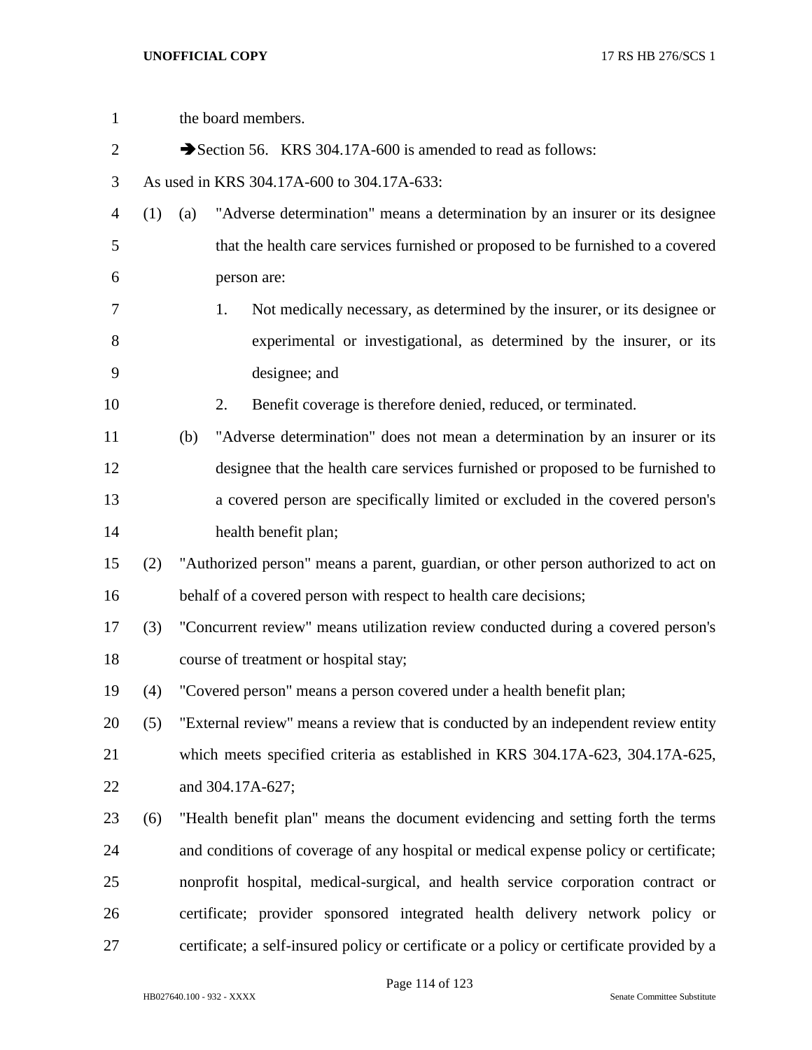the board members.

➔Section 56. KRS 304.17A-600 is amended to read as follows:

As used in KRS 304.17A-600 to 304.17A-633:

(1) (a) "Adverse determination" means a determination by an insurer or its designee that the health care services furnished or proposed to be furnished to a covered person are:

1. Not medically necessary, as determined by the insurer, or its designee or experimental or investigational, as determined by the insurer, or its designee; and

2. Benefit coverage is therefore denied, reduced, or terminated.

(b) "Adverse determination" does not mean a determination by an insurer or its designee that the health care services furnished or proposed to be furnished to a covered person are specifically limited or excluded in the covered person's health benefit plan;

(2) "Authorized person" means a parent, guardian, or other person authorized to act on behalf of a covered person with respect to health care decisions;

(3) "Concurrent review" means utilization review conducted during a covered person's course of treatment or hospital stay;

(4) "Covered person" means a person covered under a health benefit plan;

(5) "External review" means a review that is conducted by an independent review entity which meets specified criteria as established in KRS 304.17A-623, 304.17A-625, and 304.17A-627;

(6) "Health benefit plan" means the document evidencing and setting forth the terms and conditions of coverage of any hospital or medical expense policy or certificate; nonprofit hospital, medical-surgical, and health service corporation contract or certificate; provider sponsored integrated health delivery network policy or certificate; a self-insured policy or certificate or a policy or certificate provided by a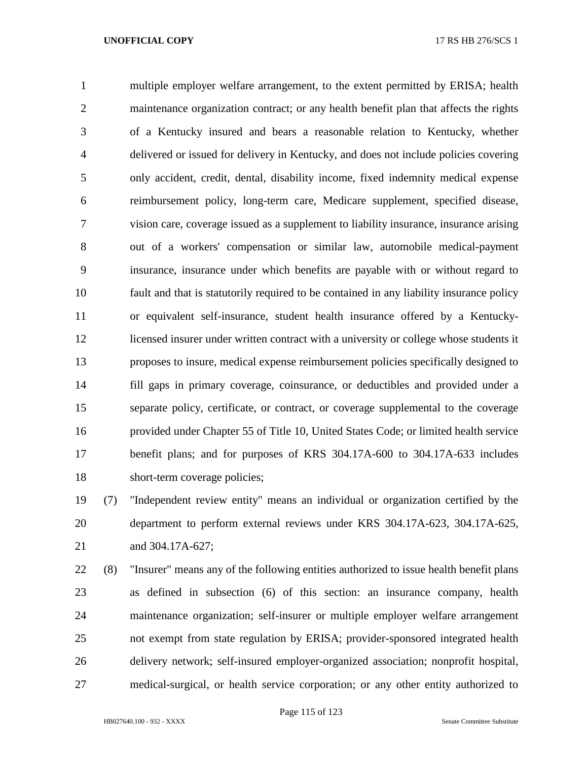multiple employer welfare arrangement, to the extent permitted by ERISA; health maintenance organization contract; or any health benefit plan that affects the rights of a Kentucky insured and bears a reasonable relation to Kentucky, whether delivered or issued for delivery in Kentucky, and does not include policies covering only accident, credit, dental, disability income, fixed indemnity medical expense reimbursement policy, long-term care, Medicare supplement, specified disease, vision care, coverage issued as a supplement to liability insurance, insurance arising out of a workers' compensation or similar law, automobile medical-payment insurance, insurance under which benefits are payable with or without regard to fault and that is statutorily required to be contained in any liability insurance policy or equivalent self-insurance, student health insurance offered by a Kentucky-licensed insurer under written contract with a university or college whose students it proposes to insure, medical expense reimbursement policies specifically designed to fill gaps in primary coverage, coinsurance, or deductibles and provided under a separate policy, certificate, or contract, or coverage supplemental to the coverage provided under Chapter 55 of Title 10, United States Code; or limited health service benefit plans; and for purposes of KRS 304.17A-600 to 304.17A-633 includes short-term coverage policies;

(7) "Independent review entity" means an individual or organization certified by the department to perform external reviews under KRS 304.17A-623, 304.17A-625, and 304.17A-627;

(8) "Insurer" means any of the following entities authorized to issue health benefit plans as defined in subsection (6) of this section: an insurance company, health maintenance organization; self-insurer or multiple employer welfare arrangement not exempt from state regulation by ERISA; provider-sponsored integrated health delivery network; self-insured employer-organized association; nonprofit hospital, medical-surgical, or health service corporation; or any other entity authorized to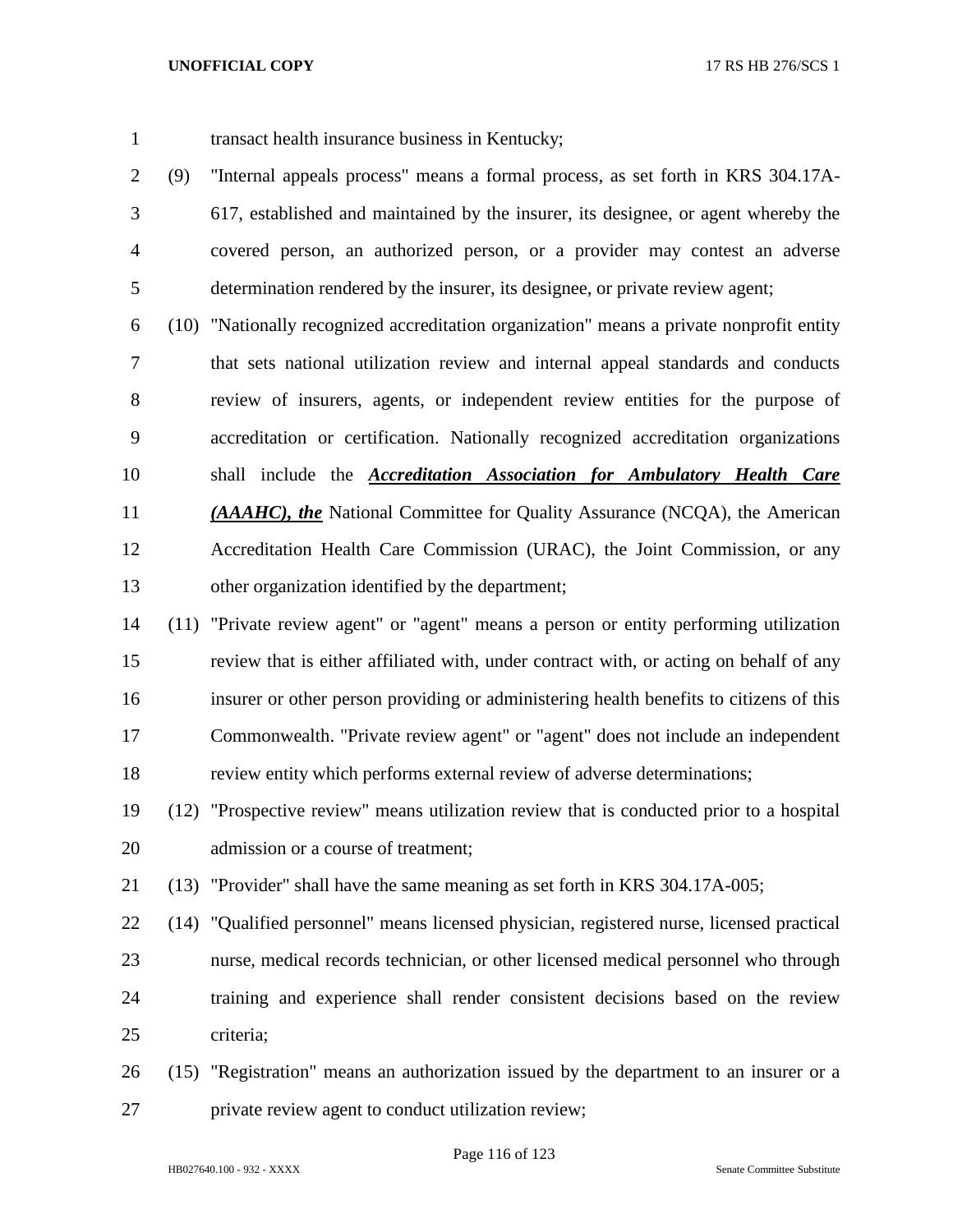transact health insurance business in Kentucky;

(9) "Internal appeals process" means a formal process, as set forth in KRS 304.17A-617, established and maintained by the insurer, its designee, or agent whereby the covered person, an authorized person, or a provider may contest an adverse determination rendered by the insurer, its designee, or private review agent;

(10) "Nationally recognized accreditation organization" means a private nonprofit entity that sets national utilization review and internal appeal standards and conducts review of insurers, agents, or independent review entities for the purpose of accreditation or certification. Nationally recognized accreditation organizations shall include the ***Accreditation Association for Ambulatory Health Care (AAAHC), the*** National Committee for Quality Assurance (NCQA), the American Accreditation Health Care Commission (URAC), the Joint Commission, or any other organization identified by the department;

(11) "Private review agent" or "agent" means a person or entity performing utilization review that is either affiliated with, under contract with, or acting on behalf of any insurer or other person providing or administering health benefits to citizens of this Commonwealth. "Private review agent" or "agent" does not include an independent review entity which performs external review of adverse determinations;

(12) "Prospective review" means utilization review that is conducted prior to a hospital admission or a course of treatment;

(13) "Provider" shall have the same meaning as set forth in KRS 304.17A-005;

(14) "Qualified personnel" means licensed physician, registered nurse, licensed practical nurse, medical records technician, or other licensed medical personnel who through training and experience shall render consistent decisions based on the review criteria;

(15) "Registration" means an authorization issued by the department to an insurer or a private review agent to conduct utilization review;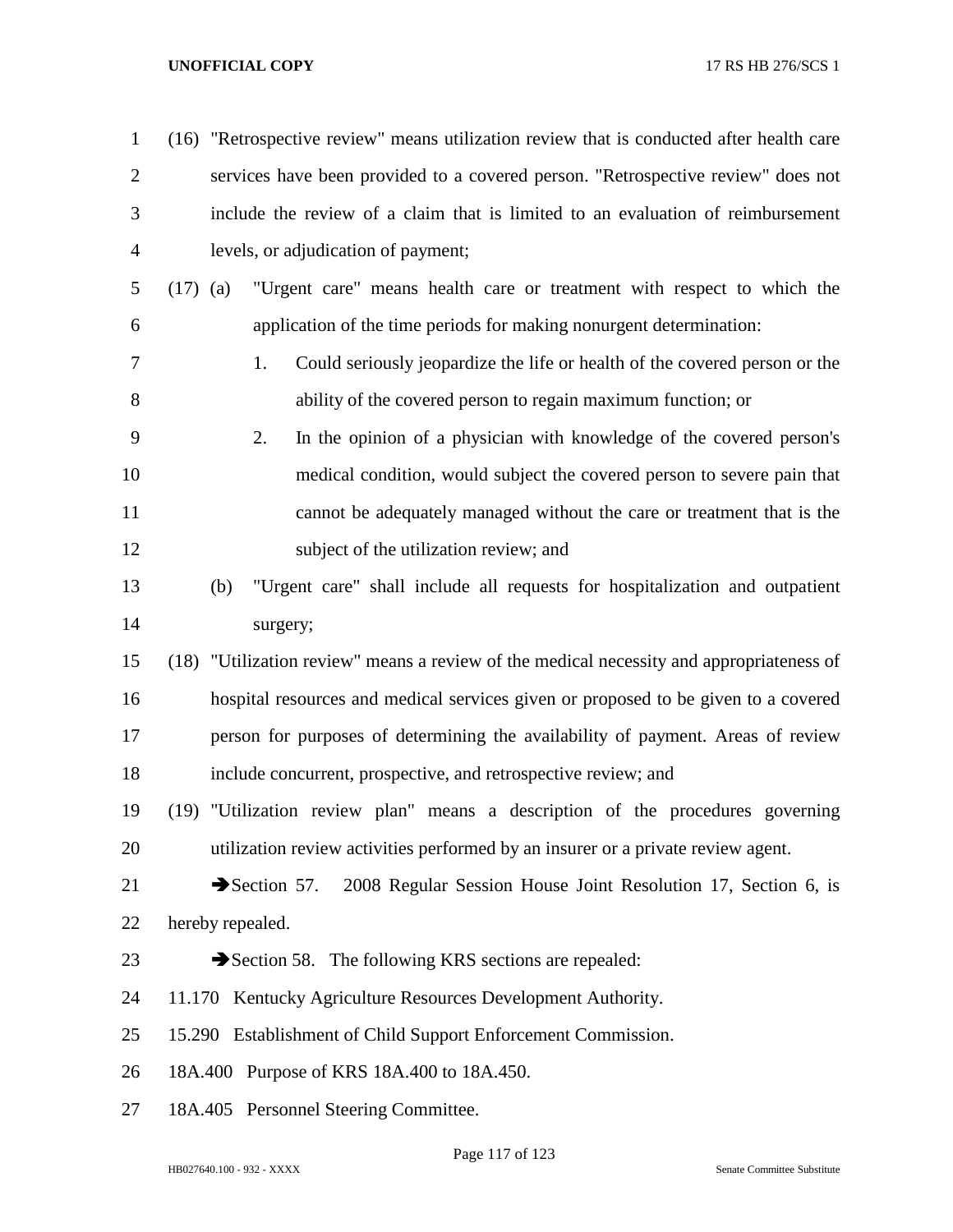(16) "Retrospective review" means utilization review that is conducted after health care services have been provided to a covered person. "Retrospective review" does not include the review of a claim that is limited to an evaluation of reimbursement levels, or adjudication of payment;

(17) (a) "Urgent care" means health care or treatment with respect to which the application of the time periods for making nonurgent determination:

1. Could seriously jeopardize the life or health of the covered person or the ability of the covered person to regain maximum function; or

2. In the opinion of a physician with knowledge of the covered person's medical condition, would subject the covered person to severe pain that cannot be adequately managed without the care or treatment that is the subject of the utilization review; and

(b) "Urgent care" shall include all requests for hospitalization and outpatient surgery;

(18) "Utilization review" means a review of the medical necessity and appropriateness of hospital resources and medical services given or proposed to be given to a covered person for purposes of determining the availability of payment. Areas of review include concurrent, prospective, and retrospective review; and

(19) "Utilization review plan" means a description of the procedures governing utilization review activities performed by an insurer or a private review agent.

➔Section 57. 2008 Regular Session House Joint Resolution 17, Section 6, is hereby repealed.

➔Section 58. The following KRS sections are repealed:

11.170 Kentucky Agriculture Resources Development Authority.

15.290 Establishment of Child Support Enforcement Commission.

18A.400 Purpose of KRS 18A.400 to 18A.450.

18A.405 Personnel Steering Committee.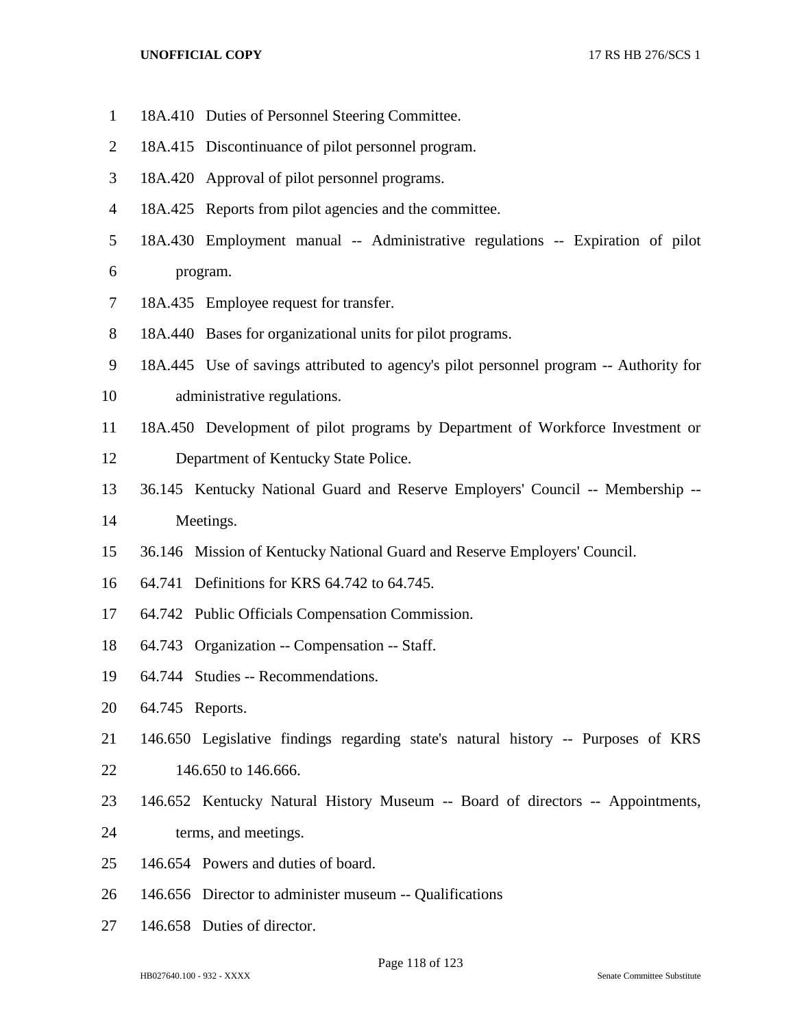18A.410 Duties of Personnel Steering Committee.

18A.415 Discontinuance of pilot personnel program.

18A.420 Approval of pilot personnel programs.

18A.425 Reports from pilot agencies and the committee.

18A.430 Employment manual -- Administrative regulations -- Expiration of pilot program.

18A.435 Employee request for transfer.

18A.440 Bases for organizational units for pilot programs.

18A.445 Use of savings attributed to agency's pilot personnel program -- Authority for administrative regulations.

18A.450 Development of pilot programs by Department of Workforce Investment or Department of Kentucky State Police.

36.145 Kentucky National Guard and Reserve Employers' Council -- Membership -- Meetings.

36.146 Mission of Kentucky National Guard and Reserve Employers' Council.

64.741 Definitions for KRS 64.742 to 64.745.

64.742 Public Officials Compensation Commission.

64.743 Organization -- Compensation -- Staff.

64.744 Studies -- Recommendations.

64.745 Reports.

146.650 Legislative findings regarding state's natural history -- Purposes of KRS 146.650 to 146.666.

146.652 Kentucky Natural History Museum -- Board of directors -- Appointments, terms, and meetings.

146.654 Powers and duties of board.

146.656 Director to administer museum -- Qualifications

146.658 Duties of director.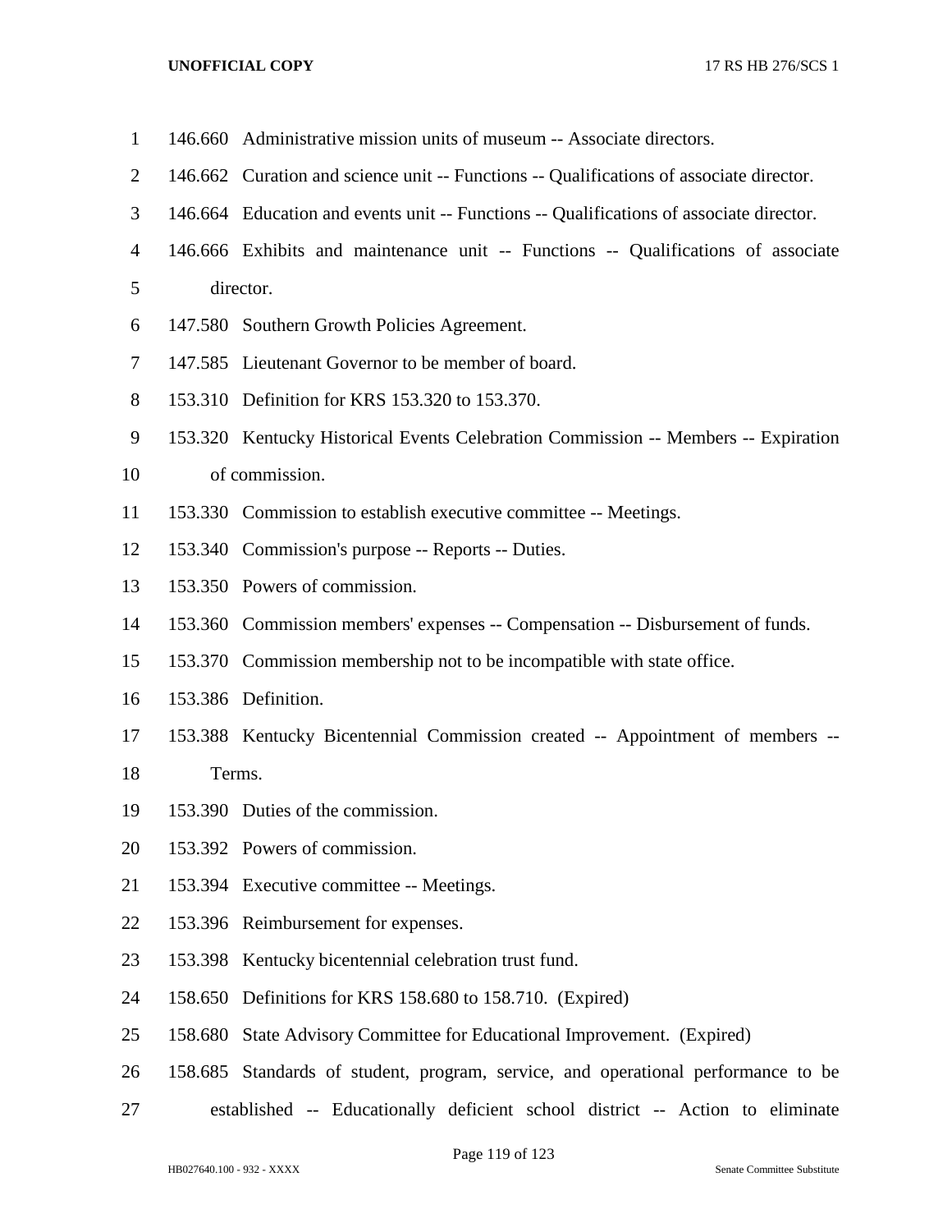146.660 Administrative mission units of museum -- Associate directors.

146.662 Curation and science unit -- Functions -- Qualifications of associate director.

146.664 Education and events unit -- Functions -- Qualifications of associate director.

146.666 Exhibits and maintenance unit -- Functions -- Qualifications of associate director.

147.580 Southern Growth Policies Agreement.

147.585 Lieutenant Governor to be member of board.

153.310 Definition for KRS 153.320 to 153.370.

153.320 Kentucky Historical Events Celebration Commission -- Members -- Expiration of commission.

153.330 Commission to establish executive committee -- Meetings.

153.340 Commission's purpose -- Reports -- Duties.

153.350 Powers of commission.

153.360 Commission members' expenses -- Compensation -- Disbursement of funds.

153.370 Commission membership not to be incompatible with state office.

153.386 Definition.

153.388 Kentucky Bicentennial Commission created -- Appointment of members -- Terms.

153.390 Duties of the commission.

153.392 Powers of commission.

153.394 Executive committee -- Meetings.

153.396 Reimbursement for expenses.

153.398 Kentucky bicentennial celebration trust fund.

158.650 Definitions for KRS 158.680 to 158.710. (Expired)

158.680 State Advisory Committee for Educational Improvement. (Expired)

158.685 Standards of student, program, service, and operational performance to be established -- Educationally deficient school district -- Action to eliminate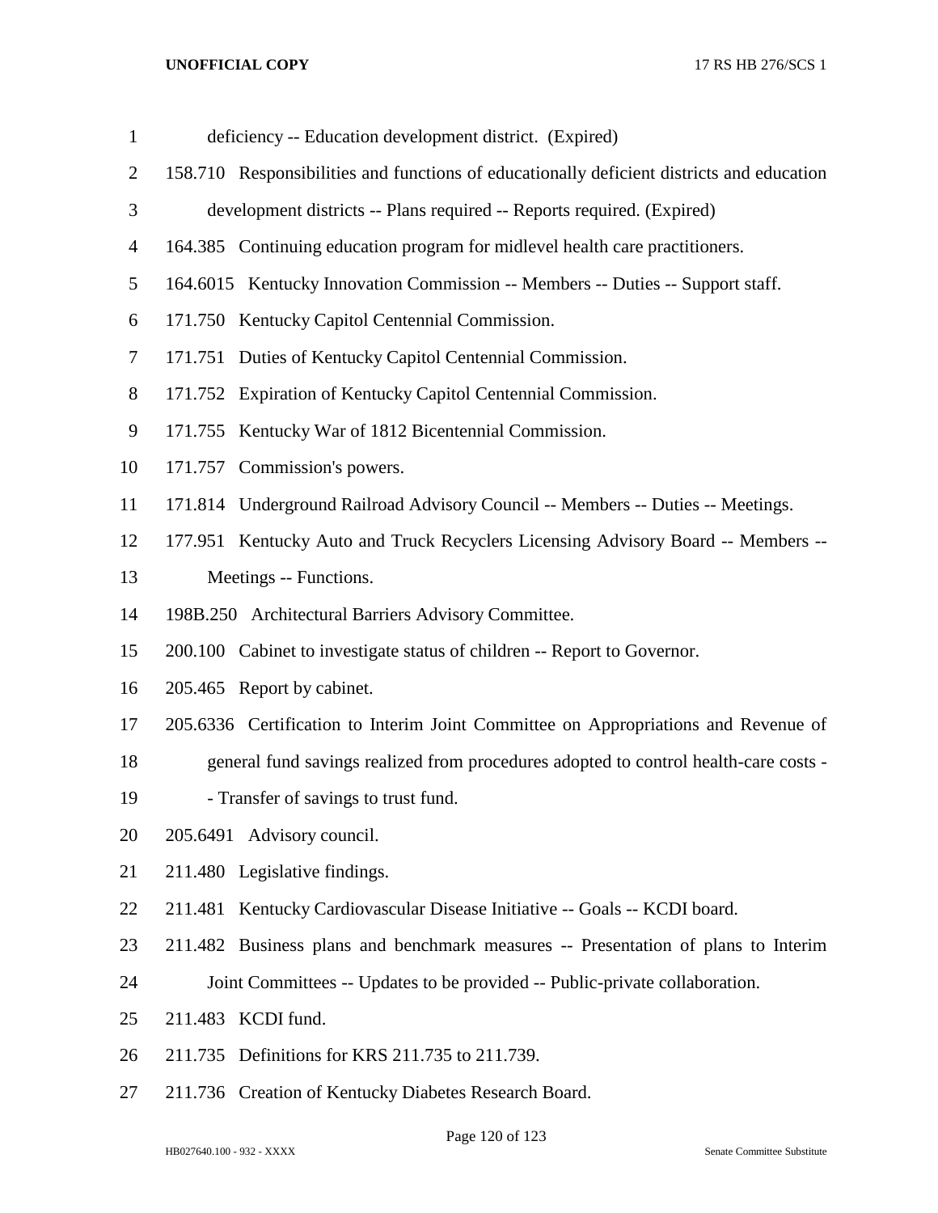deficiency -- Education development district. (Expired)

158.710 Responsibilities and functions of educationally deficient districts and education development districts -- Plans required -- Reports required. (Expired)

164.385 Continuing education program for midlevel health care practitioners.

164.6015 Kentucky Innovation Commission -- Members -- Duties -- Support staff.

171.750 Kentucky Capitol Centennial Commission.

171.751 Duties of Kentucky Capitol Centennial Commission.

171.752 Expiration of Kentucky Capitol Centennial Commission.

171.755 Kentucky War of 1812 Bicentennial Commission.

171.757 Commission's powers.

171.814 Underground Railroad Advisory Council -- Members -- Duties -- Meetings.

177.951 Kentucky Auto and Truck Recyclers Licensing Advisory Board -- Members -- Meetings -- Functions.

198B.250 Architectural Barriers Advisory Committee.

200.100 Cabinet to investigate status of children -- Report to Governor.

205.465 Report by cabinet.

205.6336 Certification to Interim Joint Committee on Appropriations and Revenue of general fund savings realized from procedures adopted to control health-care costs -- Transfer of savings to trust fund.

205.6491 Advisory council.

211.480 Legislative findings.

211.481 Kentucky Cardiovascular Disease Initiative -- Goals -- KCDI board.

211.482 Business plans and benchmark measures -- Presentation of plans to Interim Joint Committees -- Updates to be provided -- Public-private collaboration.

211.483 KCDI fund.

211.735 Definitions for KRS 211.735 to 211.739.

211.736 Creation of Kentucky Diabetes Research Board.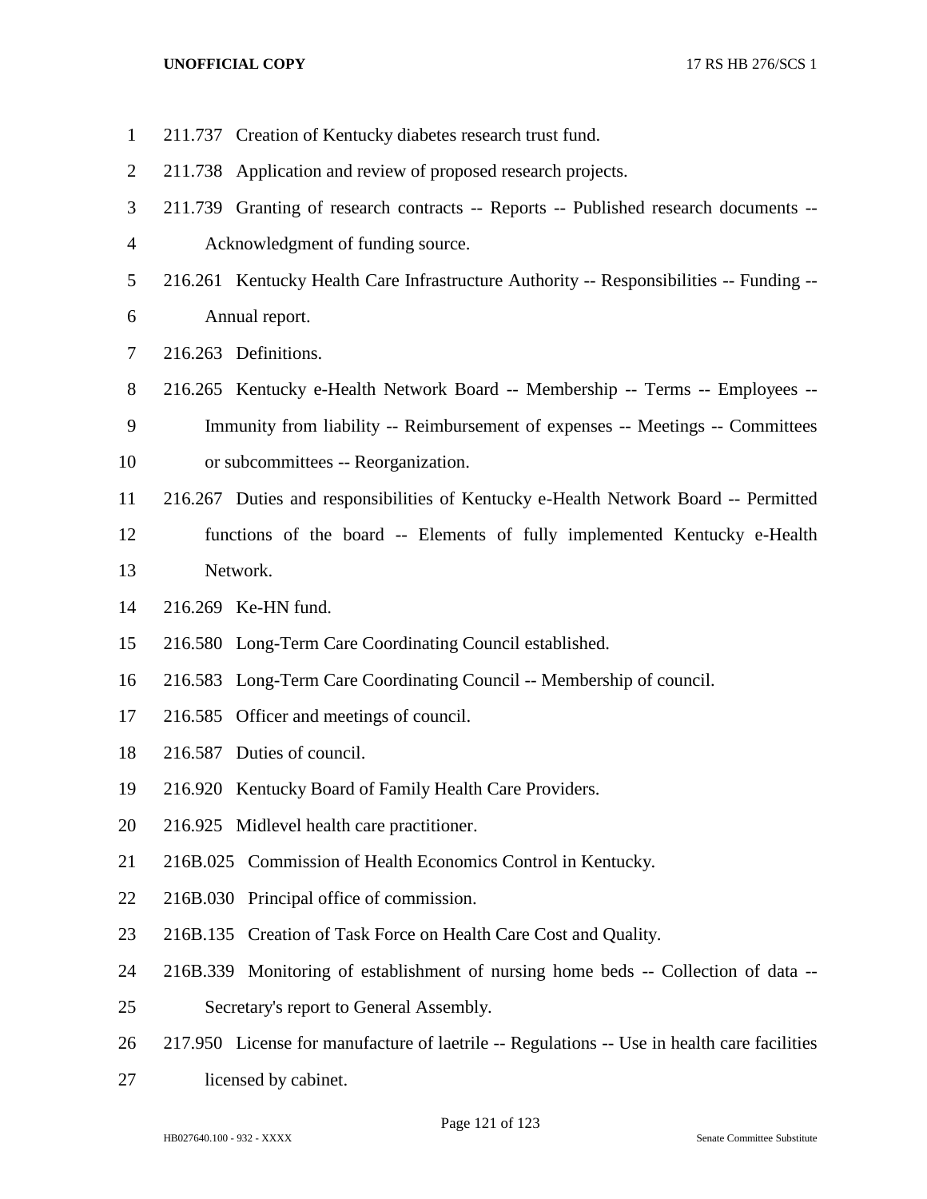211.737 Creation of Kentucky diabetes research trust fund.

211.738 Application and review of proposed research projects.

211.739 Granting of research contracts -- Reports -- Published research documents -- Acknowledgment of funding source.

216.261 Kentucky Health Care Infrastructure Authority -- Responsibilities -- Funding -- Annual report.

216.263 Definitions.

216.265 Kentucky e-Health Network Board -- Membership -- Terms -- Employees -- Immunity from liability -- Reimbursement of expenses -- Meetings -- Committees or subcommittees -- Reorganization.

216.267 Duties and responsibilities of Kentucky e-Health Network Board -- Permitted functions of the board -- Elements of fully implemented Kentucky e-Health Network.

216.269 Ke-HN fund.

216.580 Long-Term Care Coordinating Council established.

216.583 Long-Term Care Coordinating Council -- Membership of council.

216.585 Officer and meetings of council.

216.587 Duties of council.

216.920 Kentucky Board of Family Health Care Providers.

216.925 Midlevel health care practitioner.

216B.025 Commission of Health Economics Control in Kentucky.

216B.030 Principal office of commission.

216B.135 Creation of Task Force on Health Care Cost and Quality.

216B.339 Monitoring of establishment of nursing home beds -- Collection of data -- Secretary's report to General Assembly.

217.950 License for manufacture of laetrile -- Regulations -- Use in health care facilities licensed by cabinet.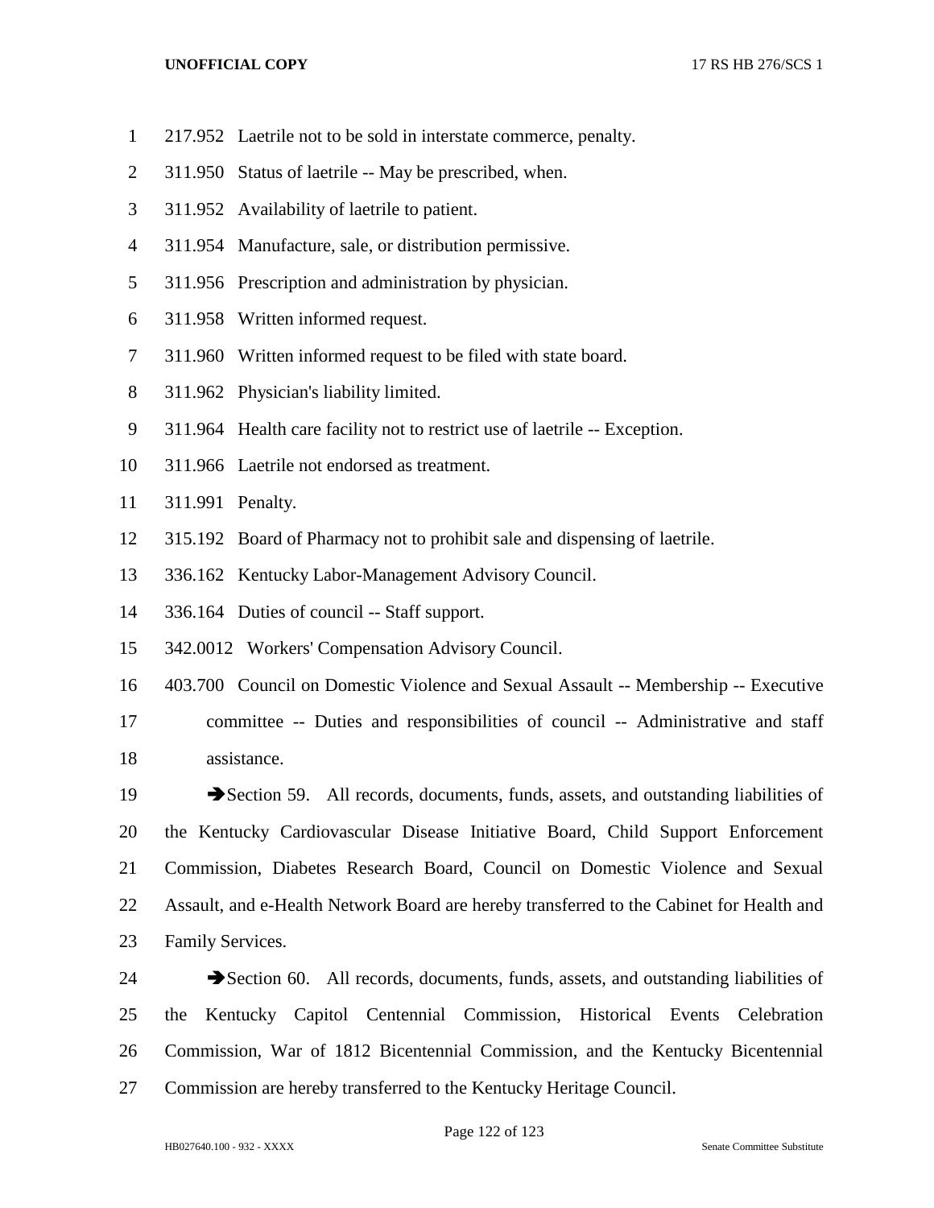217.952 Laetrile not to be sold in interstate commerce, penalty.

311.950 Status of laetrile -- May be prescribed, when.

311.952 Availability of laetrile to patient.

311.954 Manufacture, sale, or distribution permissive.

311.956 Prescription and administration by physician.

311.958 Written informed request.

311.960 Written informed request to be filed with state board.

311.962 Physician's liability limited.

311.964 Health care facility not to restrict use of laetrile -- Exception.

311.966 Laetrile not endorsed as treatment.

311.991 Penalty.

315.192 Board of Pharmacy not to prohibit sale and dispensing of laetrile.

336.162 Kentucky Labor-Management Advisory Council.

336.164 Duties of council -- Staff support.

342.0012 Workers' Compensation Advisory Council.

403.700 Council on Domestic Violence and Sexual Assault -- Membership -- Executive committee -- Duties and responsibilities of council -- Administrative and staff assistance.

➔Section 59. All records, documents, funds, assets, and outstanding liabilities of the Kentucky Cardiovascular Disease Initiative Board, Child Support Enforcement Commission, Diabetes Research Board, Council on Domestic Violence and Sexual Assault, and e-Health Network Board are hereby transferred to the Cabinet for Health and Family Services.

➔Section 60. All records, documents, funds, assets, and outstanding liabilities of the Kentucky Capitol Centennial Commission, Historical Events Celebration Commission, War of 1812 Bicentennial Commission, and the Kentucky Bicentennial Commission are hereby transferred to the Kentucky Heritage Council.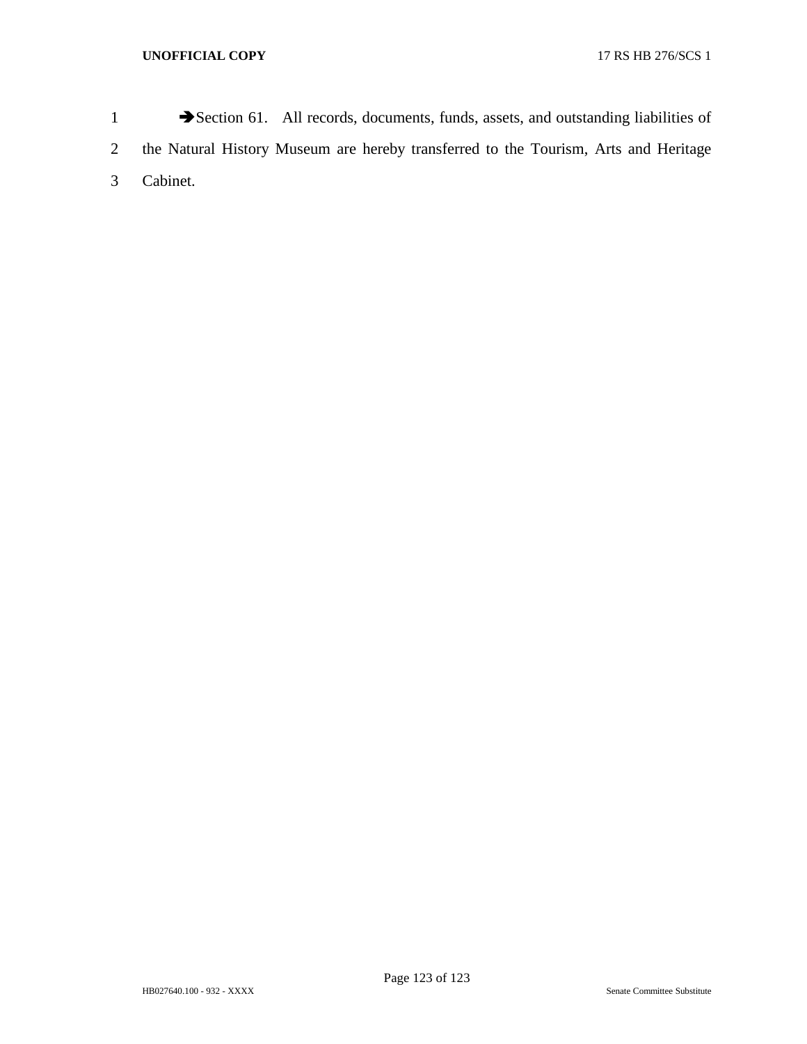➔Section 61. All records, documents, funds, assets, and outstanding liabilities of the Natural History Museum are hereby transferred to the Tourism, Arts and Heritage Cabinet.